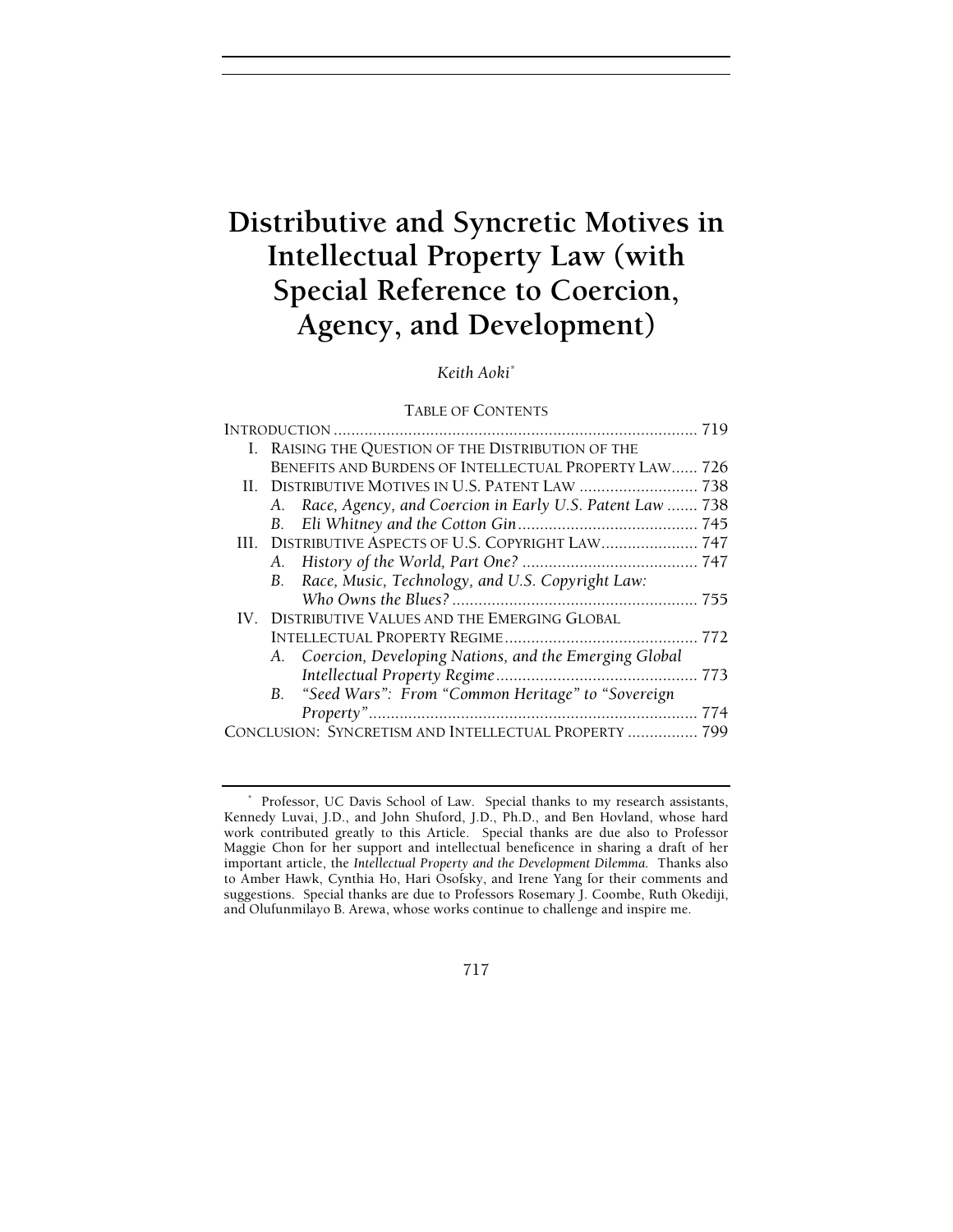# Distributive and Syncretic Motives in Intellectual Property Law (with Special Reference to Coercion, Agency, and Development)

*Keith Aoki*[*]

TABLE OF CONTENTS

INTRODUCTION .......... 719

I. RAISING THE QUESTION OF THE DISTRIBUTION OF THE BENEFITS AND BURDENS OF INTELLECTUAL PROPERTY LAW .......... 726

II. DISTRIBUTIVE MOTIVES IN U.S. PATENT LAW .......... 738

- A. *Race, Agency, and Coercion in Early U.S. Patent Law* .......... 738
- B. *Eli Whitney and the Cotton Gin* .......... 745

III. DISTRIBUTIVE ASPECTS OF U.S. COPYRIGHT LAW .......... 747

- A. *History of the World, Part One?* .......... 747
- B. *Race, Music, Technology, and U.S. Copyright Law: Who Owns the Blues?* .......... 755

IV. DISTRIBUTIVE VALUES AND THE EMERGING GLOBAL INTELLECTUAL PROPERTY REGIME .......... 772

- A. *Coercion, Developing Nations, and the Emerging Global Intellectual Property Regime* .......... 773
- B. *"Seed Wars": From "Common Heritage" to "Sovereign Property"* .......... 774

CONCLUSION: SYNCRETISM AND INTELLECTUAL PROPERTY .......... 799

---

[*] Professor, UC Davis School of Law. Special thanks to my research assistants, Kennedy Luvai, J.D., and John Shuford, J.D., Ph.D., and Ben Hovland, whose hard work contributed greatly to this Article. Special thanks are due also to Professor Maggie Chon for her support and intellectual beneficence in sharing a draft of her important article, the *Intellectual Property and the Development Dilemma*. Thanks also to Amber Hawk, Cynthia Ho, Hari Osofsky, and Irene Yang for their comments and suggestions. Special thanks are due to Professors Rosemary J. Coombe, Ruth Okediji, and Olufunmilayo B. Arewa, whose works continue to challenge and inspire me.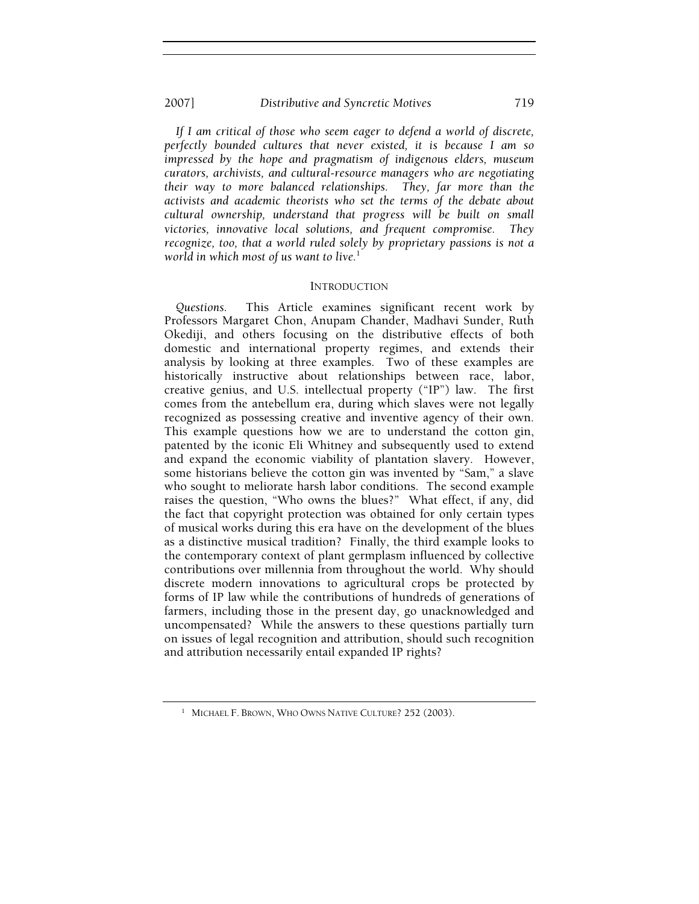*If I am critical of those who seem eager to defend a world of discrete, perfectly bounded cultures that never existed, it is because I am so impressed by the hope and pragmatism of indigenous elders, museum curators, archivists, and cultural-resource managers who are negotiating their way to more balanced relationships. They, far more than the activists and academic theorists who set the terms of the debate about cultural ownership, understand that progress will be built on small victories, innovative local solutions, and frequent compromise. They recognize, too, that a world ruled solely by proprietary passions is not a world in which most of us want to live.*[1]

## INTRODUCTION

*Questions.* This Article examines significant recent work by Professors Margaret Chon, Anupam Chander, Madhavi Sunder, Ruth Okediji, and others focusing on the distributive effects of both domestic and international property regimes, and extends their analysis by looking at three examples. Two of these examples are historically instructive about relationships between race, labor, creative genius, and U.S. intellectual property ("IP") law. The first comes from the antebellum era, during which slaves were not legally recognized as possessing creative and inventive agency of their own. This example questions how we are to understand the cotton gin, patented by the iconic Eli Whitney and subsequently used to extend and expand the economic viability of plantation slavery. However, some historians believe the cotton gin was invented by "Sam," a slave who sought to meliorate harsh labor conditions. The second example raises the question, "Who owns the blues?" What effect, if any, did the fact that copyright protection was obtained for only certain types of musical works during this era have on the development of the blues as a distinctive musical tradition? Finally, the third example looks to the contemporary context of plant germplasm influenced by collective contributions over millennia from throughout the world. Why should discrete modern innovations to agricultural crops be protected by forms of IP law while the contributions of hundreds of generations of farmers, including those in the present day, go unacknowledged and uncompensated? While the answers to these questions partially turn on issues of legal recognition and attribution, should such recognition and attribution necessarily entail expanded IP rights?

[1] MICHAEL F. BROWN, WHO OWNS NATIVE CULTURE? 252 (2003).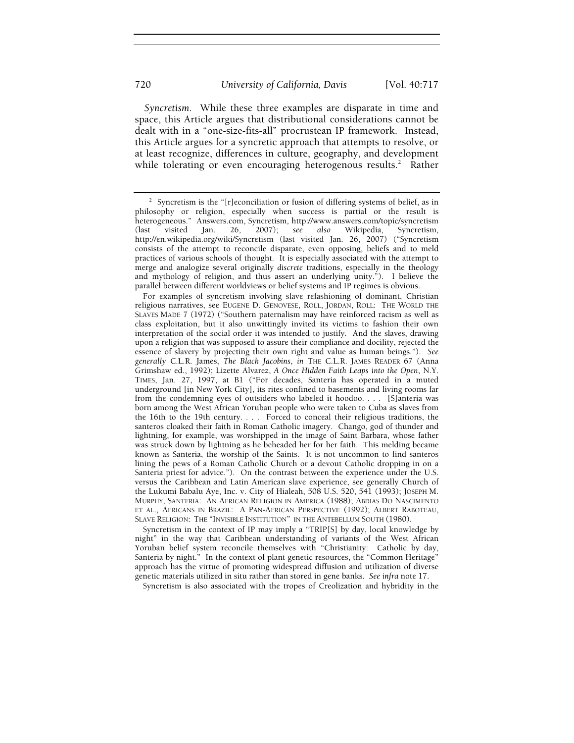*Syncretism*. While these three examples are disparate in time and space, this Article argues that distributional considerations cannot be dealt with in a "one-size-fits-all" procrustean IP framework. Instead, this Article argues for a syncretic approach that attempts to resolve, or at least recognize, differences in culture, geography, and development while tolerating or even encouraging heterogenous results.[2] Rather

---

[2] Syncretism is the "[r]econciliation or fusion of differing systems of belief, as in philosophy or religion, especially when success is partial or the result is heterogeneous." Answers.com, Syncretism, http://www.answers.com/topic/syncretism (last visited Jan. 26, 2007); *see also* Wikipedia, Syncretism, http://en.wikipedia.org/wiki/Syncretism (last visited Jan. 26, 2007) ("Syncretism consists of the attempt to reconcile disparate, even opposing, beliefs and to meld practices of various schools of thought. It is especially associated with the attempt to merge and analogize several originally *discrete* traditions, especially in the theology and mythology of religion, and thus assert an underlying unity."). I believe the parallel between different worldviews or belief systems and IP regimes is obvious.

For examples of syncretism involving slave refashioning of dominant, Christian religious narratives, see EUGENE D. GENOVESE, ROLL, JORDAN, ROLL: THE WORLD THE SLAVES MADE 7 (1972) ("Southern paternalism may have reinforced racism as well as class exploitation, but it also unwittingly invited its victims to fashion their own interpretation of the social order it was intended to justify. And the slaves, drawing upon a religion that was supposed to assure their compliance and docility, rejected the essence of slavery by projecting their own right and value as human beings."). *See generally* C.L.R. James, *The Black Jacobins*, *in* THE C.L.R. JAMES READER 67 (Anna Grimshaw ed., 1992); Lizette Alvarez, *A Once Hidden Faith Leaps into the Open*, N.Y. TIMES, Jan. 27, 1997, at B1 ("For decades, Santeria has operated in a muted underground [in New York City], its rites confined to basements and living rooms far from the condemning eyes of outsiders who labeled it hoodoo. . . . [S]anteria was born among the West African Yoruban people who were taken to Cuba as slaves from the 16th to the 19th century. . . . Forced to conceal their religious traditions, the santeros cloaked their faith in Roman Catholic imagery. Chango, god of thunder and lightning, for example, was worshipped in the image of Saint Barbara, whose father was struck down by lightning as he beheaded her for her faith. This melding became known as Santeria, the worship of the Saints. It is not uncommon to find santeros lining the pews of a Roman Catholic Church or a devout Catholic dropping in on a Santeria priest for advice."). On the contrast between the experience under the U.S. versus the Caribbean and Latin American slave experience, see generally Church of the Lukumi Babalu Aye, Inc. v. City of Hialeah, 508 U.S. 520, 541 (1993); JOSEPH M. MURPHY, SANTERIA: AN AFRICAN RELIGION IN AMERICA (1988); ABDIAS DO NASCIMENTO ET AL., AFRICANS IN BRAZIL: A PAN-AFRICAN PERSPECTIVE (1992); ALBERT RABOTEAU, SLAVE RELIGION: THE "INVISIBLE INSTITUTION" IN THE ANTEBELLUM SOUTH (1980).

Syncretism in the context of IP may imply a "TRIP[S] by day, local knowledge by night" in the way that Caribbean understanding of variants of the West African Yoruban belief system reconcile themselves with "Christianity: Catholic by day, Santeria by night." In the context of plant genetic resources, the "Common Heritage" approach has the virtue of promoting widespread diffusion and utilization of diverse genetic materials utilized in situ rather than stored in gene banks. *See infra* note 17.

Syncretism is also associated with the tropes of Creolization and hybridity in the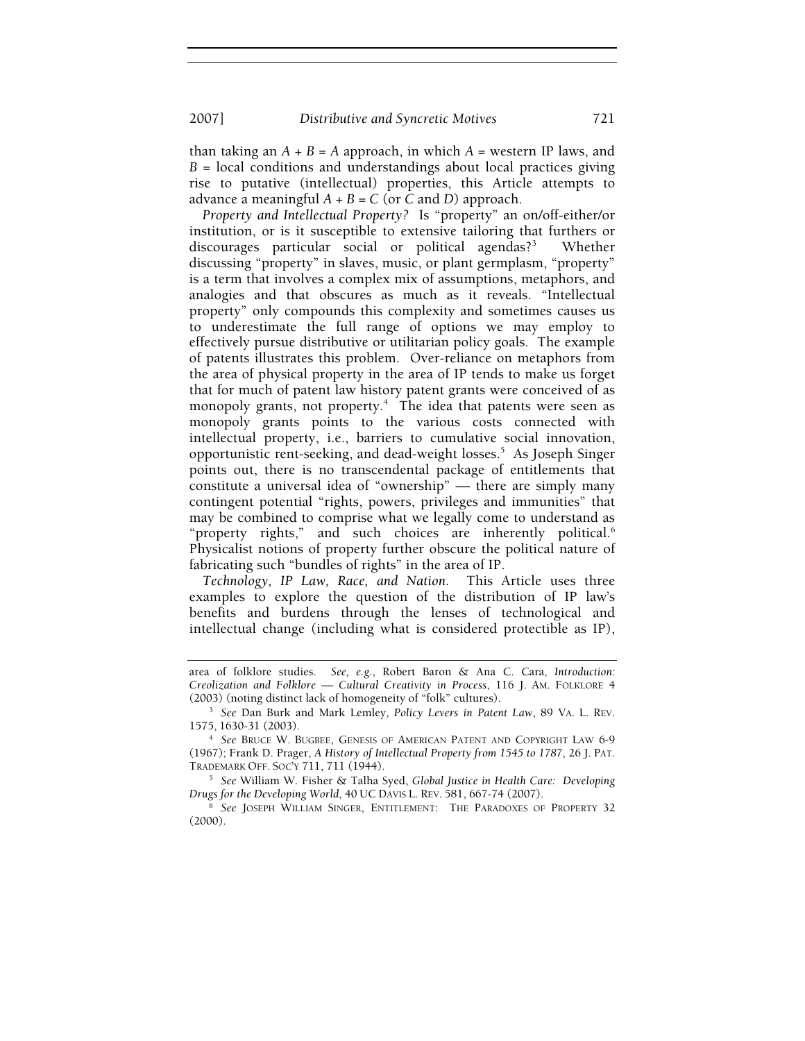than taking an $A + B = A$ approach, in which $A$ = western IP laws, and $B$ = local conditions and understandings about local practices giving rise to putative (intellectual) properties, this Article attempts to advance a meaningful $A + B = C$ (or $C$ and $D$) approach.

*Property and Intellectual Property?* Is "property" an on/off-either/or institution, or is it susceptible to extensive tailoring that furthers or discourages particular social or political agendas?[3] Whether discussing "property" in slaves, music, or plant germplasm, "property" is a term that involves a complex mix of assumptions, metaphors, and analogies and that obscures as much as it reveals. "Intellectual property" only compounds this complexity and sometimes causes us to underestimate the full range of options we may employ to effectively pursue distributive or utilitarian policy goals. The example of patents illustrates this problem. Over-reliance on metaphors from the area of physical property in the area of IP tends to make us forget that for much of patent law history patent grants were conceived of as monopoly grants, not property.[4] The idea that patents were seen as monopoly grants points to the various costs connected with intellectual property, i.e., barriers to cumulative social innovation, opportunistic rent-seeking, and dead-weight losses.[5] As Joseph Singer points out, there is no transcendental package of entitlements that constitute a universal idea of "ownership" — there are simply many contingent potential "rights, powers, privileges and immunities" that may be combined to comprise what we legally come to understand as "property rights," and such choices are inherently political.[6] Physicalist notions of property further obscure the political nature of fabricating such "bundles of rights" in the area of IP.

*Technology, IP Law, Race, and Nation.* This Article uses three examples to explore the question of the distribution of IP law's benefits and burdens through the lenses of technological and intellectual change (including what is considered protectible as IP),

---

area of folklore studies. *See, e.g.*, Robert Baron & Ana C. Cara, *Introduction: Creolization and Folklore — Cultural Creativity in Process*, 116 J. AM. FOLKLORE 4 (2003) (noting distinct lack of homogeneity of "folk" cultures).

[3] *See* Dan Burk and Mark Lemley, *Policy Levers in Patent Law*, 89 VA. L. REV. 1575, 1630-31 (2003).

[4] *See* BRUCE W. BUGBEE, GENESIS OF AMERICAN PATENT AND COPYRIGHT LAW 6-9 (1967); Frank D. Prager, *A History of Intellectual Property from 1545 to 1787*, 26 J. PAT. TRADEMARK OFF. SOC'Y 711, 711 (1944).

[5] *See* William W. Fisher & Talha Syed, *Global Justice in Health Care: Developing Drugs for the Developing World*, 40 UC DAVIS L. REV. 581, 667-74 (2007).

[6] *See* JOSEPH WILLIAM SINGER, ENTITLEMENT: THE PARADOXES OF PROPERTY 32 (2000).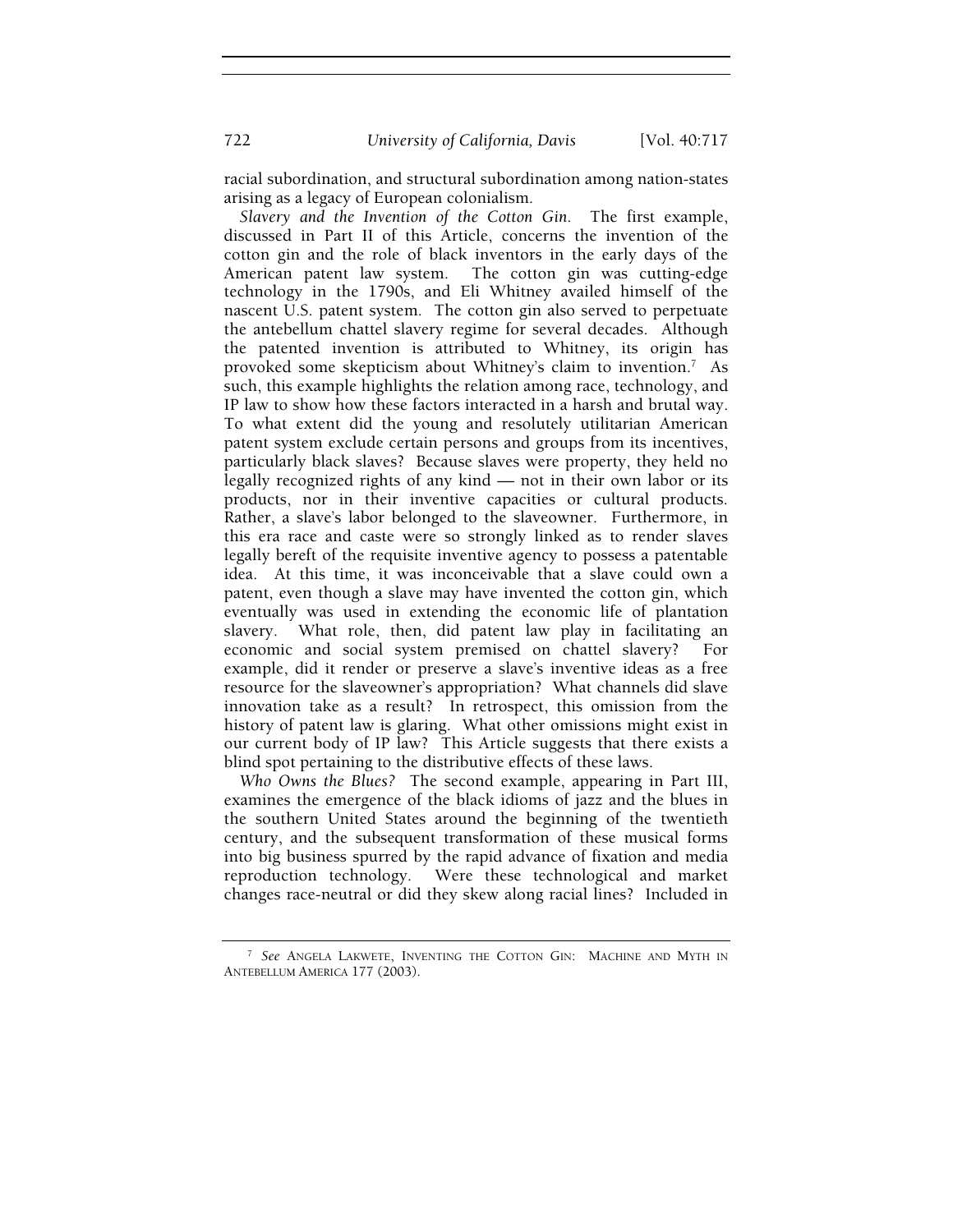racial subordination, and structural subordination among nation-states arising as a legacy of European colonialism.

*Slavery and the Invention of the Cotton Gin.* The first example, discussed in Part II of this Article, concerns the invention of the cotton gin and the role of black inventors in the early days of the American patent law system. The cotton gin was cutting-edge technology in the 1790s, and Eli Whitney availed himself of the nascent U.S. patent system. The cotton gin also served to perpetuate the antebellum chattel slavery regime for several decades. Although the patented invention is attributed to Whitney, its origin has provoked some skepticism about Whitney's claim to invention.[7] As such, this example highlights the relation among race, technology, and IP law to show how these factors interacted in a harsh and brutal way. To what extent did the young and resolutely utilitarian American patent system exclude certain persons and groups from its incentives, particularly black slaves? Because slaves were property, they held no legally recognized rights of any kind — not in their own labor or its products, nor in their inventive capacities or cultural products. Rather, a slave's labor belonged to the slaveowner. Furthermore, in this era race and caste were so strongly linked as to render slaves legally bereft of the requisite inventive agency to possess a patentable idea. At this time, it was inconceivable that a slave could own a patent, even though a slave may have invented the cotton gin, which eventually was used in extending the economic life of plantation slavery. What role, then, did patent law play in facilitating an economic and social system premised on chattel slavery? For example, did it render or preserve a slave's inventive ideas as a free resource for the slaveowner's appropriation? What channels did slave innovation take as a result? In retrospect, this omission from the history of patent law is glaring. What other omissions might exist in our current body of IP law? This Article suggests that there exists a blind spot pertaining to the distributive effects of these laws.

*Who Owns the Blues?* The second example, appearing in Part III, examines the emergence of the black idioms of jazz and the blues in the southern United States around the beginning of the twentieth century, and the subsequent transformation of these musical forms into big business spurred by the rapid advance of fixation and media reproduction technology. Were these technological and market changes race-neutral or did they skew along racial lines? Included in

---

[7] *See* ANGELA LAKWETE, INVENTING THE COTTON GIN: MACHINE AND MYTH IN ANTEBELLUM AMERICA 177 (2003).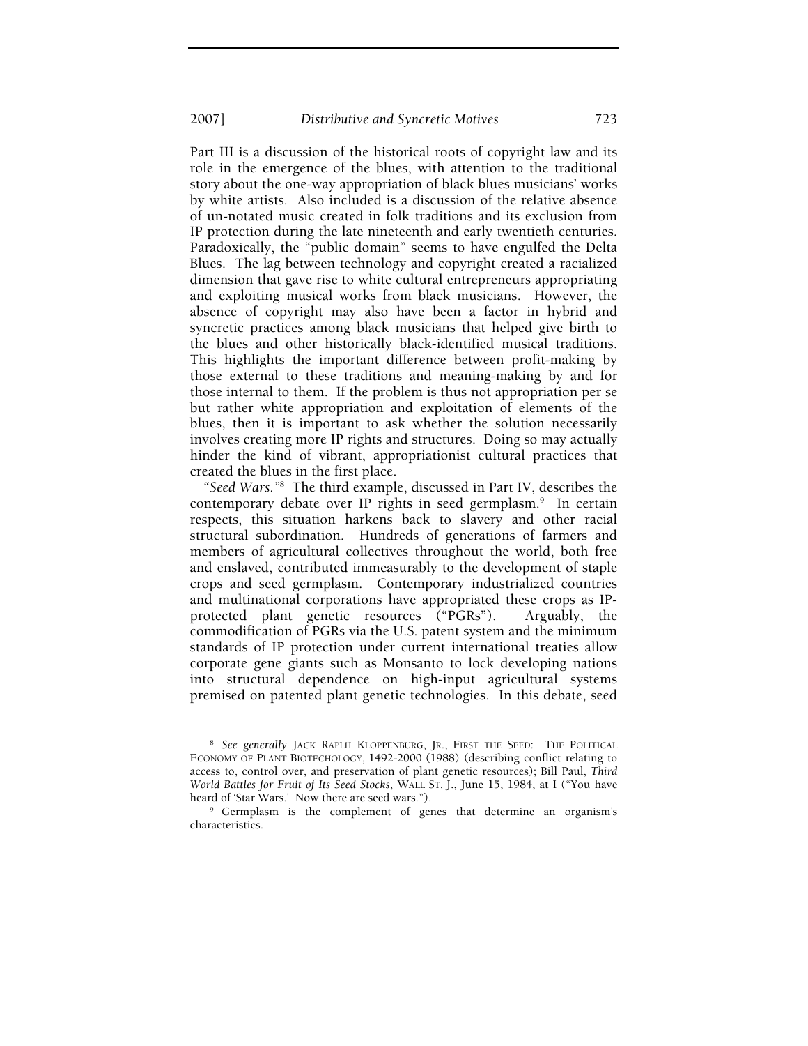Part III is a discussion of the historical roots of copyright law and its role in the emergence of the blues, with attention to the traditional story about the one-way appropriation of black blues musicians' works by white artists. Also included is a discussion of the relative absence of un-notated music created in folk traditions and its exclusion from IP protection during the late nineteenth and early twentieth centuries. Paradoxically, the "public domain" seems to have engulfed the Delta Blues. The lag between technology and copyright created a racialized dimension that gave rise to white cultural entrepreneurs appropriating and exploiting musical works from black musicians. However, the absence of copyright may also have been a factor in hybrid and syncretic practices among black musicians that helped give birth to the blues and other historically black-identified musical traditions. This highlights the important difference between profit-making by those external to these traditions and meaning-making by and for those internal to them. If the problem is thus not appropriation per se but rather white appropriation and exploitation of elements of the blues, then it is important to ask whether the solution necessarily involves creating more IP rights and structures. Doing so may actually hinder the kind of vibrant, appropriationist cultural practices that created the blues in the first place.

"*Seed Wars.*"[8] The third example, discussed in Part IV, describes the contemporary debate over IP rights in seed germplasm.[9] In certain respects, this situation harkens back to slavery and other racial structural subordination. Hundreds of generations of farmers and members of agricultural collectives throughout the world, both free and enslaved, contributed immeasurably to the development of staple crops and seed germplasm. Contemporary industrialized countries and multinational corporations have appropriated these crops as IP-protected plant genetic resources ("PGRs"). Arguably, the commodification of PGRs via the U.S. patent system and the minimum standards of IP protection under current international treaties allow corporate gene giants such as Monsanto to lock developing nations into structural dependence on high-input agricultural systems premised on patented plant genetic technologies. In this debate, seed

---

[8] *See generally* JACK RAPLH KLOPPENBURG, JR., FIRST THE SEED: THE POLITICAL ECONOMY OF PLANT BIOTECHOLOGY, 1492-2000 (1988) (describing conflict relating to access to, control over, and preservation of plant genetic resources); Bill Paul, *Third World Battles for Fruit of Its Seed Stocks*, WALL ST. J., June 15, 1984, at I ("You have heard of 'Star Wars.' Now there are seed wars.").

[9] Germplasm is the complement of genes that determine an organism's characteristics.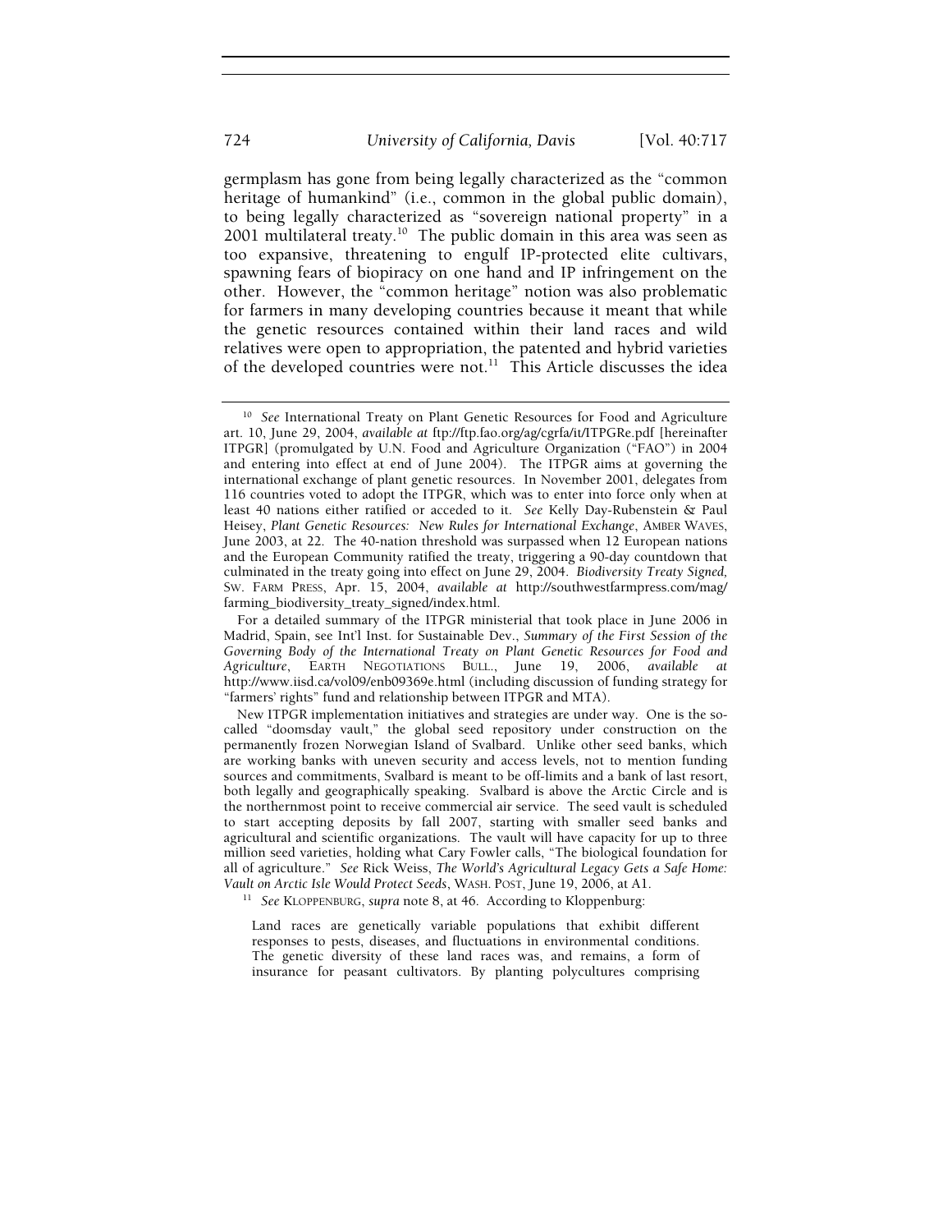germplasm has gone from being legally characterized as the "common heritage of humankind" (i.e., common in the global public domain), to being legally characterized as "sovereign national property" in a 2001 multilateral treaty.[10] The public domain in this area was seen as too expansive, threatening to engulf IP-protected elite cultivars, spawning fears of biopiracy on one hand and IP infringement on the other. However, the "common heritage" notion was also problematic for farmers in many developing countries because it meant that while the genetic resources contained within their land races and wild relatives were open to appropriation, the patented and hybrid varieties of the developed countries were not.[11] This Article discusses the idea

---

[10] *See* International Treaty on Plant Genetic Resources for Food and Agriculture art. 10, June 29, 2004, *available at* ftp://ftp.fao.org/ag/cgrfa/it/ITPGRe.pdf [hereinafter ITPGR] (promulgated by U.N. Food and Agriculture Organization ("FAO") in 2004 and entering into effect at end of June 2004). The ITPGR aims at governing the international exchange of plant genetic resources. In November 2001, delegates from 116 countries voted to adopt the ITPGR, which was to enter into force only when at least 40 nations either ratified or acceded to it. *See* Kelly Day-Rubenstein & Paul Heisey, *Plant Genetic Resources: New Rules for International Exchange*, AMBER WAVES, June 2003, at 22. The 40-nation threshold was surpassed when 12 European nations and the European Community ratified the treaty, triggering a 90-day countdown that culminated in the treaty going into effect on June 29, 2004. *Biodiversity Treaty Signed*, SW. FARM PRESS, Apr. 15, 2004, *available at* http://southwestfarmpress.com/mag/farming_biodiversity_treaty_signed/index.html.

For a detailed summary of the ITPGR ministerial that took place in June 2006 in Madrid, Spain, see Int'l Inst. for Sustainable Dev., *Summary of the First Session of the Governing Body of the International Treaty on Plant Genetic Resources for Food and Agriculture*, EARTH NEGOTIATIONS BULL., June 19, 2006, *available at* http://www.iisd.ca/vol09/enb09369e.html (including discussion of funding strategy for "farmers' rights" fund and relationship between ITPGR and MTA).

New ITPGR implementation initiatives and strategies are under way. One is the so-called "doomsday vault," the global seed repository under construction on the permanently frozen Norwegian Island of Svalbard. Unlike other seed banks, which are working banks with uneven security and access levels, not to mention funding sources and commitments, Svalbard is meant to be off-limits and a bank of last resort, both legally and geographically speaking. Svalbard is above the Arctic Circle and is the northernmost point to receive commercial air service. The seed vault is scheduled to start accepting deposits by fall 2007, starting with smaller seed banks and agricultural and scientific organizations. The vault will have capacity for up to three million seed varieties, holding what Cary Fowler calls, "The biological foundation for all of agriculture." *See* Rick Weiss, *The World's Agricultural Legacy Gets a Safe Home: Vault on Arctic Isle Would Protect Seeds*, WASH. POST, June 19, 2006, at A1.

[11] *See* KLOPPENBURG, *supra* note 8, at 46. According to Kloppenburg:

> Land races are genetically variable populations that exhibit different responses to pests, diseases, and fluctuations in environmental conditions. The genetic diversity of these land races was, and remains, a form of insurance for peasant cultivators. By planting polycultures comprising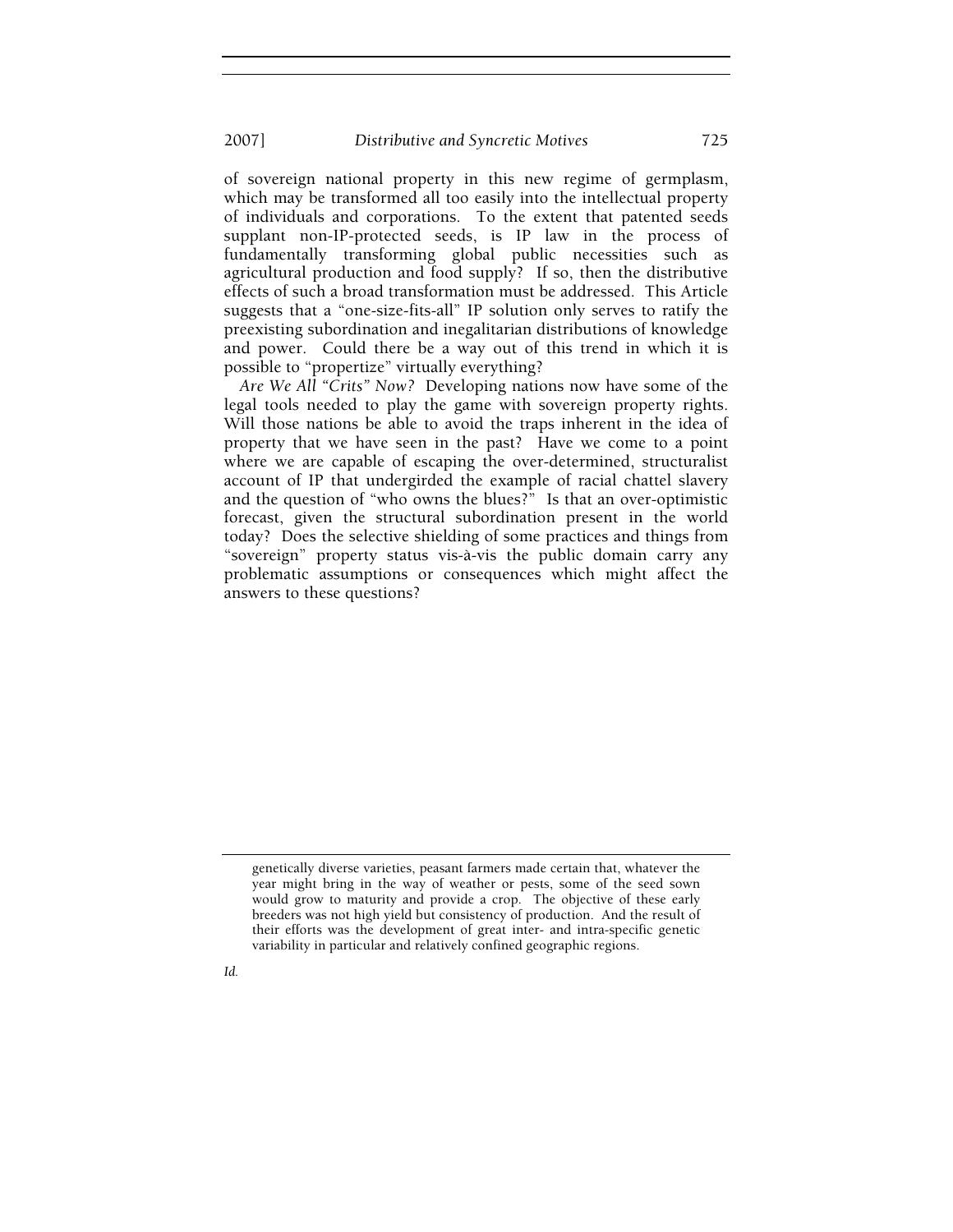of sovereign national property in this new regime of germplasm, which may be transformed all too easily into the intellectual property of individuals and corporations. To the extent that patented seeds supplant non-IP-protected seeds, is IP law in the process of fundamentally transforming global public necessities such as agricultural production and food supply? If so, then the distributive effects of such a broad transformation must be addressed. This Article suggests that a "one-size-fits-all" IP solution only serves to ratify the preexisting subordination and inegalitarian distributions of knowledge and power. Could there be a way out of this trend in which it is possible to "propertize" virtually everything?

*Are We All "Crits" Now?* Developing nations now have some of the legal tools needed to play the game with sovereign property rights. Will those nations be able to avoid the traps inherent in the idea of property that we have seen in the past? Have we come to a point where we are capable of escaping the over-determined, structuralist account of IP that undergirded the example of racial chattel slavery and the question of "who owns the blues?" Is that an over-optimistic forecast, given the structural subordination present in the world today? Does the selective shielding of some practices and things from "sovereign" property status vis-à-vis the public domain carry any problematic assumptions or consequences which might affect the answers to these questions?

---

> genetically diverse varieties, peasant farmers made certain that, whatever the year might bring in the way of weather or pests, some of the seed sown would grow to maturity and provide a crop. The objective of these early breeders was not high yield but consistency of production. And the result of their efforts was the development of great inter- and intra-specific genetic variability in particular and relatively confined geographic regions.

*Id.*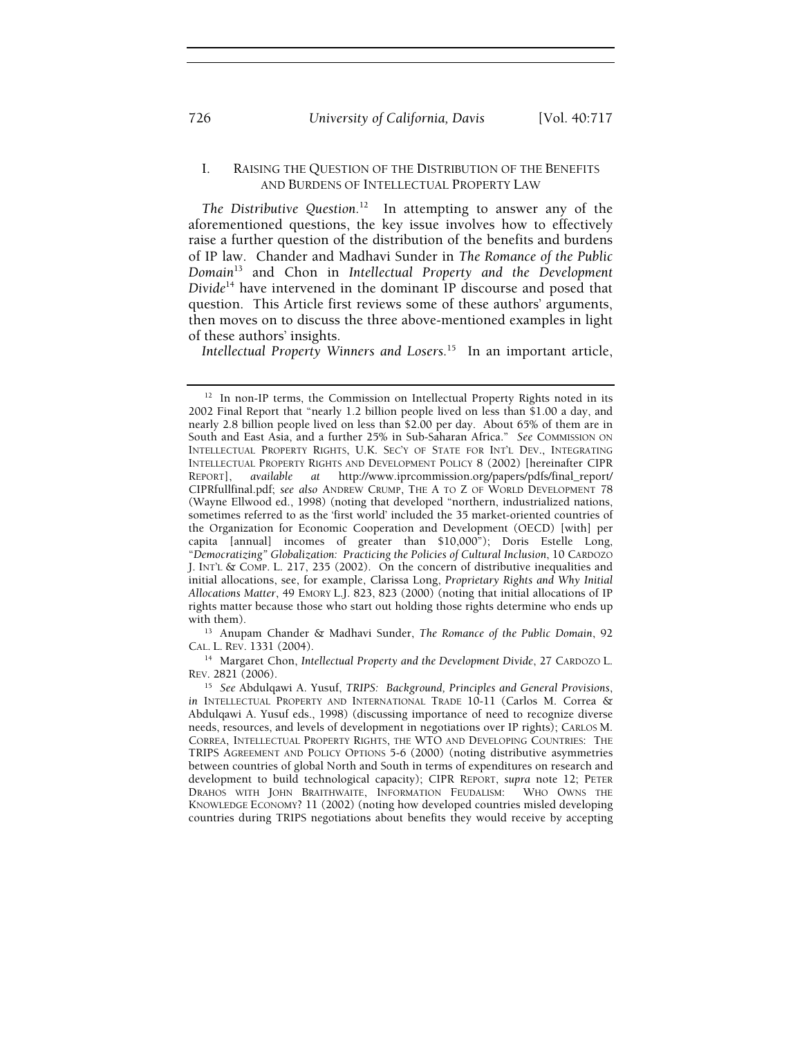## I. RAISING THE QUESTION OF THE DISTRIBUTION OF THE BENEFITS AND BURDENS OF INTELLECTUAL PROPERTY LAW

*The Distributive Question.*[12] In attempting to answer any of the aforementioned questions, the key issue involves how to effectively raise a further question of the distribution of the benefits and burdens of IP law. Chander and Madhavi Sunder in *The Romance of the Public Domain*[13] and Chon in *Intellectual Property and the Development Divide*[14] have intervened in the dominant IP discourse and posed that question. This Article first reviews some of these authors' arguments, then moves on to discuss the three above-mentioned examples in light of these authors' insights.

*Intellectual Property Winners and Losers.*[15] In an important article,

---

[12] In non-IP terms, the Commission on Intellectual Property Rights noted in its 2002 Final Report that "nearly 1.2 billion people lived on less than $1.00 a day, and nearly 2.8 billion people lived on less than $2.00 per day. About 65% of them are in South and East Asia, and a further 25% in Sub-Saharan Africa." *See* COMMISSION ON INTELLECTUAL PROPERTY RIGHTS, U.K. SEC'Y OF STATE FOR INT'L DEV., INTEGRATING INTELLECTUAL PROPERTY RIGHTS AND DEVELOPMENT POLICY 8 (2002) [hereinafter CIPR REPORT], *available at* http://www.iprcommission.org/papers/pdfs/final_report/CIPRfullfinal.pdf; *see also* ANDREW CRUMP, THE A TO Z OF WORLD DEVELOPMENT 78 (Wayne Ellwood ed., 1998) (noting that developed "northern, industrialized nations, sometimes referred to as the 'first world' included the 35 market-oriented countries of the Organization for Economic Cooperation and Development (OECD) [with] per capita [annual] incomes of greater than $10,000"); Doris Estelle Long, *"Democratizing" Globalization: Practicing the Policies of Cultural Inclusion*, 10 CARDOZO J. INT'L & COMP. L. 217, 235 (2002). On the concern of distributive inequalities and initial allocations, see, for example, Clarissa Long, *Proprietary Rights and Why Initial Allocations Matter*, 49 EMORY L.J. 823, 823 (2000) (noting that initial allocations of IP rights matter because those who start out holding those rights determine who ends up with them).

[13] Anupam Chander & Madhavi Sunder, *The Romance of the Public Domain*, 92 CAL. L. REV. 1331 (2004).

[14] Margaret Chon, *Intellectual Property and the Development Divide*, 27 CARDOZO L. REV. 2821 (2006).

[15] *See* Abdulqawi A. Yusuf, *TRIPS: Background, Principles and General Provisions*, *in* INTELLECTUAL PROPERTY AND INTERNATIONAL TRADE 10-11 (Carlos M. Correa & Abdulqawi A. Yusuf eds., 1998) (discussing importance of need to recognize diverse needs, resources, and levels of development in negotiations over IP rights); CARLOS M. CORREA, INTELLECTUAL PROPERTY RIGHTS, THE WTO AND DEVELOPING COUNTRIES: THE TRIPS AGREEMENT AND POLICY OPTIONS 5-6 (2000) (noting distributive asymmetries between countries of global North and South in terms of expenditures on research and development to build technological capacity); CIPR REPORT, *supra* note 12; PETER DRAHOS WITH JOHN BRAITHWAITE, INFORMATION FEUDALISM: WHO OWNS THE KNOWLEDGE ECONOMY? 11 (2002) (noting how developed countries misled developing countries during TRIPS negotiations about benefits they would receive by accepting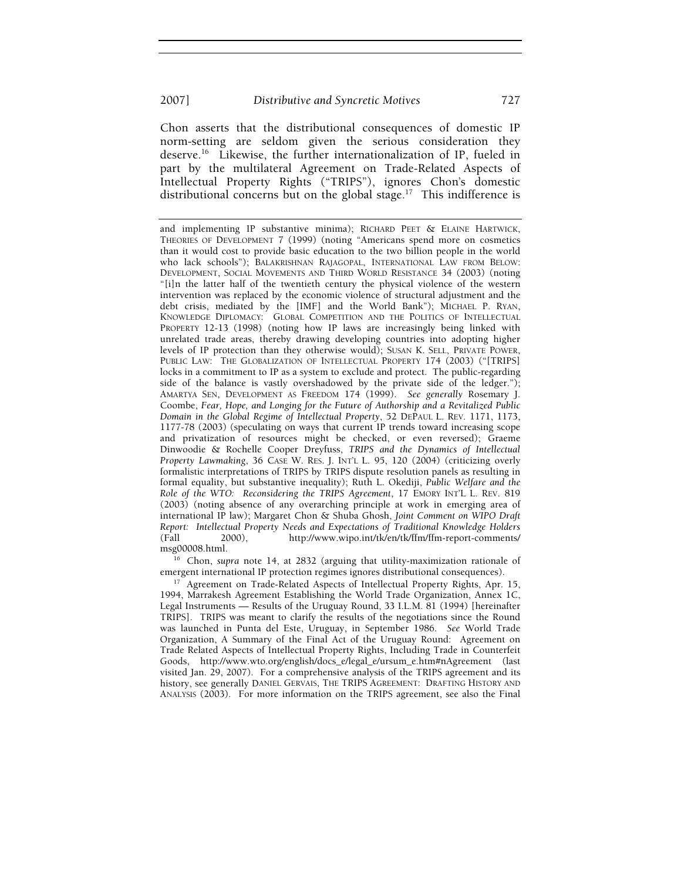Chon asserts that the distributional consequences of domestic IP norm-setting are seldom given the serious consideration they deserve.[16] Likewise, the further internationalization of IP, fueled in part by the multilateral Agreement on Trade-Related Aspects of Intellectual Property Rights ("TRIPS"), ignores Chon's domestic distributional concerns but on the global stage.[17] This indifference is

---

and implementing IP substantive minima); RICHARD PEET & ELAINE HARTWICK, THEORIES OF DEVELOPMENT 7 (1999) (noting "Americans spend more on cosmetics than it would cost to provide basic education to the two billion people in the world who lack schools"); BALAKRISHNAN RAJAGOPAL, INTERNATIONAL LAW FROM BELOW: DEVELOPMENT, SOCIAL MOVEMENTS AND THIRD WORLD RESISTANCE 34 (2003) (noting "[i]n the latter half of the twentieth century the physical violence of the western intervention was replaced by the economic violence of structural adjustment and the debt crisis, mediated by the [IMF] and the World Bank"); MICHAEL P. RYAN, KNOWLEDGE DIPLOMACY: GLOBAL COMPETITION AND THE POLITICS OF INTELLECTUAL PROPERTY 12-13 (1998) (noting how IP laws are increasingly being linked with unrelated trade areas, thereby drawing developing countries into adopting higher levels of IP protection than they otherwise would); SUSAN K. SELL, PRIVATE POWER, PUBLIC LAW: THE GLOBALIZATION OF INTELLECTUAL PROPERTY 174 (2003) ("[TRIPS] locks in a commitment to IP as a system to exclude and protect. The public-regarding side of the balance is vastly overshadowed by the private side of the ledger."); AMARTYA SEN, DEVELOPMENT AS FREEDOM 174 (1999). *See generally* Rosemary J. Coombe, *Fear, Hope, and Longing for the Future of Authorship and a Revitalized Public Domain in the Global Regime of Intellectual Property*, 52 DEPAUL L. REV. 1171, 1173, 1177-78 (2003) (speculating on ways that current IP trends toward increasing scope and privatization of resources might be checked, or even reversed); Graeme Dinwoodie & Rochelle Cooper Dreyfuss, *TRIPS and the Dynamics of Intellectual Property Lawmaking*, 36 CASE W. RES. J. INT'L L. 95, 120 (2004) (criticizing overly formalistic interpretations of TRIPS by TRIPS dispute resolution panels as resulting in formal equality, but substantive inequality); Ruth L. Okediji, *Public Welfare and the Role of the WTO: Reconsidering the TRIPS Agreement*, 17 EMORY INT'L L. REV. 819 (2003) (noting absence of any overarching principle at work in emerging area of international IP law); Margaret Chon & Shuba Ghosh, *Joint Comment on WIPO Draft Report: Intellectual Property Needs and Expectations of Traditional Knowledge Holders* (Fall 2000), http://www.wipo.int/tk/en/tk/ffm/ffm-report-comments/msg00008.html.

[16] Chon, *supra* note 14, at 2832 (arguing that utility-maximization rationale of emergent international IP protection regimes ignores distributional consequences).

[17] Agreement on Trade-Related Aspects of Intellectual Property Rights, Apr. 15, 1994, Marrakesh Agreement Establishing the World Trade Organization, Annex 1C, Legal Instruments — Results of the Uruguay Round, 33 I.L.M. 81 (1994) [hereinafter TRIPS]. TRIPS was meant to clarify the results of the negotiations since the Round was launched in Punta del Este, Uruguay, in September 1986. *See* World Trade Organization, A Summary of the Final Act of the Uruguay Round: Agreement on Trade Related Aspects of Intellectual Property Rights, Including Trade in Counterfeit Goods, http://www.wto.org/english/docs_e/legal_e/ursum_e.htm#nAgreement (last visited Jan. 29, 2007). For a comprehensive analysis of the TRIPS agreement and its history, see generally DANIEL GERVAIS, THE TRIPS AGREEMENT: DRAFTING HISTORY AND ANALYSIS (2003). For more information on the TRIPS agreement, see also the Final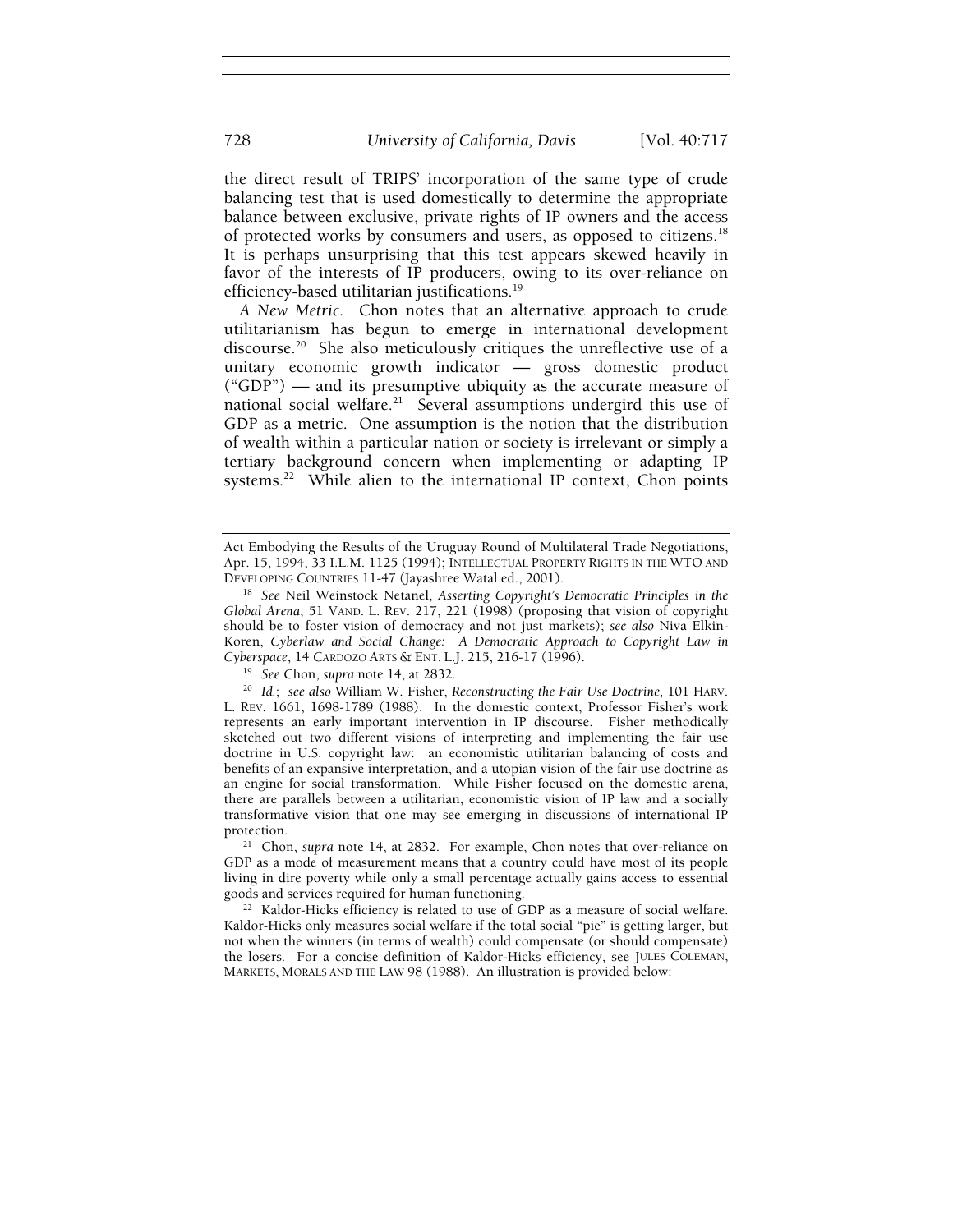the direct result of TRIPS' incorporation of the same type of crude balancing test that is used domestically to determine the appropriate balance between exclusive, private rights of IP owners and the access of protected works by consumers and users, as opposed to citizens.[18] It is perhaps unsurprising that this test appears skewed heavily in favor of the interests of IP producers, owing to its over-reliance on efficiency-based utilitarian justifications.[19]

*A New Metric.* Chon notes that an alternative approach to crude utilitarianism has begun to emerge in international development discourse.[20] She also meticulously critiques the unreflective use of a unitary economic growth indicator — gross domestic product ("GDP") — and its presumptive ubiquity as the accurate measure of national social welfare.[21] Several assumptions undergird this use of GDP as a metric. One assumption is the notion that the distribution of wealth within a particular nation or society is irrelevant or simply a tertiary background concern when implementing or adapting IP systems.[22] While alien to the international IP context, Chon points

---

Act Embodying the Results of the Uruguay Round of Multilateral Trade Negotiations, Apr. 15, 1994, 33 I.L.M. 1125 (1994); INTELLECTUAL PROPERTY RIGHTS IN THE WTO AND DEVELOPING COUNTRIES 11-47 (Jayashree Watal ed., 2001).

[18] *See* Neil Weinstock Netanel, *Asserting Copyright's Democratic Principles in the Global Arena*, 51 VAND. L. REV. 217, 221 (1998) (proposing that vision of copyright should be to foster vision of democracy and not just markets); *see also* Niva Elkin-Koren, *Cyberlaw and Social Change: A Democratic Approach to Copyright Law in Cyberspace*, 14 CARDOZO ARTS & ENT. L.J. 215, 216-17 (1996).

[19] *See* Chon, *supra* note 14, at 2832.

[20] *Id.*; *see also* William W. Fisher, *Reconstructing the Fair Use Doctrine*, 101 HARV. L. REV. 1661, 1698-1789 (1988). In the domestic context, Professor Fisher's work represents an early important intervention in IP discourse. Fisher methodically sketched out two different visions of interpreting and implementing the fair use doctrine in U.S. copyright law: an economistic utilitarian balancing of costs and benefits of an expansive interpretation, and a utopian vision of the fair use doctrine as an engine for social transformation. While Fisher focused on the domestic arena, there are parallels between a utilitarian, economistic vision of IP law and a socially transformative vision that one may see emerging in discussions of international IP protection.

[21] Chon, *supra* note 14, at 2832. For example, Chon notes that over-reliance on GDP as a mode of measurement means that a country could have most of its people living in dire poverty while only a small percentage actually gains access to essential goods and services required for human functioning.

[22] Kaldor-Hicks efficiency is related to use of GDP as a measure of social welfare. Kaldor-Hicks only measures social welfare if the total social "pie" is getting larger, but not when the winners (in terms of wealth) could compensate (or should compensate) the losers. For a concise definition of Kaldor-Hicks efficiency, see JULES COLEMAN, MARKETS, MORALS AND THE LAW 98 (1988). An illustration is provided below: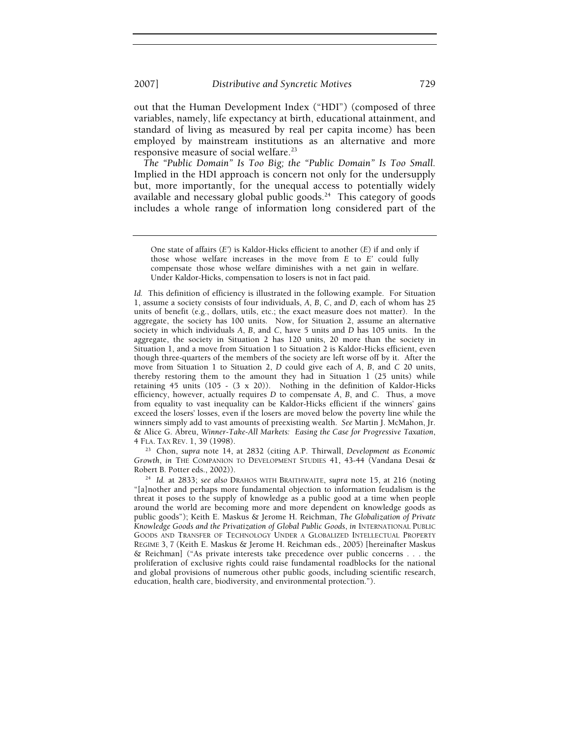out that the Human Development Index ("HDI") (composed of three variables, namely, life expectancy at birth, educational attainment, and standard of living as measured by real per capita income) has been employed by mainstream institutions as an alternative and more responsive measure of social welfare.[23]

*The "Public Domain" Is Too Big; the "Public Domain" Is Too Small.* Implied in the HDI approach is concern not only for the undersupply but, more importantly, for the unequal access to potentially widely available and necessary global public goods.[24] This category of goods includes a whole range of information long considered part of the

---

> One state of affairs (*E'*) is Kaldor-Hicks efficient to another (*E*) if and only if those whose welfare increases in the move from *E* to *E'* could fully compensate those whose welfare diminishes with a net gain in welfare. Under Kaldor-Hicks, compensation to losers is not in fact paid.

*Id.* This definition of efficiency is illustrated in the following example. For Situation 1, assume a society consists of four individuals, *A*, *B*, *C*, and *D*, each of whom has 25 units of benefit (e.g., dollars, utils, etc.; the exact measure does not matter). In the aggregate, the society has 100 units. Now, for Situation 2, assume an alternative society in which individuals *A*, *B*, and *C*, have 5 units and *D* has 105 units. In the aggregate, the society in Situation 2 has 120 units, 20 more than the society in Situation 1, and a move from Situation 1 to Situation 2 is Kaldor-Hicks efficient, even though three-quarters of the members of the society are left worse off by it. After the move from Situation 1 to Situation 2, *D* could give each of *A*, *B*, and *C* 20 units, thereby restoring them to the amount they had in Situation 1 (25 units) while retaining 45 units (105 - (3 x 20)). Nothing in the definition of Kaldor-Hicks efficiency, however, actually requires *D* to compensate *A*, *B*, and *C*. Thus, a move from equality to vast inequality can be Kaldor-Hicks efficient if the winners' gains exceed the losers' losses, even if the losers are moved below the poverty line while the winners simply add to vast amounts of preexisting wealth. *See* Martin J. McMahon, Jr. & Alice G. Abreu, *Winner-Take-All Markets: Easing the Case for Progressive Taxation*, 4 FLA. TAX REV. 1, 39 (1998).

[23] Chon, *supra* note 14, at 2832 (citing A.P. Thirwall, *Development as Economic Growth*, *in* THE COMPANION TO DEVELOPMENT STUDIES 41, 43-44 (Vandana Desai & Robert B. Potter eds., 2002)).

[24] *Id.* at 2833; *see also* DRAHOS WITH BRAITHWAITE, *supra* note 15, at 216 (noting "[a]nother and perhaps more fundamental objection to information feudalism is the threat it poses to the supply of knowledge as a public good at a time when people around the world are becoming more and more dependent on knowledge goods as public goods"); Keith E. Maskus & Jerome H. Reichman, *The Globalization of Private Knowledge Goods and the Privatization of Global Public Goods*, *in* INTERNATIONAL PUBLIC GOODS AND TRANSFER OF TECHNOLOGY UNDER A GLOBALIZED INTELLECTUAL PROPERTY REGIME 3, 7 (Keith E. Maskus & Jerome H. Reichman eds., 2005) [hereinafter Maskus & Reichman] ("As private interests take precedence over public concerns . . . the proliferation of exclusive rights could raise fundamental roadblocks for the national and global provisions of numerous other public goods, including scientific research, education, health care, biodiversity, and environmental protection.").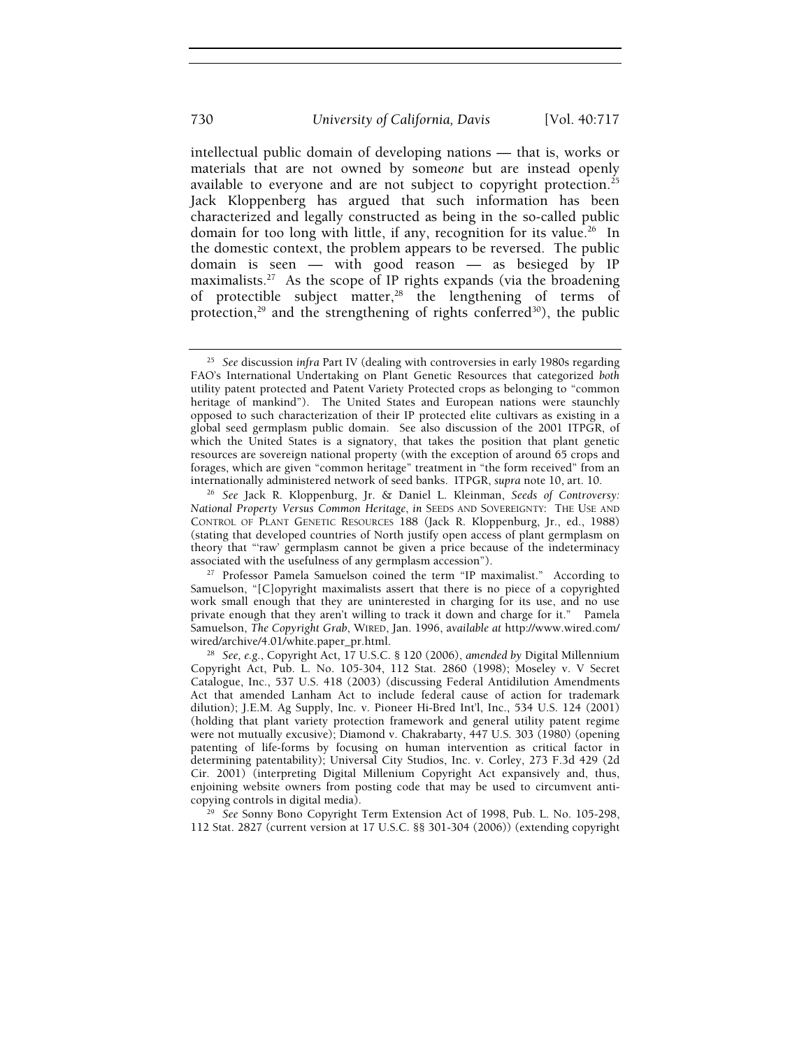intellectual public domain of developing nations — that is, works or materials that are not owned by some*one* but are instead openly available to everyone and are not subject to copyright protection.[25] Jack Kloppenberg has argued that such information has been characterized and legally constructed as being in the so-called public domain for too long with little, if any, recognition for its value.[26] In the domestic context, the problem appears to be reversed. The public domain is seen — with good reason — as besieged by IP maximalists.[27] As the scope of IP rights expands (via the broadening of protectible subject matter,[28] the lengthening of terms of protection,[29] and the strengthening of rights conferred[30]), the public

---

[25] *See* discussion *infra* Part IV (dealing with controversies in early 1980s regarding FAO's International Undertaking on Plant Genetic Resources that categorized *both* utility patent protected and Patent Variety Protected crops as belonging to "common heritage of mankind"). The United States and European nations were staunchly opposed to such characterization of their IP protected elite cultivars as existing in a global seed germplasm public domain. See also discussion of the 2001 ITPGR, of which the United States is a signatory, that takes the position that plant genetic resources are sovereign national property (with the exception of around 65 crops and forages, which are given "common heritage" treatment in "the form received" from an internationally administered network of seed banks. ITPGR, *supra* note 10, art. 10.

[26] *See* Jack R. Kloppenburg, Jr. & Daniel L. Kleinman, *Seeds of Controversy: National Property Versus Common Heritage*, *in* SEEDS AND SOVEREIGNTY: THE USE AND CONTROL OF PLANT GENETIC RESOURCES 188 (Jack R. Kloppenburg, Jr., ed., 1988) (stating that developed countries of North justify open access of plant germplasm on theory that "'raw' germplasm cannot be given a price because of the indeterminacy associated with the usefulness of any germplasm accession").

[27] Professor Pamela Samuelson coined the term "IP maximalist." According to Samuelson, "[C]opyright maximalists assert that there is no piece of a copyrighted work small enough that they are uninterested in charging for its use, and no use private enough that they aren't willing to track it down and charge for it." Pamela Samuelson, *The Copyright Grab*, WIRED, Jan. 1996, *available at* http://www.wired.com/wired/archive/4.01/white.paper_pr.html.

[28] *See, e.g.*, Copyright Act, 17 U.S.C. § 120 (2006), *amended by* Digital Millennium Copyright Act, Pub. L. No. 105-304, 112 Stat. 2860 (1998); Moseley v. V Secret Catalogue, Inc., 537 U.S. 418 (2003) (discussing Federal Antidilution Amendments Act that amended Lanham Act to include federal cause of action for trademark dilution); J.E.M. Ag Supply, Inc. v. Pioneer Hi-Bred Int'l, Inc., 534 U.S. 124 (2001) (holding that plant variety protection framework and general utility patent regime were not mutually excusive); Diamond v. Chakrabarty, 447 U.S. 303 (1980) (opening patenting of life-forms by focusing on human intervention as critical factor in determining patentability); Universal City Studios, Inc. v. Corley, 273 F.3d 429 (2d Cir. 2001) (interpreting Digital Millenium Copyright Act expansively and, thus, enjoining website owners from posting code that may be used to circumvent anti-copying controls in digital media).

[29] *See* Sonny Bono Copyright Term Extension Act of 1998, Pub. L. No. 105-298, 112 Stat. 2827 (current version at 17 U.S.C. §§ 301-304 (2006)) (extending copyright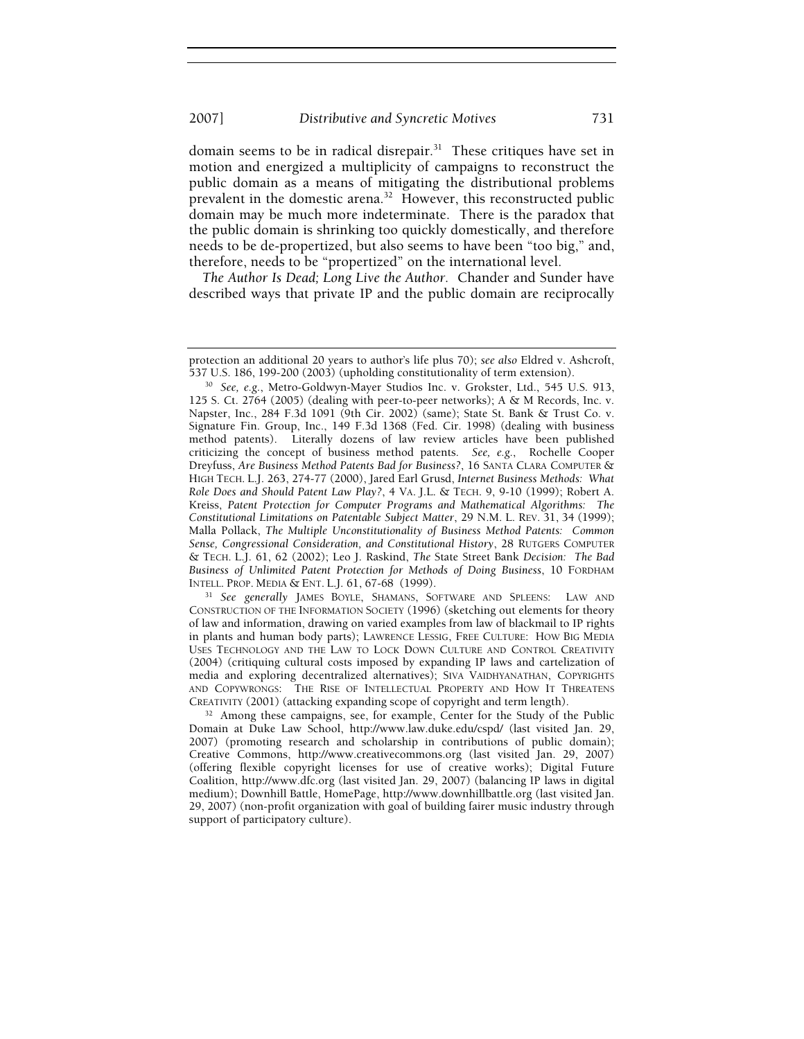domain seems to be in radical disrepair.[31] These critiques have set in motion and energized a multiplicity of campaigns to reconstruct the public domain as a means of mitigating the distributional problems prevalent in the domestic arena.[32] However, this reconstructed public domain may be much more indeterminate. There is the paradox that the public domain is shrinking too quickly domestically, and therefore needs to be de-propertized, but also seems to have been "too big," and, therefore, needs to be "propertized" on the international level.

*The Author Is Dead; Long Live the Author.* Chander and Sunder have described ways that private IP and the public domain are reciprocally

---

protection an additional 20 years to author's life plus 70); *see also* Eldred v. Ashcroft, 537 U.S. 186, 199-200 (2003) (upholding constitutionality of term extension).

[30] *See, e.g.*, Metro-Goldwyn-Mayer Studios Inc. v. Grokster, Ltd., 545 U.S. 913, 125 S. Ct. 2764 (2005) (dealing with peer-to-peer networks); A & M Records, Inc. v. Napster, Inc., 284 F.3d 1091 (9th Cir. 2002) (same); State St. Bank & Trust Co. v. Signature Fin. Group, Inc., 149 F.3d 1368 (Fed. Cir. 1998) (dealing with business method patents). Literally dozens of law review articles have been published criticizing the concept of business method patents. *See, e.g.*, Rochelle Cooper Dreyfuss, *Are Business Method Patents Bad for Business?*, 16 SANTA CLARA COMPUTER & HIGH TECH. L.J. 263, 274-77 (2000), Jared Earl Grusd, *Internet Business Methods: What Role Does and Should Patent Law Play?*, 4 VA. J.L. & TECH. 9, 9-10 (1999); Robert A. Kreiss, *Patent Protection for Computer Programs and Mathematical Algorithms: The Constitutional Limitations on Patentable Subject Matter*, 29 N.M. L. REV. 31, 34 (1999); Malla Pollack, *The Multiple Unconstitutionality of Business Method Patents: Common Sense, Congressional Consideration, and Constitutional History*, 28 RUTGERS COMPUTER & TECH. L.J. 61, 62 (2002); Leo J. Raskind, *The* State Street Bank *Decision: The Bad Business of Unlimited Patent Protection for Methods of Doing Business*, 10 FORDHAM INTELL. PROP. MEDIA & ENT. L.J. 61, 67-68 (1999).

[31] *See generally* JAMES BOYLE, SHAMANS, SOFTWARE AND SPLEENS: LAW AND CONSTRUCTION OF THE INFORMATION SOCIETY (1996) (sketching out elements for theory of law and information, drawing on varied examples from law of blackmail to IP rights in plants and human body parts); LAWRENCE LESSIG, FREE CULTURE: HOW BIG MEDIA USES TECHNOLOGY AND THE LAW TO LOCK DOWN CULTURE AND CONTROL CREATIVITY (2004) (critiquing cultural costs imposed by expanding IP laws and cartelization of media and exploring decentralized alternatives); SIVA VAIDHYANATHAN, COPYRIGHTS AND COPYWRONGS: THE RISE OF INTELLECTUAL PROPERTY AND HOW IT THREATENS CREATIVITY (2001) (attacking expanding scope of copyright and term length).

[32] Among these campaigns, see, for example, Center for the Study of the Public Domain at Duke Law School, http://www.law.duke.edu/cspd/ (last visited Jan. 29, 2007) (promoting research and scholarship in contributions of public domain); Creative Commons, http://www.creativecommons.org (last visited Jan. 29, 2007) (offering flexible copyright licenses for use of creative works); Digital Future Coalition, http://www.dfc.org (last visited Jan. 29, 2007) (balancing IP laws in digital medium); Downhill Battle, HomePage, http://www.downhillbattle.org (last visited Jan. 29, 2007) (non-profit organization with goal of building fairer music industry through support of participatory culture).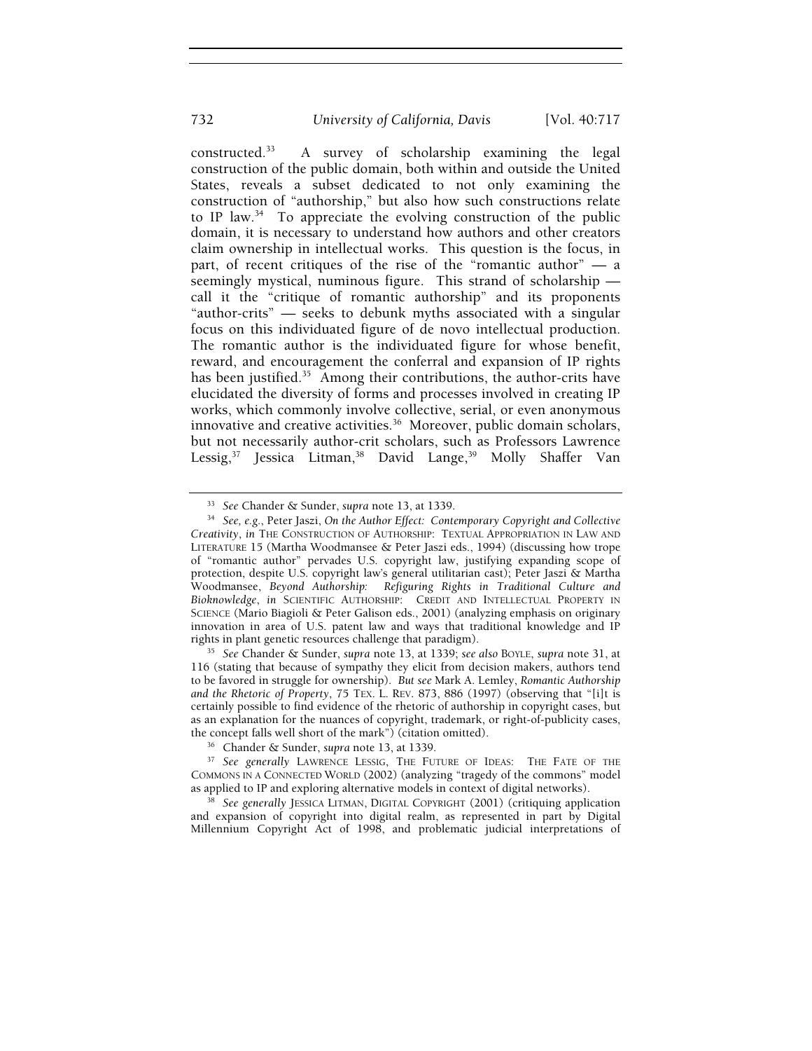constructed.[33] A survey of scholarship examining the legal construction of the public domain, both within and outside the United States, reveals a subset dedicated to not only examining the construction of "authorship," but also how such constructions relate to IP law.[34] To appreciate the evolving construction of the public domain, it is necessary to understand how authors and other creators claim ownership in intellectual works. This question is the focus, in part, of recent critiques of the rise of the "romantic author" — a seemingly mystical, numinous figure. This strand of scholarship — call it the "critique of romantic authorship" and its proponents "author-crits" — seeks to debunk myths associated with a singular focus on this individuated figure of de novo intellectual production. The romantic author is the individuated figure for whose benefit, reward, and encouragement the conferral and expansion of IP rights has been justified.[35] Among their contributions, the author-crits have elucidated the diversity of forms and processes involved in creating IP works, which commonly involve collective, serial, or even anonymous innovative and creative activities.[36] Moreover, public domain scholars, but not necessarily author-crit scholars, such as Professors Lawrence Lessig,[37] Jessica Litman,[38] David Lange,[39] Molly Shaffer Van

---

[33] *See* Chander & Sunder, *supra* note 13, at 1339.

[34] *See, e.g.*, Peter Jaszi, *On the Author Effect: Contemporary Copyright and Collective Creativity*, *in* THE CONSTRUCTION OF AUTHORSHIP: TEXTUAL APPROPRIATION IN LAW AND LITERATURE 15 (Martha Woodmansee & Peter Jaszi eds., 1994) (discussing how trope of "romantic author" pervades U.S. copyright law, justifying expanding scope of protection, despite U.S. copyright law's general utilitarian cast); Peter Jaszi & Martha Woodmansee, *Beyond Authorship: Refiguring Rights in Traditional Culture and Bioknowledge*, *in* SCIENTIFIC AUTHORSHIP: CREDIT AND INTELLECTUAL PROPERTY IN SCIENCE (Mario Biagioli & Peter Galison eds., 2001) (analyzing emphasis on originary innovation in area of U.S. patent law and ways that traditional knowledge and IP rights in plant genetic resources challenge that paradigm).

[35] *See* Chander & Sunder, *supra* note 13, at 1339; *see also* BOYLE, *supra* note 31, at 116 (stating that because of sympathy they elicit from decision makers, authors tend to be favored in struggle for ownership). *But see* Mark A. Lemley, *Romantic Authorship and the Rhetoric of Property*, 75 TEX. L. REV. 873, 886 (1997) (observing that "[i]t is certainly possible to find evidence of the rhetoric of authorship in copyright cases, but as an explanation for the nuances of copyright, trademark, or right-of-publicity cases, the concept falls well short of the mark") (citation omitted).

[36] Chander & Sunder, *supra* note 13, at 1339.

[37] *See generally* LAWRENCE LESSIG, THE FUTURE OF IDEAS: THE FATE OF THE COMMONS IN A CONNECTED WORLD (2002) (analyzing "tragedy of the commons" model as applied to IP and exploring alternative models in context of digital networks).

[38] *See generally* JESSICA LITMAN, DIGITAL COPYRIGHT (2001) (critiquing application and expansion of copyright into digital realm, as represented in part by Digital Millennium Copyright Act of 1998, and problematic judicial interpretations of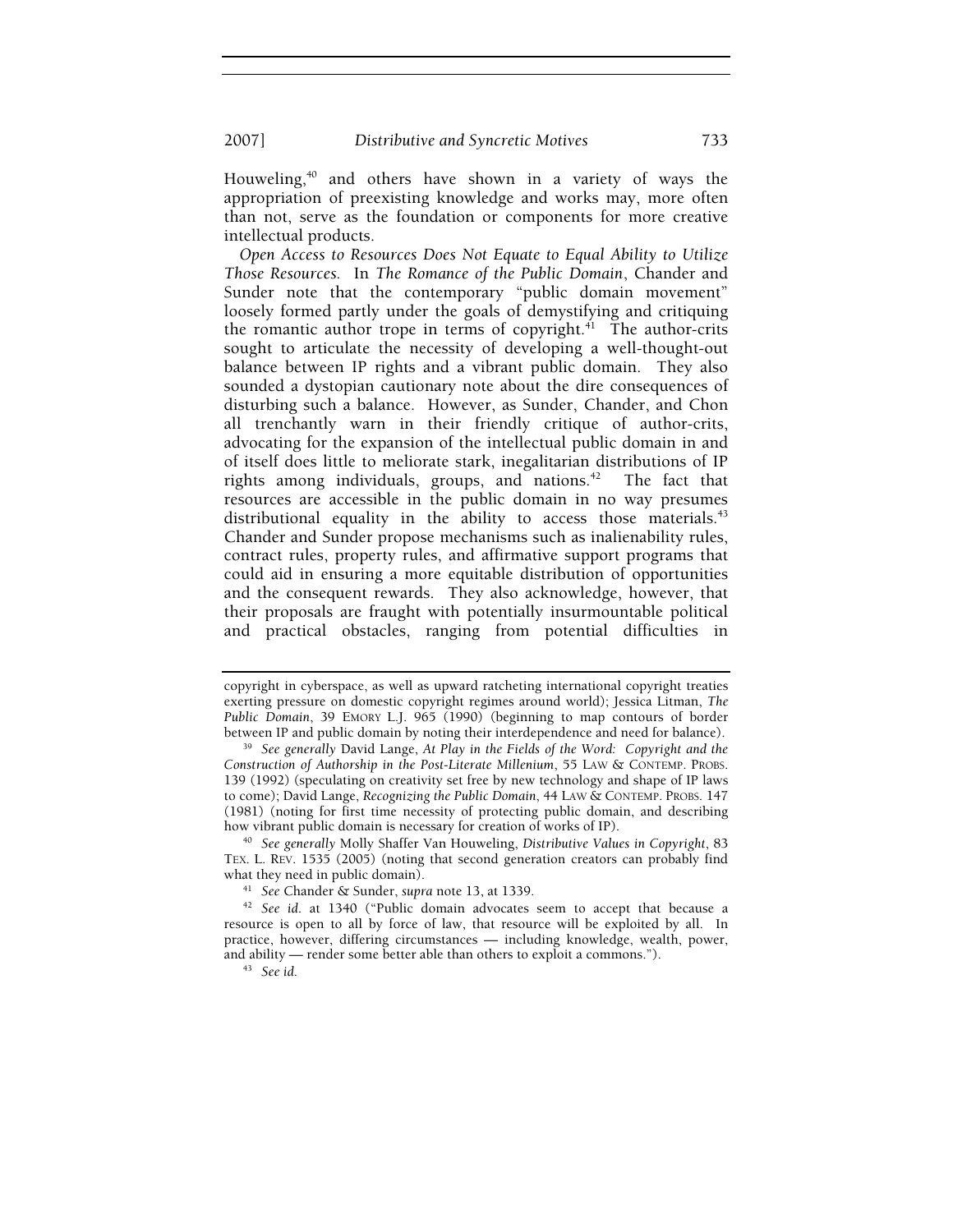Houweling,[40] and others have shown in a variety of ways the appropriation of preexisting knowledge and works may, more often than not, serve as the foundation or components for more creative intellectual products.

*Open Access to Resources Does Not Equate to Equal Ability to Utilize Those Resources.* In *The Romance of the Public Domain*, Chander and Sunder note that the contemporary "public domain movement" loosely formed partly under the goals of demystifying and critiquing the romantic author trope in terms of copyright.[41] The author-crits sought to articulate the necessity of developing a well-thought-out balance between IP rights and a vibrant public domain. They also sounded a dystopian cautionary note about the dire consequences of disturbing such a balance. However, as Sunder, Chander, and Chon all trenchantly warn in their friendly critique of author-crits, advocating for the expansion of the intellectual public domain in and of itself does little to meliorate stark, inegalitarian distributions of IP rights among individuals, groups, and nations.[42] The fact that resources are accessible in the public domain in no way presumes distributional equality in the ability to access those materials.[43] Chander and Sunder propose mechanisms such as inalienability rules, contract rules, property rules, and affirmative support programs that could aid in ensuring a more equitable distribution of opportunities and the consequent rewards. They also acknowledge, however, that their proposals are fraught with potentially insurmountable political and practical obstacles, ranging from potential difficulties in

---

copyright in cyberspace, as well as upward ratcheting international copyright treaties exerting pressure on domestic copyright regimes around world); Jessica Litman, *The Public Domain*, 39 EMORY L.J. 965 (1990) (beginning to map contours of border between IP and public domain by noting their interdependence and need for balance).

[39] *See generally* David Lange, *At Play in the Fields of the Word: Copyright and the Construction of Authorship in the Post-Literate Millenium*, 55 LAW & CONTEMP. PROBS. 139 (1992) (speculating on creativity set free by new technology and shape of IP laws to come); David Lange, *Recognizing the Public Domain*, 44 LAW & CONTEMP. PROBS. 147 (1981) (noting for first time necessity of protecting public domain, and describing how vibrant public domain is necessary for creation of works of IP).

[40] *See generally* Molly Shaffer Van Houweling, *Distributive Values in Copyright*, 83 TEX. L. REV. 1535 (2005) (noting that second generation creators can probably find what they need in public domain).

[41] *See* Chander & Sunder, *supra* note 13, at 1339.

[42] *See id.* at 1340 ("Public domain advocates seem to accept that because a resource is open to all by force of law, that resource will be exploited by all. In practice, however, differing circumstances — including knowledge, wealth, power, and ability — render some better able than others to exploit a commons.").

[43] *See id.*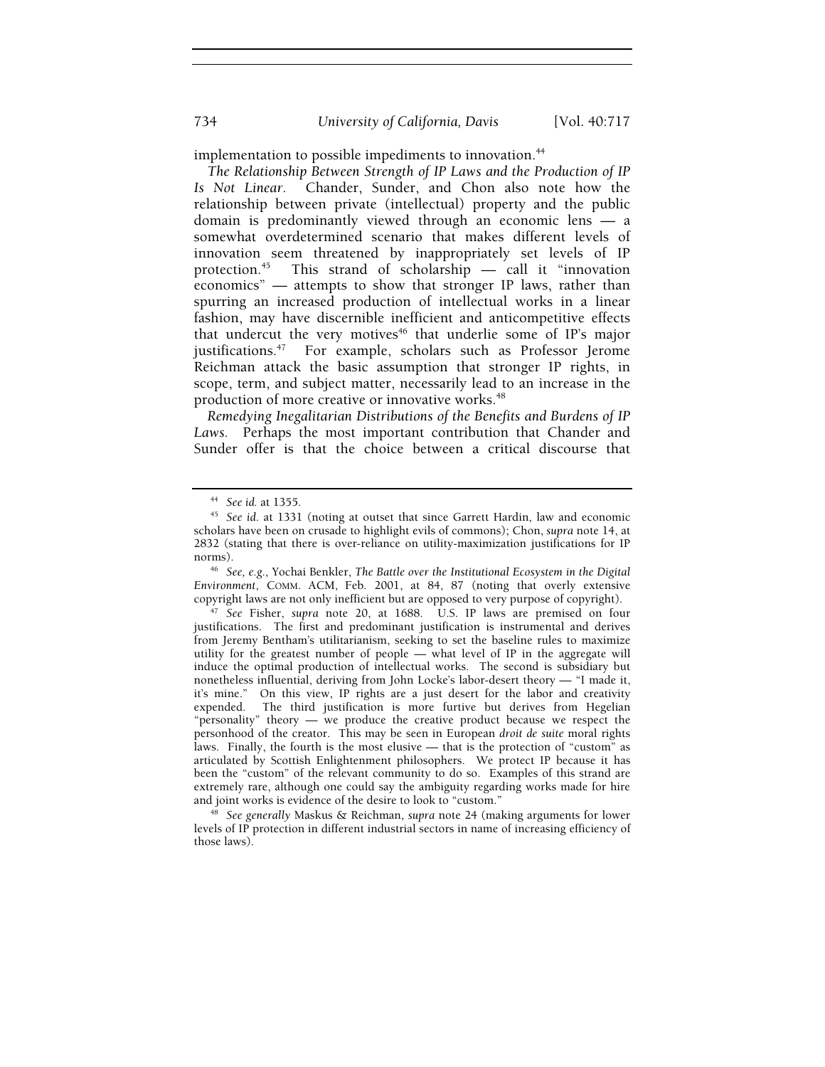implementation to possible impediments to innovation.[44]

*The Relationship Between Strength of IP Laws and the Production of IP Is Not Linear*. Chander, Sunder, and Chon also note how the relationship between private (intellectual) property and the public domain is predominantly viewed through an economic lens — a somewhat overdetermined scenario that makes different levels of innovation seem threatened by inappropriately set levels of IP protection.[45] This strand of scholarship — call it "innovation economics" — attempts to show that stronger IP laws, rather than spurring an increased production of intellectual works in a linear fashion, may have discernible inefficient and anticompetitive effects that undercut the very motives[46] that underlie some of IP's major justifications.[47] For example, scholars such as Professor Jerome Reichman attack the basic assumption that stronger IP rights, in scope, term, and subject matter, necessarily lead to an increase in the production of more creative or innovative works.[48]

*Remedying Inegalitarian Distributions of the Benefits and Burdens of IP Laws*. Perhaps the most important contribution that Chander and Sunder offer is that the choice between a critical discourse that

---

[44] *See id.* at 1355.

[45] *See id.* at 1331 (noting at outset that since Garrett Hardin, law and economic scholars have been on crusade to highlight evils of commons); Chon, *supra* note 14, at 2832 (stating that there is over-reliance on utility-maximization justifications for IP norms).

[46] *See, e.g.*, Yochai Benkler, *The Battle over the Institutional Ecosystem in the Digital Environment*, COMM. ACM, Feb. 2001, at 84, 87 (noting that overly extensive copyright laws are not only inefficient but are opposed to very purpose of copyright).

[47] *See* Fisher, *supra* note 20, at 1688. U.S. IP laws are premised on four justifications. The first and predominant justification is instrumental and derives from Jeremy Bentham's utilitarianism, seeking to set the baseline rules to maximize utility for the greatest number of people — what level of IP in the aggregate will induce the optimal production of intellectual works. The second is subsidiary but nonetheless influential, deriving from John Locke's labor-desert theory — "I made it, it's mine." On this view, IP rights are a just desert for the labor and creativity expended. The third justification is more furtive but derives from Hegelian "personality" theory — we produce the creative product because we respect the personhood of the creator. This may be seen in European *droit de suite* moral rights laws. Finally, the fourth is the most elusive — that is the protection of "custom" as articulated by Scottish Enlightenment philosophers. We protect IP because it has been the "custom" of the relevant community to do so. Examples of this strand are extremely rare, although one could say the ambiguity regarding works made for hire and joint works is evidence of the desire to look to "custom."

[48] *See generally* Maskus & Reichman, *supra* note 24 (making arguments for lower levels of IP protection in different industrial sectors in name of increasing efficiency of those laws).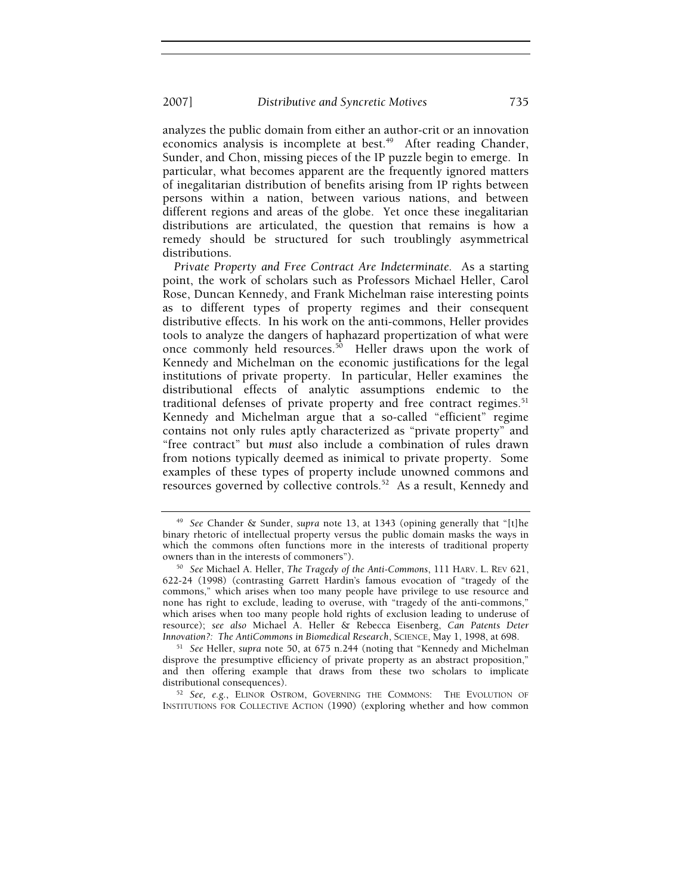analyzes the public domain from either an author-crit or an innovation economics analysis is incomplete at best.[49] After reading Chander, Sunder, and Chon, missing pieces of the IP puzzle begin to emerge. In particular, what becomes apparent are the frequently ignored matters of inegalitarian distribution of benefits arising from IP rights between persons within a nation, between various nations, and between different regions and areas of the globe. Yet once these inegalitarian distributions are articulated, the question that remains is how a remedy should be structured for such troublingly asymmetrical distributions.

*Private Property and Free Contract Are Indeterminate.* As a starting point, the work of scholars such as Professors Michael Heller, Carol Rose, Duncan Kennedy, and Frank Michelman raise interesting points as to different types of property regimes and their consequent distributive effects. In his work on the anti-commons, Heller provides tools to analyze the dangers of haphazard propertization of what were once commonly held resources.[50] Heller draws upon the work of Kennedy and Michelman on the economic justifications for the legal institutions of private property. In particular, Heller examines the distributional effects of analytic assumptions endemic to the traditional defenses of private property and free contract regimes.[51] Kennedy and Michelman argue that a so-called "efficient" regime contains not only rules aptly characterized as "private property" and "free contract" but *must* also include a combination of rules drawn from notions typically deemed as inimical to private property. Some examples of these types of property include unowned commons and resources governed by collective controls.[52] As a result, Kennedy and

---

[49] *See* Chander & Sunder, *supra* note 13, at 1343 (opining generally that "[t]he binary rhetoric of intellectual property versus the public domain masks the ways in which the commons often functions more in the interests of traditional property owners than in the interests of commoners").

[50] *See* Michael A. Heller, *The Tragedy of the Anti-Commons*, 111 HARV. L. REV 621, 622-24 (1998) (contrasting Garrett Hardin's famous evocation of "tragedy of the commons," which arises when too many people have privilege to use resource and none has right to exclude, leading to overuse, with "tragedy of the anti-commons," which arises when too many people hold rights of exclusion leading to underuse of resource); *see also* Michael A. Heller & Rebecca Eisenberg, *Can Patents Deter Innovation?: The AntiCommons in Biomedical Research*, SCIENCE, May 1, 1998, at 698.

[51] *See* Heller, *supra* note 50, at 675 n.244 (noting that "Kennedy and Michelman disprove the presumptive efficiency of private property as an abstract proposition," and then offering example that draws from these two scholars to implicate distributional consequences).

[52] *See, e.g.*, ELINOR OSTROM, GOVERNING THE COMMONS: THE EVOLUTION OF INSTITUTIONS FOR COLLECTIVE ACTION (1990) (exploring whether and how common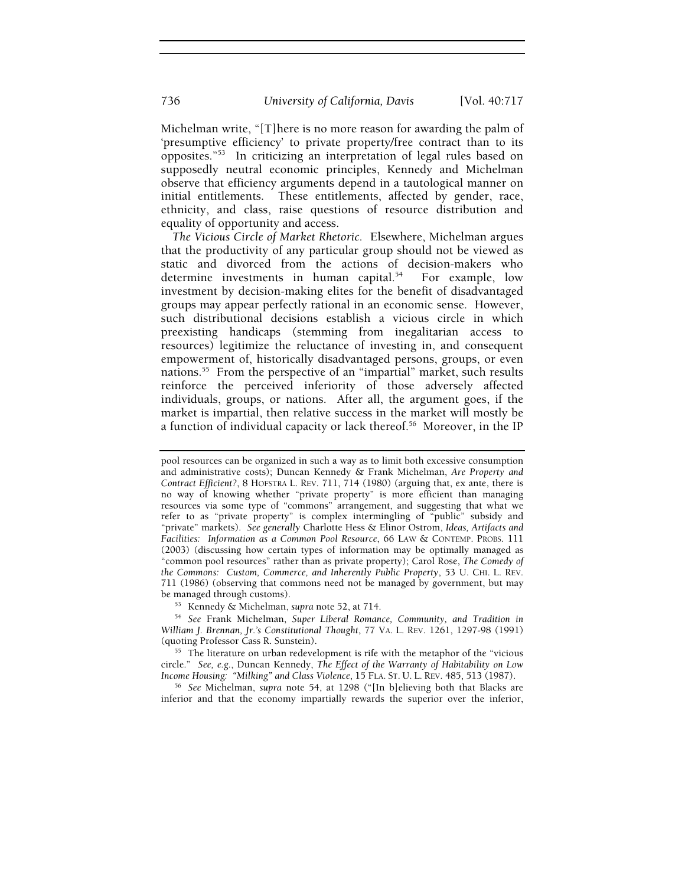Michelman write, "[T]here is no more reason for awarding the palm of 'presumptive efficiency' to private property/free contract than to its opposites."[53] In criticizing an interpretation of legal rules based on supposedly neutral economic principles, Kennedy and Michelman observe that efficiency arguments depend in a tautological manner on initial entitlements. These entitlements, affected by gender, race, ethnicity, and class, raise questions of resource distribution and equality of opportunity and access.

*The Vicious Circle of Market Rhetoric.* Elsewhere, Michelman argues that the productivity of any particular group should not be viewed as static and divorced from the actions of decision-makers who determine investments in human capital.[54] For example, low investment by decision-making elites for the benefit of disadvantaged groups may appear perfectly rational in an economic sense. However, such distributional decisions establish a vicious circle in which preexisting handicaps (stemming from inegalitarian access to resources) legitimize the reluctance of investing in, and consequent empowerment of, historically disadvantaged persons, groups, or even nations.[55] From the perspective of an "impartial" market, such results reinforce the perceived inferiority of those adversely affected individuals, groups, or nations. After all, the argument goes, if the market is impartial, then relative success in the market will mostly be a function of individual capacity or lack thereof.[56] Moreover, in the IP

---

pool resources can be organized in such a way as to limit both excessive consumption and administrative costs); Duncan Kennedy & Frank Michelman, *Are Property and Contract Efficient?*, 8 HOFSTRA L. REV. 711, 714 (1980) (arguing that, ex ante, there is no way of knowing whether "private property" is more efficient than managing resources via some type of "commons" arrangement, and suggesting that what we refer to as "private property" is complex intermingling of "public" subsidy and "private" markets). *See generally* Charlotte Hess & Elinor Ostrom, *Ideas, Artifacts and Facilities: Information as a Common Pool Resource*, 66 LAW & CONTEMP. PROBS. 111 (2003) (discussing how certain types of information may be optimally managed as "common pool resources" rather than as private property); Carol Rose, *The Comedy of the Commons: Custom, Commerce, and Inherently Public Property*, 53 U. CHI. L. REV. 711 (1986) (observing that commons need not be managed by government, but may be managed through customs).

[53] Kennedy & Michelman, *supra* note 52, at 714.

[54] *See* Frank Michelman, *Super Liberal Romance, Community, and Tradition in William J. Brennan, Jr.'s Constitutional Thought*, 77 VA. L. REV. 1261, 1297-98 (1991) (quoting Professor Cass R. Sunstein).

[55] The literature on urban redevelopment is rife with the metaphor of the "vicious circle." *See, e.g.*, Duncan Kennedy, *The Effect of the Warranty of Habitability on Low Income Housing: "Milking" and Class Violence*, 15 FLA. ST. U. L. REV. 485, 513 (1987).

[56] *See* Michelman, *supra* note 54, at 1298 ("[In b]elieving both that Blacks are inferior and that the economy impartially rewards the superior over the inferior,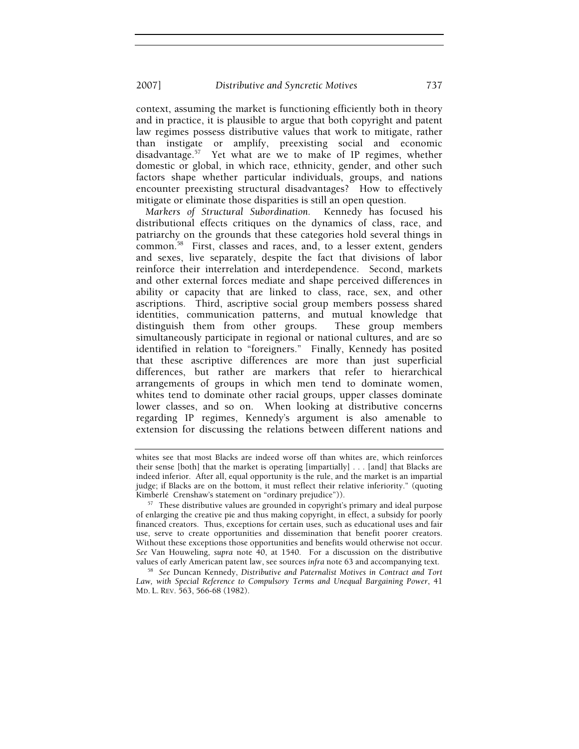context, assuming the market is functioning efficiently both in theory and in practice, it is plausible to argue that both copyright and patent law regimes possess distributive values that work to mitigate, rather than instigate or amplify, preexisting social and economic disadvantage.[57] Yet what are we to make of IP regimes, whether domestic or global, in which race, ethnicity, gender, and other such factors shape whether particular individuals, groups, and nations encounter preexisting structural disadvantages? How to effectively mitigate or eliminate those disparities is still an open question.

*Markers of Structural Subordination*. Kennedy has focused his distributional effects critiques on the dynamics of class, race, and patriarchy on the grounds that these categories hold several things in common.[58] First, classes and races, and, to a lesser extent, genders and sexes, live separately, despite the fact that divisions of labor reinforce their interrelation and interdependence. Second, markets and other external forces mediate and shape perceived differences in ability or capacity that are linked to class, race, sex, and other ascriptions. Third, ascriptive social group members possess shared identities, communication patterns, and mutual knowledge that distinguish them from other groups. These group members simultaneously participate in regional or national cultures, and are so identified in relation to "foreigners." Finally, Kennedy has posited that these ascriptive differences are more than just superficial differences, but rather are markers that refer to hierarchical arrangements of groups in which men tend to dominate women, whites tend to dominate other racial groups, upper classes dominate lower classes, and so on. When looking at distributive concerns regarding IP regimes, Kennedy's argument is also amenable to extension for discussing the relations between different nations and

---

whites see that most Blacks are indeed worse off than whites are, which reinforces their sense [both] that the market is operating [impartially] . . . [and] that Blacks are indeed inferior. After all, equal opportunity is the rule, and the market is an impartial judge; if Blacks are on the bottom, it must reflect their relative inferiority." (quoting Kimberlé Crenshaw's statement on "ordinary prejudice")).

[57] These distributive values are grounded in copyright's primary and ideal purpose of enlarging the creative pie and thus making copyright, in effect, a subsidy for poorly financed creators. Thus, exceptions for certain uses, such as educational uses and fair use, serve to create opportunities and dissemination that benefit poorer creators. Without these exceptions those opportunities and benefits would otherwise not occur. *See* Van Houweling, *supra* note 40, at 1540. For a discussion on the distributive values of early American patent law, see sources *infra* note 63 and accompanying text.

[58] *See* Duncan Kennedy, *Distributive and Paternalist Motives in Contract and Tort Law, with Special Reference to Compulsory Terms and Unequal Bargaining Power*, 41 MD. L. REV. 563, 566-68 (1982).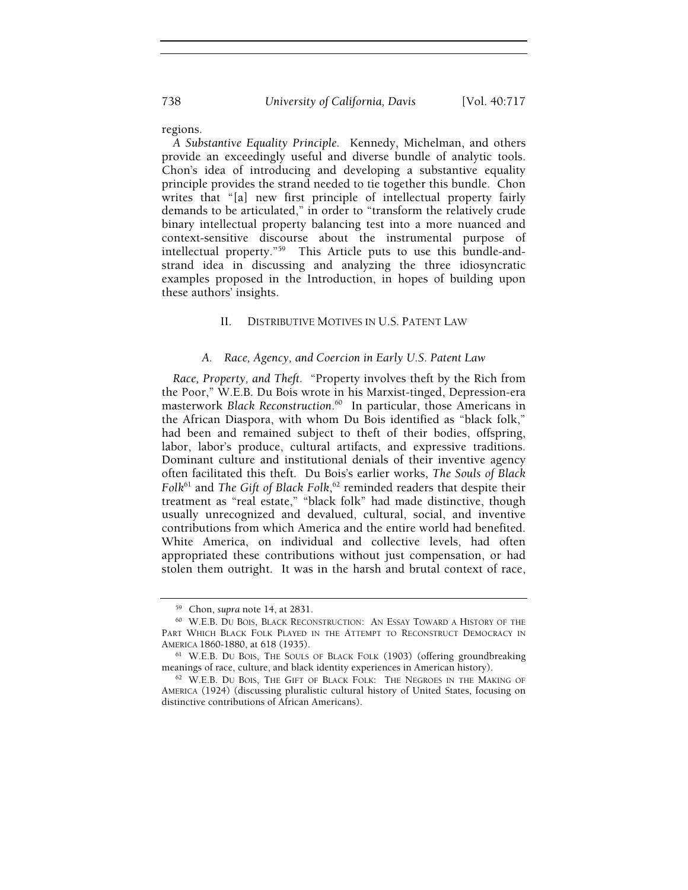regions.

*A Substantive Equality Principle.* Kennedy, Michelman, and others provide an exceedingly useful and diverse bundle of analytic tools. Chon's idea of introducing and developing a substantive equality principle provides the strand needed to tie together this bundle. Chon writes that "[a] new first principle of intellectual property fairly demands to be articulated," in order to "transform the relatively crude binary intellectual property balancing test into a more nuanced and context-sensitive discourse about the instrumental purpose of intellectual property."[59] This Article puts to use this bundle-and-strand idea in discussing and analyzing the three idiosyncratic examples proposed in the Introduction, in hopes of building upon these authors' insights.

## II. DISTRIBUTIVE MOTIVES IN U.S. PATENT LAW

### A. *Race, Agency, and Coercion in Early U.S. Patent Law*

*Race, Property, and Theft.* "Property involves theft by the Rich from the Poor," W.E.B. Du Bois wrote in his Marxist-tinged, Depression-era masterwork *Black Reconstruction*.[60] In particular, those Americans in the African Diaspora, with whom Du Bois identified as "black folk," had been and remained subject to theft of their bodies, offspring, labor, labor's produce, cultural artifacts, and expressive traditions. Dominant culture and institutional denials of their inventive agency often facilitated this theft. Du Bois's earlier works, *The Souls of Black Folk*[61] and *The Gift of Black Folk*,[62] reminded readers that despite their treatment as "real estate," "black folk" had made distinctive, though usually unrecognized and devalued, cultural, social, and inventive contributions from which America and the entire world had benefited. White America, on individual and collective levels, had often appropriated these contributions without just compensation, or had stolen them outright. It was in the harsh and brutal context of race,

---

[59] Chon, *supra* note 14, at 2831.

[60] W.E.B. DU BOIS, BLACK RECONSTRUCTION: AN ESSAY TOWARD A HISTORY OF THE PART WHICH BLACK FOLK PLAYED IN THE ATTEMPT TO RECONSTRUCT DEMOCRACY IN AMERICA 1860-1880, at 618 (1935).

[61] W.E.B. DU BOIS, THE SOULS OF BLACK FOLK (1903) (offering groundbreaking meanings of race, culture, and black identity experiences in American history).

[62] W.E.B. DU BOIS, THE GIFT OF BLACK FOLK: THE NEGROES IN THE MAKING OF AMERICA (1924) (discussing pluralistic cultural history of United States, focusing on distinctive contributions of African Americans).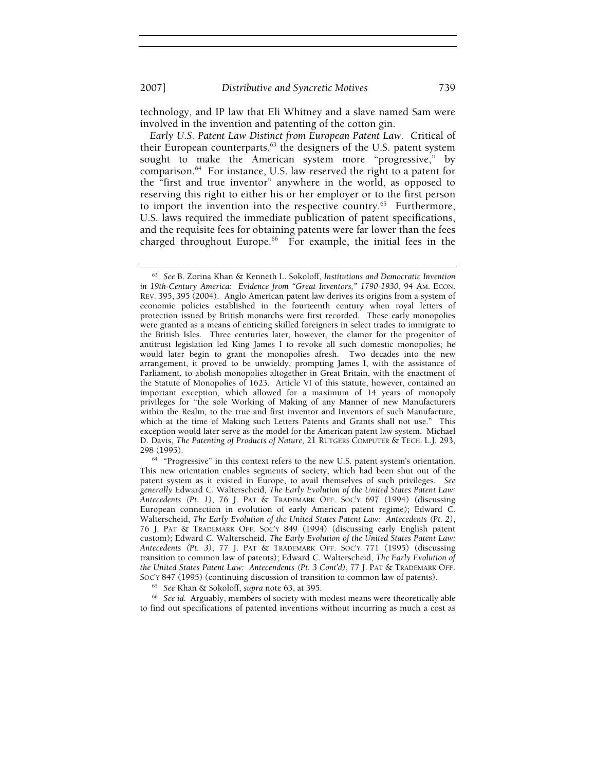technology, and IP law that Eli Whitney and a slave named Sam were involved in the invention and patenting of the cotton gin.

*Early U.S. Patent Law Distinct from European Patent Law*. Critical of their European counterparts,[63] the designers of the U.S. patent system sought to make the American system more "progressive," by comparison.[64] For instance, U.S. law reserved the right to a patent for the "first and true inventor" anywhere in the world, as opposed to reserving this right to either his or her employer or to the first person to import the invention into the respective country.[65] Furthermore, U.S. laws required the immediate publication of patent specifications, and the requisite fees for obtaining patents were far lower than the fees charged throughout Europe.[66] For example, the initial fees in the

---

[63] *See* B. Zorina Khan & Kenneth L. Sokoloff, *Institutions and Democratic Invention in 19th-Century America: Evidence from "Great Inventors," 1790-1930*, 94 AM. ECON. REV. 395, 395 (2004). Anglo American patent law derives its origins from a system of economic policies established in the fourteenth century when royal letters of protection issued by British monarchs were first recorded. These early monopolies were granted as a means of enticing skilled foreigners in select trades to immigrate to the British Isles. Three centuries later, however, the clamor for the progenitor of antitrust legislation led King James I to revoke all such domestic monopolies; he would later begin to grant the monopolies afresh. Two decades into the new arrangement, it proved to be unwieldy, prompting James I, with the assistance of Parliament, to abolish monopolies altogether in Great Britain, with the enactment of the Statute of Monopolies of 1623. Article VI of this statute, however, contained an important exception, which allowed for a maximum of 14 years of monopoly privileges for "the sole Working of Making of any Manner of new Manufacturers within the Realm, to the true and first inventor and Inventors of such Manufacture, which at the time of Making such Letters Patents and Grants shall not use." This exception would later serve as the model for the American patent law system. Michael D. Davis, *The Patenting of Products of Nature,* 21 RUTGERS COMPUTER & TECH. L.J. 293, 298 (1995).

[64] "Progressive" in this context refers to the new U.S. patent system's orientation. This new orientation enables segments of society, which had been shut out of the patent system as it existed in Europe, to avail themselves of such privileges. *See generally* Edward C. Walterscheid, *The Early Evolution of the United States Patent Law: Antecedents (Pt. 1)*, 76 J. PAT & TRADEMARK OFF. SOC'Y 697 (1994) (discussing European connection in evolution of early American patent regime); Edward C. Walterscheid, *The Early Evolution of the United States Patent Law: Antecedents (Pt. 2)*, 76 J. PAT & TRADEMARK OFF. SOC'Y 849 (1994) (discussing early English patent custom); Edward C. Walterscheid, *The Early Evolution of the United States Patent Law: Antecedents (Pt. 3)*, 77 J. PAT & TRADEMARK OFF. SOC'Y 771 (1995) (discussing transition to common law of patents); Edward C. Walterscheid, *The Early Evolution of the United States Patent Law: Antecedents (Pt. 3 Cont'd)*, 77 J. PAT & TRADEMARK OFF. SOC'Y 847 (1995) (continuing discussion of transition to common law of patents).

[65] *See* Khan & Sokoloff, *supra* note 63, at 395.

[66] *See id.* Arguably, members of society with modest means were theoretically able to find out specifications of patented inventions without incurring as much a cost as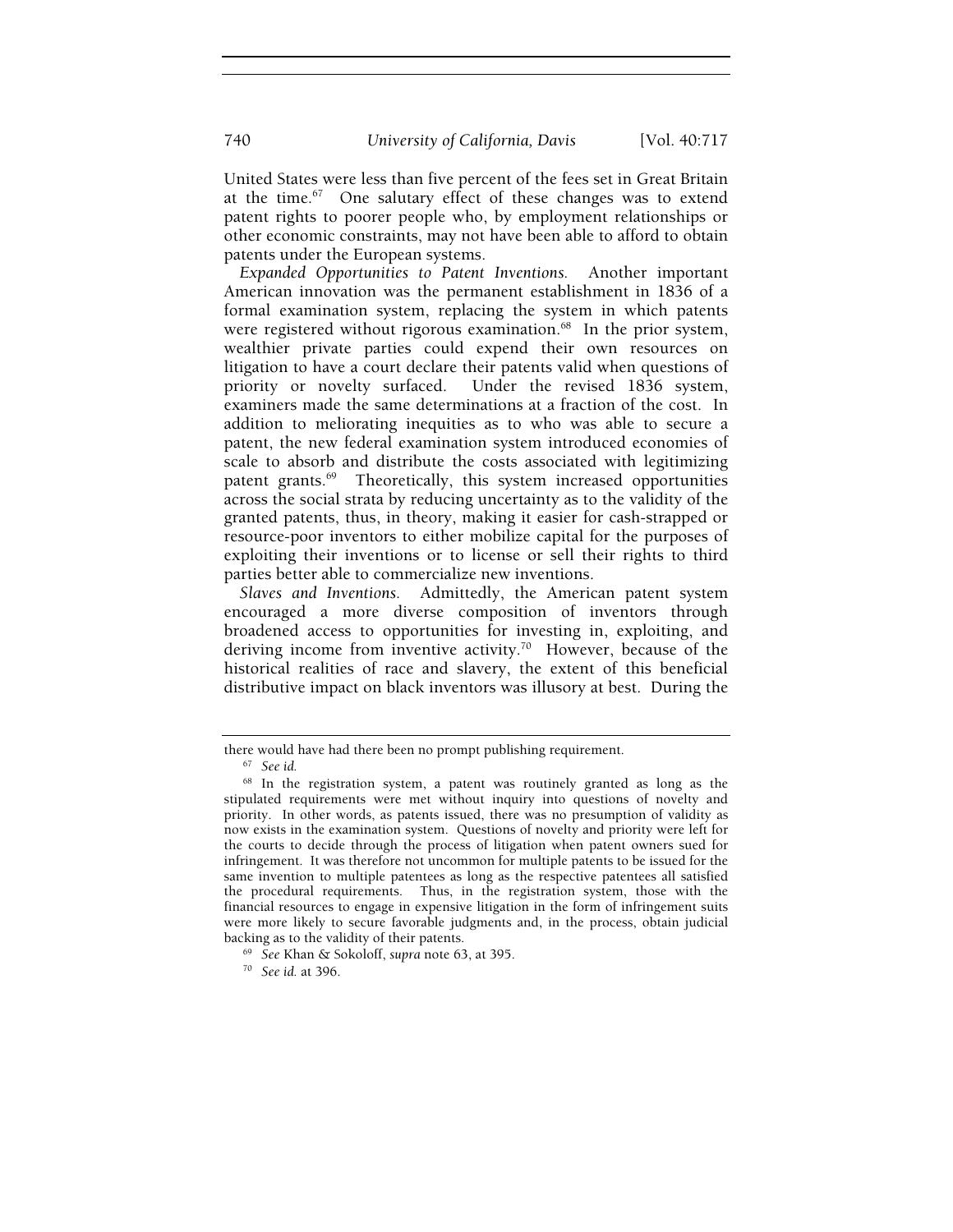United States were less than five percent of the fees set in Great Britain at the time.[67] One salutary effect of these changes was to extend patent rights to poorer people who, by employment relationships or other economic constraints, may not have been able to afford to obtain patents under the European systems.

*Expanded Opportunities to Patent Inventions.* Another important American innovation was the permanent establishment in 1836 of a formal examination system, replacing the system in which patents were registered without rigorous examination.[68] In the prior system, wealthier private parties could expend their own resources on litigation to have a court declare their patents valid when questions of priority or novelty surfaced. Under the revised 1836 system, examiners made the same determinations at a fraction of the cost. In addition to meliorating inequities as to who was able to secure a patent, the new federal examination system introduced economies of scale to absorb and distribute the costs associated with legitimizing patent grants.[69] Theoretically, this system increased opportunities across the social strata by reducing uncertainty as to the validity of the granted patents, thus, in theory, making it easier for cash-strapped or resource-poor inventors to either mobilize capital for the purposes of exploiting their inventions or to license or sell their rights to third parties better able to commercialize new inventions.

*Slaves and Inventions.* Admittedly, the American patent system encouraged a more diverse composition of inventors through broadened access to opportunities for investing in, exploiting, and deriving income from inventive activity.[70] However, because of the historical realities of race and slavery, the extent of this beneficial distributive impact on black inventors was illusory at best. During the

---

there would have had there been no prompt publishing requirement.

[67] *See id.*

[68] In the registration system, a patent was routinely granted as long as the stipulated requirements were met without inquiry into questions of novelty and priority. In other words, as patents issued, there was no presumption of validity as now exists in the examination system. Questions of novelty and priority were left for the courts to decide through the process of litigation when patent owners sued for infringement. It was therefore not uncommon for multiple patents to be issued for the same invention to multiple patentees as long as the respective patentees all satisfied the procedural requirements. Thus, in the registration system, those with the financial resources to engage in expensive litigation in the form of infringement suits were more likely to secure favorable judgments and, in the process, obtain judicial backing as to the validity of their patents.

[69] *See* Khan & Sokoloff, *supra* note 63, at 395.

[70] *See id.* at 396.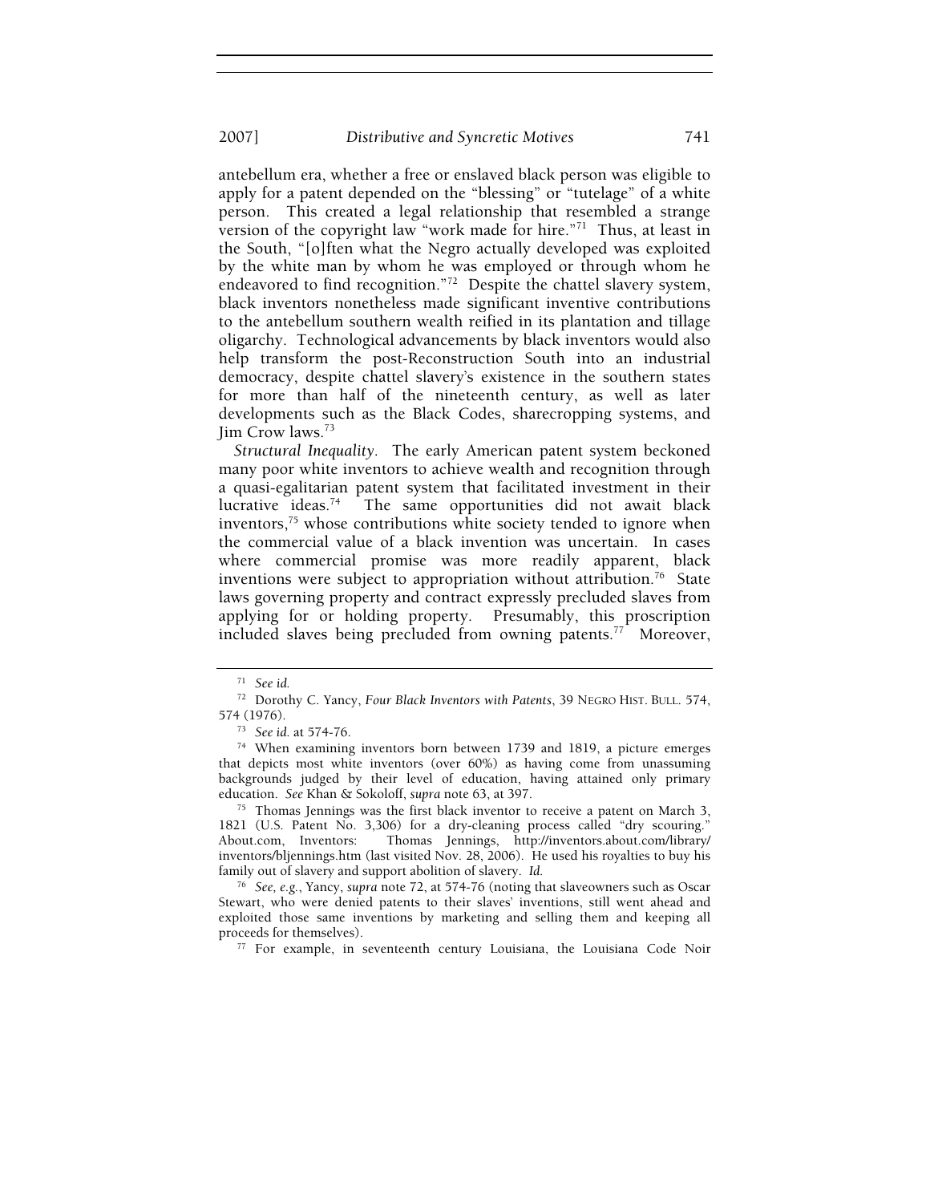antebellum era, whether a free or enslaved black person was eligible to apply for a patent depended on the "blessing" or "tutelage" of a white person. This created a legal relationship that resembled a strange version of the copyright law "work made for hire."[71] Thus, at least in the South, "[o]ften what the Negro actually developed was exploited by the white man by whom he was employed or through whom he endeavored to find recognition."[72] Despite the chattel slavery system, black inventors nonetheless made significant inventive contributions to the antebellum southern wealth reified in its plantation and tillage oligarchy. Technological advancements by black inventors would also help transform the post-Reconstruction South into an industrial democracy, despite chattel slavery's existence in the southern states for more than half of the nineteenth century, as well as later developments such as the Black Codes, sharecropping systems, and Jim Crow laws.[73]

*Structural Inequality*. The early American patent system beckoned many poor white inventors to achieve wealth and recognition through a quasi-egalitarian patent system that facilitated investment in their lucrative ideas.[74] The same opportunities did not await black inventors,[75] whose contributions white society tended to ignore when the commercial value of a black invention was uncertain. In cases where commercial promise was more readily apparent, black inventions were subject to appropriation without attribution.[76] State laws governing property and contract expressly precluded slaves from applying for or holding property. Presumably, this proscription included slaves being precluded from owning patents.[77] Moreover,

---

[71] *See id.*

[72] Dorothy C. Yancy, *Four Black Inventors with Patents*, 39 NEGRO HIST. BULL. 574, 574 (1976).

[73] *See id.* at 574-76.

[74] When examining inventors born between 1739 and 1819, a picture emerges that depicts most white inventors (over 60%) as having come from unassuming backgrounds judged by their level of education, having attained only primary education. *See* Khan & Sokoloff, *supra* note 63, at 397.

[75] Thomas Jennings was the first black inventor to receive a patent on March 3, 1821 (U.S. Patent No. 3,306) for a dry-cleaning process called "dry scouring." About.com, Inventors: Thomas Jennings, http://inventors.about.com/library/inventors/bljennings.htm (last visited Nov. 28, 2006). He used his royalties to buy his family out of slavery and support abolition of slavery. *Id.*

[76] *See, e.g.*, Yancy, *supra* note 72, at 574-76 (noting that slaveowners such as Oscar Stewart, who were denied patents to their slaves' inventions, still went ahead and exploited those same inventions by marketing and selling them and keeping all proceeds for themselves).

[77] For example, in seventeenth century Louisiana, the Louisiana Code Noir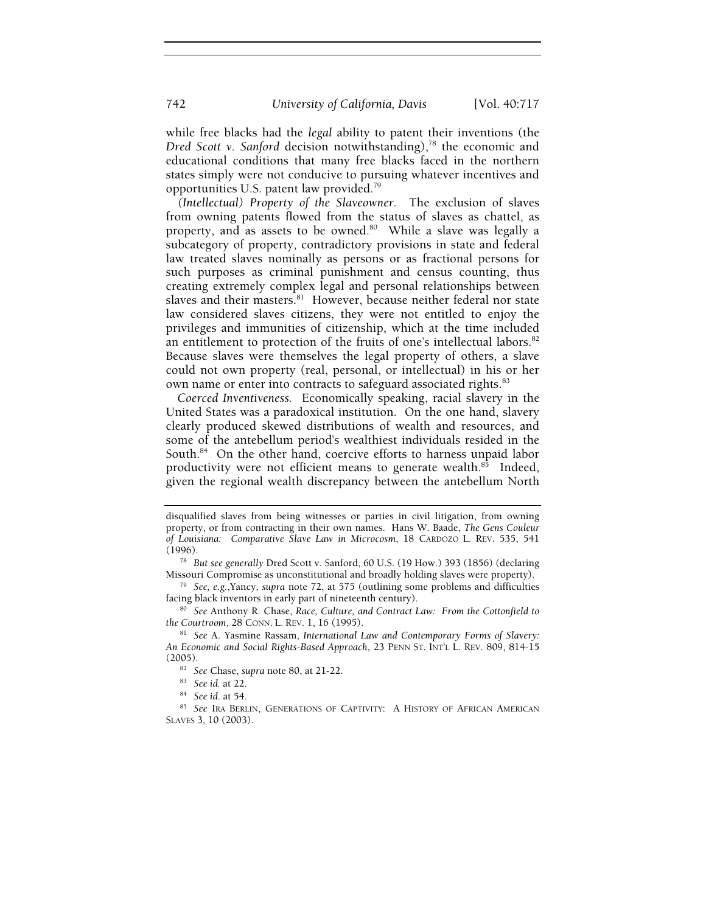while free blacks had the *legal* ability to patent their inventions (the *Dred Scott v. Sanford* decision notwithstanding),[78] the economic and educational conditions that many free blacks faced in the northern states simply were not conducive to pursuing whatever incentives and opportunities U.S. patent law provided.[79]

*(Intellectual) Property of the Slaveowner.* The exclusion of slaves from owning patents flowed from the status of slaves as chattel, as property, and as assets to be owned.[80] While a slave was legally a subcategory of property, contradictory provisions in state and federal law treated slaves nominally as persons or as fractional persons for such purposes as criminal punishment and census counting, thus creating extremely complex legal and personal relationships between slaves and their masters.[81] However, because neither federal nor state law considered slaves citizens, they were not entitled to enjoy the privileges and immunities of citizenship, which at the time included an entitlement to protection of the fruits of one's intellectual labors.[82] Because slaves were themselves the legal property of others, a slave could not own property (real, personal, or intellectual) in his or her own name or enter into contracts to safeguard associated rights.[83]

*Coerced Inventiveness.* Economically speaking, racial slavery in the United States was a paradoxical institution. On the one hand, slavery clearly produced skewed distributions of wealth and resources, and some of the antebellum period's wealthiest individuals resided in the South.[84] On the other hand, coercive efforts to harness unpaid labor productivity were not efficient means to generate wealth.[85] Indeed, given the regional wealth discrepancy between the antebellum North

---

disqualified slaves from being witnesses or parties in civil litigation, from owning property, or from contracting in their own names. Hans W. Baade, *The Gens Couleur of Louisiana: Comparative Slave Law in Microcosm*, 18 CARDOZO L. REV. 535, 541 (1996).

[78] *But see generally* Dred Scott v. Sanford, 60 U.S. (19 How.) 393 (1856) (declaring Missouri Compromise as unconstitutional and broadly holding slaves were property).

[79] *See, e.g.*,Yancy, *supra* note 72, at 575 (outlining some problems and difficulties facing black inventors in early part of nineteenth century).

[80] *See* Anthony R. Chase, *Race, Culture, and Contract Law: From the Cottonfield to the Courtroom*, 28 CONN. L. REV. 1, 16 (1995).

[81] *See* A. Yasmine Rassam, *International Law and Contemporary Forms of Slavery: An Economic and Social Rights-Based Approach*, 23 PENN ST. INT'L L. REV. 809, 814-15 (2005).

[82] *See* Chase, *supra* note 80, at 21-22.

[83] *See id.* at 22.

[84] *See id.* at 54.

[85] *See* IRA BERLIN, GENERATIONS OF CAPTIVITY: A HISTORY OF AFRICAN AMERICAN SLAVES 3, 10 (2003).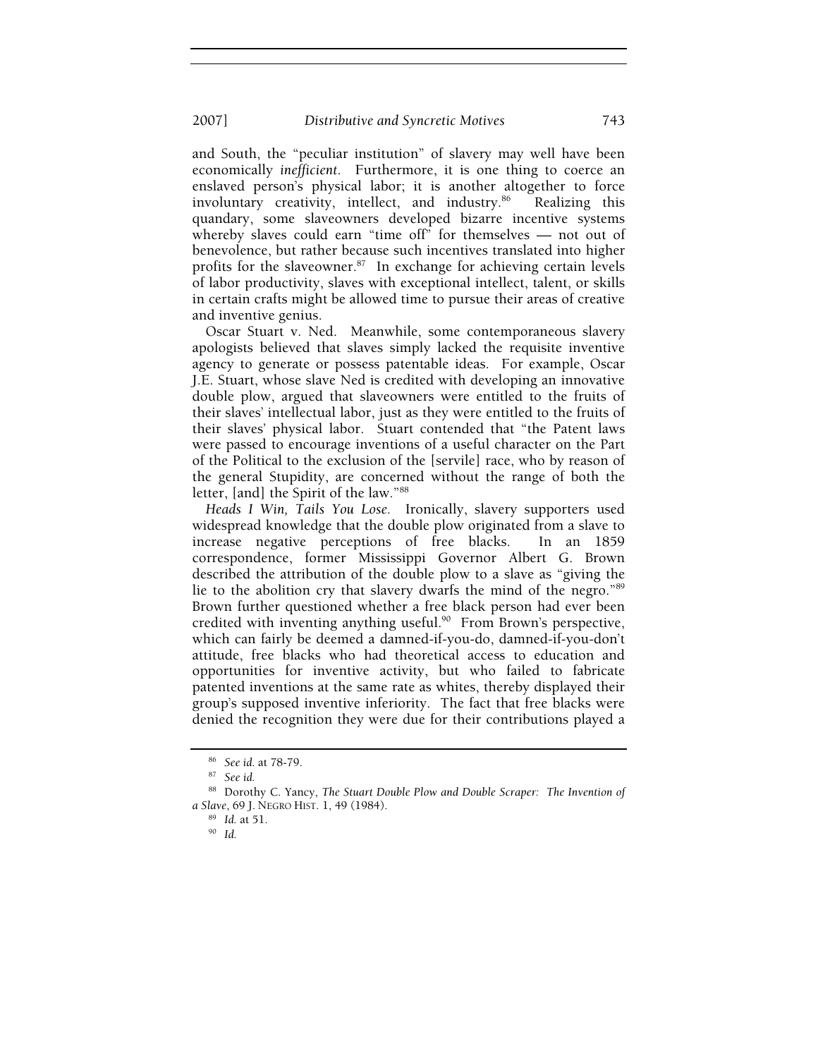and South, the "peculiar institution" of slavery may well have been economically *inefficient*. Furthermore, it is one thing to coerce an enslaved person's physical labor; it is another altogether to force involuntary creativity, intellect, and industry.[86] Realizing this quandary, some slaveowners developed bizarre incentive systems whereby slaves could earn "time off" for themselves — not out of benevolence, but rather because such incentives translated into higher profits for the slaveowner.[87] In exchange for achieving certain levels of labor productivity, slaves with exceptional intellect, talent, or skills in certain crafts might be allowed time to pursue their areas of creative and inventive genius.

Oscar Stuart v. Ned. Meanwhile, some contemporaneous slavery apologists believed that slaves simply lacked the requisite inventive agency to generate or possess patentable ideas. For example, Oscar J.E. Stuart, whose slave Ned is credited with developing an innovative double plow, argued that slaveowners were entitled to the fruits of their slaves' intellectual labor, just as they were entitled to the fruits of their slaves' physical labor. Stuart contended that "the Patent laws were passed to encourage inventions of a useful character on the Part of the Political to the exclusion of the [servile] race, who by reason of the general Stupidity, are concerned without the range of both the letter, [and] the Spirit of the law."[88]

*Heads I Win, Tails You Lose.* Ironically, slavery supporters used widespread knowledge that the double plow originated from a slave to increase negative perceptions of free blacks. In an 1859 correspondence, former Mississippi Governor Albert G. Brown described the attribution of the double plow to a slave as "giving the lie to the abolition cry that slavery dwarfs the mind of the negro."[89] Brown further questioned whether a free black person had ever been credited with inventing anything useful.[90] From Brown's perspective, which can fairly be deemed a damned-if-you-do, damned-if-you-don't attitude, free blacks who had theoretical access to education and opportunities for inventive activity, but who failed to fabricate patented inventions at the same rate as whites, thereby displayed their group's supposed inventive inferiority. The fact that free blacks were denied the recognition they were due for their contributions played a

---

[86] *See id.* at 78-79.

[87] *See id.*

[88] Dorothy C. Yancy, *The Stuart Double Plow and Double Scraper: The Invention of a Slave*, 69 J. NEGRO HIST. 1, 49 (1984).

[89] *Id.* at 51.

[90] *Id.*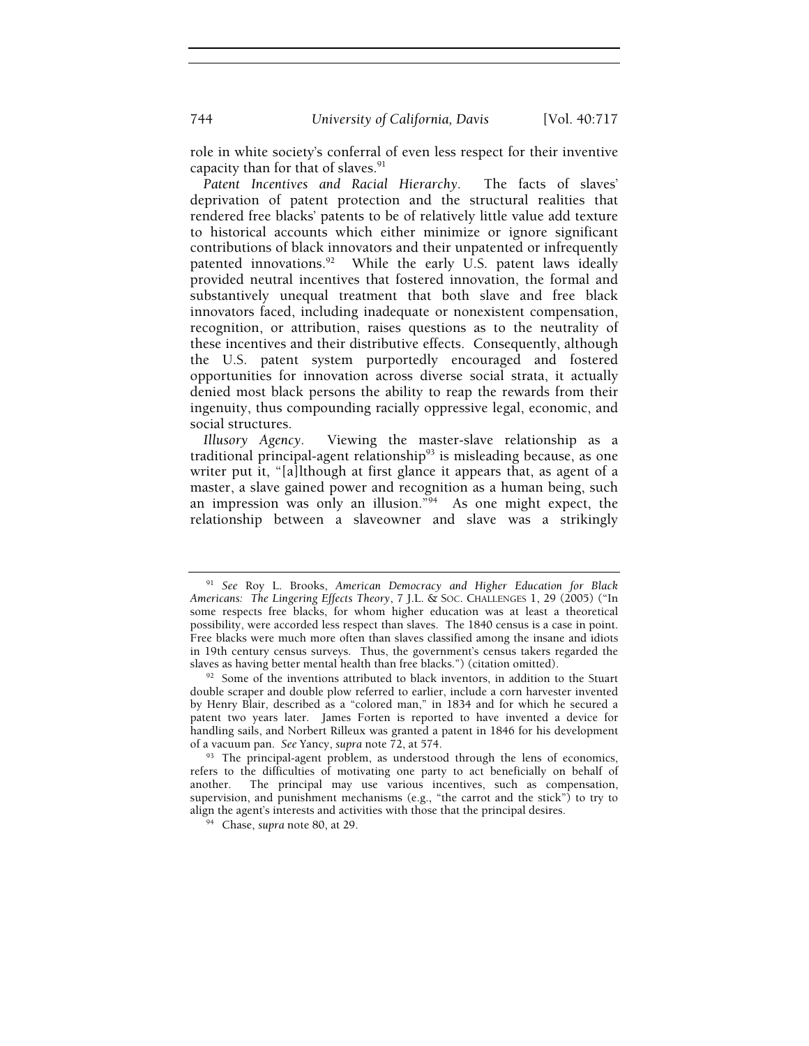role in white society's conferral of even less respect for their inventive capacity than for that of slaves.[91]

*Patent Incentives and Racial Hierarchy*. The facts of slaves' deprivation of patent protection and the structural realities that rendered free blacks' patents to be of relatively little value add texture to historical accounts which either minimize or ignore significant contributions of black innovators and their unpatented or infrequently patented innovations.[92] While the early U.S. patent laws ideally provided neutral incentives that fostered innovation, the formal and substantively unequal treatment that both slave and free black innovators faced, including inadequate or nonexistent compensation, recognition, or attribution, raises questions as to the neutrality of these incentives and their distributive effects. Consequently, although the U.S. patent system purportedly encouraged and fostered opportunities for innovation across diverse social strata, it actually denied most black persons the ability to reap the rewards from their ingenuity, thus compounding racially oppressive legal, economic, and social structures.

*Illusory Agency*. Viewing the master-slave relationship as a traditional principal-agent relationship[93] is misleading because, as one writer put it, "[a]lthough at first glance it appears that, as agent of a master, a slave gained power and recognition as a human being, such an impression was only an illusion."[94] As one might expect, the relationship between a slaveowner and slave was a strikingly

---

[91] *See* Roy L. Brooks, *American Democracy and Higher Education for Black Americans: The Lingering Effects Theory*, 7 J.L. & SOC. CHALLENGES 1, 29 (2005) ("In some respects free blacks, for whom higher education was at least a theoretical possibility, were accorded less respect than slaves. The 1840 census is a case in point. Free blacks were much more often than slaves classified among the insane and idiots in 19th century census surveys. Thus, the government's census takers regarded the slaves as having better mental health than free blacks.") (citation omitted).

[92] Some of the inventions attributed to black inventors, in addition to the Stuart double scraper and double plow referred to earlier, include a corn harvester invented by Henry Blair, described as a "colored man," in 1834 and for which he secured a patent two years later. James Forten is reported to have invented a device for handling sails, and Norbert Rilleux was granted a patent in 1846 for his development of a vacuum pan. *See* Yancy, *supra* note 72, at 574.

[93] The principal-agent problem, as understood through the lens of economics, refers to the difficulties of motivating one party to act beneficially on behalf of another. The principal may use various incentives, such as compensation, supervision, and punishment mechanisms (e.g., "the carrot and the stick") to try to align the agent's interests and activities with those that the principal desires.

[94] Chase, *supra* note 80, at 29.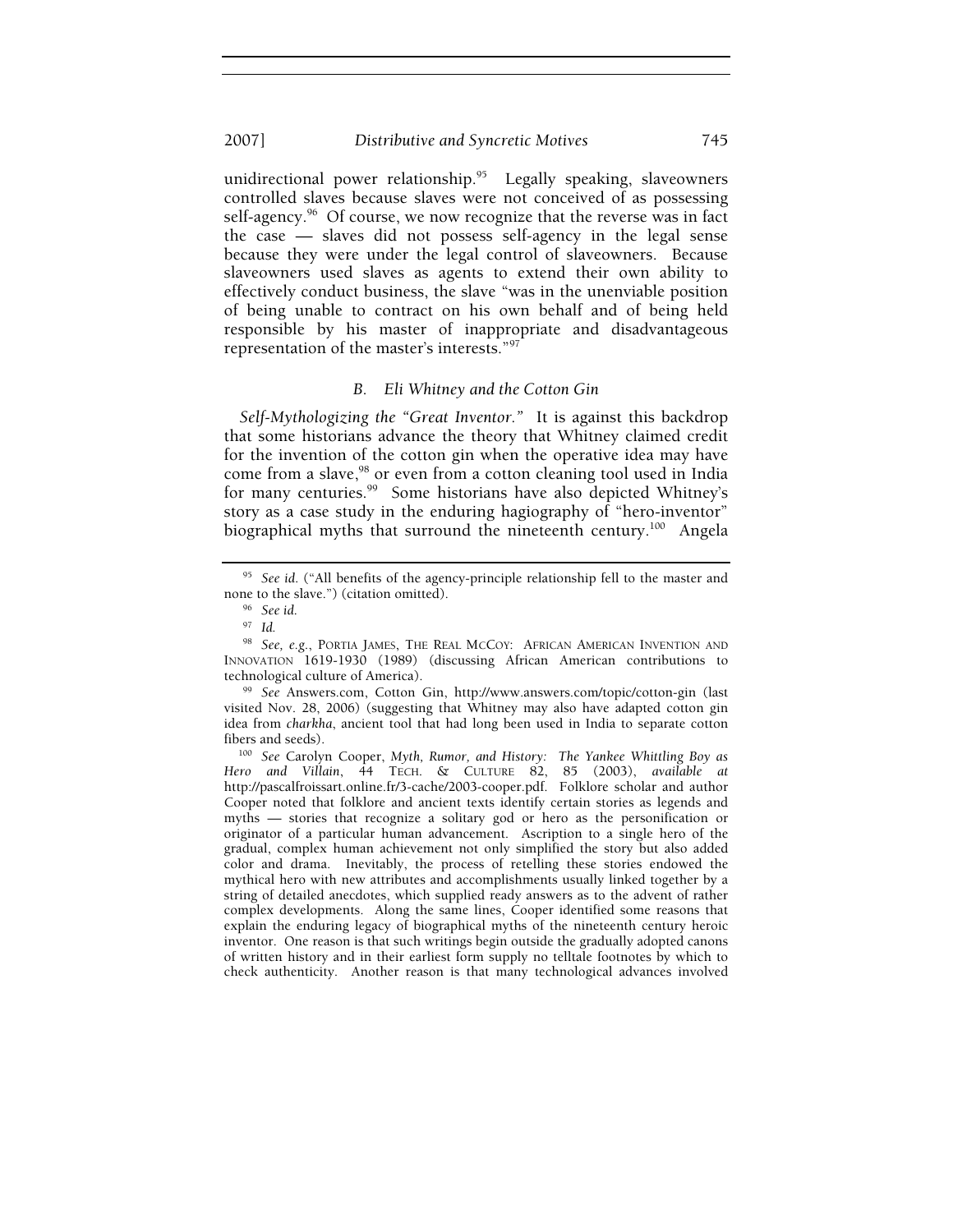unidirectional power relationship.[95] Legally speaking, slaveowners controlled slaves because slaves were not conceived of as possessing self-agency.[96] Of course, we now recognize that the reverse was in fact the case — slaves did not possess self-agency in the legal sense because they were under the legal control of slaveowners. Because slaveowners used slaves as agents to extend their own ability to effectively conduct business, the slave "was in the unenviable position of being unable to contract on his own behalf and of being held responsible by his master of inappropriate and disadvantageous representation of the master's interests."[97]

### *B. Eli Whitney and the Cotton Gin*

*Self-Mythologizing the "Great Inventor."* It is against this backdrop that some historians advance the theory that Whitney claimed credit for the invention of the cotton gin when the operative idea may have come from a slave,[98] or even from a cotton cleaning tool used in India for many centuries.[99] Some historians have also depicted Whitney's story as a case study in the enduring hagiography of "hero-inventor" biographical myths that surround the nineteenth century.[100] Angela

---

[95] *See id.* ("All benefits of the agency-principle relationship fell to the master and none to the slave.") (citation omitted).

[96] *See id.*

[97] *Id.*

[98] *See, e.g.*, PORTIA JAMES, THE REAL MCCOY: AFRICAN AMERICAN INVENTION AND INNOVATION 1619-1930 (1989) (discussing African American contributions to technological culture of America).

[99] *See* Answers.com, Cotton Gin, http://www.answers.com/topic/cotton-gin (last visited Nov. 28, 2006) (suggesting that Whitney may also have adapted cotton gin idea from *charkha*, ancient tool that had long been used in India to separate cotton fibers and seeds).

[100] *See* Carolyn Cooper, *Myth, Rumor, and History: The Yankee Whittling Boy as Hero and Villain*, 44 TECH. & CULTURE 82, 85 (2003), *available at* http://pascalfroissart.online.fr/3-cache/2003-cooper.pdf. Folklore scholar and author Cooper noted that folklore and ancient texts identify certain stories as legends and myths — stories that recognize a solitary god or hero as the personification or originator of a particular human advancement. Ascription to a single hero of the gradual, complex human achievement not only simplified the story but also added color and drama. Inevitably, the process of retelling these stories endowed the mythical hero with new attributes and accomplishments usually linked together by a string of detailed anecdotes, which supplied ready answers as to the advent of rather complex developments. Along the same lines, Cooper identified some reasons that explain the enduring legacy of biographical myths of the nineteenth century heroic inventor. One reason is that such writings begin outside the gradually adopted canons of written history and in their earliest form supply no telltale footnotes by which to check authenticity. Another reason is that many technological advances involved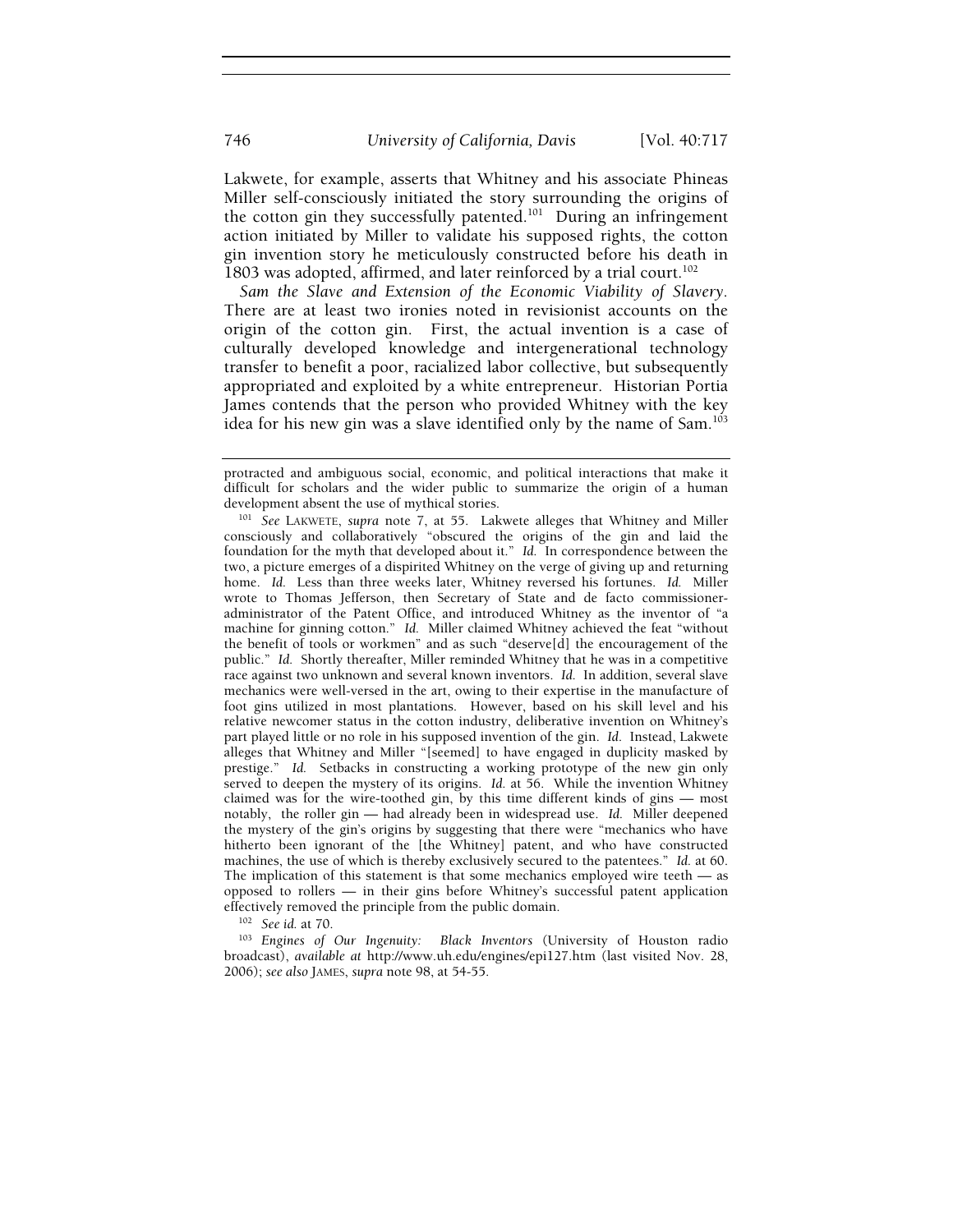Lakwete, for example, asserts that Whitney and his associate Phineas Miller self-consciously initiated the story surrounding the origins of the cotton gin they successfully patented.[101] During an infringement action initiated by Miller to validate his supposed rights, the cotton gin invention story he meticulously constructed before his death in 1803 was adopted, affirmed, and later reinforced by a trial court.[102]

*Sam the Slave and Extension of the Economic Viability of Slavery*. There are at least two ironies noted in revisionist accounts on the origin of the cotton gin. First, the actual invention is a case of culturally developed knowledge and intergenerational technology transfer to benefit a poor, racialized labor collective, but subsequently appropriated and exploited by a white entrepreneur. Historian Portia James contends that the person who provided Whitney with the key idea for his new gin was a slave identified only by the name of Sam.[103]

---

protracted and ambiguous social, economic, and political interactions that make it difficult for scholars and the wider public to summarize the origin of a human development absent the use of mythical stories.

[101] *See* LAKWETE, *supra* note 7, at 55. Lakwete alleges that Whitney and Miller consciously and collaboratively "obscured the origins of the gin and laid the foundation for the myth that developed about it." *Id.* In correspondence between the two, a picture emerges of a dispirited Whitney on the verge of giving up and returning home. *Id.* Less than three weeks later, Whitney reversed his fortunes. *Id.* Miller wrote to Thomas Jefferson, then Secretary of State and de facto commissioner-administrator of the Patent Office, and introduced Whitney as the inventor of "a machine for ginning cotton." *Id.* Miller claimed Whitney achieved the feat "without the benefit of tools or workmen" and as such "deserve[d] the encouragement of the public." *Id.* Shortly thereafter, Miller reminded Whitney that he was in a competitive race against two unknown and several known inventors. *Id.* In addition, several slave mechanics were well-versed in the art, owing to their expertise in the manufacture of foot gins utilized in most plantations. However, based on his skill level and his relative newcomer status in the cotton industry, deliberative invention on Whitney's part played little or no role in his supposed invention of the gin. *Id.* Instead, Lakwete alleges that Whitney and Miller "[seemed] to have engaged in duplicity masked by prestige." *Id.* Setbacks in constructing a working prototype of the new gin only served to deepen the mystery of its origins. *Id.* at 56. While the invention Whitney claimed was for the wire-toothed gin, by this time different kinds of gins — most notably, the roller gin — had already been in widespread use. *Id.* Miller deepened the mystery of the gin's origins by suggesting that there were "mechanics who have hitherto been ignorant of the [the Whitney] patent, and who have constructed machines, the use of which is thereby exclusively secured to the patentees." *Id.* at 60. The implication of this statement is that some mechanics employed wire teeth — as opposed to rollers — in their gins before Whitney's successful patent application effectively removed the principle from the public domain.

[102] *See id.* at 70.

[103] *Engines of Our Ingenuity: Black Inventors* (University of Houston radio broadcast), *available at* http://www.uh.edu/engines/epi127.htm (last visited Nov. 28, 2006); *see also* JAMES, *supra* note 98, at 54-55.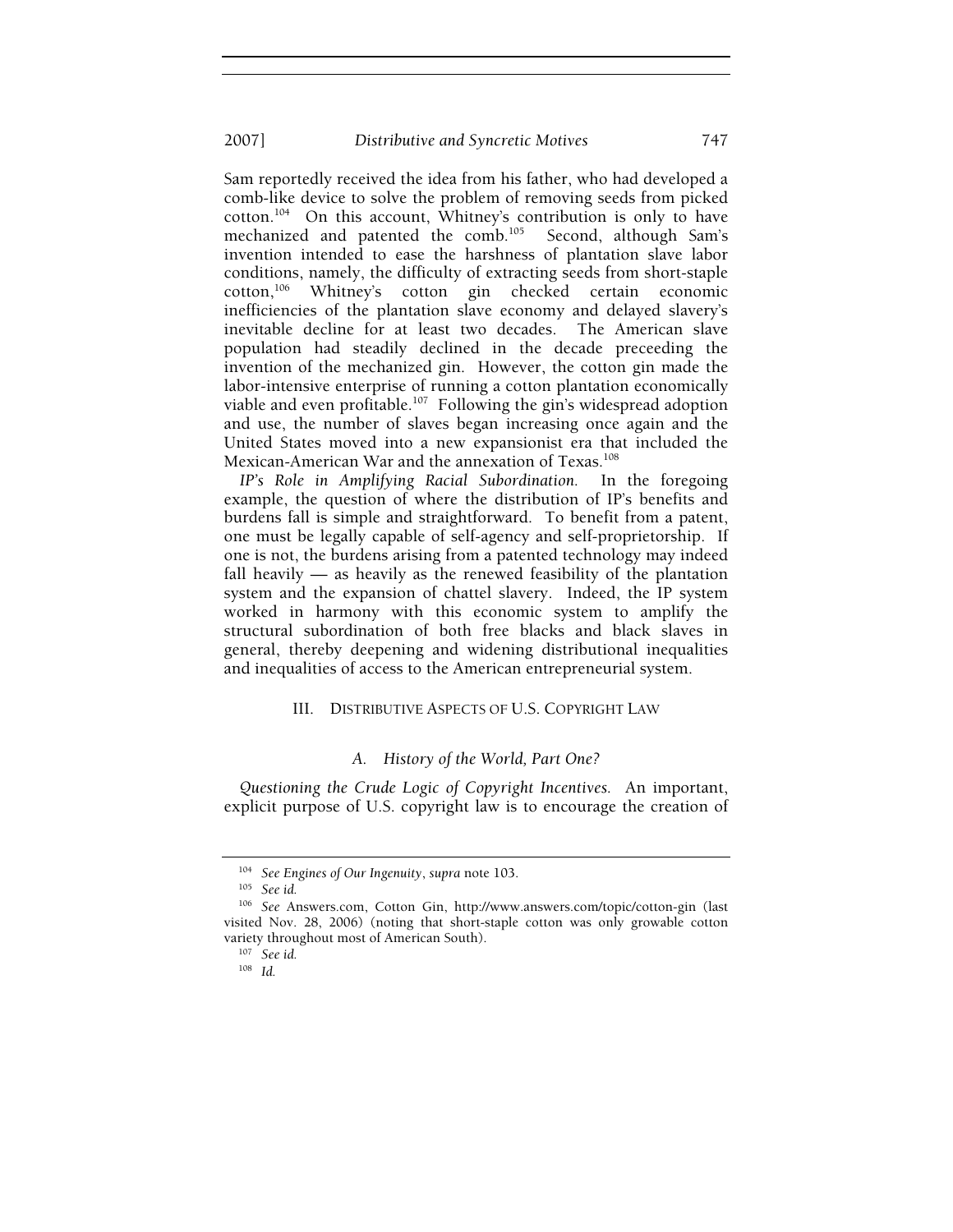Sam reportedly received the idea from his father, who had developed a comb-like device to solve the problem of removing seeds from picked cotton.[104] On this account, Whitney's contribution is only to have mechanized and patented the comb.[105] Second, although Sam's invention intended to ease the harshness of plantation slave labor conditions, namely, the difficulty of extracting seeds from short-staple cotton,[106] Whitney's cotton gin checked certain economic inefficiencies of the plantation slave economy and delayed slavery's inevitable decline for at least two decades. The American slave population had steadily declined in the decade preceeding the invention of the mechanized gin. However, the cotton gin made the labor-intensive enterprise of running a cotton plantation economically viable and even profitable.[107] Following the gin's widespread adoption and use, the number of slaves began increasing once again and the United States moved into a new expansionist era that included the Mexican-American War and the annexation of Texas.[108]

*IP's Role in Amplifying Racial Subordination.* In the foregoing example, the question of where the distribution of IP's benefits and burdens fall is simple and straightforward. To benefit from a patent, one must be legally capable of self-agency and self-proprietorship. If one is not, the burdens arising from a patented technology may indeed fall heavily — as heavily as the renewed feasibility of the plantation system and the expansion of chattel slavery. Indeed, the IP system worked in harmony with this economic system to amplify the structural subordination of both free blacks and black slaves in general, thereby deepening and widening distributional inequalities and inequalities of access to the American entrepreneurial system.

## III. DISTRIBUTIVE ASPECTS OF U.S. COPYRIGHT LAW

### A. *History of the World, Part One?*

*Questioning the Crude Logic of Copyright Incentives.* An important, explicit purpose of U.S. copyright law is to encourage the creation of

---

[104] *See Engines of Our Ingenuity*, *supra* note 103.

[105] *See id.*

[106] *See* Answers.com, Cotton Gin, http://www.answers.com/topic/cotton-gin (last visited Nov. 28, 2006) (noting that short-staple cotton was only growable cotton variety throughout most of American South).

[107] *See id.*

[108] *Id.*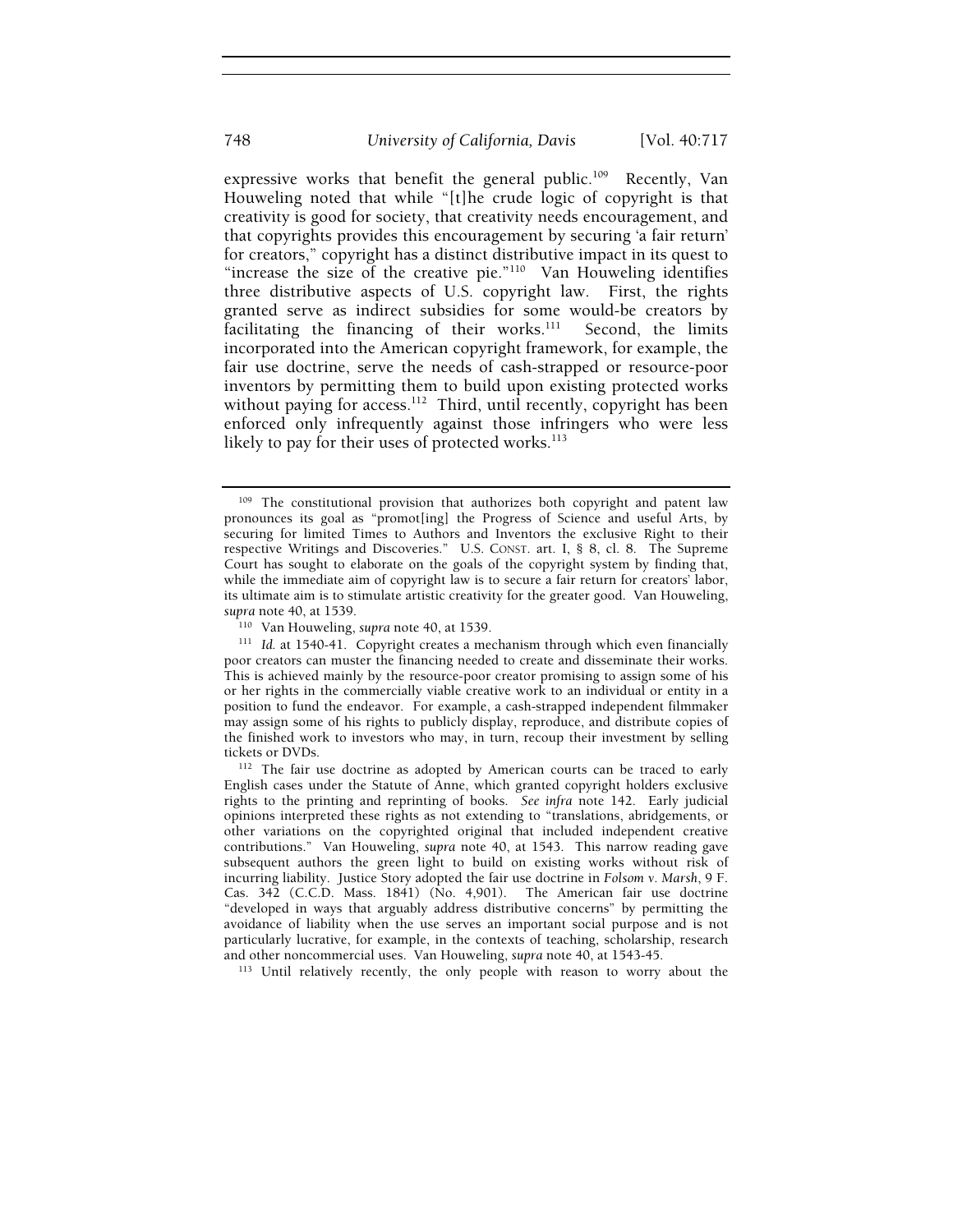expressive works that benefit the general public.[109] Recently, Van Houweling noted that while "[t]he crude logic of copyright is that creativity is good for society, that creativity needs encouragement, and that copyrights provides this encouragement by securing 'a fair return' for creators," copyright has a distinct distributive impact in its quest to "increase the size of the creative pie."[110] Van Houweling identifies three distributive aspects of U.S. copyright law. First, the rights granted serve as indirect subsidies for some would-be creators by facilitating the financing of their works.[111] Second, the limits incorporated into the American copyright framework, for example, the fair use doctrine, serve the needs of cash-strapped or resource-poor inventors by permitting them to build upon existing protected works without paying for access.[112] Third, until recently, copyright has been enforced only infrequently against those infringers who were less likely to pay for their uses of protected works.[113]

---

[109] The constitutional provision that authorizes both copyright and patent law pronounces its goal as "promot[ing] the Progress of Science and useful Arts, by securing for limited Times to Authors and Inventors the exclusive Right to their respective Writings and Discoveries." U.S. CONST. art. I, § 8, cl. 8. The Supreme Court has sought to elaborate on the goals of the copyright system by finding that, while the immediate aim of copyright law is to secure a fair return for creators' labor, its ultimate aim is to stimulate artistic creativity for the greater good. Van Houweling, *supra* note 40, at 1539.

[110] Van Houweling, *supra* note 40, at 1539.

[111] *Id.* at 1540-41. Copyright creates a mechanism through which even financially poor creators can muster the financing needed to create and disseminate their works. This is achieved mainly by the resource-poor creator promising to assign some of his or her rights in the commercially viable creative work to an individual or entity in a position to fund the endeavor. For example, a cash-strapped independent filmmaker may assign some of his rights to publicly display, reproduce, and distribute copies of the finished work to investors who may, in turn, recoup their investment by selling tickets or DVDs.

[112] The fair use doctrine as adopted by American courts can be traced to early English cases under the Statute of Anne, which granted copyright holders exclusive rights to the printing and reprinting of books. *See infra* note 142. Early judicial opinions interpreted these rights as not extending to "translations, abridgements, or other variations on the copyrighted original that included independent creative contributions." Van Houweling, *supra* note 40, at 1543. This narrow reading gave subsequent authors the green light to build on existing works without risk of incurring liability. Justice Story adopted the fair use doctrine in *Folsom v. Marsh*, 9 F. Cas. 342 (C.C.D. Mass. 1841) (No. 4,901). The American fair use doctrine "developed in ways that arguably address distributive concerns" by permitting the avoidance of liability when the use serves an important social purpose and is not particularly lucrative, for example, in the contexts of teaching, scholarship, research and other noncommercial uses. Van Houweling, *supra* note 40, at 1543-45.

[113] Until relatively recently, the only people with reason to worry about the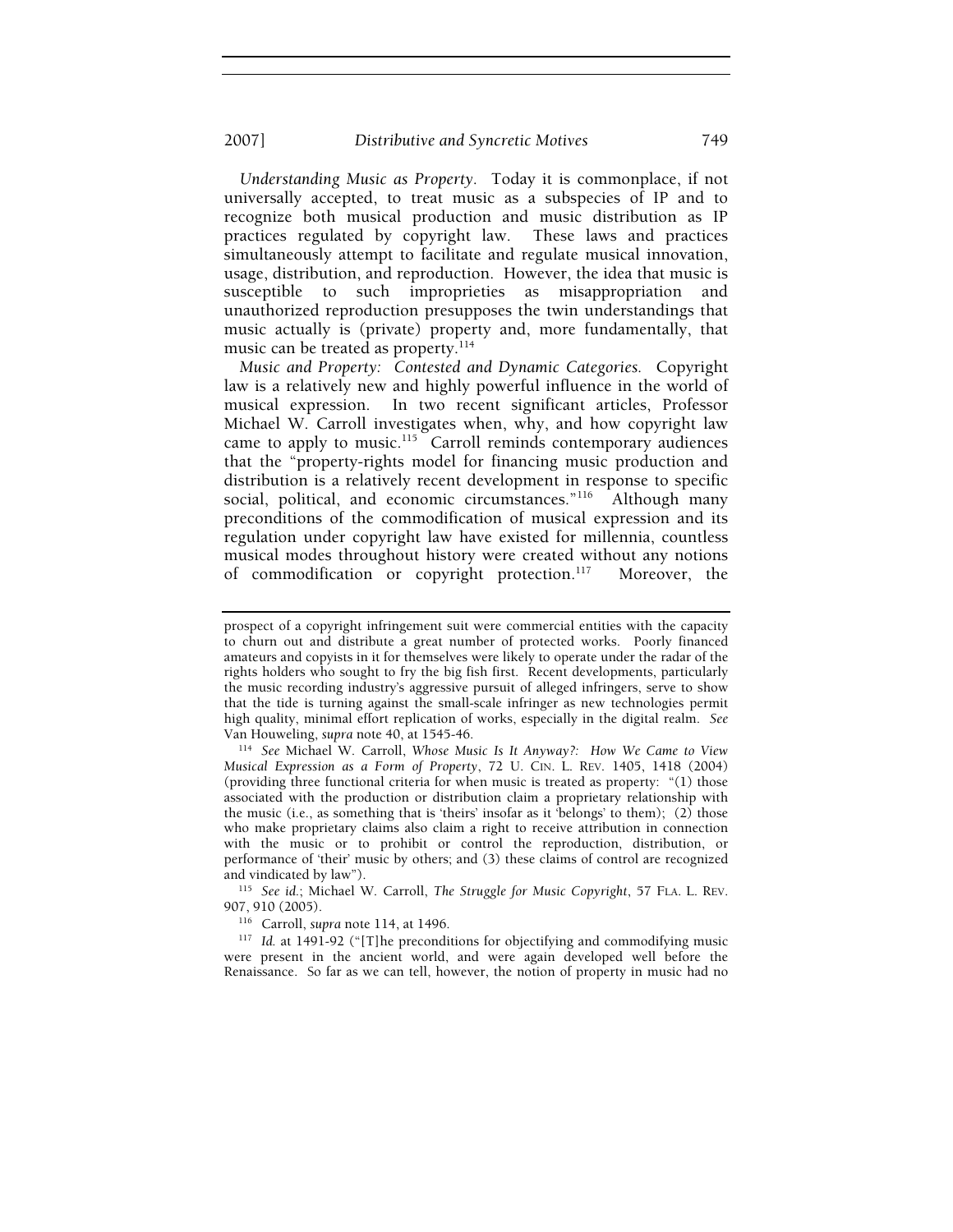*Understanding Music as Property*. Today it is commonplace, if not universally accepted, to treat music as a subspecies of IP and to recognize both musical production and music distribution as IP practices regulated by copyright law. These laws and practices simultaneously attempt to facilitate and regulate musical innovation, usage, distribution, and reproduction. However, the idea that music is susceptible to such improprieties as misappropriation and unauthorized reproduction presupposes the twin understandings that music actually is (private) property and, more fundamentally, that music can be treated as property.[114]

*Music and Property: Contested and Dynamic Categories.* Copyright law is a relatively new and highly powerful influence in the world of musical expression. In two recent significant articles, Professor Michael W. Carroll investigates when, why, and how copyright law came to apply to music.[115] Carroll reminds contemporary audiences that the "property-rights model for financing music production and distribution is a relatively recent development in response to specific social, political, and economic circumstances."[116] Although many preconditions of the commodification of musical expression and its regulation under copyright law have existed for millennia, countless musical modes throughout history were created without any notions of commodification or copyright protection.[117] Moreover, the

---

prospect of a copyright infringement suit were commercial entities with the capacity to churn out and distribute a great number of protected works. Poorly financed amateurs and copyists in it for themselves were likely to operate under the radar of the rights holders who sought to fry the big fish first. Recent developments, particularly the music recording industry's aggressive pursuit of alleged infringers, serve to show that the tide is turning against the small-scale infringer as new technologies permit high quality, minimal effort replication of works, especially in the digital realm. *See* Van Houweling, *supra* note 40, at 1545-46.

[114] *See* Michael W. Carroll, *Whose Music Is It Anyway?: How We Came to View Musical Expression as a Form of Property*, 72 U. CIN. L. REV. 1405, 1418 (2004) (providing three functional criteria for when music is treated as property: "(1) those associated with the production or distribution claim a proprietary relationship with the music (i.e., as something that is 'theirs' insofar as it 'belongs' to them); (2) those who make proprietary claims also claim a right to receive attribution in connection with the music or to prohibit or control the reproduction, distribution, or performance of 'their' music by others; and (3) these claims of control are recognized and vindicated by law").

[115] *See id.*; Michael W. Carroll, *The Struggle for Music Copyright*, 57 FLA. L. REV. 907, 910 (2005).

[116] Carroll, *supra* note 114, at 1496.

[117] *Id.* at 1491-92 ("[T]he preconditions for objectifying and commodifying music were present in the ancient world, and were again developed well before the Renaissance. So far as we can tell, however, the notion of property in music had no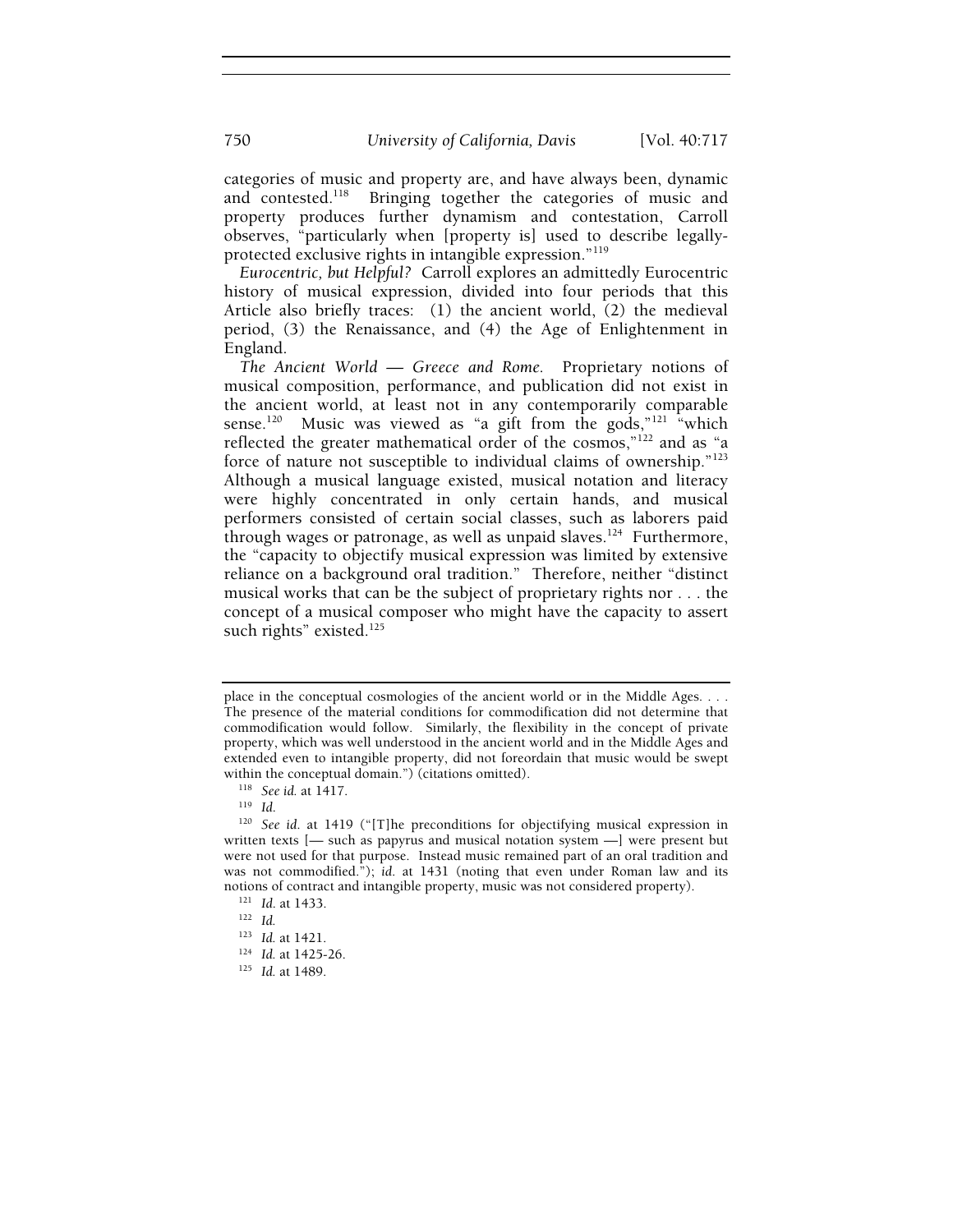categories of music and property are, and have always been, dynamic and contested.[118] Bringing together the categories of music and property produces further dynamism and contestation, Carroll observes, "particularly when [property is] used to describe legally-protected exclusive rights in intangible expression."[119]

*Eurocentric, but Helpful?* Carroll explores an admittedly Eurocentric history of musical expression, divided into four periods that this Article also briefly traces: (1) the ancient world, (2) the medieval period, (3) the Renaissance, and (4) the Age of Enlightenment in England.

*The Ancient World — Greece and Rome.* Proprietary notions of musical composition, performance, and publication did not exist in the ancient world, at least not in any contemporarily comparable sense.[120] Music was viewed as "a gift from the gods,"[121] "which reflected the greater mathematical order of the cosmos,"[122] and as "a force of nature not susceptible to individual claims of ownership."[123] Although a musical language existed, musical notation and literacy were highly concentrated in only certain hands, and musical performers consisted of certain social classes, such as laborers paid through wages or patronage, as well as unpaid slaves.[124] Furthermore, the "capacity to objectify musical expression was limited by extensive reliance on a background oral tradition." Therefore, neither "distinct musical works that can be the subject of proprietary rights nor . . . the concept of a musical composer who might have the capacity to assert such rights" existed.[125]

---

place in the conceptual cosmologies of the ancient world or in the Middle Ages. . . . The presence of the material conditions for commodification did not determine that commodification would follow. Similarly, the flexibility in the concept of private property, which was well understood in the ancient world and in the Middle Ages and extended even to intangible property, did not foreordain that music would be swept within the conceptual domain.") (citations omitted).

[118] *See id.* at 1417.

[119] *Id.*

[120] *See id.* at 1419 ("[T]he preconditions for objectifying musical expression in written texts [— such as papyrus and musical notation system —] were present but were not used for that purpose. Instead music remained part of an oral tradition and was not commodified."); *id.* at 1431 (noting that even under Roman law and its notions of contract and intangible property, music was not considered property).

[121] *Id.* at 1433.

[122] *Id.*

[123] *Id.* at 1421.

[124] *Id.* at 1425-26.

[125] *Id.* at 1489.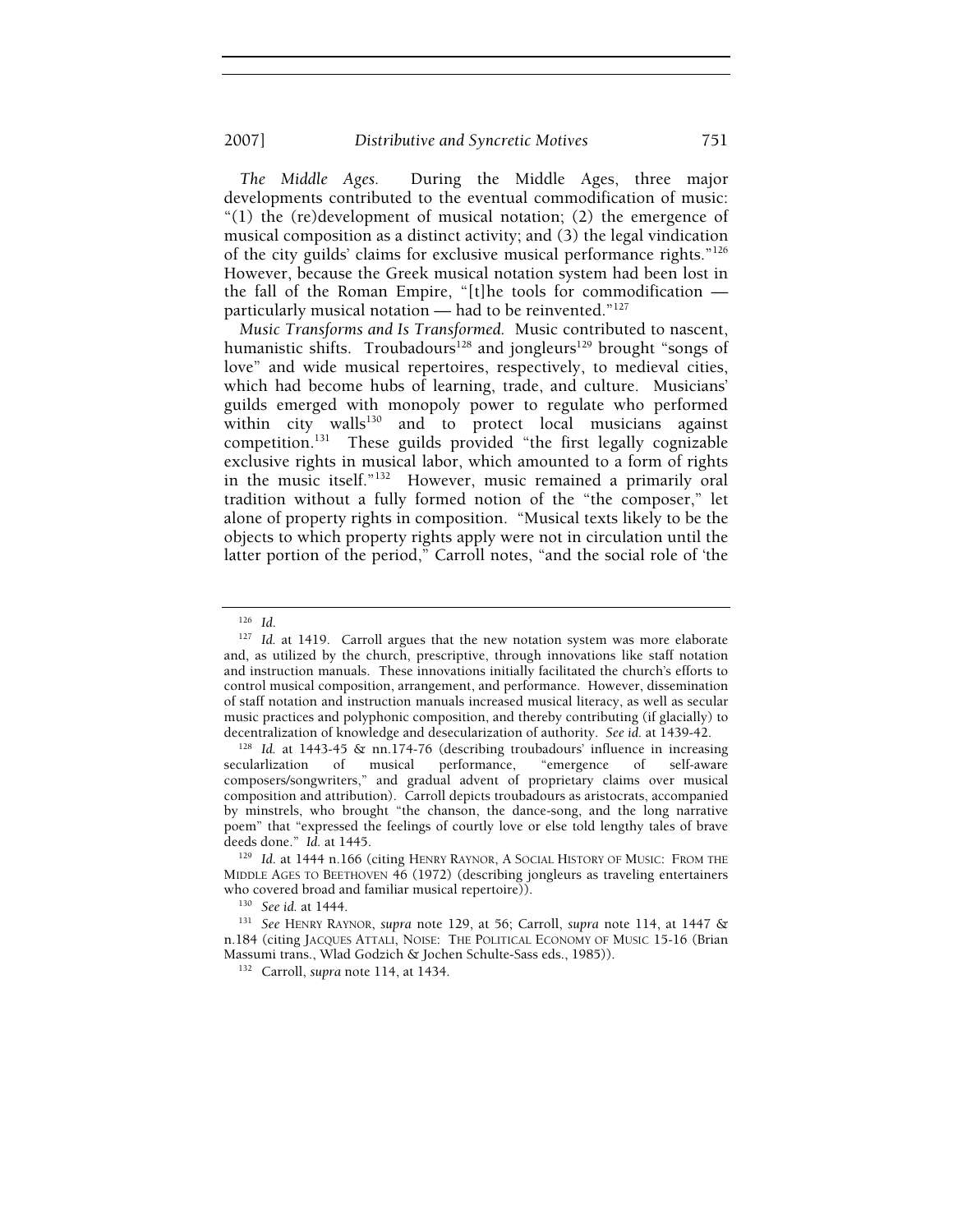*The Middle Ages.* During the Middle Ages, three major developments contributed to the eventual commodification of music: "(1) the (re)development of musical notation; (2) the emergence of musical composition as a distinct activity; and (3) the legal vindication of the city guilds' claims for exclusive musical performance rights."[126] However, because the Greek musical notation system had been lost in the fall of the Roman Empire, "[t]he tools for commodification — particularly musical notation — had to be reinvented."[127]

*Music Transforms and Is Transformed.* Music contributed to nascent, humanistic shifts. Troubadours[128] and jongleurs[129] brought "songs of love" and wide musical repertoires, respectively, to medieval cities, which had become hubs of learning, trade, and culture. Musicians' guilds emerged with monopoly power to regulate who performed within city walls[130] and to protect local musicians against competition.[131] These guilds provided "the first legally cognizable exclusive rights in musical labor, which amounted to a form of rights in the music itself."[132] However, music remained a primarily oral tradition without a fully formed notion of the "the composer," let alone of property rights in composition. "Musical texts likely to be the objects to which property rights apply were not in circulation until the latter portion of the period," Carroll notes, "and the social role of 'the

---

[126] *Id.*

[127] *Id.* at 1419. Carroll argues that the new notation system was more elaborate and, as utilized by the church, prescriptive, through innovations like staff notation and instruction manuals. These innovations initially facilitated the church's efforts to control musical composition, arrangement, and performance. However, dissemination of staff notation and instruction manuals increased musical literacy, as well as secular music practices and polyphonic composition, and thereby contributing (if glacially) to decentralization of knowledge and desecularization of authority. *See id.* at 1439-42.

[128] *Id.* at 1443-45 & nn.174-76 (describing troubadours' influence in increasing secularlization of musical performance, "emergence of self-aware composers/songwriters," and gradual advent of proprietary claims over musical composition and attribution). Carroll depicts troubadours as aristocrats, accompanied by minstrels, who brought "the chanson, the dance-song, and the long narrative poem" that "expressed the feelings of courtly love or else told lengthy tales of brave deeds done." *Id.* at 1445.

[129] *Id.* at 1444 n.166 (citing HENRY RAYNOR, A SOCIAL HISTORY OF MUSIC: FROM THE MIDDLE AGES TO BEETHOVEN 46 (1972) (describing jongleurs as traveling entertainers who covered broad and familiar musical repertoire)).

[130] *See id.* at 1444.

[131] *See* HENRY RAYNOR, *supra* note 129, at 56; Carroll, *supra* note 114, at 1447 & n.184 (citing JACQUES ATTALI, NOISE: THE POLITICAL ECONOMY OF MUSIC 15-16 (Brian Massumi trans., Wlad Godzich & Jochen Schulte-Sass eds., 1985)).

[132] Carroll, *supra* note 114, at 1434.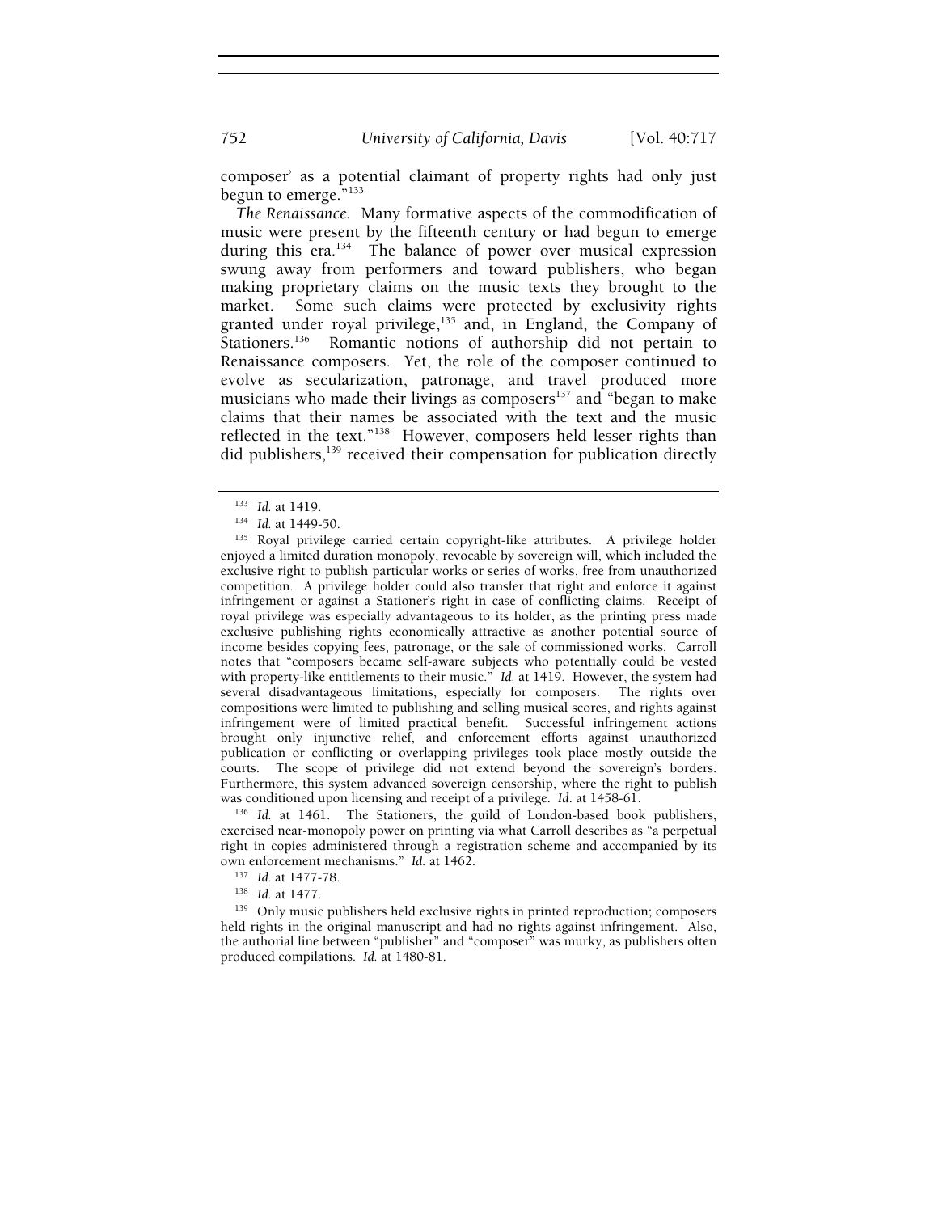composer' as a potential claimant of property rights had only just begun to emerge."[133]

*The Renaissance.* Many formative aspects of the commodification of music were present by the fifteenth century or had begun to emerge during this era.[134] The balance of power over musical expression swung away from performers and toward publishers, who began making proprietary claims on the music texts they brought to the market. Some such claims were protected by exclusivity rights granted under royal privilege,[135] and, in England, the Company of Stationers.[136] Romantic notions of authorship did not pertain to Renaissance composers. Yet, the role of the composer continued to evolve as secularization, patronage, and travel produced more musicians who made their livings as composers[137] and "began to make claims that their names be associated with the text and the music reflected in the text."[138] However, composers held lesser rights than did publishers,[139] received their compensation for publication directly

---

[133] *Id.* at 1419.

[134] *Id.* at 1449-50.

[135] Royal privilege carried certain copyright-like attributes. A privilege holder enjoyed a limited duration monopoly, revocable by sovereign will, which included the exclusive right to publish particular works or series of works, free from unauthorized competition. A privilege holder could also transfer that right and enforce it against infringement or against a Stationer's right in case of conflicting claims. Receipt of royal privilege was especially advantageous to its holder, as the printing press made exclusive publishing rights economically attractive as another potential source of income besides copying fees, patronage, or the sale of commissioned works. Carroll notes that "composers became self-aware subjects who potentially could be vested with property-like entitlements to their music." *Id.* at 1419. However, the system had several disadvantageous limitations, especially for composers. The rights over compositions were limited to publishing and selling musical scores, and rights against infringement were of limited practical benefit. Successful infringement actions brought only injunctive relief, and enforcement efforts against unauthorized publication or conflicting or overlapping privileges took place mostly outside the courts. The scope of privilege did not extend beyond the sovereign's borders. Furthermore, this system advanced sovereign censorship, where the right to publish was conditioned upon licensing and receipt of a privilege. *Id.* at 1458-61.

[136] *Id.* at 1461. The Stationers, the guild of London-based book publishers, exercised near-monopoly power on printing via what Carroll describes as "a perpetual right in copies administered through a registration scheme and accompanied by its own enforcement mechanisms." *Id.* at 1462.

[137] *Id.* at 1477-78.

[138] *Id.* at 1477.

[139] Only music publishers held exclusive rights in printed reproduction; composers held rights in the original manuscript and had no rights against infringement. Also, the authorial line between "publisher" and "composer" was murky, as publishers often produced compilations. *Id.* at 1480-81.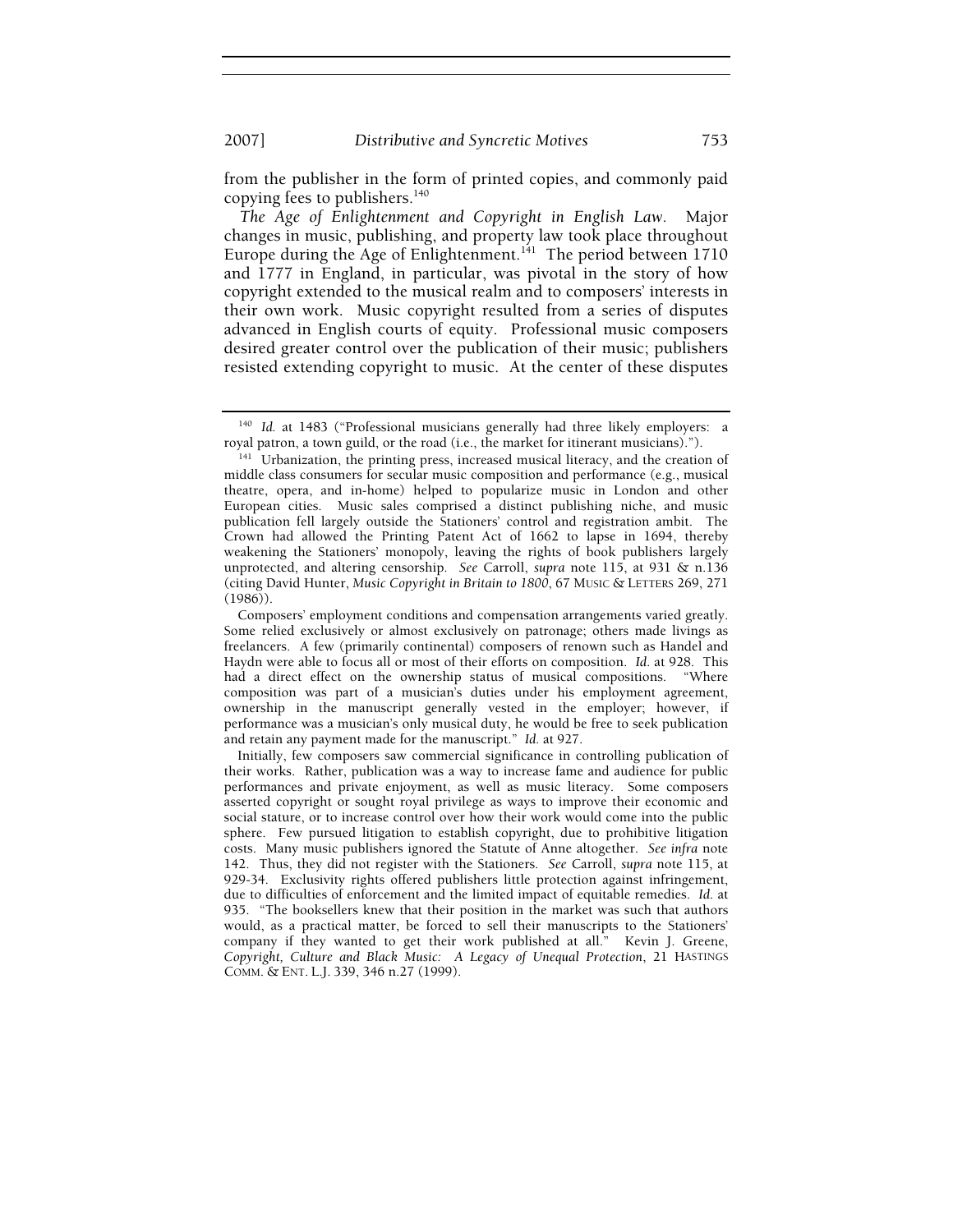from the publisher in the form of printed copies, and commonly paid copying fees to publishers.[140]

*The Age of Enlightenment and Copyright in English Law.* Major changes in music, publishing, and property law took place throughout Europe during the Age of Enlightenment.[141] The period between 1710 and 1777 in England, in particular, was pivotal in the story of how copyright extended to the musical realm and to composers' interests in their own work. Music copyright resulted from a series of disputes advanced in English courts of equity. Professional music composers desired greater control over the publication of their music; publishers resisted extending copyright to music. At the center of these disputes

---

[140] *Id.* at 1483 ("Professional musicians generally had three likely employers: a royal patron, a town guild, or the road (i.e., the market for itinerant musicians).").

[141] Urbanization, the printing press, increased musical literacy, and the creation of middle class consumers for secular music composition and performance (e.g., musical theatre, opera, and in-home) helped to popularize music in London and other European cities. Music sales comprised a distinct publishing niche, and music publication fell largely outside the Stationers' control and registration ambit. The Crown had allowed the Printing Patent Act of 1662 to lapse in 1694, thereby weakening the Stationers' monopoly, leaving the rights of book publishers largely unprotected, and altering censorship. *See* Carroll, *supra* note 115, at 931 & n.136 (citing David Hunter, *Music Copyright in Britain to 1800*, 67 MUSIC & LETTERS 269, 271 (1986)).

Composers' employment conditions and compensation arrangements varied greatly. Some relied exclusively or almost exclusively on patronage; others made livings as freelancers. A few (primarily continental) composers of renown such as Handel and Haydn were able to focus all or most of their efforts on composition. *Id.* at 928. This had a direct effect on the ownership status of musical compositions. "Where composition was part of a musician's duties under his employment agreement, ownership in the manuscript generally vested in the employer; however, if performance was a musician's only musical duty, he would be free to seek publication and retain any payment made for the manuscript." *Id.* at 927.

Initially, few composers saw commercial significance in controlling publication of their works. Rather, publication was a way to increase fame and audience for public performances and private enjoyment, as well as music literacy. Some composers asserted copyright or sought royal privilege as ways to improve their economic and social stature, or to increase control over how their work would come into the public sphere. Few pursued litigation to establish copyright, due to prohibitive litigation costs. Many music publishers ignored the Statute of Anne altogether. *See infra* note 142. Thus, they did not register with the Stationers. *See* Carroll, *supra* note 115, at 929-34. Exclusivity rights offered publishers little protection against infringement, due to difficulties of enforcement and the limited impact of equitable remedies. *Id.* at 935. "The booksellers knew that their position in the market was such that authors would, as a practical matter, be forced to sell their manuscripts to the Stationers' company if they wanted to get their work published at all." Kevin J. Greene, *Copyright, Culture and Black Music: A Legacy of Unequal Protection*, 21 HASTINGS COMM. & ENT. L.J. 339, 346 n.27 (1999).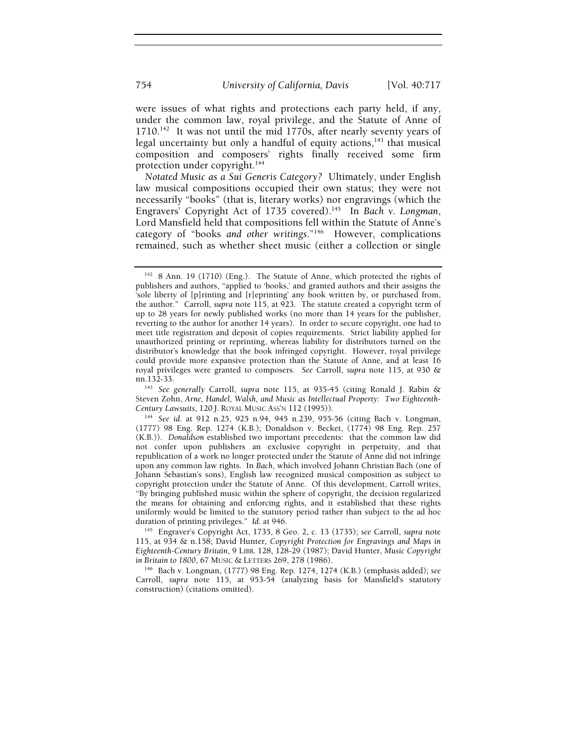were issues of what rights and protections each party held, if any, under the common law, royal privilege, and the Statute of Anne of 1710.[142] It was not until the mid 1770s, after nearly seventy years of legal uncertainty but only a handful of equity actions,[143] that musical composition and composers' rights finally received some firm protection under copyright.[144]

*Notated Music as a Sui Generis Category?* Ultimately, under English law musical compositions occupied their own status; they were not necessarily "books" (that is, literary works) nor engravings (which the Engravers' Copyright Act of 1735 covered).[145] In *Bach v. Longman*, Lord Mansfield held that compositions fell within the Statute of Anne's category of "books *and other writings*."[146] However, complications remained, such as whether sheet music (either a collection or single

---

[142] 8 Ann. 19 (1710) (Eng.). The Statute of Anne, which protected the rights of publishers and authors, "applied to 'books,' and granted authors and their assigns the 'sole liberty of [p]rinting and [r]eprinting' any book written by, or purchased from, the author." Carroll, *supra* note 115, at 923. The statute created a copyright term of up to 28 years for newly published works (no more than 14 years for the publisher, reverting to the author for another 14 years). In order to secure copyright, one had to meet title registration and deposit of copies requirements. Strict liability applied for unauthorized printing or reprinting, whereas liability for distributors turned on the distributor's knowledge that the book infringed copyright. However, royal privilege could provide more expansive protection than the Statute of Anne, and at least 16 royal privileges were granted to composers. *See* Carroll, *supra* note 115, at 930 & nn.132-33.

[143] *See generally* Carroll, *supra* note 115, at 935-45 (citing Ronald J. Rabin & Steven Zohn, *Arne, Handel, Walsh, and Music as Intellectual Property: Two Eighteenth-Century Lawsuits*, 120 J. ROYAL MUSIC ASS'N 112 (1995)).

[144] *See id.* at 912 n.25, 925 n.94, 945 n.239, 955-56 (citing Bach v. Longman, (1777) 98 Eng. Rep. 1274 (K.B.); Donaldson v. Becket, (1774) 98 Eng. Rep. 257 (K.B.)). *Donaldson* established two important precedents: that the common law did not confer upon publishers an exclusive copyright in perpetuity, and that republication of a work no longer protected under the Statute of Anne did not infringe upon any common law rights. In *Bach*, which involved Johann Christian Bach (one of Johann Sebastian's sons), English law recognized musical composition as subject to copyright protection under the Statute of Anne. Of this development, Carroll writes, "By bringing published music within the sphere of copyright, the decision regularized the means for obtaining and enforcing rights, and it established that these rights uniformly would be limited to the statutory period rather than subject to the ad hoc duration of printing privileges." *Id.* at 946.

[145] Engraver's Copyright Act, 1735, 8 Geo. 2, c. 13 (1735); *see* Carroll, *supra* note 115, at 934 & n.158; David Hunter, *Copyright Protection for Engravings and Maps in Eighteenth-Century Britain*, 9 LIBR. 128, 128-29 (1987); David Hunter, *Music Copyright in Britain to 1800*, 67 MUSIC & LETTERS 269, 278 (1986).

[146] Bach v. Longman, (1777) 98 Eng. Rep. 1274, 1274 (K.B.) (emphasis added); *see* Carroll, *supra* note 115, at 953-54 (analyzing basis for Mansfield's statutory construction) (citations omitted).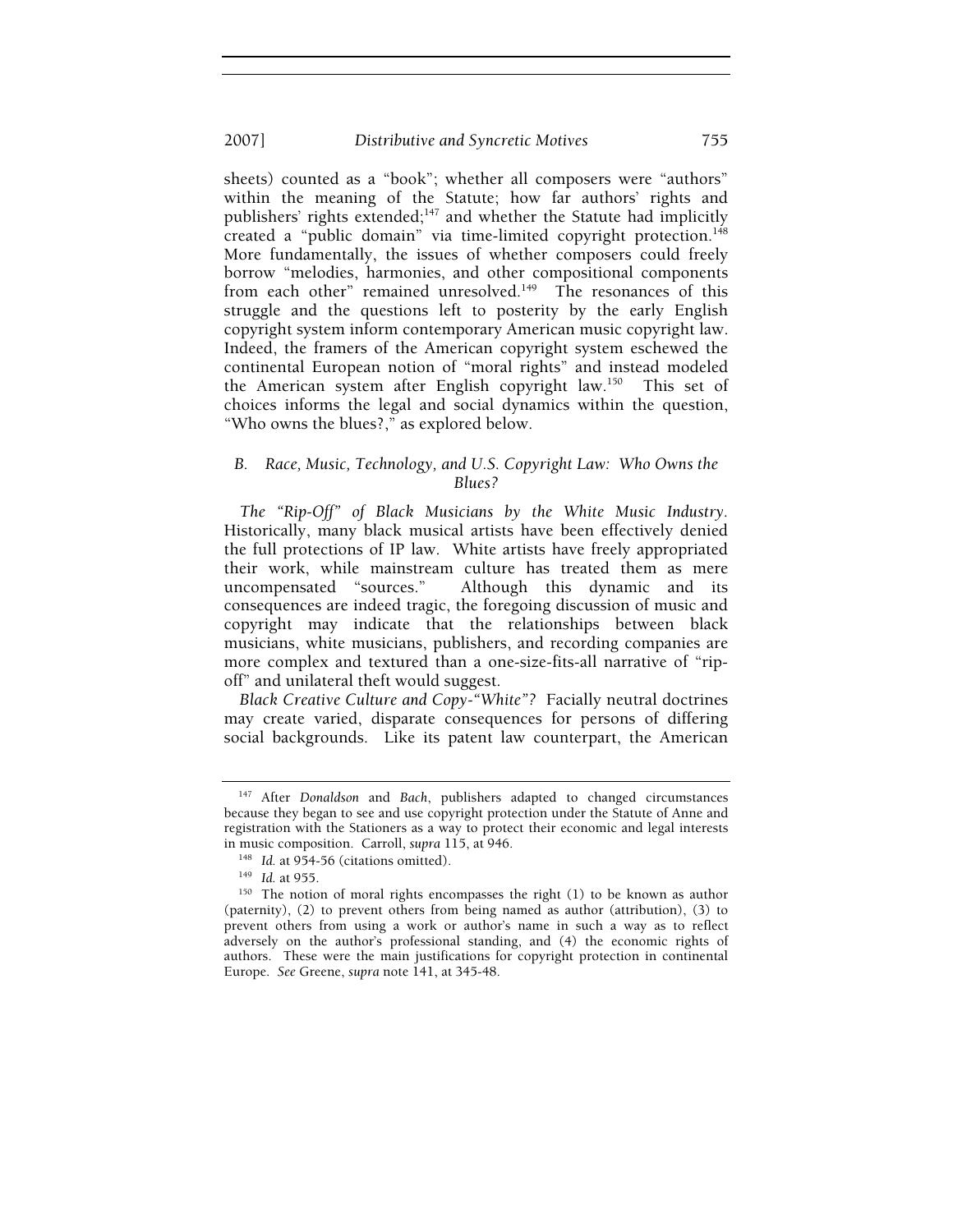sheets) counted as a "book"; whether all composers were "authors" within the meaning of the Statute; how far authors' rights and publishers' rights extended;[147] and whether the Statute had implicitly created a "public domain" via time-limited copyright protection.[148] More fundamentally, the issues of whether composers could freely borrow "melodies, harmonies, and other compositional components from each other" remained unresolved.[149] The resonances of this struggle and the questions left to posterity by the early English copyright system inform contemporary American music copyright law. Indeed, the framers of the American copyright system eschewed the continental European notion of "moral rights" and instead modeled the American system after English copyright law.[150] This set of choices informs the legal and social dynamics within the question, "Who owns the blues?," as explored below.

### *B. Race, Music, Technology, and U.S. Copyright Law: Who Owns the Blues?*

*The "Rip-Off" of Black Musicians by the White Music Industry*. Historically, many black musical artists have been effectively denied the full protections of IP law. White artists have freely appropriated their work, while mainstream culture has treated them as mere uncompensated "sources." Although this dynamic and its consequences are indeed tragic, the foregoing discussion of music and copyright may indicate that the relationships between black musicians, white musicians, publishers, and recording companies are more complex and textured than a one-size-fits-all narrative of "rip-off" and unilateral theft would suggest.

*Black Creative Culture and Copy-"White"?* Facially neutral doctrines may create varied, disparate consequences for persons of differing social backgrounds. Like its patent law counterpart, the American

---

[147] After *Donaldson* and *Bach*, publishers adapted to changed circumstances because they began to see and use copyright protection under the Statute of Anne and registration with the Stationers as a way to protect their economic and legal interests in music composition. Carroll, *supra* 115, at 946.

[148] *Id.* at 954-56 (citations omitted).

[149] *Id.* at 955.

[150] The notion of moral rights encompasses the right (1) to be known as author (paternity), (2) to prevent others from being named as author (attribution), (3) to prevent others from using a work or author's name in such a way as to reflect adversely on the author's professional standing, and (4) the economic rights of authors. These were the main justifications for copyright protection in continental Europe. *See* Greene, *supra* note 141, at 345-48.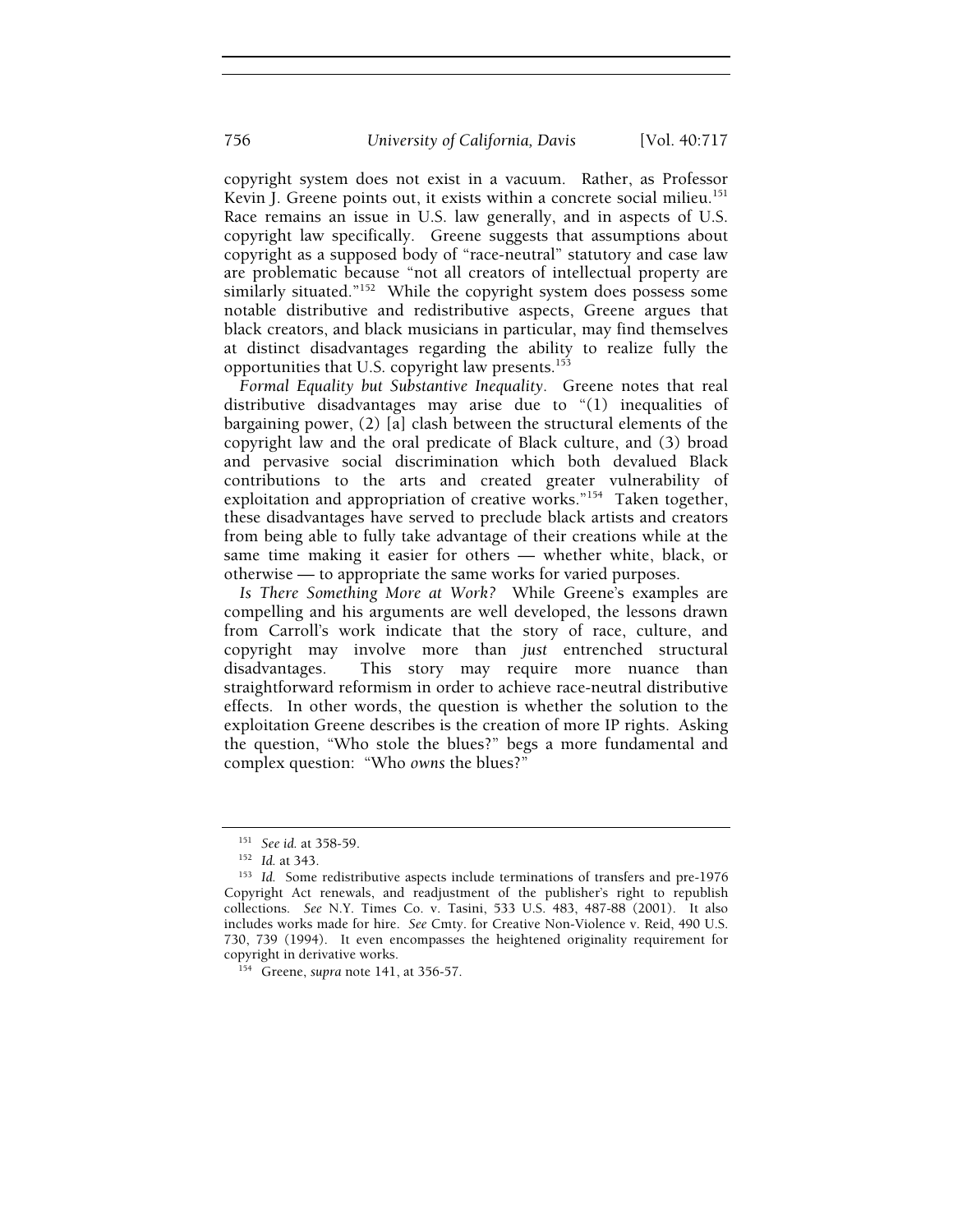copyright system does not exist in a vacuum. Rather, as Professor Kevin J. Greene points out, it exists within a concrete social milieu.[151] Race remains an issue in U.S. law generally, and in aspects of U.S. copyright law specifically. Greene suggests that assumptions about copyright as a supposed body of "race-neutral" statutory and case law are problematic because "not all creators of intellectual property are similarly situated."[152] While the copyright system does possess some notable distributive and redistributive aspects, Greene argues that black creators, and black musicians in particular, may find themselves at distinct disadvantages regarding the ability to realize fully the opportunities that U.S. copyright law presents.[153]

*Formal Equality but Substantive Inequality*. Greene notes that real distributive disadvantages may arise due to "(1) inequalities of bargaining power, (2) [a] clash between the structural elements of the copyright law and the oral predicate of Black culture, and (3) broad and pervasive social discrimination which both devalued Black contributions to the arts and created greater vulnerability of exploitation and appropriation of creative works."[154] Taken together, these disadvantages have served to preclude black artists and creators from being able to fully take advantage of their creations while at the same time making it easier for others — whether white, black, or otherwise — to appropriate the same works for varied purposes.

*Is There Something More at Work?* While Greene's examples are compelling and his arguments are well developed, the lessons drawn from Carroll's work indicate that the story of race, culture, and copyright may involve more than *just* entrenched structural disadvantages. This story may require more nuance than straightforward reformism in order to achieve race-neutral distributive effects. In other words, the question is whether the solution to the exploitation Greene describes is the creation of more IP rights. Asking the question, "Who stole the blues?" begs a more fundamental and complex question: "Who *owns* the blues?"

---

[151] *See id.* at 358-59.

[152] *Id.* at 343.

[153] *Id.* Some redistributive aspects include terminations of transfers and pre-1976 Copyright Act renewals, and readjustment of the publisher's right to republish collections. *See* N.Y. Times Co. v. Tasini, 533 U.S. 483, 487-88 (2001). It also includes works made for hire. *See* Cmty. for Creative Non-Violence v. Reid, 490 U.S. 730, 739 (1994). It even encompasses the heightened originality requirement for copyright in derivative works.

[154] Greene, *supra* note 141, at 356-57.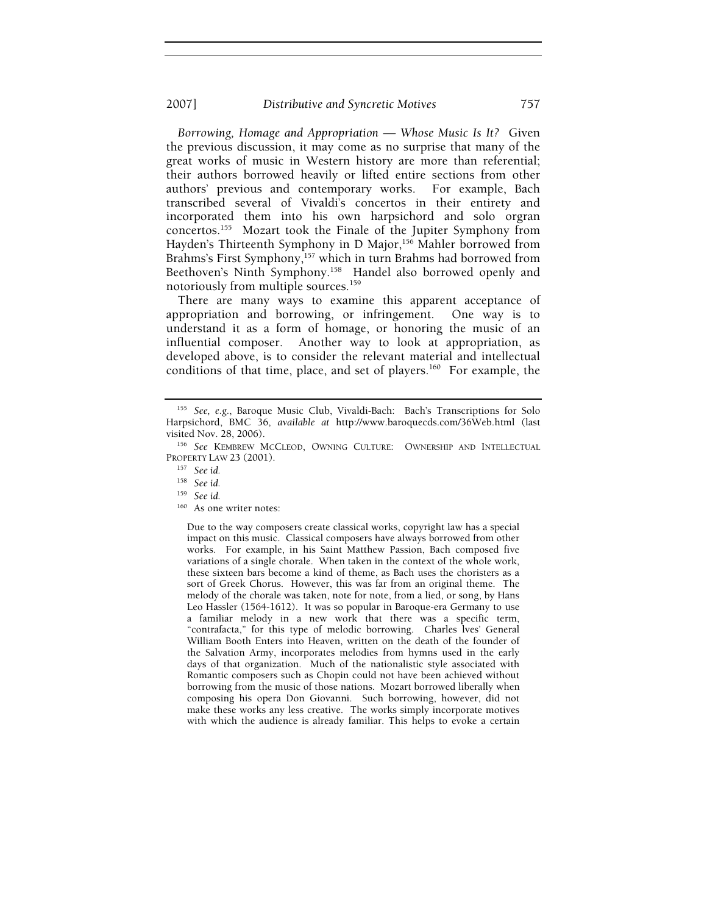*Borrowing, Homage and Appropriation — Whose Music Is It?* Given the previous discussion, it may come as no surprise that many of the great works of music in Western history are more than referential; their authors borrowed heavily or lifted entire sections from other authors' previous and contemporary works. For example, Bach transcribed several of Vivaldi's concertos in their entirety and incorporated them into his own harpsichord and solo orgran concertos.[155] Mozart took the Finale of the Jupiter Symphony from Hayden's Thirteenth Symphony in D Major,[156] Mahler borrowed from Brahms's First Symphony,[157] which in turn Brahms had borrowed from Beethoven's Ninth Symphony.[158] Handel also borrowed openly and notoriously from multiple sources.[159]

There are many ways to examine this apparent acceptance of appropriation and borrowing, or infringement. One way is to understand it as a form of homage, or honoring the music of an influential composer. Another way to look at appropriation, as developed above, is to consider the relevant material and intellectual conditions of that time, place, and set of players.[160] For example, the

---

[155] *See, e.g.*, Baroque Music Club, Vivaldi-Bach: Bach's Transcriptions for Solo Harpsichord, BMC 36, *available at* http://www.baroquecds.com/36Web.html (last visited Nov. 28, 2006).

[156] *See* KEMBREW MCCLEOD, OWNING CULTURE: OWNERSHIP AND INTELLECTUAL PROPERTY LAW 23 (2001).

[157] *See id.*

[158] *See id.*

[159] *See id.*

[160] As one writer notes:

> Due to the way composers create classical works, copyright law has a special impact on this music. Classical composers have always borrowed from other works. For example, in his Saint Matthew Passion, Bach composed five variations of a single chorale. When taken in the context of the whole work, these sixteen bars become a kind of theme, as Bach uses the choristers as a sort of Greek Chorus. However, this was far from an original theme. The melody of the chorale was taken, note for note, from a lied, or song, by Hans Leo Hassler (1564-1612). It was so popular in Baroque-era Germany to use a familiar melody in a new work that there was a specific term, "contrafacta," for this type of melodic borrowing. Charles Ives' General William Booth Enters into Heaven, written on the death of the founder of the Salvation Army, incorporates melodies from hymns used in the early days of that organization. Much of the nationalistic style associated with Romantic composers such as Chopin could not have been achieved without borrowing from the music of those nations. Mozart borrowed liberally when composing his opera Don Giovanni. Such borrowing, however, did not make these works any less creative. The works simply incorporate motives with which the audience is already familiar. This helps to evoke a certain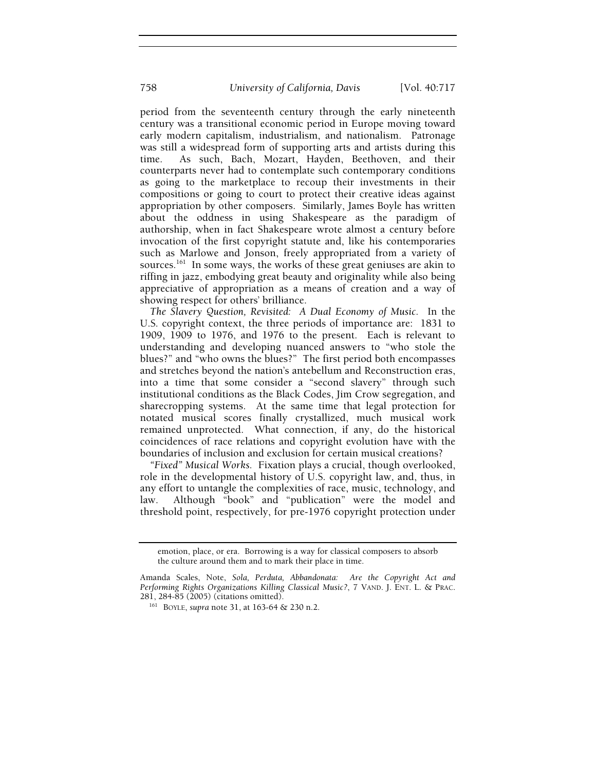period from the seventeenth century through the early nineteenth century was a transitional economic period in Europe moving toward early modern capitalism, industrialism, and nationalism. Patronage was still a widespread form of supporting arts and artists during this time. As such, Bach, Mozart, Hayden, Beethoven, and their counterparts never had to contemplate such contemporary conditions as going to the marketplace to recoup their investments in their compositions or going to court to protect their creative ideas against appropriation by other composers. Similarly, James Boyle has written about the oddness in using Shakespeare as the paradigm of authorship, when in fact Shakespeare wrote almost a century before invocation of the first copyright statute and, like his contemporaries such as Marlowe and Jonson, freely appropriated from a variety of sources.[161] In some ways, the works of these great geniuses are akin to riffing in jazz, embodying great beauty and originality while also being appreciative of appropriation as a means of creation and a way of showing respect for others' brilliance.

*The Slavery Question, Revisited: A Dual Economy of Music.* In the U.S. copyright context, the three periods of importance are: 1831 to 1909, 1909 to 1976, and 1976 to the present. Each is relevant to understanding and developing nuanced answers to "who stole the blues?" and "who owns the blues?" The first period both encompasses and stretches beyond the nation's antebellum and Reconstruction eras, into a time that some consider a "second slavery" through such institutional conditions as the Black Codes, Jim Crow segregation, and sharecropping systems. At the same time that legal protection for notated musical scores finally crystallized, much musical work remained unprotected. What connection, if any, do the historical coincidences of race relations and copyright evolution have with the boundaries of inclusion and exclusion for certain musical creations?

*"Fixed" Musical Works.* Fixation plays a crucial, though overlooked, role in the developmental history of U.S. copyright law, and, thus, in any effort to untangle the complexities of race, music, technology, and law. Although "book" and "publication" were the model and threshold point, respectively, for pre-1976 copyright protection under

---

emotion, place, or era. Borrowing is a way for classical composers to absorb the culture around them and to mark their place in time.

Amanda Scales, Note, *Sola, Perduta, Abbandonata: Are the Copyright Act and Performing Rights Organizations Killing Classical Music?*, 7 VAND. J. ENT. L. & PRAC. 281, 284-85 (2005) (citations omitted).

[161] BOYLE, *supra* note 31, at 163-64 & 230 n.2.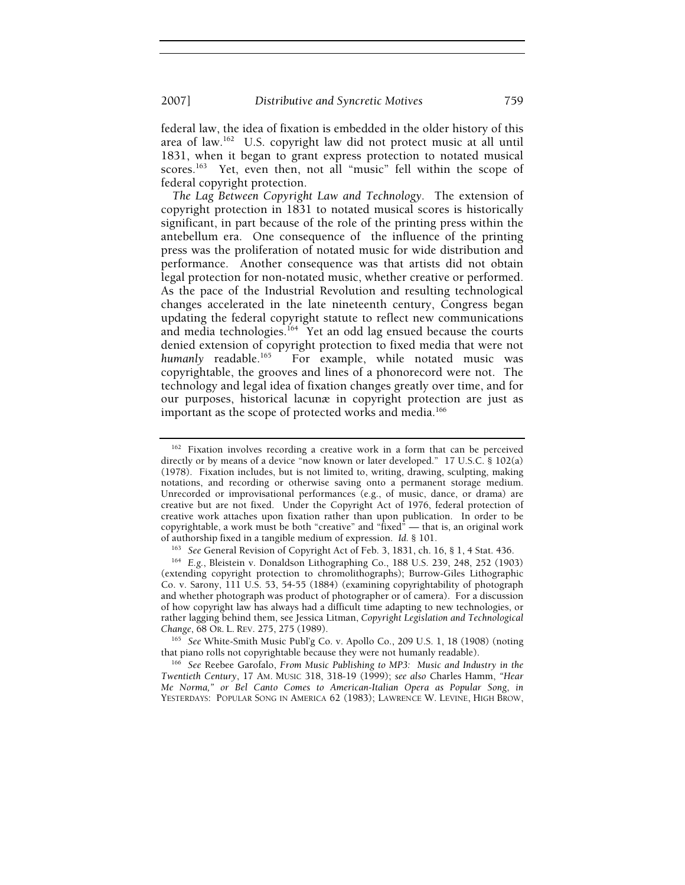federal law, the idea of fixation is embedded in the older history of this area of law.[162] U.S. copyright law did not protect music at all until 1831, when it began to grant express protection to notated musical scores.[163] Yet, even then, not all "music" fell within the scope of federal copyright protection.

*The Lag Between Copyright Law and Technology*. The extension of copyright protection in 1831 to notated musical scores is historically significant, in part because of the role of the printing press within the antebellum era. One consequence of the influence of the printing press was the proliferation of notated music for wide distribution and performance. Another consequence was that artists did not obtain legal protection for non-notated music, whether creative or performed. As the pace of the Industrial Revolution and resulting technological changes accelerated in the late nineteenth century, Congress began updating the federal copyright statute to reflect new communications and media technologies.[164] Yet an odd lag ensued because the courts denied extension of copyright protection to fixed media that were not *humanly* readable.[165] For example, while notated music was copyrightable, the grooves and lines of a phonorecord were not. The technology and legal idea of fixation changes greatly over time, and for our purposes, historical lacunæ in copyright protection are just as important as the scope of protected works and media.[166]

---

[162] Fixation involves recording a creative work in a form that can be perceived directly or by means of a device "now known or later developed." 17 U.S.C. § 102(a) (1978). Fixation includes, but is not limited to, writing, drawing, sculpting, making notations, and recording or otherwise saving onto a permanent storage medium. Unrecorded or improvisational performances (e.g., of music, dance, or drama) are creative but are not fixed. Under the Copyright Act of 1976, federal protection of creative work attaches upon fixation rather than upon publication. In order to be copyrightable, a work must be both "creative" and "fixed" — that is, an original work of authorship fixed in a tangible medium of expression. *Id.* § 101.

[163] *See* General Revision of Copyright Act of Feb. 3, 1831, ch. 16, § 1, 4 Stat. 436.

[164] *E.g.*, Bleistein v. Donaldson Lithographing Co., 188 U.S. 239, 248, 252 (1903) (extending copyright protection to chromolithographs); Burrow-Giles Lithographic Co. v. Sarony, 111 U.S. 53, 54-55 (1884) (examining copyrightability of photograph and whether photograph was product of photographer or of camera). For a discussion of how copyright law has always had a difficult time adapting to new technologies, or rather lagging behind them, see Jessica Litman, *Copyright Legislation and Technological Change*, 68 OR. L. REV. 275, 275 (1989).

[165] *See* White-Smith Music Publ'g Co. v. Apollo Co., 209 U.S. 1, 18 (1908) (noting that piano rolls not copyrightable because they were not humanly readable).

[166] *See* Reebee Garofalo, *From Music Publishing to MP3: Music and Industry in the Twentieth Century*, 17 AM. MUSIC 318, 318-19 (1999); *see also* Charles Hamm, *"Hear Me Norma," or Bel Canto Comes to American-Italian Opera as Popular Song*, *in* YESTERDAYS: POPULAR SONG IN AMERICA 62 (1983); LAWRENCE W. LEVINE, HIGH BROW,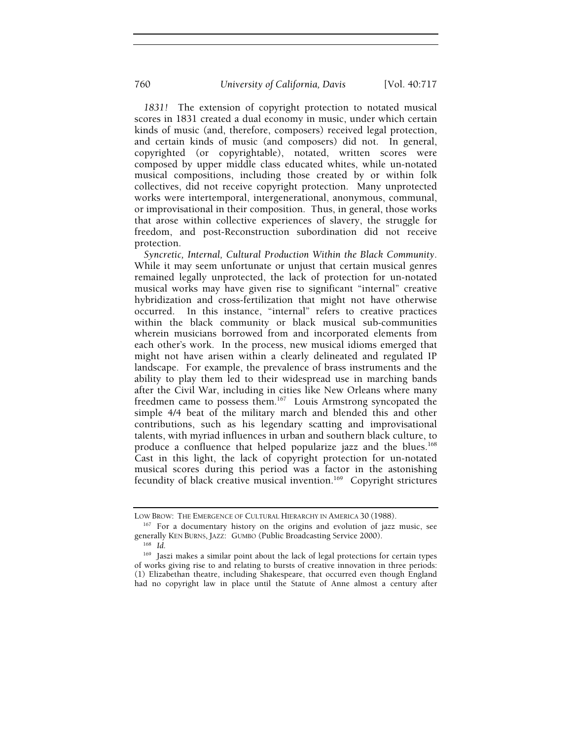*1831!* The extension of copyright protection to notated musical scores in 1831 created a dual economy in music, under which certain kinds of music (and, therefore, composers) received legal protection, and certain kinds of music (and composers) did not. In general, copyrighted (or copyrightable), notated, written scores were composed by upper middle class educated whites, while un-notated musical compositions, including those created by or within folk collectives, did not receive copyright protection. Many unprotected works were intertemporal, intergenerational, anonymous, communal, or improvisational in their composition. Thus, in general, those works that arose within collective experiences of slavery, the struggle for freedom, and post-Reconstruction subordination did not receive protection.

*Syncretic, Internal, Cultural Production Within the Black Community.* While it may seem unfortunate or unjust that certain musical genres remained legally unprotected, the lack of protection for un-notated musical works may have given rise to significant "internal" creative hybridization and cross-fertilization that might not have otherwise occurred. In this instance, "internal" refers to creative practices within the black community or black musical sub-communities wherein musicians borrowed from and incorporated elements from each other's work. In the process, new musical idioms emerged that might not have arisen within a clearly delineated and regulated IP landscape. For example, the prevalence of brass instruments and the ability to play them led to their widespread use in marching bands after the Civil War, including in cities like New Orleans where many freedmen came to possess them.[167] Louis Armstrong syncopated the simple 4/4 beat of the military march and blended this and other contributions, such as his legendary scatting and improvisational talents, with myriad influences in urban and southern black culture, to produce a confluence that helped popularize jazz and the blues.[168] Cast in this light, the lack of copyright protection for un-notated musical scores during this period was a factor in the astonishing fecundity of black creative musical invention.[169] Copyright strictures

---

LOW BROW: THE EMERGENCE OF CULTURAL HIERARCHY IN AMERICA 30 (1988).

[167] For a documentary history on the origins and evolution of jazz music, see generally KEN BURNS, JAZZ: GUMBO (Public Broadcasting Service 2000).

[168] *Id.*

[169] Jaszi makes a similar point about the lack of legal protections for certain types of works giving rise to and relating to bursts of creative innovation in three periods: (1) Elizabethan theatre, including Shakespeare, that occurred even though England had no copyright law in place until the Statute of Anne almost a century after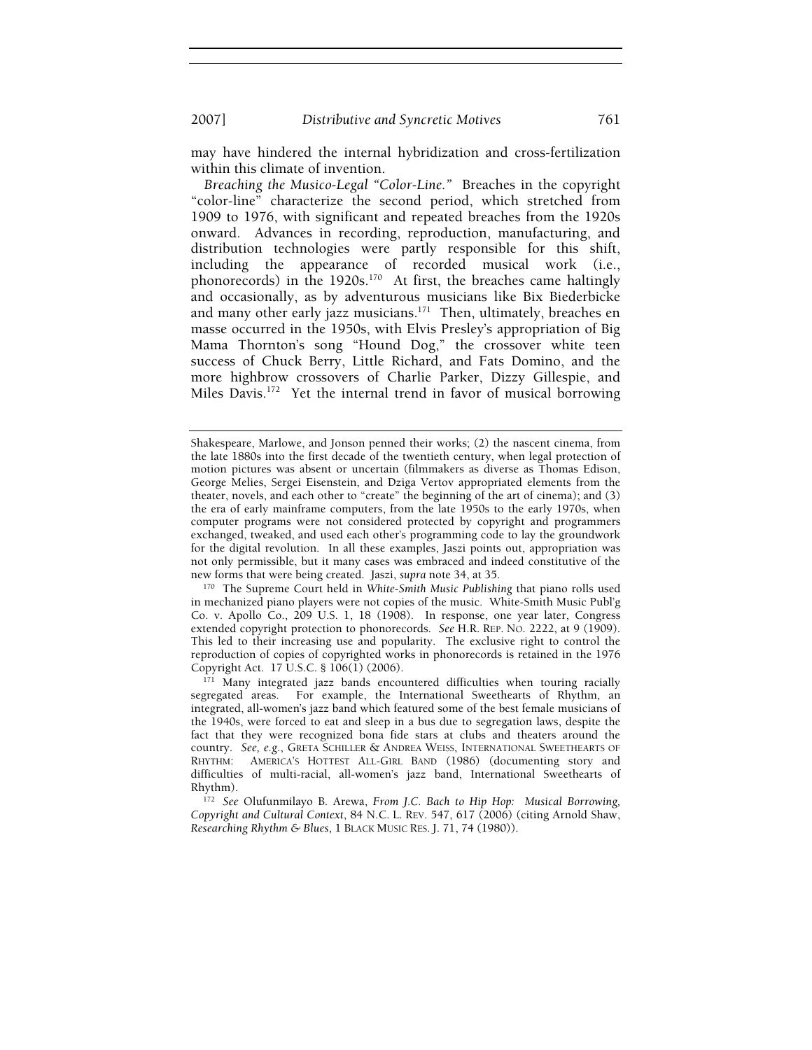may have hindered the internal hybridization and cross-fertilization within this climate of invention.

*Breaching the Musico-Legal "Color-Line."* Breaches in the copyright "color-line" characterize the second period, which stretched from 1909 to 1976, with significant and repeated breaches from the 1920s onward. Advances in recording, reproduction, manufacturing, and distribution technologies were partly responsible for this shift, including the appearance of recorded musical work (i.e., phonorecords) in the 1920s.[170] At first, the breaches came haltingly and occasionally, as by adventurous musicians like Bix Biederbicke and many other early jazz musicians.[171] Then, ultimately, breaches en masse occurred in the 1950s, with Elvis Presley's appropriation of Big Mama Thornton's song "Hound Dog," the crossover white teen success of Chuck Berry, Little Richard, and Fats Domino, and the more highbrow crossovers of Charlie Parker, Dizzy Gillespie, and Miles Davis.[172] Yet the internal trend in favor of musical borrowing

---

Shakespeare, Marlowe, and Jonson penned their works; (2) the nascent cinema, from the late 1880s into the first decade of the twentieth century, when legal protection of motion pictures was absent or uncertain (filmmakers as diverse as Thomas Edison, George Melies, Sergei Eisenstein, and Dziga Vertov appropriated elements from the theater, novels, and each other to "create" the beginning of the art of cinema); and (3) the era of early mainframe computers, from the late 1950s to the early 1970s, when computer programs were not considered protected by copyright and programmers exchanged, tweaked, and used each other's programming code to lay the groundwork for the digital revolution. In all these examples, Jaszi points out, appropriation was not only permissible, but it many cases was embraced and indeed constitutive of the new forms that were being created. Jaszi, *supra* note 34, at 35.

[170] The Supreme Court held in *White-Smith Music Publishing* that piano rolls used in mechanized piano players were not copies of the music. White-Smith Music Publ'g Co. v. Apollo Co., 209 U.S. 1, 18 (1908). In response, one year later, Congress extended copyright protection to phonorecords. *See* H.R. REP. NO. 2222, at 9 (1909). This led to their increasing use and popularity. The exclusive right to control the reproduction of copies of copyrighted works in phonorecords is retained in the 1976 Copyright Act. 17 U.S.C. § 106(1) (2006).

[171] Many integrated jazz bands encountered difficulties when touring racially segregated areas. For example, the International Sweethearts of Rhythm, an integrated, all-women's jazz band which featured some of the best female musicians of the 1940s, were forced to eat and sleep in a bus due to segregation laws, despite the fact that they were recognized bona fide stars at clubs and theaters around the country. *See, e.g.*, GRETA SCHILLER & ANDREA WEISS, INTERNATIONAL SWEETHEARTS OF RHYTHM: AMERICA'S HOTTEST ALL-GIRL BAND (1986) (documenting story and difficulties of multi-racial, all-women's jazz band, International Sweethearts of Rhythm).

[172] *See* Olufunmilayo B. Arewa, *From J.C. Bach to Hip Hop: Musical Borrowing, Copyright and Cultural Context*, 84 N.C. L. REV. 547, 617 (2006) (citing Arnold Shaw, *Researching Rhythm & Blues*, 1 BLACK MUSIC RES. J. 71, 74 (1980)).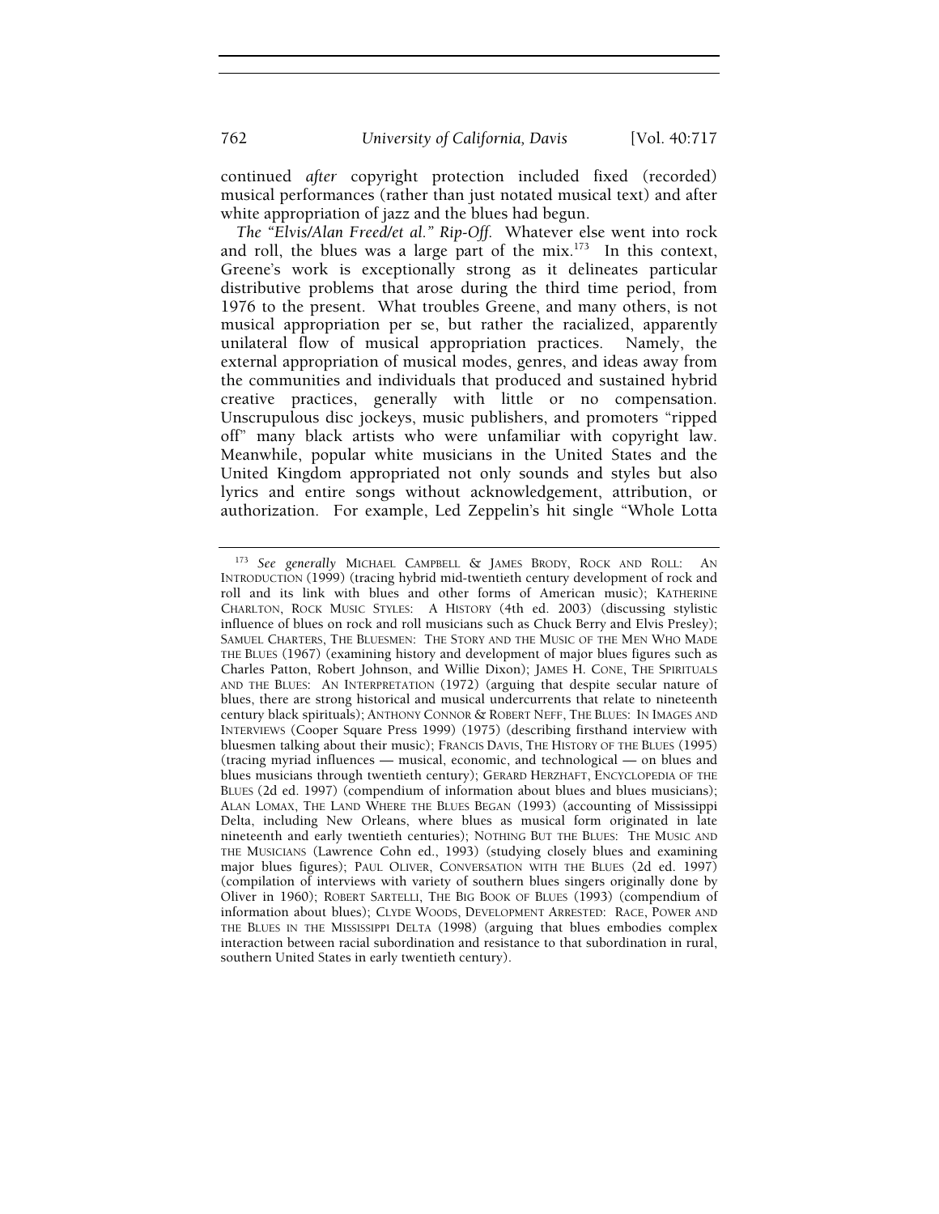continued *after* copyright protection included fixed (recorded) musical performances (rather than just notated musical text) and after white appropriation of jazz and the blues had begun.

*The "Elvis/Alan Freed/et al." Rip-Off.* Whatever else went into rock and roll, the blues was a large part of the mix.[173] In this context, Greene's work is exceptionally strong as it delineates particular distributive problems that arose during the third time period, from 1976 to the present. What troubles Greene, and many others, is not musical appropriation per se, but rather the racialized, apparently unilateral flow of musical appropriation practices. Namely, the external appropriation of musical modes, genres, and ideas away from the communities and individuals that produced and sustained hybrid creative practices, generally with little or no compensation. Unscrupulous disc jockeys, music publishers, and promoters "ripped off" many black artists who were unfamiliar with copyright law. Meanwhile, popular white musicians in the United States and the United Kingdom appropriated not only sounds and styles but also lyrics and entire songs without acknowledgement, attribution, or authorization. For example, Led Zeppelin's hit single "Whole Lotta

---

[173] *See generally* MICHAEL CAMPBELL & JAMES BRODY, ROCK AND ROLL: AN INTRODUCTION (1999) (tracing hybrid mid-twentieth century development of rock and roll and its link with blues and other forms of American music); KATHERINE CHARLTON, ROCK MUSIC STYLES: A HISTORY (4th ed. 2003) (discussing stylistic influence of blues on rock and roll musicians such as Chuck Berry and Elvis Presley); SAMUEL CHARTERS, THE BLUESMEN: THE STORY AND THE MUSIC OF THE MEN WHO MADE THE BLUES (1967) (examining history and development of major blues figures such as Charles Patton, Robert Johnson, and Willie Dixon); JAMES H. CONE, THE SPIRITUALS AND THE BLUES: AN INTERPRETATION (1972) (arguing that despite secular nature of blues, there are strong historical and musical undercurrents that relate to nineteenth century black spirituals); ANTHONY CONNOR & ROBERT NEFF, THE BLUES: IN IMAGES AND INTERVIEWS (Cooper Square Press 1999) (1975) (describing firsthand interview with bluesmen talking about their music); FRANCIS DAVIS, THE HISTORY OF THE BLUES (1995) (tracing myriad influences — musical, economic, and technological — on blues and blues musicians through twentieth century); GERARD HERZHAFT, ENCYCLOPEDIA OF THE BLUES (2d ed. 1997) (compendium of information about blues and blues musicians); ALAN LOMAX, THE LAND WHERE THE BLUES BEGAN (1993) (accounting of Mississippi Delta, including New Orleans, where blues as musical form originated in late nineteenth and early twentieth centuries); NOTHING BUT THE BLUES: THE MUSIC AND THE MUSICIANS (Lawrence Cohn ed., 1993) (studying closely blues and examining major blues figures); PAUL OLIVER, CONVERSATION WITH THE BLUES (2d ed. 1997) (compilation of interviews with variety of southern blues singers originally done by Oliver in 1960); ROBERT SARTELLI, THE BIG BOOK OF BLUES (1993) (compendium of information about blues); CLYDE WOODS, DEVELOPMENT ARRESTED: RACE, POWER AND THE BLUES IN THE MISSISSIPPI DELTA (1998) (arguing that blues embodies complex interaction between racial subordination and resistance to that subordination in rural, southern United States in early twentieth century).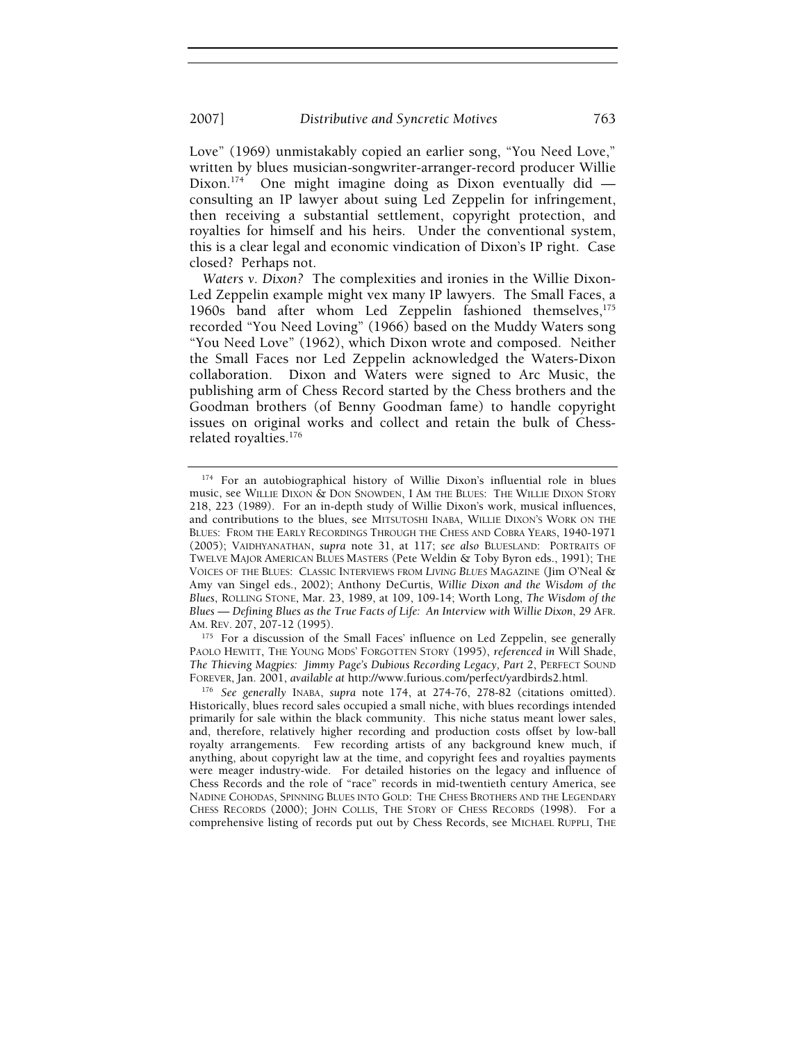Love" (1969) unmistakably copied an earlier song, "You Need Love," written by blues musician-songwriter-arranger-record producer Willie Dixon.[174] One might imagine doing as Dixon eventually did — consulting an IP lawyer about suing Led Zeppelin for infringement, then receiving a substantial settlement, copyright protection, and royalties for himself and his heirs. Under the conventional system, this is a clear legal and economic vindication of Dixon's IP right. Case closed? Perhaps not.

*Waters v. Dixon?* The complexities and ironies in the Willie Dixon-Led Zeppelin example might vex many IP lawyers. The Small Faces, a 1960s band after whom Led Zeppelin fashioned themselves,[175] recorded "You Need Loving" (1966) based on the Muddy Waters song "You Need Love" (1962), which Dixon wrote and composed. Neither the Small Faces nor Led Zeppelin acknowledged the Waters-Dixon collaboration. Dixon and Waters were signed to Arc Music, the publishing arm of Chess Record started by the Chess brothers and the Goodman brothers (of Benny Goodman fame) to handle copyright issues on original works and collect and retain the bulk of Chess-related royalties.[176]

---

[174] For an autobiographical history of Willie Dixon's influential role in blues music, see WILLIE DIXON & DON SNOWDEN, I AM THE BLUES: THE WILLIE DIXON STORY 218, 223 (1989). For an in-depth study of Willie Dixon's work, musical influences, and contributions to the blues, see MITSUTOSHI INABA, WILLIE DIXON'S WORK ON THE BLUES: FROM THE EARLY RECORDINGS THROUGH THE CHESS AND COBRA YEARS, 1940-1971 (2005); VAIDHYANATHAN, *supra* note 31, at 117; *see also* BLUESLAND: PORTRAITS OF TWELVE MAJOR AMERICAN BLUES MASTERS (Pete Weldin & Toby Byron eds., 1991); THE VOICES OF THE BLUES: CLASSIC INTERVIEWS FROM *LIVING BLUES* MAGAZINE (Jim O'Neal & Amy van Singel eds., 2002); Anthony DeCurtis, *Willie Dixon and the Wisdom of the Blues*, ROLLING STONE, Mar. 23, 1989, at 109, 109-14; Worth Long, *The Wisdom of the Blues — Defining Blues as the True Facts of Life: An Interview with Willie Dixon*, 29 AFR. AM. REV. 207, 207-12 (1995).

[175] For a discussion of the Small Faces' influence on Led Zeppelin, see generally PAOLO HEWITT, THE YOUNG MODS' FORGOTTEN STORY (1995), *referenced in* Will Shade, *The Thieving Magpies: Jimmy Page's Dubious Recording Legacy, Part 2*, PERFECT SOUND FOREVER, Jan. 2001, *available at* http://www.furious.com/perfect/yardbirds2.html.

[176] *See generally* INABA, *supra* note 174, at 274-76, 278-82 (citations omitted). Historically, blues record sales occupied a small niche, with blues recordings intended primarily for sale within the black community. This niche status meant lower sales, and, therefore, relatively higher recording and production costs offset by low-ball royalty arrangements. Few recording artists of any background knew much, if anything, about copyright law at the time, and copyright fees and royalties payments were meager industry-wide. For detailed histories on the legacy and influence of Chess Records and the role of "race" records in mid-twentieth century America, see NADINE COHODAS, SPINNING BLUES INTO GOLD: THE CHESS BROTHERS AND THE LEGENDARY CHESS RECORDS (2000); JOHN COLLIS, THE STORY OF CHESS RECORDS (1998). For a comprehensive listing of records put out by Chess Records, see MICHAEL RUPPLI, THE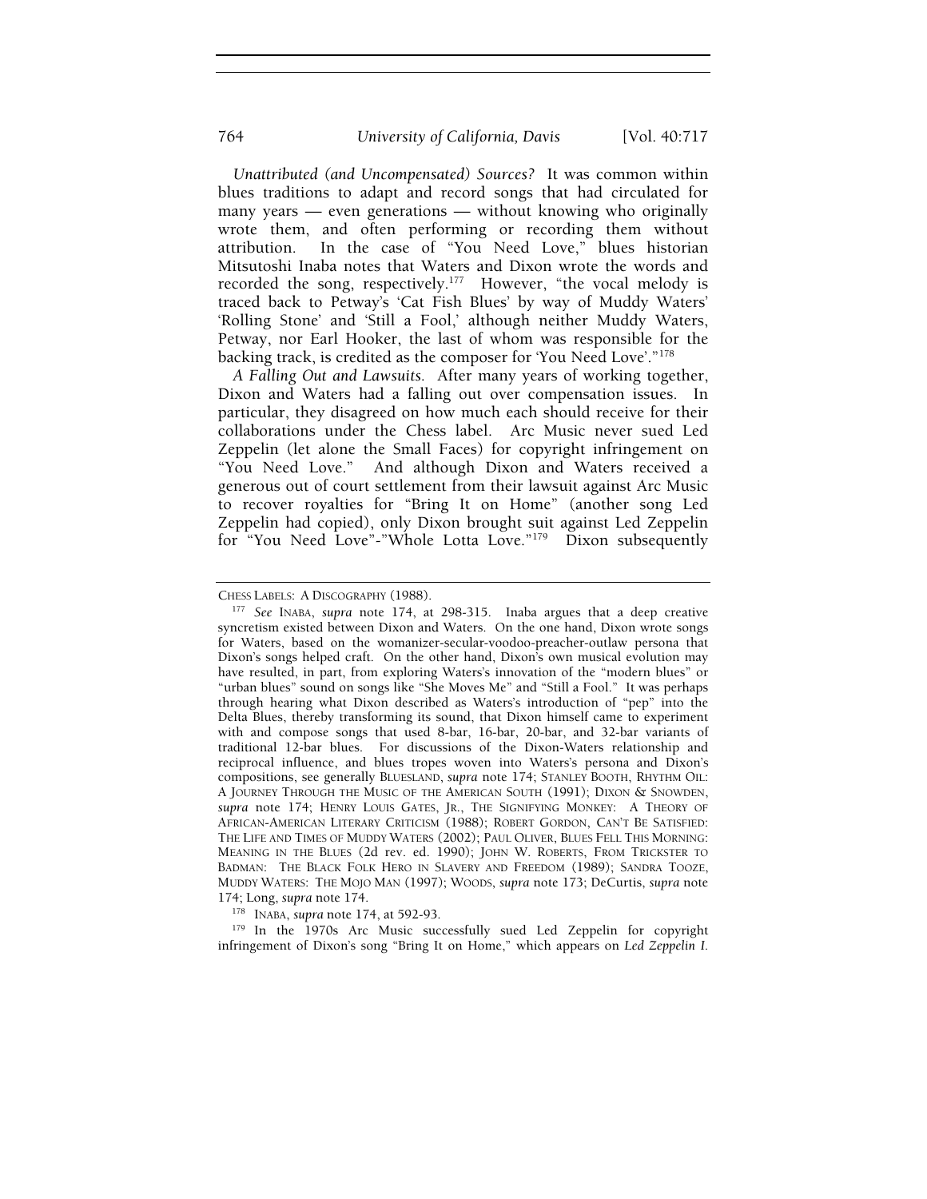*Unattributed (and Uncompensated) Sources?* It was common within blues traditions to adapt and record songs that had circulated for many years — even generations — without knowing who originally wrote them, and often performing or recording them without attribution. In the case of "You Need Love," blues historian Mitsutoshi Inaba notes that Waters and Dixon wrote the words and recorded the song, respectively.[177] However, "the vocal melody is traced back to Petway's 'Cat Fish Blues' by way of Muddy Waters' 'Rolling Stone' and 'Still a Fool,' although neither Muddy Waters, Petway, nor Earl Hooker, the last of whom was responsible for the backing track, is credited as the composer for 'You Need Love'."[178]

*A Falling Out and Lawsuits.* After many years of working together, Dixon and Waters had a falling out over compensation issues. In particular, they disagreed on how much each should receive for their collaborations under the Chess label. Arc Music never sued Led Zeppelin (let alone the Small Faces) for copyright infringement on "You Need Love." And although Dixon and Waters received a generous out of court settlement from their lawsuit against Arc Music to recover royalties for "Bring It on Home" (another song Led Zeppelin had copied), only Dixon brought suit against Led Zeppelin for "You Need Love"-"Whole Lotta Love."[179] Dixon subsequently

---

CHESS LABELS: A DISCOGRAPHY (1988).

[177] *See* INABA, *supra* note 174, at 298-315. Inaba argues that a deep creative syncretism existed between Dixon and Waters. On the one hand, Dixon wrote songs for Waters, based on the womanizer-secular-voodoo-preacher-outlaw persona that Dixon's songs helped craft. On the other hand, Dixon's own musical evolution may have resulted, in part, from exploring Waters's innovation of the "modern blues" or "urban blues" sound on songs like "She Moves Me" and "Still a Fool." It was perhaps through hearing what Dixon described as Waters's introduction of "pep" into the Delta Blues, thereby transforming its sound, that Dixon himself came to experiment with and compose songs that used 8-bar, 16-bar, 20-bar, and 32-bar variants of traditional 12-bar blues. For discussions of the Dixon-Waters relationship and reciprocal influence, and blues tropes woven into Waters's persona and Dixon's compositions, see generally BLUESLAND, *supra* note 174; STANLEY BOOTH, RHYTHM OIL: A JOURNEY THROUGH THE MUSIC OF THE AMERICAN SOUTH (1991); DIXON & SNOWDEN, *supra* note 174; HENRY LOUIS GATES, JR., THE SIGNIFYING MONKEY: A THEORY OF AFRICAN-AMERICAN LITERARY CRITICISM (1988); ROBERT GORDON, CAN'T BE SATISFIED: THE LIFE AND TIMES OF MUDDY WATERS (2002); PAUL OLIVER, BLUES FELL THIS MORNING: MEANING IN THE BLUES (2d rev. ed. 1990); JOHN W. ROBERTS, FROM TRICKSTER TO BADMAN: THE BLACK FOLK HERO IN SLAVERY AND FREEDOM (1989); SANDRA TOOZE, MUDDY WATERS: THE MOJO MAN (1997); WOODS, *supra* note 173; DeCurtis, *supra* note 174; Long, *supra* note 174.

[178] INABA, *supra* note 174, at 592-93.

[179] In the 1970s Arc Music successfully sued Led Zeppelin for copyright infringement of Dixon's song "Bring It on Home," which appears on *Led Zeppelin I.*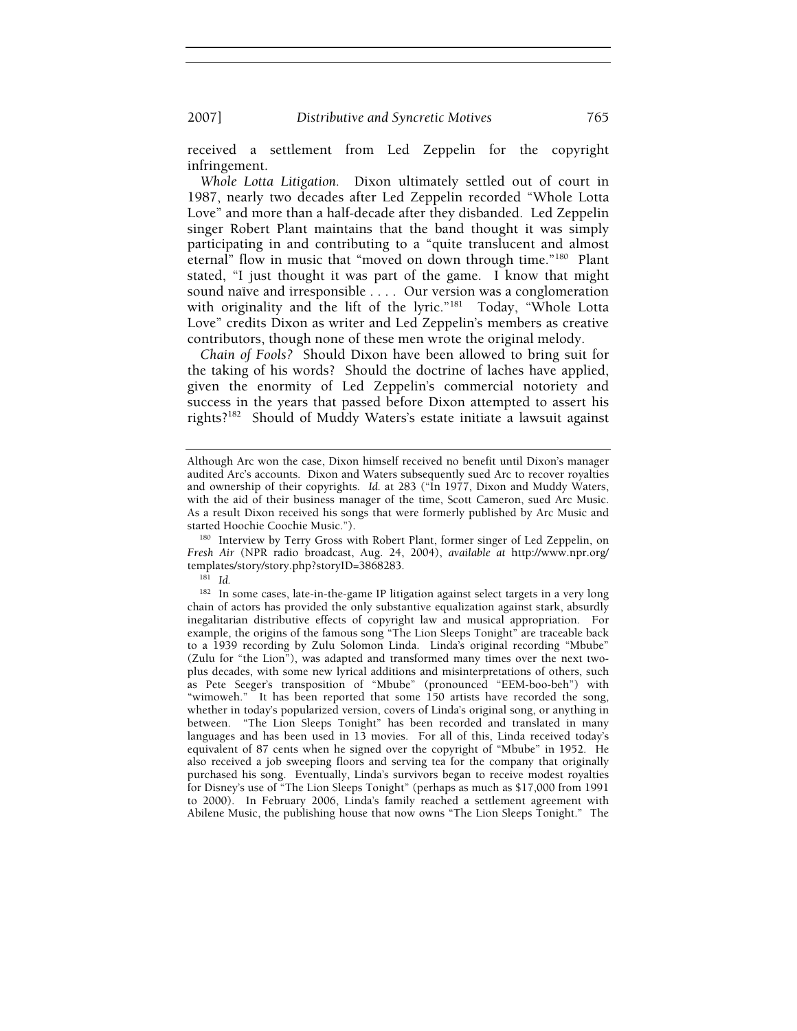received a settlement from Led Zeppelin for the copyright infringement.

*Whole Lotta Litigation.* Dixon ultimately settled out of court in 1987, nearly two decades after Led Zeppelin recorded "Whole Lotta Love" and more than a half-decade after they disbanded. Led Zeppelin singer Robert Plant maintains that the band thought it was simply participating in and contributing to a "quite translucent and almost eternal" flow in music that "moved on down through time."[180] Plant stated, "I just thought it was part of the game. I know that might sound naïve and irresponsible . . . . Our version was a conglomeration with originality and the lift of the lyric."[181] Today, "Whole Lotta Love" credits Dixon as writer and Led Zeppelin's members as creative contributors, though none of these men wrote the original melody.

*Chain of Fools?* Should Dixon have been allowed to bring suit for the taking of his words? Should the doctrine of laches have applied, given the enormity of Led Zeppelin's commercial notoriety and success in the years that passed before Dixon attempted to assert his rights?[182] Should of Muddy Waters's estate initiate a lawsuit against

---

Although Arc won the case, Dixon himself received no benefit until Dixon's manager audited Arc's accounts. Dixon and Waters subsequently sued Arc to recover royalties and ownership of their copyrights. *Id.* at 283 ("In 1977, Dixon and Muddy Waters, with the aid of their business manager of the time, Scott Cameron, sued Arc Music. As a result Dixon received his songs that were formerly published by Arc Music and started Hoochie Coochie Music.").

[180] Interview by Terry Gross with Robert Plant, former singer of Led Zeppelin, on *Fresh Air* (NPR radio broadcast, Aug. 24, 2004), *available at* http://www.npr.org/templates/story/story.php?storyID=3868283.

[181] *Id.*

[182] In some cases, late-in-the-game IP litigation against select targets in a very long chain of actors has provided the only substantive equalization against stark, absurdly inegalitarian distributive effects of copyright law and musical appropriation. For example, the origins of the famous song "The Lion Sleeps Tonight" are traceable back to a 1939 recording by Zulu Solomon Linda. Linda's original recording "Mbube" (Zulu for "the Lion"), was adapted and transformed many times over the next two-plus decades, with some new lyrical additions and misinterpretations of others, such as Pete Seeger's transposition of "Mbube" (pronounced "EEM-boo-beh") with "wimoweh." It has been reported that some 150 artists have recorded the song, whether in today's popularized version, covers of Linda's original song, or anything in between. "The Lion Sleeps Tonight" has been recorded and translated in many languages and has been used in 13 movies. For all of this, Linda received today's equivalent of 87 cents when he signed over the copyright of "Mbube" in 1952. He also received a job sweeping floors and serving tea for the company that originally purchased his song. Eventually, Linda's survivors began to receive modest royalties for Disney's use of "The Lion Sleeps Tonight" (perhaps as much as $17,000 from 1991 to 2000). In February 2006, Linda's family reached a settlement agreement with Abilene Music, the publishing house that now owns "The Lion Sleeps Tonight." The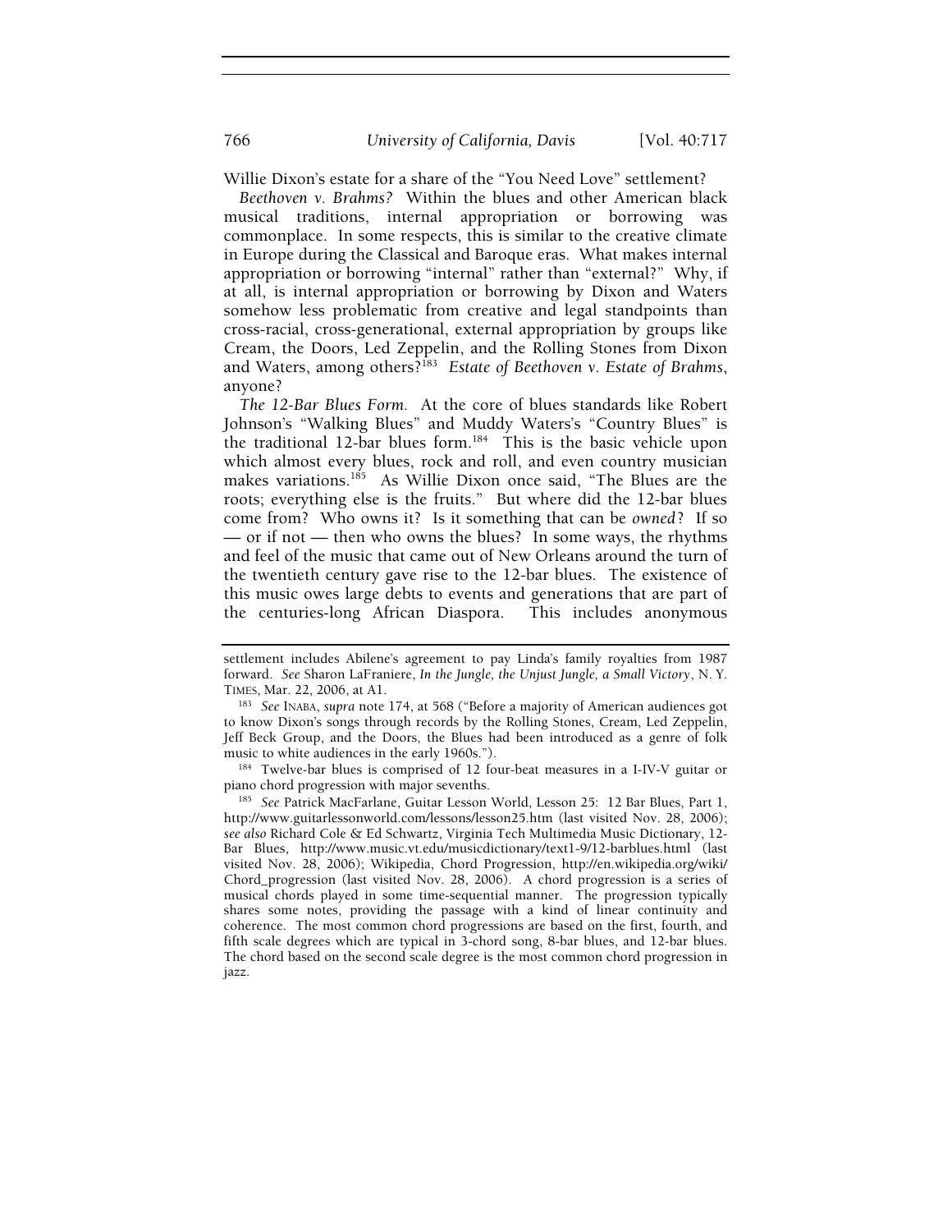Willie Dixon's estate for a share of the "You Need Love" settlement?

*Beethoven v. Brahms?* Within the blues and other American black musical traditions, internal appropriation or borrowing was commonplace. In some respects, this is similar to the creative climate in Europe during the Classical and Baroque eras. What makes internal appropriation or borrowing "internal" rather than "external?" Why, if at all, is internal appropriation or borrowing by Dixon and Waters somehow less problematic from creative and legal standpoints than cross-racial, cross-generational, external appropriation by groups like Cream, the Doors, Led Zeppelin, and the Rolling Stones from Dixon and Waters, among others?[183] *Estate of Beethoven v. Estate of Brahms*, anyone?

*The 12-Bar Blues Form.* At the core of blues standards like Robert Johnson's "Walking Blues" and Muddy Waters's "Country Blues" is the traditional 12-bar blues form.[184] This is the basic vehicle upon which almost every blues, rock and roll, and even country musician makes variations.[185] As Willie Dixon once said, "The Blues are the roots; everything else is the fruits." But where did the 12-bar blues come from? Who owns it? Is it something that can be *owned*? If so — or if not — then who owns the blues? In some ways, the rhythms and feel of the music that came out of New Orleans around the turn of the twentieth century gave rise to the 12-bar blues. The existence of this music owes large debts to events and generations that are part of the centuries-long African Diaspora. This includes anonymous

---

settlement includes Abilene's agreement to pay Linda's family royalties from 1987 forward. *See* Sharon LaFraniere, *In the Jungle, the Unjust Jungle, a Small Victory*, N. Y. TIMES, Mar. 22, 2006, at A1.

[183] *See* INABA, *supra* note 174, at 568 ("Before a majority of American audiences got to know Dixon's songs through records by the Rolling Stones, Cream, Led Zeppelin, Jeff Beck Group, and the Doors, the Blues had been introduced as a genre of folk music to white audiences in the early 1960s.").

[184] Twelve-bar blues is comprised of 12 four-beat measures in a I-IV-V guitar or piano chord progression with major sevenths.

[185] *See* Patrick MacFarlane, Guitar Lesson World, Lesson 25: 12 Bar Blues, Part 1, http://www.guitarlessonworld.com/lessons/lesson25.htm (last visited Nov. 28, 2006); *see also* Richard Cole & Ed Schwartz, Virginia Tech Multimedia Music Dictionary, 12-Bar Blues, http://www.music.vt.edu/musicdictionary/text1-9/12-barblues.html (last visited Nov. 28, 2006); Wikipedia, Chord Progression, http://en.wikipedia.org/wiki/Chord_progression (last visited Nov. 28, 2006). A chord progression is a series of musical chords played in some time-sequential manner. The progression typically shares some notes, providing the passage with a kind of linear continuity and coherence. The most common chord progressions are based on the first, fourth, and fifth scale degrees which are typical in 3-chord song, 8-bar blues, and 12-bar blues. The chord based on the second scale degree is the most common chord progression in jazz.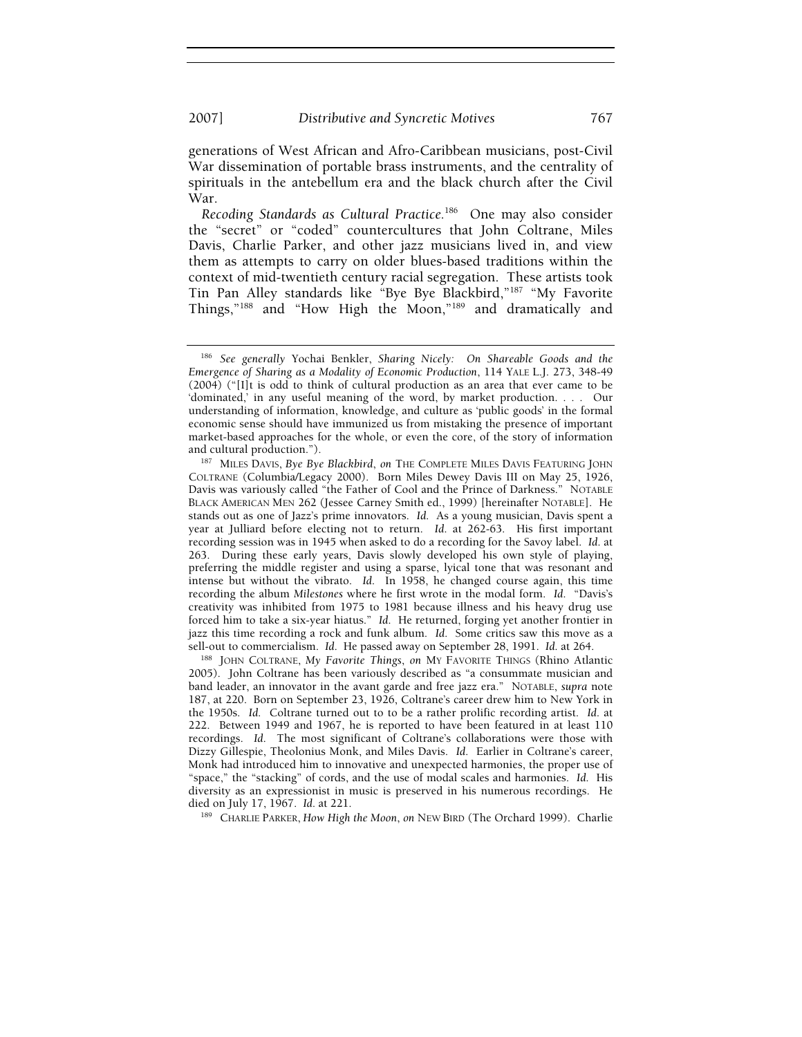generations of West African and Afro-Caribbean musicians, post-Civil War dissemination of portable brass instruments, and the centrality of spirituals in the antebellum era and the black church after the Civil War.

*Recoding Standards as Cultural Practice.*[186] One may also consider the "secret" or "coded" countercultures that John Coltrane, Miles Davis, Charlie Parker, and other jazz musicians lived in, and view them as attempts to carry on older blues-based traditions within the context of mid-twentieth century racial segregation. These artists took Tin Pan Alley standards like "Bye Bye Blackbird,"[187] "My Favorite Things,"[188] and "How High the Moon,"[189] and dramatically and

---

[186] *See generally* Yochai Benkler, *Sharing Nicely: On Shareable Goods and the Emergence of Sharing as a Modality of Economic Production*, 114 YALE L.J. 273, 348-49 (2004) ("[I]t is odd to think of cultural production as an area that ever came to be 'dominated,' in any useful meaning of the word, by market production. . . . Our understanding of information, knowledge, and culture as 'public goods' in the formal economic sense should have immunized us from mistaking the presence of important market-based approaches for the whole, or even the core, of the story of information and cultural production.").

[187] MILES DAVIS, *Bye Bye Blackbird*, *on* THE COMPLETE MILES DAVIS FEATURING JOHN COLTRANE (Columbia/Legacy 2000). Born Miles Dewey Davis III on May 25, 1926, Davis was variously called "the Father of Cool and the Prince of Darkness." NOTABLE BLACK AMERICAN MEN 262 (Jessee Carney Smith ed., 1999) [hereinafter NOTABLE]. He stands out as one of Jazz's prime innovators. *Id.* As a young musician, Davis spent a year at Julliard before electing not to return. *Id.* at 262-63. His first important recording session was in 1945 when asked to do a recording for the Savoy label. *Id.* at 263. During these early years, Davis slowly developed his own style of playing, preferring the middle register and using a sparse, lyical tone that was resonant and intense but without the vibrato. *Id.* In 1958, he changed course again, this time recording the album *Milestones* where he first wrote in the modal form. *Id.* "Davis's creativity was inhibited from 1975 to 1981 because illness and his heavy drug use forced him to take a six-year hiatus." *Id.* He returned, forging yet another frontier in jazz this time recording a rock and funk album. *Id.* Some critics saw this move as a sell-out to commercialism. *Id.* He passed away on September 28, 1991. *Id.* at 264.

[188] JOHN COLTRANE, *My Favorite Things*, *on* MY FAVORITE THINGS (Rhino Atlantic 2005). John Coltrane has been variously described as "a consummate musician and band leader, an innovator in the avant garde and free jazz era." NOTABLE, *supra* note 187, at 220. Born on September 23, 1926, Coltrane's career drew him to New York in the 1950s. *Id.* Coltrane turned out to to be a rather prolific recording artist. *Id.* at 222. Between 1949 and 1967, he is reported to have been featured in at least 110 recordings. *Id.* The most significant of Coltrane's collaborations were those with Dizzy Gillespie, Theolonius Monk, and Miles Davis. *Id.* Earlier in Coltrane's career, Monk had introduced him to innovative and unexpected harmonies, the proper use of "space," the "stacking" of cords, and the use of modal scales and harmonies. *Id.* His diversity as an expressionist in music is preserved in his numerous recordings. He died on July 17, 1967. *Id.* at 221.

[189] CHARLIE PARKER, *How High the Moon*, *on* NEW BIRD (The Orchard 1999). Charlie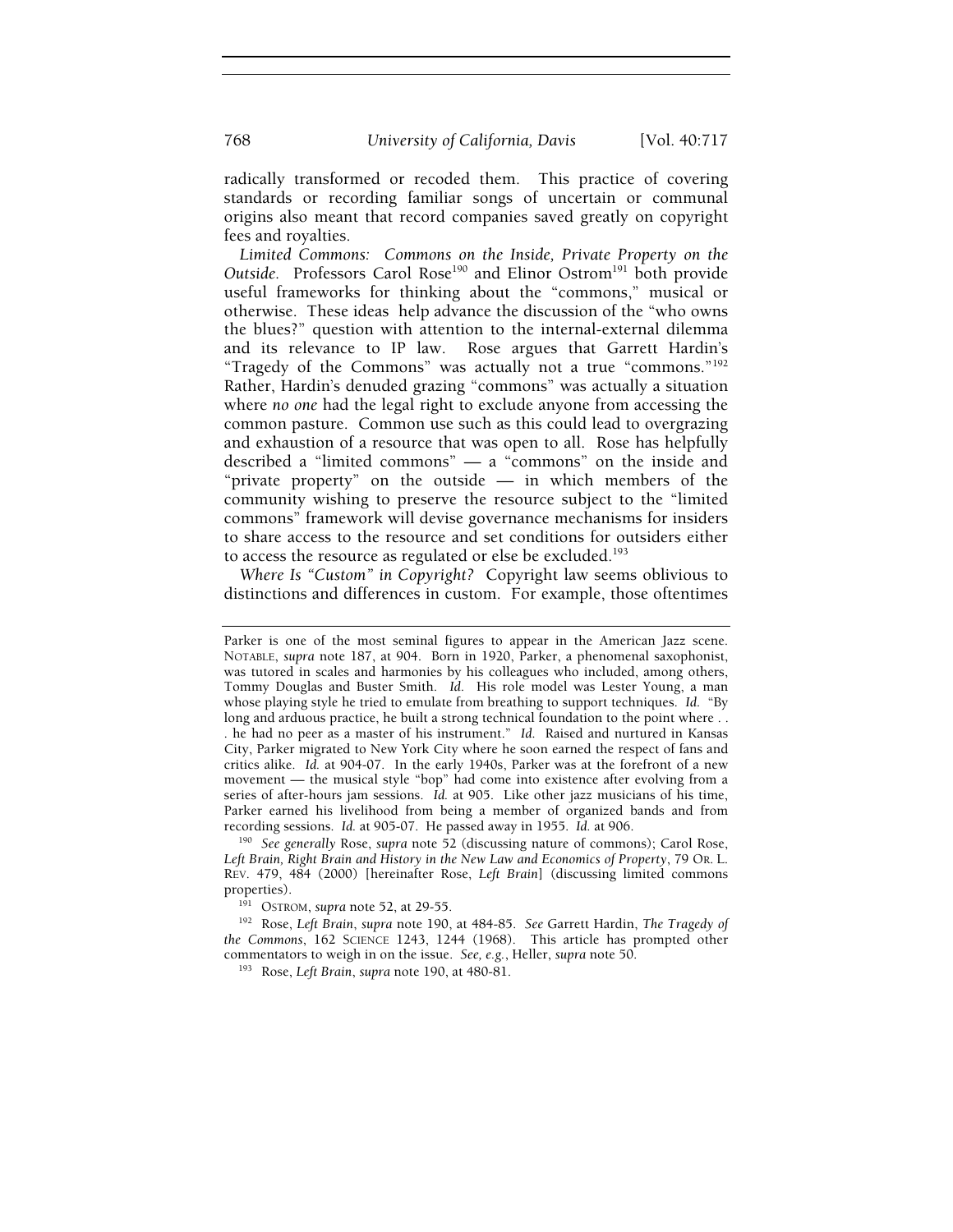radically transformed or recoded them. This practice of covering standards or recording familiar songs of uncertain or communal origins also meant that record companies saved greatly on copyright fees and royalties.

*Limited Commons: Commons on the Inside, Private Property on the Outside.* Professors Carol Rose[190] and Elinor Ostrom[191] both provide useful frameworks for thinking about the "commons," musical or otherwise. These ideas help advance the discussion of the "who owns the blues?" question with attention to the internal-external dilemma and its relevance to IP law. Rose argues that Garrett Hardin's "Tragedy of the Commons" was actually not a true "commons."[192] Rather, Hardin's denuded grazing "commons" was actually a situation where *no one* had the legal right to exclude anyone from accessing the common pasture. Common use such as this could lead to overgrazing and exhaustion of a resource that was open to all. Rose has helpfully described a "limited commons" — a "commons" on the inside and "private property" on the outside — in which members of the community wishing to preserve the resource subject to the "limited commons" framework will devise governance mechanisms for insiders to share access to the resource and set conditions for outsiders either to access the resource as regulated or else be excluded.[193]

*Where Is "Custom" in Copyright?* Copyright law seems oblivious to distinctions and differences in custom. For example, those oftentimes

---

Parker is one of the most seminal figures to appear in the American Jazz scene. NOTABLE, *supra* note 187, at 904. Born in 1920, Parker, a phenomenal saxophonist, was tutored in scales and harmonies by his colleagues who included, among others, Tommy Douglas and Buster Smith. *Id.* His role model was Lester Young, a man whose playing style he tried to emulate from breathing to support techniques. *Id.* "By long and arduous practice, he built a strong technical foundation to the point where . . . he had no peer as a master of his instrument." *Id.* Raised and nurtured in Kansas City, Parker migrated to New York City where he soon earned the respect of fans and critics alike. *Id.* at 904-07. In the early 1940s, Parker was at the forefront of a new movement — the musical style "bop" had come into existence after evolving from a series of after-hours jam sessions. *Id.* at 905. Like other jazz musicians of his time, Parker earned his livelihood from being a member of organized bands and from recording sessions. *Id.* at 905-07. He passed away in 1955. *Id.* at 906.

[190] *See generally* Rose, *supra* note 52 (discussing nature of commons); Carol Rose, *Left Brain, Right Brain and History in the New Law and Economics of Property*, 79 OR. L. REV. 479, 484 (2000) [hereinafter Rose, *Left Brain*] (discussing limited commons properties).

[191] OSTROM, *supra* note 52, at 29-55.

[192] Rose, *Left Brain*, *supra* note 190, at 484-85. *See* Garrett Hardin, *The Tragedy of the Commons*, 162 SCIENCE 1243, 1244 (1968). This article has prompted other commentators to weigh in on the issue. *See, e.g.*, Heller, *supra* note 50.

[193] Rose, *Left Brain*, *supra* note 190, at 480-81.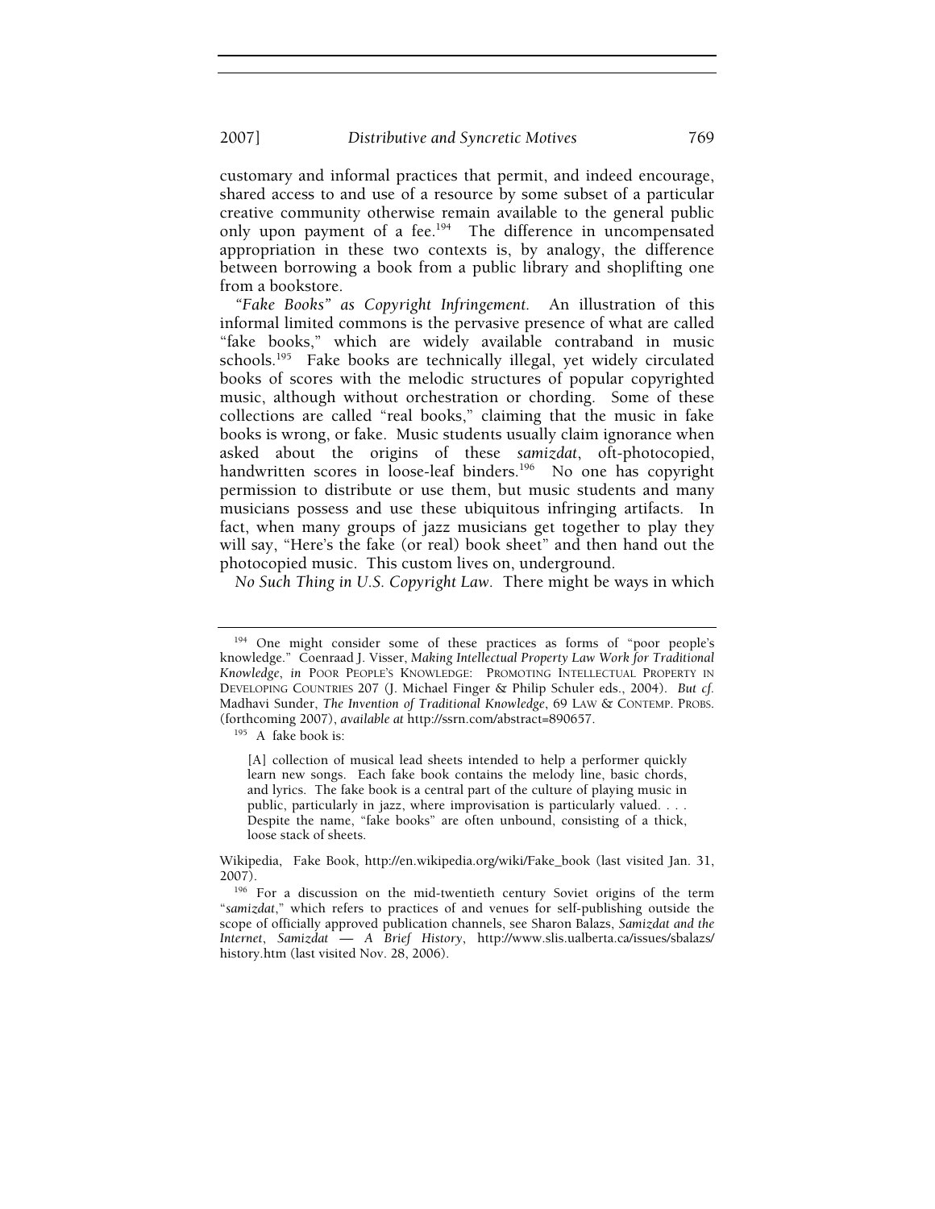customary and informal practices that permit, and indeed encourage, shared access to and use of a resource by some subset of a particular creative community otherwise remain available to the general public only upon payment of a fee.[194] The difference in uncompensated appropriation in these two contexts is, by analogy, the difference between borrowing a book from a public library and shoplifting one from a bookstore.

*"Fake Books" as Copyright Infringement.* An illustration of this informal limited commons is the pervasive presence of what are called "fake books," which are widely available contraband in music schools.[195] Fake books are technically illegal, yet widely circulated books of scores with the melodic structures of popular copyrighted music, although without orchestration or chording. Some of these collections are called "real books," claiming that the music in fake books is wrong, or fake. Music students usually claim ignorance when asked about the origins of these *samizdat*, oft-photocopied, handwritten scores in loose-leaf binders.[196] No one has copyright permission to distribute or use them, but music students and many musicians possess and use these ubiquitous infringing artifacts. In fact, when many groups of jazz musicians get together to play they will say, "Here's the fake (or real) book sheet" and then hand out the photocopied music. This custom lives on, underground.

*No Such Thing in U.S. Copyright Law.* There might be ways in which

---

[194] One might consider some of these practices as forms of "poor people's knowledge." Coenraad J. Visser, *Making Intellectual Property Law Work for Traditional Knowledge*, *in* POOR PEOPLE'S KNOWLEDGE: PROMOTING INTELLECTUAL PROPERTY IN DEVELOPING COUNTRIES 207 (J. Michael Finger & Philip Schuler eds., 2004). *But cf.* Madhavi Sunder, *The Invention of Traditional Knowledge*, 69 LAW & CONTEMP. PROBS. (forthcoming 2007), *available at* http://ssrn.com/abstract=890657.

[195] A fake book is:

> [A] collection of musical lead sheets intended to help a performer quickly learn new songs. Each fake book contains the melody line, basic chords, and lyrics. The fake book is a central part of the culture of playing music in public, particularly in jazz, where improvisation is particularly valued. . . . Despite the name, "fake books" are often unbound, consisting of a thick, loose stack of sheets.

Wikipedia, Fake Book, http://en.wikipedia.org/wiki/Fake_book (last visited Jan. 31, 2007).

[196] For a discussion on the mid-twentieth century Soviet origins of the term "*samizdat*," which refers to practices of and venues for self-publishing outside the scope of officially approved publication channels, see Sharon Balazs, *Samizdat and the Internet*, *Samizdat — A Brief History*, http://www.slis.ualberta.ca/issues/sbalazs/history.htm (last visited Nov. 28, 2006).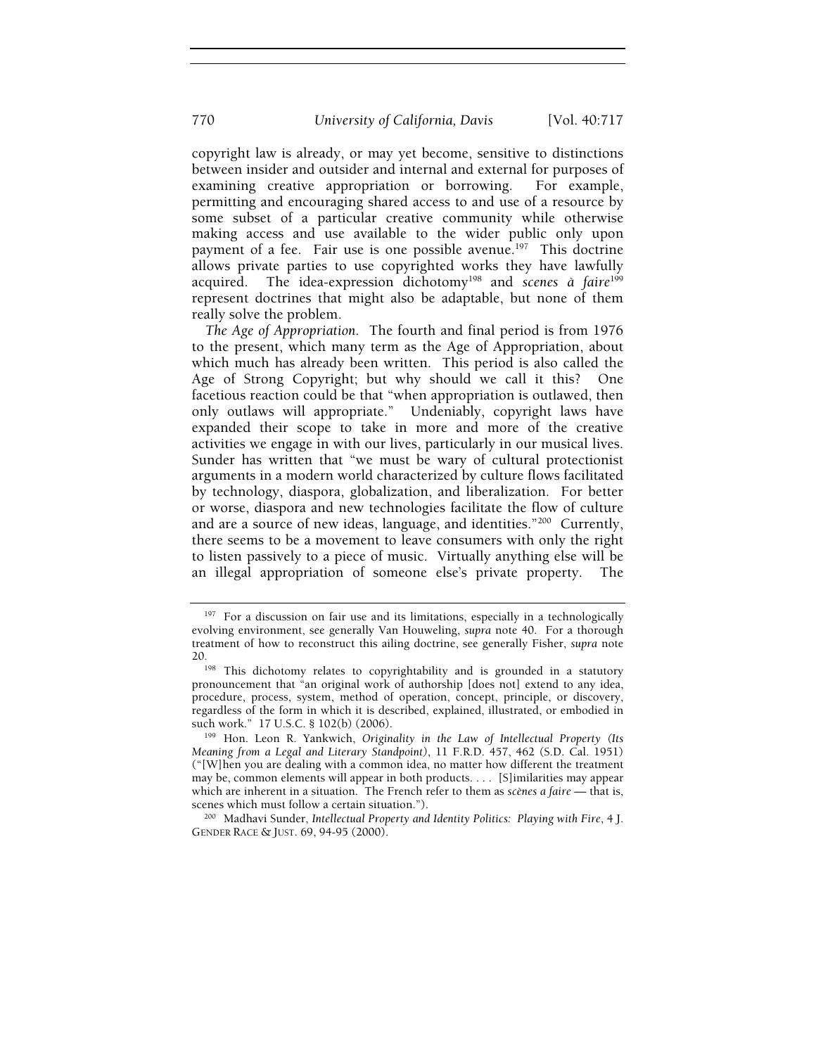copyright law is already, or may yet become, sensitive to distinctions between insider and outsider and internal and external for purposes of examining creative appropriation or borrowing. For example, permitting and encouraging shared access to and use of a resource by some subset of a particular creative community while otherwise making access and use available to the wider public only upon payment of a fee. Fair use is one possible avenue.[197] This doctrine allows private parties to use copyrighted works they have lawfully acquired. The idea-expression dichotomy[198] and *scenes à faire*[199] represent doctrines that might also be adaptable, but none of them really solve the problem.

*The Age of Appropriation*. The fourth and final period is from 1976 to the present, which many term as the Age of Appropriation, about which much has already been written. This period is also called the Age of Strong Copyright; but why should we call it this? One facetious reaction could be that "when appropriation is outlawed, then only outlaws will appropriate." Undeniably, copyright laws have expanded their scope to take in more and more of the creative activities we engage in with our lives, particularly in our musical lives. Sunder has written that "we must be wary of cultural protectionist arguments in a modern world characterized by culture flows facilitated by technology, diaspora, globalization, and liberalization. For better or worse, diaspora and new technologies facilitate the flow of culture and are a source of new ideas, language, and identities."[200] Currently, there seems to be a movement to leave consumers with only the right to listen passively to a piece of music. Virtually anything else will be an illegal appropriation of someone else's private property. The

---

[197] For a discussion on fair use and its limitations, especially in a technologically evolving environment, see generally Van Houweling, *supra* note 40. For a thorough treatment of how to reconstruct this ailing doctrine, see generally Fisher, *supra* note 20.

[198] This dichotomy relates to copyrightability and is grounded in a statutory pronouncement that "an original work of authorship [does not] extend to any idea, procedure, process, system, method of operation, concept, principle, or discovery, regardless of the form in which it is described, explained, illustrated, or embodied in such work." 17 U.S.C. § 102(b) (2006).

[199] Hon. Leon R. Yankwich, *Originality in the Law of Intellectual Property (Its Meaning from a Legal and Literary Standpoint)*, 11 F.R.D. 457, 462 (S.D. Cal. 1951) ("[W]hen you are dealing with a common idea, no matter how different the treatment may be, common elements will appear in both products. . . . [S]imilarities may appear which are inherent in a situation. The French refer to them as *scènes a faire* — that is, scenes which must follow a certain situation.").

[200] Madhavi Sunder, *Intellectual Property and Identity Politics: Playing with Fire*, 4 J. GENDER RACE & JUST. 69, 94-95 (2000).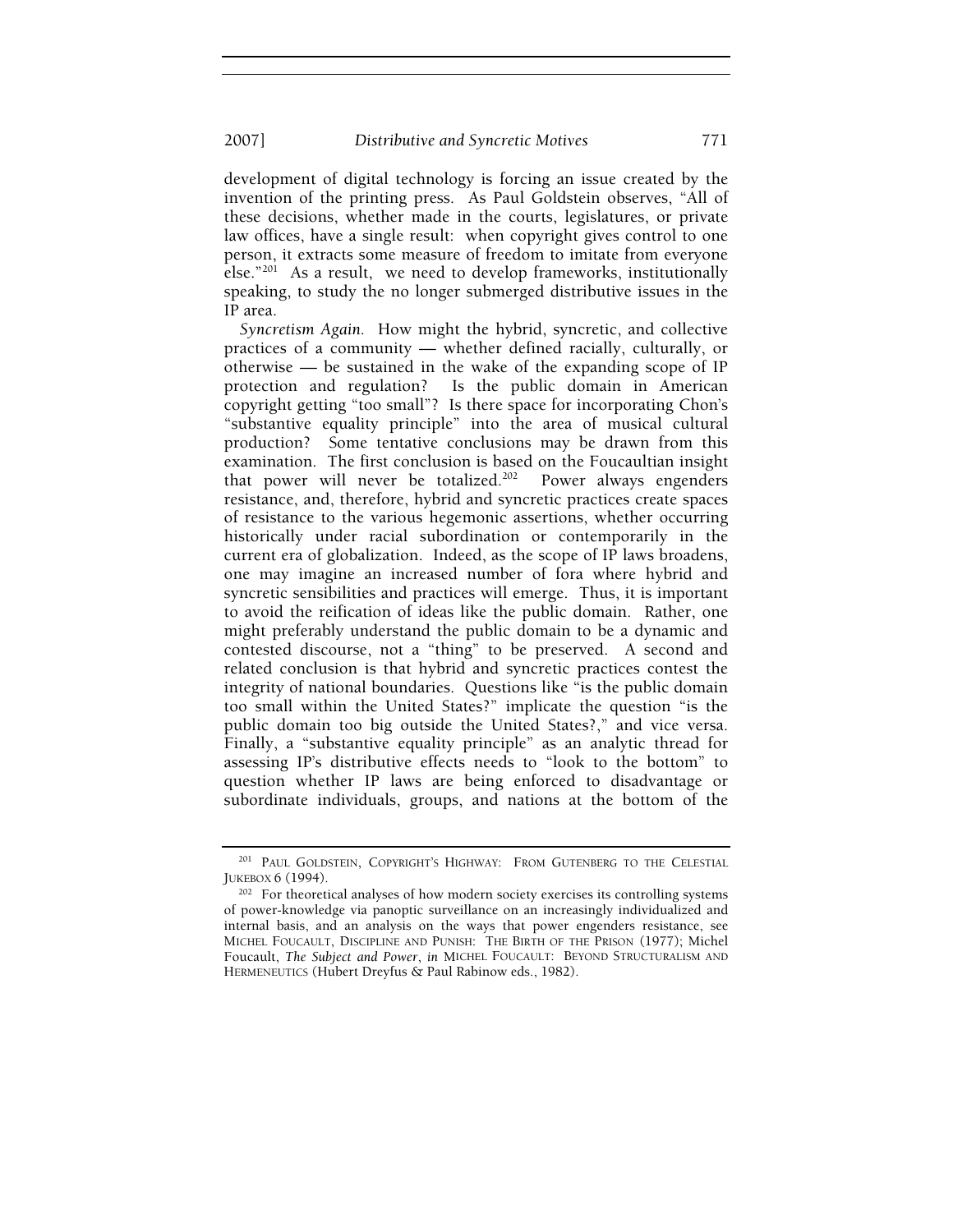development of digital technology is forcing an issue created by the invention of the printing press. As Paul Goldstein observes, "All of these decisions, whether made in the courts, legislatures, or private law offices, have a single result: when copyright gives control to one person, it extracts some measure of freedom to imitate from everyone else."[201] As a result, we need to develop frameworks, institutionally speaking, to study the no longer submerged distributive issues in the IP area.

*Syncretism Again.* How might the hybrid, syncretic, and collective practices of a community — whether defined racially, culturally, or otherwise — be sustained in the wake of the expanding scope of IP protection and regulation? Is the public domain in American copyright getting "too small"? Is there space for incorporating Chon's "substantive equality principle" into the area of musical cultural production? Some tentative conclusions may be drawn from this examination. The first conclusion is based on the Foucaultian insight that power will never be totalized.[202] Power always engenders resistance, and, therefore, hybrid and syncretic practices create spaces of resistance to the various hegemonic assertions, whether occurring historically under racial subordination or contemporarily in the current era of globalization. Indeed, as the scope of IP laws broadens, one may imagine an increased number of fora where hybrid and syncretic sensibilities and practices will emerge. Thus, it is important to avoid the reification of ideas like the public domain. Rather, one might preferably understand the public domain to be a dynamic and contested discourse, not a "thing" to be preserved. A second and related conclusion is that hybrid and syncretic practices contest the integrity of national boundaries. Questions like "is the public domain too small within the United States?" implicate the question "is the public domain too big outside the United States?," and vice versa. Finally, a "substantive equality principle" as an analytic thread for assessing IP's distributive effects needs to "look to the bottom" to question whether IP laws are being enforced to disadvantage or subordinate individuals, groups, and nations at the bottom of the

---

[201] PAUL GOLDSTEIN, COPYRIGHT'S HIGHWAY: FROM GUTENBERG TO THE CELESTIAL JUKEBOX 6 (1994).

[202] For theoretical analyses of how modern society exercises its controlling systems of power-knowledge via panoptic surveillance on an increasingly individualized and internal basis, and an analysis on the ways that power engenders resistance, see MICHEL FOUCAULT, DISCIPLINE AND PUNISH: THE BIRTH OF THE PRISON (1977); Michel Foucault, *The Subject and Power*, *in* MICHEL FOUCAULT: BEYOND STRUCTURALISM AND HERMENEUTICS (Hubert Dreyfus & Paul Rabinow eds., 1982).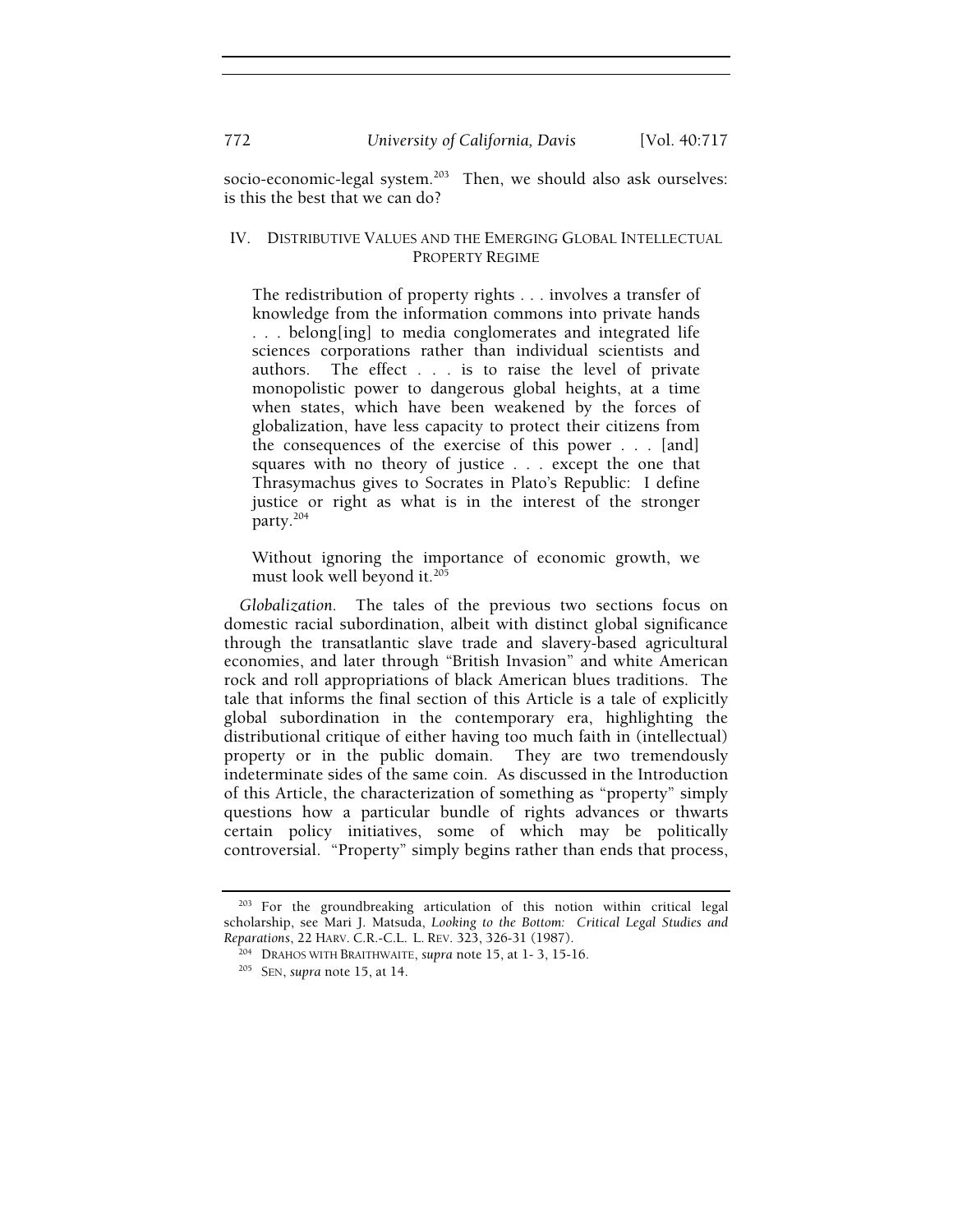socio-economic-legal system.[203] Then, we should also ask ourselves: is this the best that we can do?

## IV. DISTRIBUTIVE VALUES AND THE EMERGING GLOBAL INTELLECTUAL PROPERTY REGIME

> The redistribution of property rights . . . involves a transfer of knowledge from the information commons into private hands . . . belong[ing] to media conglomerates and integrated life sciences corporations rather than individual scientists and authors. The effect . . . is to raise the level of private monopolistic power to dangerous global heights, at a time when states, which have been weakened by the forces of globalization, have less capacity to protect their citizens from the consequences of the exercise of this power . . . [and] squares with no theory of justice . . . except the one that Thrasymachus gives to Socrates in Plato's Republic: I define justice or right as what is in the interest of the stronger party.[204]

> Without ignoring the importance of economic growth, we must look well beyond it.[205]

*Globalization*. The tales of the previous two sections focus on domestic racial subordination, albeit with distinct global significance through the transatlantic slave trade and slavery-based agricultural economies, and later through "British Invasion" and white American rock and roll appropriations of black American blues traditions. The tale that informs the final section of this Article is a tale of explicitly global subordination in the contemporary era, highlighting the distributional critique of either having too much faith in (intellectual) property or in the public domain. They are two tremendously indeterminate sides of the same coin. As discussed in the Introduction of this Article, the characterization of something as "property" simply questions how a particular bundle of rights advances or thwarts certain policy initiatives, some of which may be politically controversial. "Property" simply begins rather than ends that process,

---

[203] For the groundbreaking articulation of this notion within critical legal scholarship, see Mari J. Matsuda, *Looking to the Bottom: Critical Legal Studies and Reparations*, 22 HARV. C.R.-C.L. L. REV. 323, 326-31 (1987).

[204] DRAHOS WITH BRAITHWAITE, *supra* note 15, at 1- 3, 15-16.

[205] SEN, *supra* note 15, at 14.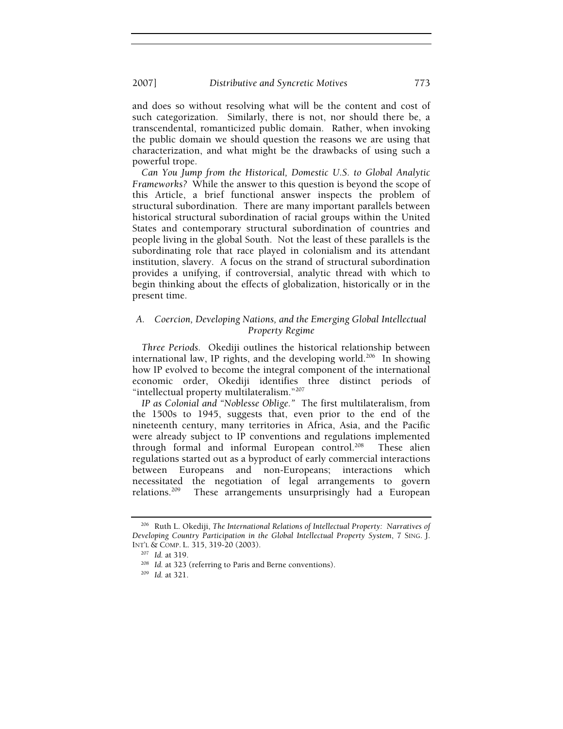and does so without resolving what will be the content and cost of such categorization. Similarly, there is not, nor should there be, a transcendental, romanticized public domain. Rather, when invoking the public domain we should question the reasons we are using that characterization, and what might be the drawbacks of using such a powerful trope.

*Can You Jump from the Historical, Domestic U.S. to Global Analytic Frameworks?* While the answer to this question is beyond the scope of this Article, a brief functional answer inspects the problem of structural subordination. There are many important parallels between historical structural subordination of racial groups within the United States and contemporary structural subordination of countries and people living in the global South. Not the least of these parallels is the subordinating role that race played in colonialism and its attendant institution, slavery. A focus on the strand of structural subordination provides a unifying, if controversial, analytic thread with which to begin thinking about the effects of globalization, historically or in the present time.

### *A. Coercion, Developing Nations, and the Emerging Global Intellectual Property Regime*

*Three Periods.* Okediji outlines the historical relationship between international law, IP rights, and the developing world.[206] In showing how IP evolved to become the integral component of the international economic order, Okediji identifies three distinct periods of "intellectual property multilateralism."[207]

*IP as Colonial and "Noblesse Oblige."* The first multilateralism, from the 1500s to 1945, suggests that, even prior to the end of the nineteenth century, many territories in Africa, Asia, and the Pacific were already subject to IP conventions and regulations implemented through formal and informal European control.[208] These alien regulations started out as a byproduct of early commercial interactions between Europeans and non-Europeans; interactions which necessitated the negotiation of legal arrangements to govern relations.[209] These arrangements unsurprisingly had a European

---

[206] Ruth L. Okediji, *The International Relations of Intellectual Property: Narratives of Developing Country Participation in the Global Intellectual Property System*, 7 SING. J. INT'L & COMP. L. 315, 319-20 (2003).

[207] *Id.* at 319.

[208] *Id.* at 323 (referring to Paris and Berne conventions).

[209] *Id.* at 321.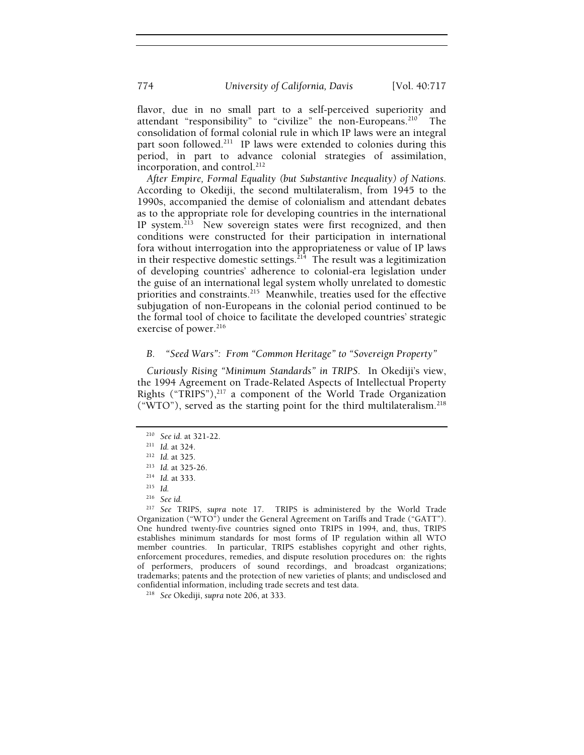flavor, due in no small part to a self-perceived superiority and attendant "responsibility" to "civilize" the non-Europeans.[210] The consolidation of formal colonial rule in which IP laws were an integral part soon followed.[211] IP laws were extended to colonies during this period, in part to advance colonial strategies of assimilation, incorporation, and control.[212]

*After Empire, Formal Equality (but Substantive Inequality) of Nations.* According to Okediji, the second multilateralism, from 1945 to the 1990s, accompanied the demise of colonialism and attendant debates as to the appropriate role for developing countries in the international IP system.[213] New sovereign states were first recognized, and then conditions were constructed for their participation in international fora without interrogation into the appropriateness or value of IP laws in their respective domestic settings.[214] The result was a legitimization of developing countries' adherence to colonial-era legislation under the guise of an international legal system wholly unrelated to domestic priorities and constraints.[215] Meanwhile, treaties used for the effective subjugation of non-Europeans in the colonial period continued to be the formal tool of choice to facilitate the developed countries' strategic exercise of power.[216]

### B. "Seed Wars": From "Common Heritage" to "Sovereign Property"

*Curiously Rising "Minimum Standards" in TRIPS.* In Okediji's view, the 1994 Agreement on Trade-Related Aspects of Intellectual Property Rights ("TRIPS"),[217] a component of the World Trade Organization ("WTO"), served as the starting point for the third multilateralism.[218]

---

[210] *See id.* at 321-22.

[211] *Id.* at 324.

[212] *Id.* at 325.

[213] *Id.* at 325-26.

[214] *Id.* at 333.

[215] *Id.*

[216] *See id.*

[217] *See* TRIPS, *supra* note 17. TRIPS is administered by the World Trade Organization ("WTO") under the General Agreement on Tariffs and Trade ("GATT"). One hundred twenty-five countries signed onto TRIPS in 1994, and, thus, TRIPS establishes minimum standards for most forms of IP regulation within all WTO member countries. In particular, TRIPS establishes copyright and other rights, enforcement procedures, remedies, and dispute resolution procedures on: the rights of performers, producers of sound recordings, and broadcast organizations; trademarks; patents and the protection of new varieties of plants; and undisclosed and confidential information, including trade secrets and test data.

[218] *See* Okediji, *supra* note 206, at 333.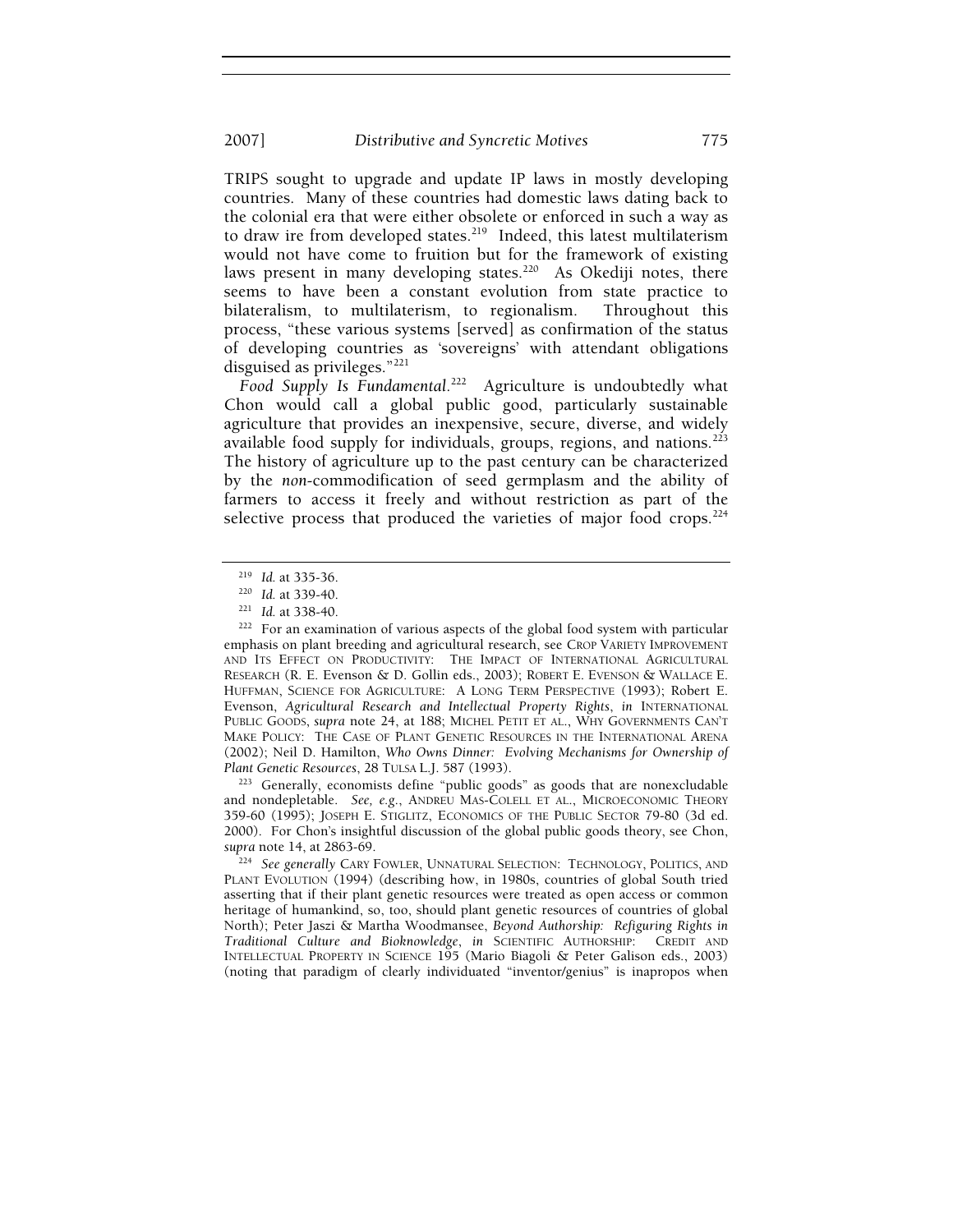TRIPS sought to upgrade and update IP laws in mostly developing countries. Many of these countries had domestic laws dating back to the colonial era that were either obsolete or enforced in such a way as to draw ire from developed states.[219] Indeed, this latest multilaterism would not have come to fruition but for the framework of existing laws present in many developing states.[220] As Okediji notes, there seems to have been a constant evolution from state practice to bilateralism, to multilaterism, to regionalism. Throughout this process, "these various systems [served] as confirmation of the status of developing countries as 'sovereigns' with attendant obligations disguised as privileges."[221]

*Food Supply Is Fundamental*.[222] Agriculture is undoubtedly what Chon would call a global public good, particularly sustainable agriculture that provides an inexpensive, secure, diverse, and widely available food supply for individuals, groups, regions, and nations.[223] The history of agriculture up to the past century can be characterized by the *non*-commodification of seed germplasm and the ability of farmers to access it freely and without restriction as part of the selective process that produced the varieties of major food crops.[224]

---

[219] *Id.* at 335-36.

[220] *Id.* at 339-40.

[221] *Id.* at 338-40.

[222] For an examination of various aspects of the global food system with particular emphasis on plant breeding and agricultural research, see CROP VARIETY IMPROVEMENT AND ITS EFFECT ON PRODUCTIVITY: THE IMPACT OF INTERNATIONAL AGRICULTURAL RESEARCH (R. E. Evenson & D. Gollin eds., 2003); ROBERT E. EVENSON & WALLACE E. HUFFMAN, SCIENCE FOR AGRICULTURE: A LONG TERM PERSPECTIVE (1993); Robert E. Evenson, *Agricultural Research and Intellectual Property Rights*, *in* INTERNATIONAL PUBLIC GOODS, *supra* note 24, at 188; MICHEL PETIT ET AL., WHY GOVERNMENTS CAN'T MAKE POLICY: THE CASE OF PLANT GENETIC RESOURCES IN THE INTERNATIONAL ARENA (2002); Neil D. Hamilton, *Who Owns Dinner: Evolving Mechanisms for Ownership of Plant Genetic Resources*, 28 TULSA L.J. 587 (1993).

[223] Generally, economists define "public goods" as goods that are nonexcludable and nondepletable. *See, e.g.*, ANDREU MAS-COLELL ET AL., MICROECONOMIC THEORY 359-60 (1995); JOSEPH E. STIGLITZ, ECONOMICS OF THE PUBLIC SECTOR 79-80 (3d ed. 2000). For Chon's insightful discussion of the global public goods theory, see Chon, *supra* note 14, at 2863-69.

[224] *See generally* CARY FOWLER, UNNATURAL SELECTION: TECHNOLOGY, POLITICS, AND PLANT EVOLUTION (1994) (describing how, in 1980s, countries of global South tried asserting that if their plant genetic resources were treated as open access or common heritage of humankind, so, too, should plant genetic resources of countries of global North); Peter Jaszi & Martha Woodmansee, *Beyond Authorship: Refiguring Rights in Traditional Culture and Bioknowledge*, *in* SCIENTIFIC AUTHORSHIP: CREDIT AND INTELLECTUAL PROPERTY IN SCIENCE 195 (Mario Biagoli & Peter Galison eds., 2003) (noting that paradigm of clearly individuated "inventor/genius" is inapropos when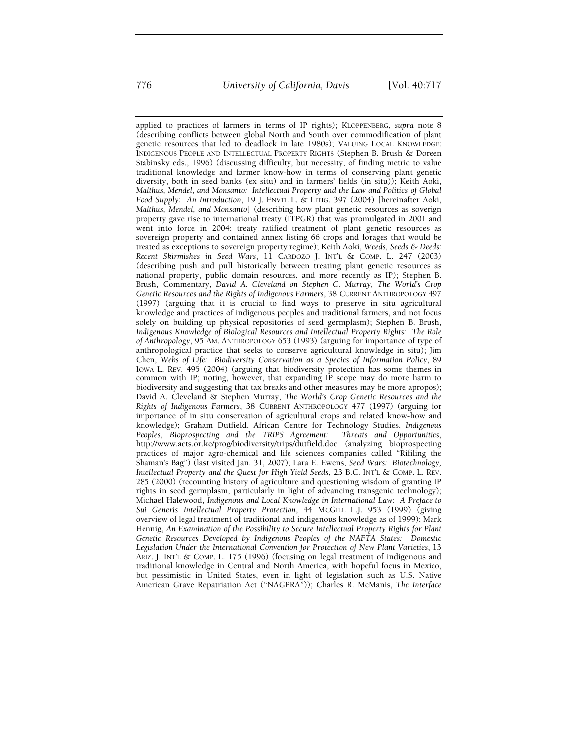applied to practices of farmers in terms of IP rights); KLOPPENBERG, *supra* note 8 (describing conflicts between global North and South over commodification of plant genetic resources that led to deadlock in late 1980s); VALUING LOCAL KNOWLEDGE: INDIGENOUS PEOPLE AND INTELLECTUAL PROPERTY RIGHTS (Stephen B. Brush & Doreen Stabinsky eds., 1996) (discussing difficulty, but necessity, of finding metric to value traditional knowledge and farmer know-how in terms of conserving plant genetic diversity, both in seed banks (ex situ) and in farmers' fields (in situ)); Keith Aoki, *Malthus, Mendel, and Monsanto: Intellectual Property and the Law and Politics of Global Food Supply: An Introduction*, 19 J. ENVTL L. & LITIG. 397 (2004) [hereinafter Aoki, *Malthus, Mendel, and Monsanto*] (describing how plant genetic resources as soverign property gave rise to international treaty (ITPGR) that was promulgated in 2001 and went into force in 2004; treaty ratified treatment of plant genetic resources as sovereign property and contained annex listing 66 crops and forages that would be treated as exceptions to sovereign property regime); Keith Aoki, *Weeds, Seeds & Deeds: Recent Skirmishes in Seed Wars*, 11 CARDOZO J. INT'L & COMP. L. 247 (2003) (describing push and pull historically between treating plant genetic resources as national property, public domain resources, and more recently as IP); Stephen B. Brush, Commentary, *David A. Cleveland on Stephen C. Murray, The World's Crop Genetic Resources and the Rights of Indigenous Farmers*, 38 CURRENT ANTHROPOLOGY 497 (1997) (arguing that it is crucial to find ways to preserve in situ agricultural knowledge and practices of indigenous peoples and traditional farmers, and not focus solely on building up physical repositories of seed germplasm); Stephen B. Brush, *Indigenous Knowledge of Biological Resources and Intellectual Property Rights: The Role of Anthropology*, 95 AM. ANTHROPOLOGY 653 (1993) (arguing for importance of type of anthropological practice that seeks to conserve agricultural knowledge in situ); Jim Chen, *Webs of Life: Biodiversity Conservation as a Species of Information Policy*, 89 IOWA L. REV. 495 (2004) (arguing that biodiversity protection has some themes in common with IP; noting, however, that expanding IP scope may do more harm to biodiversity and suggesting that tax breaks and other measures may be more apropos); David A. Cleveland & Stephen Murray, *The World's Crop Genetic Resources and the Rights of Indigenous Farmers*, 38 CURRENT ANTHROPOLOGY 477 (1997) (arguing for importance of in situ conservation of agricultural crops and related know-how and knowledge); Graham Dutfield, African Centre for Technology Studies, *Indigenous Peoples, Bioprospecting and the TRIPS Agreement: Threats and Opportunities*, http://www.acts.or.ke/prog/biodiversity/trips/dutfield.doc (analyzing bioprospecting practices of major agro-chemical and life sciences companies called "Rifiling the Shaman's Bag") (last visited Jan. 31, 2007); Lara E. Ewens, *Seed Wars: Biotechnology, Intellectual Property and the Quest for High Yield Seeds*, 23 B.C. INT'L & COMP. L. REV. 285 (2000) (recounting history of agriculture and questioning wisdom of granting IP rights in seed germplasm, particularly in light of advancing transgenic technology); Michael Halewood, *Indigenous and Local Knowledge in International Law: A Preface to Sui Generis Intellectual Property Protection*, 44 MCGILL L.J. 953 (1999) (giving overview of legal treatment of traditional and indigenous knowledge as of 1999); Mark Hennig, *An Examination of the Possibility to Secure Intellectual Property Rights for Plant Genetic Resources Developed by Indigenous Peoples of the NAFTA States: Domestic Legislation Under the International Convention for Protection of New Plant Varieties*, 13 ARIZ. J. INT'L & COMP. L. 175 (1996) (focusing on legal treatment of indigenous and traditional knowledge in Central and North America, with hopeful focus in Mexico, but pessimistic in United States, even in light of legislation such as U.S. Native American Grave Repatriation Act ("NAGPRA")); Charles R. McManis, *The Interface*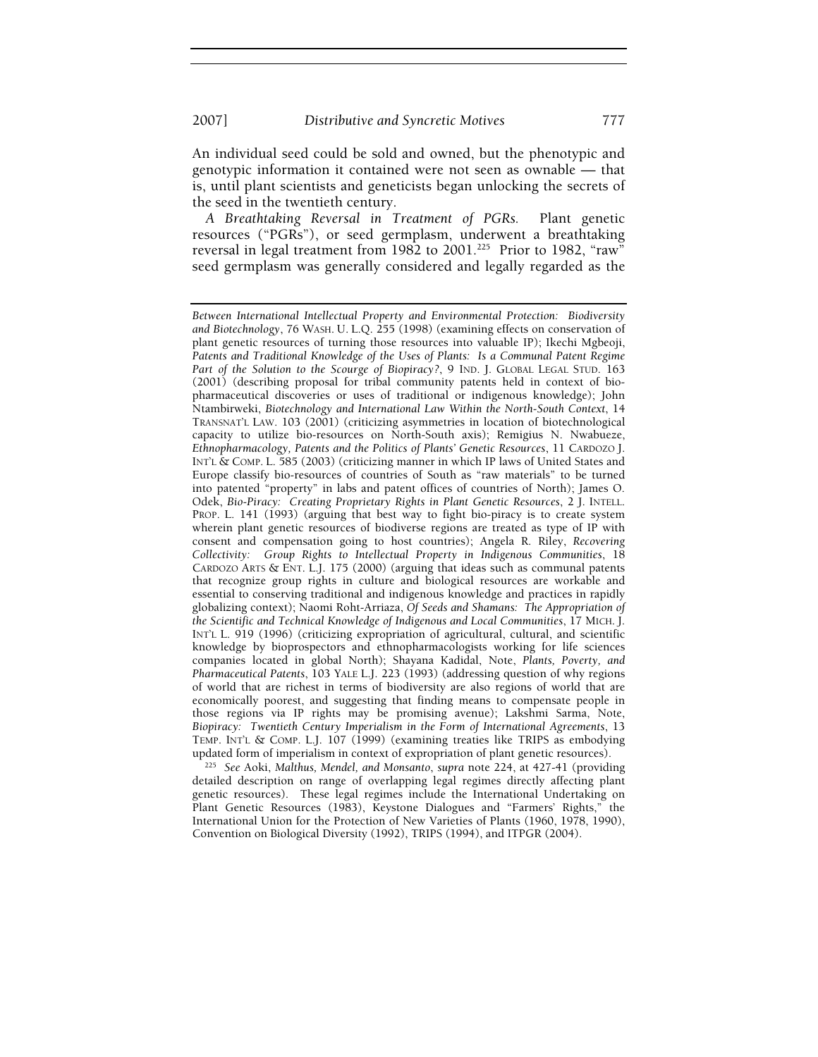An individual seed could be sold and owned, but the phenotypic and genotypic information it contained were not seen as ownable — that is, until plant scientists and geneticists began unlocking the secrets of the seed in the twentieth century.

*A Breathtaking Reversal in Treatment of PGRs.* Plant genetic resources ("PGRs"), or seed germplasm, underwent a breathtaking reversal in legal treatment from 1982 to 2001.[225] Prior to 1982, "raw" seed germplasm was generally considered and legally regarded as the

---

*Between International Intellectual Property and Environmental Protection: Biodiversity and Biotechnology*, 76 WASH. U. L.Q. 255 (1998) (examining effects on conservation of plant genetic resources of turning those resources into valuable IP); Ikechi Mgbeoji, *Patents and Traditional Knowledge of the Uses of Plants: Is a Communal Patent Regime Part of the Solution to the Scourge of Biopiracy?*, 9 IND. J. GLOBAL LEGAL STUD. 163 (2001) (describing proposal for tribal community patents held in context of bio-pharmaceutical discoveries or uses of traditional or indigenous knowledge); John Ntambirweki, *Biotechnology and International Law Within the North-South Context*, 14 TRANSNAT'L LAW. 103 (2001) (criticizing asymmetries in location of biotechnological capacity to utilize bio-resources on North-South axis); Remigius N. Nwabueze, *Ethnopharmacology, Patents and the Politics of Plants' Genetic Resources*, 11 CARDOZO J. INT'L & COMP. L. 585 (2003) (criticizing manner in which IP laws of United States and Europe classify bio-resources of countries of South as "raw materials" to be turned into patented "property" in labs and patent offices of countries of North); James O. Odek, *Bio-Piracy: Creating Proprietary Rights in Plant Genetic Resources*, 2 J. INTELL. PROP. L. 141 (1993) (arguing that best way to fight bio-piracy is to create system wherein plant genetic resources of biodiverse regions are treated as type of IP with consent and compensation going to host countries); Angela R. Riley, *Recovering Collectivity: Group Rights to Intellectual Property in Indigenous Communities*, 18 CARDOZO ARTS & ENT. L.J. 175 (2000) (arguing that ideas such as communal patents that recognize group rights in culture and biological resources are workable and essential to conserving traditional and indigenous knowledge and practices in rapidly globalizing context); Naomi Roht-Arriaza, *Of Seeds and Shamans: The Appropriation of the Scientific and Technical Knowledge of Indigenous and Local Communities*, 17 MICH. J. INT'L L. 919 (1996) (criticizing expropriation of agricultural, cultural, and scientific knowledge by bioprospectors and ethnopharmacologists working for life sciences companies located in global North); Shayana Kadidal, Note, *Plants, Poverty, and Pharmaceutical Patents*, 103 YALE L.J. 223 (1993) (addressing question of why regions of world that are richest in terms of biodiversity are also regions of world that are economically poorest, and suggesting that finding means to compensate people in those regions via IP rights may be promising avenue); Lakshmi Sarma, Note, *Biopiracy: Twentieth Century Imperialism in the Form of International Agreements*, 13 TEMP. INT'L & COMP. L.J. 107 (1999) (examining treaties like TRIPS as embodying updated form of imperialism in context of expropriation of plant genetic resources).

[225] *See* Aoki, *Malthus, Mendel, and Monsanto*, *supra* note 224, at 427-41 (providing detailed description on range of overlapping legal regimes directly affecting plant genetic resources). These legal regimes include the International Undertaking on Plant Genetic Resources (1983), Keystone Dialogues and "Farmers' Rights," the International Union for the Protection of New Varieties of Plants (1960, 1978, 1990), Convention on Biological Diversity (1992), TRIPS (1994), and ITPGR (2004).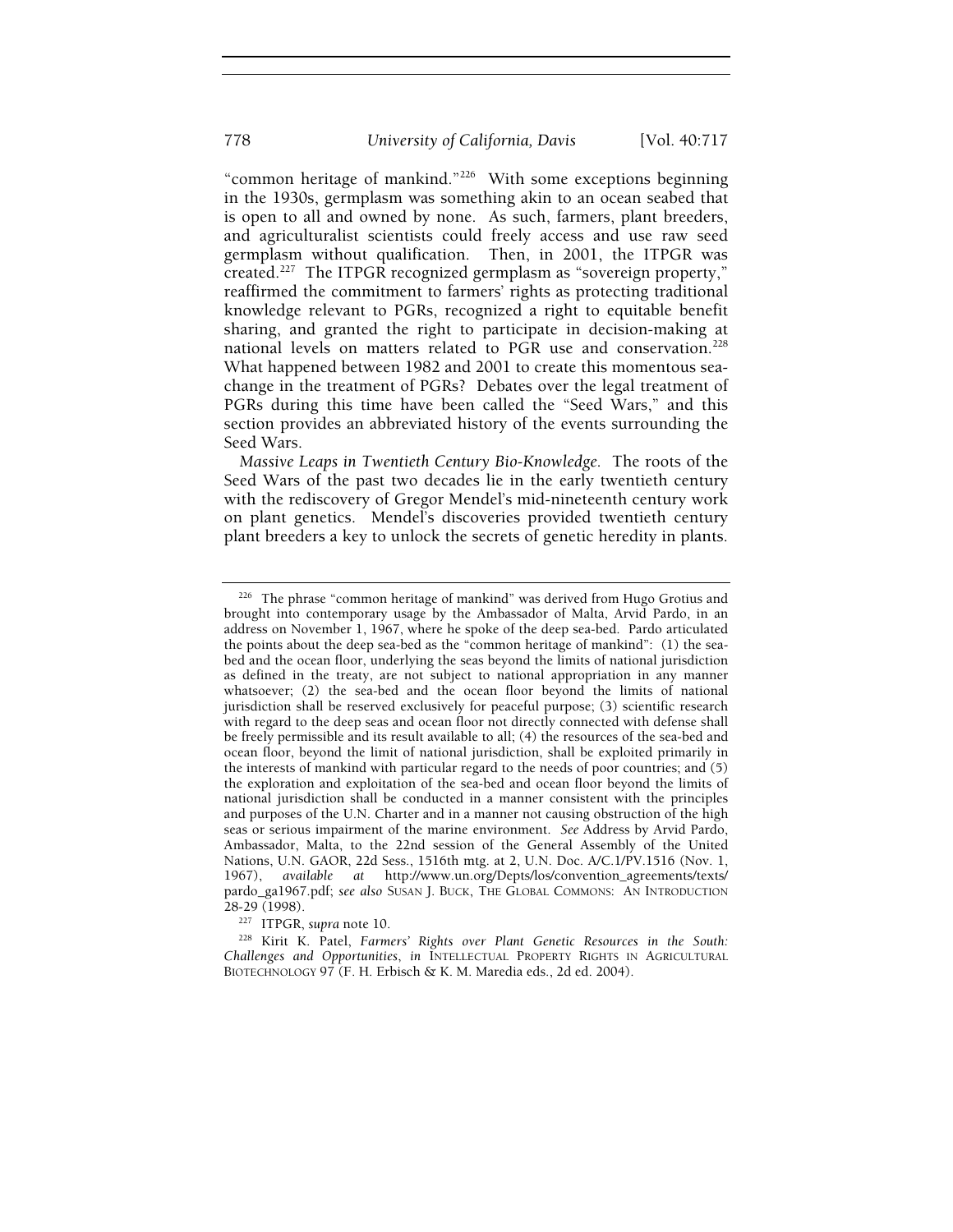"common heritage of mankind."[226] With some exceptions beginning in the 1930s, germplasm was something akin to an ocean seabed that is open to all and owned by none. As such, farmers, plant breeders, and agriculturalist scientists could freely access and use raw seed germplasm without qualification. Then, in 2001, the ITPGR was created.[227] The ITPGR recognized germplasm as "sovereign property," reaffirmed the commitment to farmers' rights as protecting traditional knowledge relevant to PGRs, recognized a right to equitable benefit sharing, and granted the right to participate in decision-making at national levels on matters related to PGR use and conservation.[228] What happened between 1982 and 2001 to create this momentous sea-change in the treatment of PGRs? Debates over the legal treatment of PGRs during this time have been called the "Seed Wars," and this section provides an abbreviated history of the events surrounding the Seed Wars.

*Massive Leaps in Twentieth Century Bio-Knowledge.* The roots of the Seed Wars of the past two decades lie in the early twentieth century with the rediscovery of Gregor Mendel's mid-nineteenth century work on plant genetics. Mendel's discoveries provided twentieth century plant breeders a key to unlock the secrets of genetic heredity in plants.

---

[226] The phrase "common heritage of mankind" was derived from Hugo Grotius and brought into contemporary usage by the Ambassador of Malta, Arvid Pardo, in an address on November 1, 1967, where he spoke of the deep sea-bed. Pardo articulated the points about the deep sea-bed as the "common heritage of mankind": (1) the sea-bed and the ocean floor, underlying the seas beyond the limits of national jurisdiction as defined in the treaty, are not subject to national appropriation in any manner whatsoever; (2) the sea-bed and the ocean floor beyond the limits of national jurisdiction shall be reserved exclusively for peaceful purpose; (3) scientific research with regard to the deep seas and ocean floor not directly connected with defense shall be freely permissible and its result available to all; (4) the resources of the sea-bed and ocean floor, beyond the limit of national jurisdiction, shall be exploited primarily in the interests of mankind with particular regard to the needs of poor countries; and (5) the exploration and exploitation of the sea-bed and ocean floor beyond the limits of national jurisdiction shall be conducted in a manner consistent with the principles and purposes of the U.N. Charter and in a manner not causing obstruction of the high seas or serious impairment of the marine environment. *See* Address by Arvid Pardo, Ambassador, Malta, to the 22nd session of the General Assembly of the United Nations, U.N. GAOR, 22d Sess., 1516th mtg. at 2, U.N. Doc. A/C.1/PV.1516 (Nov. 1, 1967), *available at* http://www.un.org/Depts/los/convention_agreements/texts/pardo_ga1967.pdf; *see also* SUSAN J. BUCK, THE GLOBAL COMMONS: AN INTRODUCTION 28-29 (1998).

[227] ITPGR, *supra* note 10.

[228] Kirit K. Patel, *Farmers' Rights over Plant Genetic Resources in the South: Challenges and Opportunities*, *in* INTELLECTUAL PROPERTY RIGHTS IN AGRICULTURAL BIOTECHNOLOGY 97 (F. H. Erbisch & K. M. Maredia eds., 2d ed. 2004).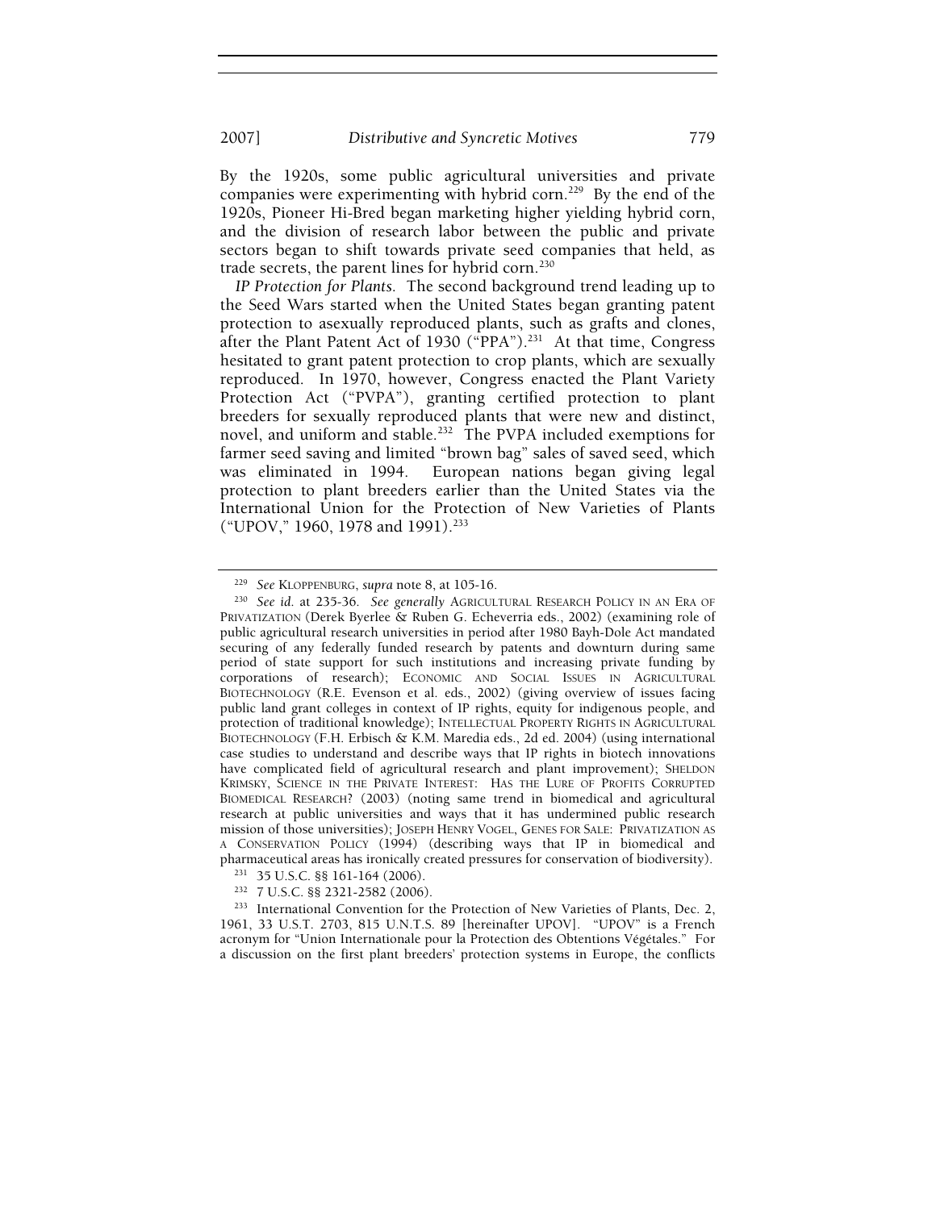By the 1920s, some public agricultural universities and private companies were experimenting with hybrid corn.[229] By the end of the 1920s, Pioneer Hi-Bred began marketing higher yielding hybrid corn, and the division of research labor between the public and private sectors began to shift towards private seed companies that held, as trade secrets, the parent lines for hybrid corn.[230]

*IP Protection for Plants.* The second background trend leading up to the Seed Wars started when the United States began granting patent protection to asexually reproduced plants, such as grafts and clones, after the Plant Patent Act of 1930 ("PPA").[231] At that time, Congress hesitated to grant patent protection to crop plants, which are sexually reproduced. In 1970, however, Congress enacted the Plant Variety Protection Act ("PVPA"), granting certified protection to plant breeders for sexually reproduced plants that were new and distinct, novel, and uniform and stable.[232] The PVPA included exemptions for farmer seed saving and limited "brown bag" sales of saved seed, which was eliminated in 1994. European nations began giving legal protection to plant breeders earlier than the United States via the International Union for the Protection of New Varieties of Plants ("UPOV," 1960, 1978 and 1991).[233]

---

[229] *See* KLOPPENBURG, *supra* note 8, at 105-16.

[230] *See id.* at 235-36. *See generally* AGRICULTURAL RESEARCH POLICY IN AN ERA OF PRIVATIZATION (Derek Byerlee & Ruben G. Echeverria eds., 2002) (examining role of public agricultural research universities in period after 1980 Bayh-Dole Act mandated securing of any federally funded research by patents and downturn during same period of state support for such institutions and increasing private funding by corporations of research); ECONOMIC AND SOCIAL ISSUES IN AGRICULTURAL BIOTECHNOLOGY (R.E. Evenson et al. eds., 2002) (giving overview of issues facing public land grant colleges in context of IP rights, equity for indigenous people, and protection of traditional knowledge); INTELLECTUAL PROPERTY RIGHTS IN AGRICULTURAL BIOTECHNOLOGY (F.H. Erbisch & K.M. Maredia eds., 2d ed. 2004) (using international case studies to understand and describe ways that IP rights in biotech innovations have complicated field of agricultural research and plant improvement); SHELDON KRIMSKY, SCIENCE IN THE PRIVATE INTEREST: HAS THE LURE OF PROFITS CORRUPTED BIOMEDICAL RESEARCH? (2003) (noting same trend in biomedical and agricultural research at public universities and ways that it has undermined public research mission of those universities); JOSEPH HENRY VOGEL, GENES FOR SALE: PRIVATIZATION AS A CONSERVATION POLICY (1994) (describing ways that IP in biomedical and pharmaceutical areas has ironically created pressures for conservation of biodiversity).

[231] 35 U.S.C. §§ 161-164 (2006).

[232] 7 U.S.C. §§ 2321-2582 (2006).

[233] International Convention for the Protection of New Varieties of Plants, Dec. 2, 1961, 33 U.S.T. 2703, 815 U.N.T.S. 89 [hereinafter UPOV]. "UPOV" is a French acronym for "Union Internationale pour la Protection des Obtentions Végétales." For a discussion on the first plant breeders' protection systems in Europe, the conflicts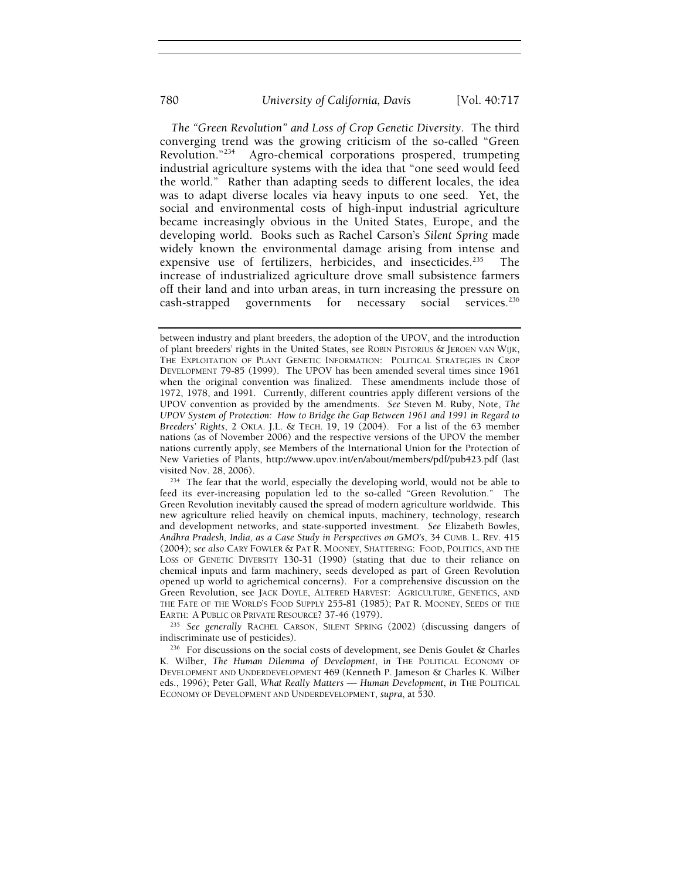*The "Green Revolution" and Loss of Crop Genetic Diversity*. The third converging trend was the growing criticism of the so-called "Green Revolution."[234] Agro-chemical corporations prospered, trumpeting industrial agriculture systems with the idea that "one seed would feed the world." Rather than adapting seeds to different locales, the idea was to adapt diverse locales via heavy inputs to one seed. Yet, the social and environmental costs of high-input industrial agriculture became increasingly obvious in the United States, Europe, and the developing world. Books such as Rachel Carson's *Silent Spring* made widely known the environmental damage arising from intense and expensive use of fertilizers, herbicides, and insecticides.[235] The increase of industrialized agriculture drove small subsistence farmers off their land and into urban areas, in turn increasing the pressure on cash-strapped governments for necessary social services.[236]

---

between industry and plant breeders, the adoption of the UPOV, and the introduction of plant breeders' rights in the United States, see ROBIN PISTORIUS & JEROEN VAN WIJK, THE EXPLOITATION OF PLANT GENETIC INFORMATION: POLITICAL STRATEGIES IN CROP DEVELOPMENT 79-85 (1999). The UPOV has been amended several times since 1961 when the original convention was finalized. These amendments include those of 1972, 1978, and 1991. Currently, different countries apply different versions of the UPOV convention as provided by the amendments. *See* Steven M. Ruby, Note, *The UPOV System of Protection: How to Bridge the Gap Between 1961 and 1991 in Regard to Breeders' Rights*, 2 OKLA. J.L. & TECH. 19, 19 (2004). For a list of the 63 member nations (as of November 2006) and the respective versions of the UPOV the member nations currently apply, see Members of the International Union for the Protection of New Varieties of Plants, http://www.upov.int/en/about/members/pdf/pub423.pdf (last visited Nov. 28, 2006).

[234] The fear that the world, especially the developing world, would not be able to feed its ever-increasing population led to the so-called "Green Revolution." The Green Revolution inevitably caused the spread of modern agriculture worldwide. This new agriculture relied heavily on chemical inputs, machinery, technology, research and development networks, and state-supported investment. *See* Elizabeth Bowles, *Andhra Pradesh, India, as a Case Study in Perspectives on GMO's*, 34 CUMB. L. REV. 415 (2004); *see also* CARY FOWLER & PAT R. MOONEY, SHATTERING: FOOD, POLITICS, AND THE LOSS OF GENETIC DIVERSITY 130-31 (1990) (stating that due to their reliance on chemical inputs and farm machinery, seeds developed as part of Green Revolution opened up world to agrichemical concerns). For a comprehensive discussion on the Green Revolution, see JACK DOYLE, ALTERED HARVEST: AGRICULTURE, GENETICS, AND THE FATE OF THE WORLD'S FOOD SUPPLY 255-81 (1985); PAT R. MOONEY, SEEDS OF THE EARTH: A PUBLIC OR PRIVATE RESOURCE? 37-46 (1979).

[235] *See generally* RACHEL CARSON, SILENT SPRING (2002) (discussing dangers of indiscriminate use of pesticides).

[236] For discussions on the social costs of development, see Denis Goulet & Charles K. Wilber, *The Human Dilemma of Development*, *in* THE POLITICAL ECONOMY OF DEVELOPMENT AND UNDERDEVELOPMENT 469 (Kenneth P. Jameson & Charles K. Wilber eds., 1996); Peter Gall, *What Really Matters — Human Development*, *in* THE POLITICAL ECONOMY OF DEVELOPMENT AND UNDERDEVELOPMENT, *supra*, at 530.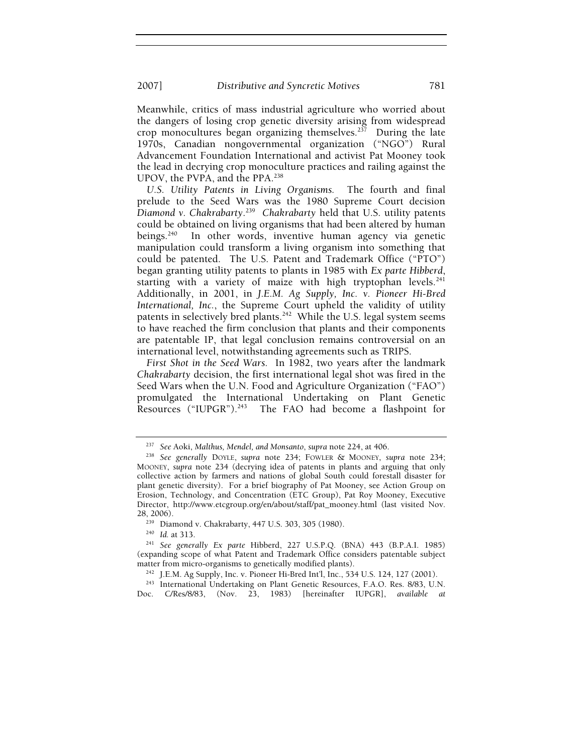Meanwhile, critics of mass industrial agriculture who worried about the dangers of losing crop genetic diversity arising from widespread crop monocultures began organizing themselves.[237] During the late 1970s, Canadian nongovernmental organization ("NGO") Rural Advancement Foundation International and activist Pat Mooney took the lead in decrying crop monoculture practices and railing against the UPOV, the PVPA, and the PPA.[238]

*U.S. Utility Patents in Living Organisms.* The fourth and final prelude to the Seed Wars was the 1980 Supreme Court decision *Diamond v. Chakrabarty*.[239] *Chakrabarty* held that U.S. utility patents could be obtained on living organisms that had been altered by human beings.[240] In other words, inventive human agency via genetic manipulation could transform a living organism into something that could be patented. The U.S. Patent and Trademark Office ("PTO") began granting utility patents to plants in 1985 with *Ex parte Hibberd*, starting with a variety of maize with high tryptophan levels.[241] Additionally, in 2001, in *J.E.M. Ag Supply, Inc. v. Pioneer Hi-Bred International, Inc.*, the Supreme Court upheld the validity of utility patents in selectively bred plants.[242] While the U.S. legal system seems to have reached the firm conclusion that plants and their components are patentable IP, that legal conclusion remains controversial on an international level, notwithstanding agreements such as TRIPS.

*First Shot in the Seed Wars.* In 1982, two years after the landmark *Chakrabarty* decision, the first international legal shot was fired in the Seed Wars when the U.N. Food and Agriculture Organization ("FAO") promulgated the International Undertaking on Plant Genetic Resources ("IUPGR").[243] The FAO had become a flashpoint for

---

[237] *See* Aoki, *Malthus, Mendel, and Monsanto*, *supra* note 224, at 406.

[238] *See generally* DOYLE, *supra* note 234; FOWLER & MOONEY, *supra* note 234; MOONEY, *supra* note 234 (decrying idea of patents in plants and arguing that only collective action by farmers and nations of global South could forestall disaster for plant genetic diversity). For a brief biography of Pat Mooney, see Action Group on Erosion, Technology, and Concentration (ETC Group), Pat Roy Mooney, Executive Director, http://www.etcgroup.org/en/about/staff/pat_mooney.html (last visited Nov. 28, 2006).

[239] Diamond v. Chakrabarty, 447 U.S. 303, 305 (1980).

[240] *Id.* at 313.

[241] *See generally Ex parte* Hibberd, 227 U.S.P.Q. (BNA) 443 (B.P.A.I. 1985) (expanding scope of what Patent and Trademark Office considers patentable subject matter from micro-organisms to genetically modified plants).

[242] J.E.M. Ag Supply, Inc. v. Pioneer Hi-Bred Int'l, Inc., 534 U.S. 124, 127 (2001).

[243] International Undertaking on Plant Genetic Resources, F.A.O. Res. 8/83, U.N. Doc. C/Res/8/83, (Nov. 23, 1983) [hereinafter IUPGR], *available at*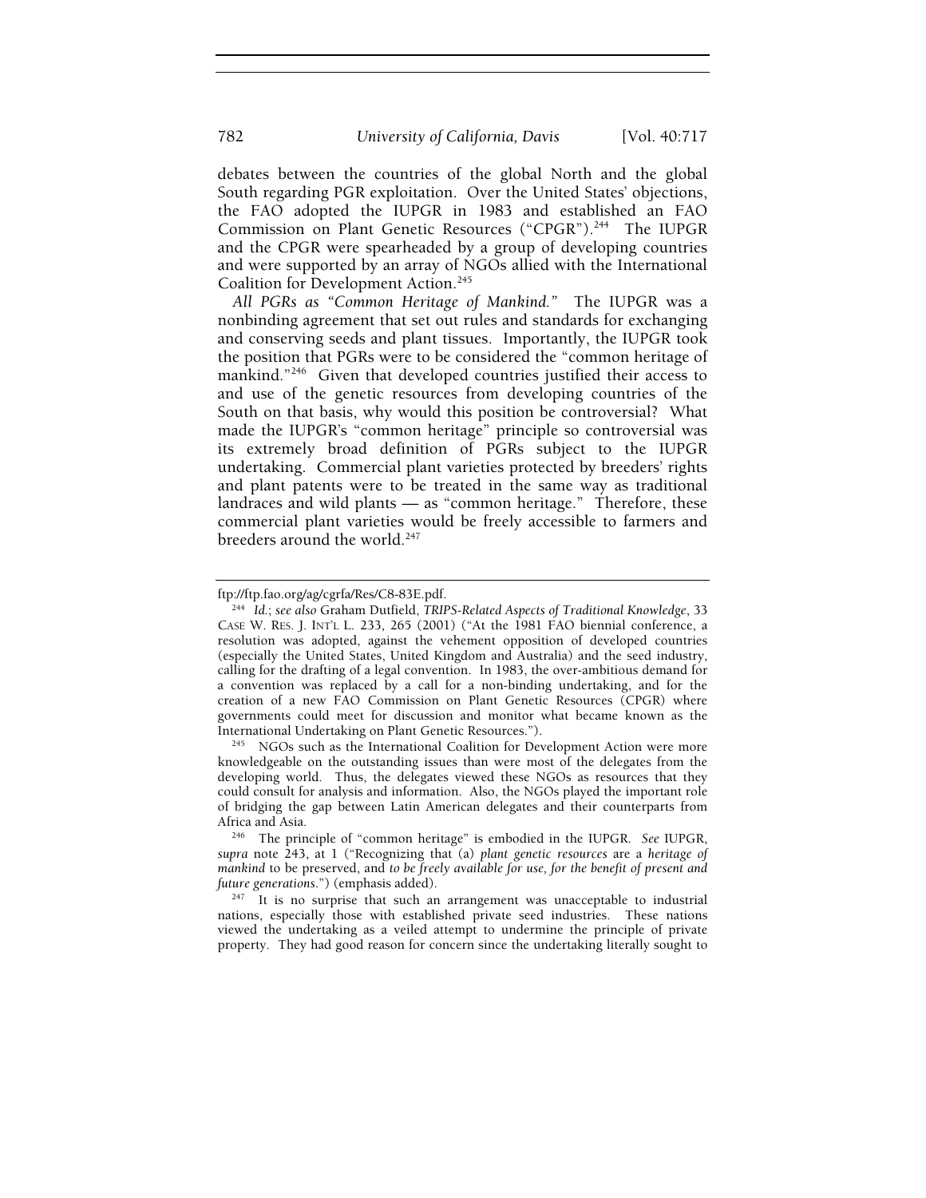debates between the countries of the global North and the global South regarding PGR exploitation. Over the United States' objections, the FAO adopted the IUPGR in 1983 and established an FAO Commission on Plant Genetic Resources ("CPGR").[244] The IUPGR and the CPGR were spearheaded by a group of developing countries and were supported by an array of NGOs allied with the International Coalition for Development Action.[245]

*All PGRs as "Common Heritage of Mankind."* The IUPGR was a nonbinding agreement that set out rules and standards for exchanging and conserving seeds and plant tissues. Importantly, the IUPGR took the position that PGRs were to be considered the "common heritage of mankind."[246] Given that developed countries justified their access to and use of the genetic resources from developing countries of the South on that basis, why would this position be controversial? What made the IUPGR's "common heritage" principle so controversial was its extremely broad definition of PGRs subject to the IUPGR undertaking. Commercial plant varieties protected by breeders' rights and plant patents were to be treated in the same way as traditional landraces and wild plants — as "common heritage." Therefore, these commercial plant varieties would be freely accessible to farmers and breeders around the world.[247]

---

ftp://ftp.fao.org/ag/cgrfa/Res/C8-83E.pdf.

[244] *Id.*; *see also* Graham Dutfield, *TRIPS-Related Aspects of Traditional Knowledge*, 33 CASE W. RES. J. INT'L L. 233, 265 (2001) ("At the 1981 FAO biennial conference, a resolution was adopted, against the vehement opposition of developed countries (especially the United States, United Kingdom and Australia) and the seed industry, calling for the drafting of a legal convention. In 1983, the over-ambitious demand for a convention was replaced by a call for a non-binding undertaking, and for the creation of a new FAO Commission on Plant Genetic Resources (CPGR) where governments could meet for discussion and monitor what became known as the International Undertaking on Plant Genetic Resources.").

[245] NGOs such as the International Coalition for Development Action were more knowledgeable on the outstanding issues than were most of the delegates from the developing world. Thus, the delegates viewed these NGOs as resources that they could consult for analysis and information. Also, the NGOs played the important role of bridging the gap between Latin American delegates and their counterparts from Africa and Asia.

[246] The principle of "common heritage" is embodied in the IUPGR. *See* IUPGR, *supra* note 243, at 1 ("Recognizing that (a) *plant genetic resources* are a *heritage of mankind* to be preserved, and *to be freely available for use, for the benefit of present and future generations*.") (emphasis added).

[247] It is no surprise that such an arrangement was unacceptable to industrial nations, especially those with established private seed industries. These nations viewed the undertaking as a veiled attempt to undermine the principle of private property. They had good reason for concern since the undertaking literally sought to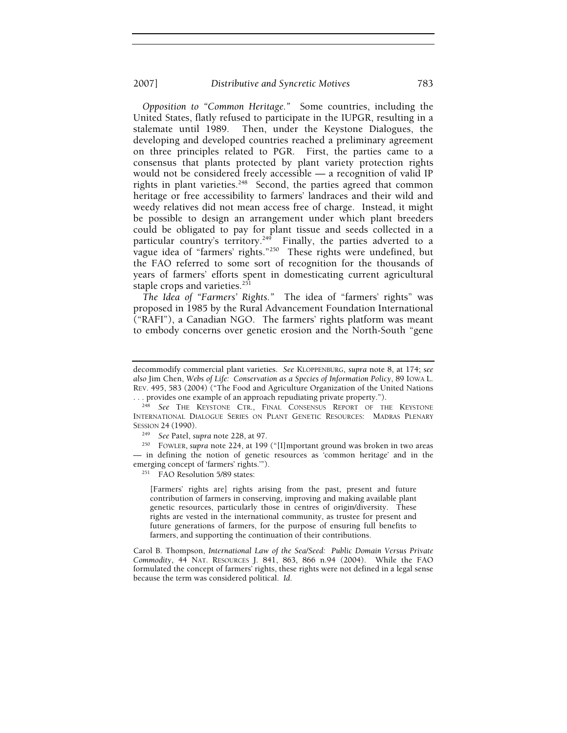*Opposition to "Common Heritage."* Some countries, including the United States, flatly refused to participate in the IUPGR, resulting in a stalemate until 1989. Then, under the Keystone Dialogues, the developing and developed countries reached a preliminary agreement on three principles related to PGR. First, the parties came to a consensus that plants protected by plant variety protection rights would not be considered freely accessible — a recognition of valid IP rights in plant varieties.[248] Second, the parties agreed that common heritage or free accessibility to farmers' landraces and their wild and weedy relatives did not mean access free of charge. Instead, it might be possible to design an arrangement under which plant breeders could be obligated to pay for plant tissue and seeds collected in a particular country's territory.[249] Finally, the parties adverted to a vague idea of "farmers' rights."[250] These rights were undefined, but the FAO referred to some sort of recognition for the thousands of years of farmers' efforts spent in domesticating current agricultural staple crops and varieties.[251]

*The Idea of "Farmers' Rights."* The idea of "farmers' rights" was proposed in 1985 by the Rural Advancement Foundation International ("RAFI"), a Canadian NGO. The farmers' rights platform was meant to embody concerns over genetic erosion and the North-South "gene

---

decommodify commercial plant varieties. *See* KLOPPENBURG, *supra* note 8, at 174; *see also* Jim Chen, *Webs of Life: Conservation as a Species of Information Policy*, 89 IOWA L. REV. 495, 583 (2004) ("The Food and Agriculture Organization of the United Nations . . . provides one example of an approach repudiating private property.").

[248] *See* THE KEYSTONE CTR., FINAL CONSENSUS REPORT OF THE KEYSTONE INTERNATIONAL DIALOGUE SERIES ON PLANT GENETIC RESOURCES: MADRAS PLENARY SESSION 24 (1990).

[249] *See* Patel, *supra* note 228, at 97.

[250] FOWLER, *supra* note 224, at 199 ("[I]mportant ground was broken in two areas — in defining the notion of genetic resources as 'common heritage' and in the emerging concept of 'farmers' rights.'").

[251] FAO Resolution 5/89 states:

> [Farmers' rights are] rights arising from the past, present and future contribution of farmers in conserving, improving and making available plant genetic resources, particularly those in centres of origin/diversity. These rights are vested in the international community, as trustee for present and future generations of farmers, for the purpose of ensuring full benefits to farmers, and supporting the continuation of their contributions.

Carol B. Thompson, *International Law of the Sea/Seed: Public Domain Versus Private Commodity*, 44 NAT. RESOURCES J. 841, 863, 866 n.94 (2004). While the FAO formulated the concept of farmers' rights, these rights were not defined in a legal sense because the term was considered political. *Id.*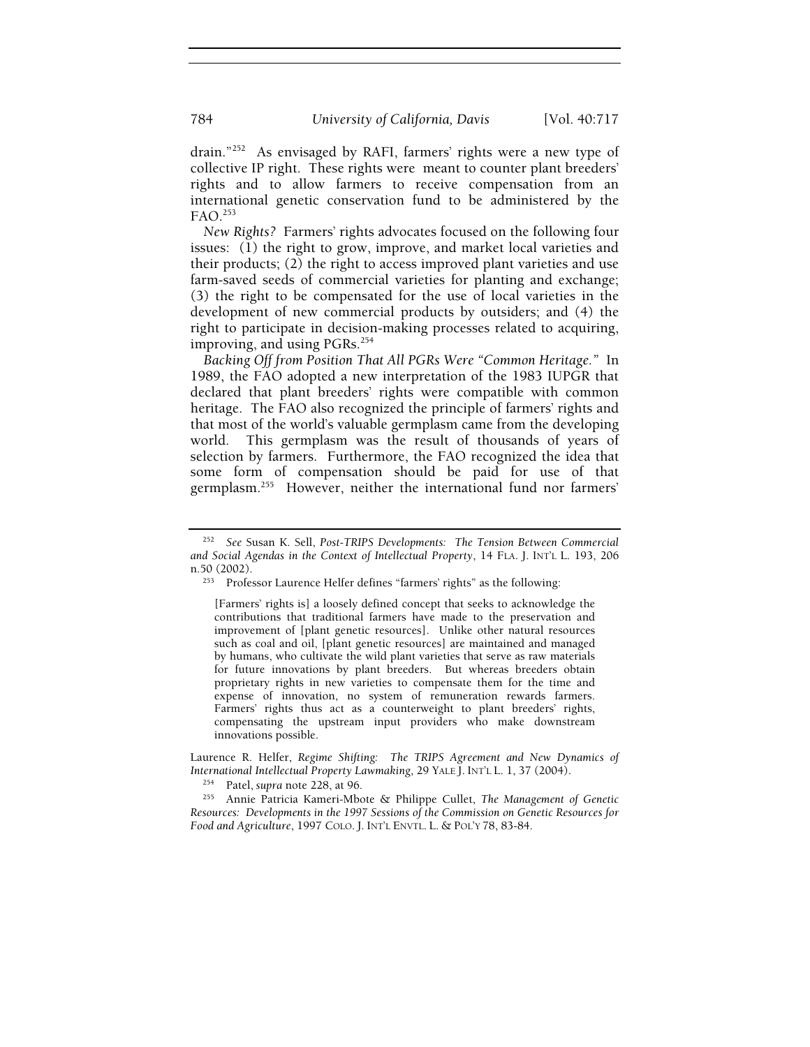drain."[252] As envisaged by RAFI, farmers' rights were a new type of collective IP right. These rights were meant to counter plant breeders' rights and to allow farmers to receive compensation from an international genetic conservation fund to be administered by the FAO.[253]

*New Rights?* Farmers' rights advocates focused on the following four issues: (1) the right to grow, improve, and market local varieties and their products; (2) the right to access improved plant varieties and use farm-saved seeds of commercial varieties for planting and exchange; (3) the right to be compensated for the use of local varieties in the development of new commercial products by outsiders; and (4) the right to participate in decision-making processes related to acquiring, improving, and using PGRs.[254]

*Backing Off from Position That All PGRs Were "Common Heritage."* In 1989, the FAO adopted a new interpretation of the 1983 IUPGR that declared that plant breeders' rights were compatible with common heritage. The FAO also recognized the principle of farmers' rights and that most of the world's valuable germplasm came from the developing world. This germplasm was the result of thousands of years of selection by farmers. Furthermore, the FAO recognized the idea that some form of compensation should be paid for use of that germplasm.[255] However, neither the international fund nor farmers'

---

[252] *See* Susan K. Sell, *Post-TRIPS Developments: The Tension Between Commercial and Social Agendas in the Context of Intellectual Property*, 14 FLA. J. INT'L L. 193, 206 n.50 (2002).

[253] Professor Laurence Helfer defines "farmers' rights" as the following:

> [Farmers' rights is] a loosely defined concept that seeks to acknowledge the contributions that traditional farmers have made to the preservation and improvement of [plant genetic resources]. Unlike other natural resources such as coal and oil, [plant genetic resources] are maintained and managed by humans, who cultivate the wild plant varieties that serve as raw materials for future innovations by plant breeders. But whereas breeders obtain proprietary rights in new varieties to compensate them for the time and expense of innovation, no system of remuneration rewards farmers. Farmers' rights thus act as a counterweight to plant breeders' rights, compensating the upstream input providers who make downstream innovations possible.

Laurence R. Helfer, *Regime Shifting: The TRIPS Agreement and New Dynamics of International Intellectual Property Lawmaking*, 29 YALE J. INT'L L. 1, 37 (2004).

[254] Patel, *supra* note 228, at 96.

[255] Annie Patricia Kameri-Mbote & Philippe Cullet, *The Management of Genetic Resources: Developments in the 1997 Sessions of the Commission on Genetic Resources for Food and Agriculture*, 1997 COLO. J. INT'L ENVTL. L. & POL'Y 78, 83-84.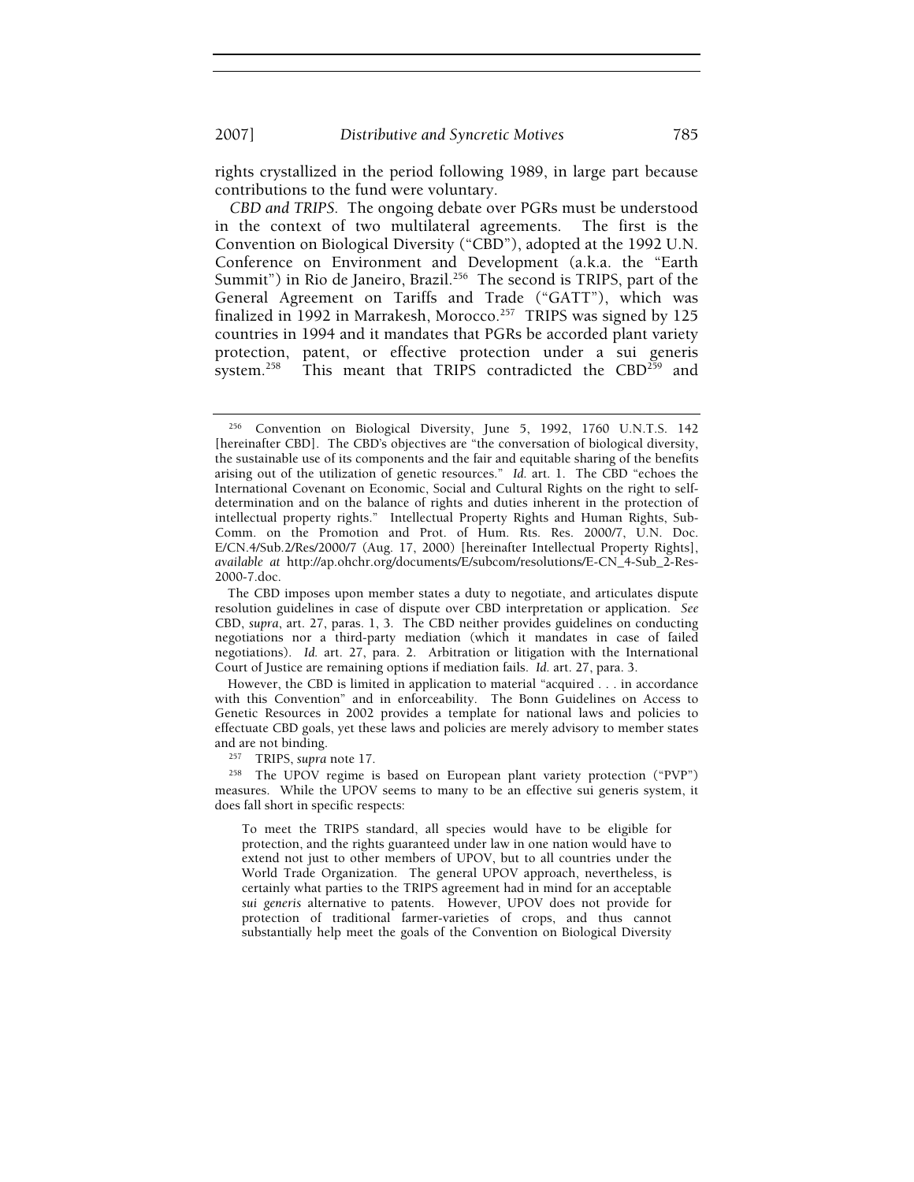rights crystallized in the period following 1989, in large part because contributions to the fund were voluntary.

*CBD and TRIPS.* The ongoing debate over PGRs must be understood in the context of two multilateral agreements. The first is the Convention on Biological Diversity ("CBD"), adopted at the 1992 U.N. Conference on Environment and Development (a.k.a. the "Earth Summit") in Rio de Janeiro, Brazil.[256] The second is TRIPS, part of the General Agreement on Tariffs and Trade ("GATT"), which was finalized in 1992 in Marrakesh, Morocco.[257] TRIPS was signed by 125 countries in 1994 and it mandates that PGRs be accorded plant variety protection, patent, or effective protection under a sui generis system.[258] This meant that TRIPS contradicted the CBD[259] and

---

[256] Convention on Biological Diversity, June 5, 1992, 1760 U.N.T.S. 142 [hereinafter CBD]. The CBD's objectives are "the conversation of biological diversity, the sustainable use of its components and the fair and equitable sharing of the benefits arising out of the utilization of genetic resources." *Id.* art. 1. The CBD "echoes the International Covenant on Economic, Social and Cultural Rights on the right to self-determination and on the balance of rights and duties inherent in the protection of intellectual property rights." Intellectual Property Rights and Human Rights, Sub-Comm. on the Promotion and Prot. of Hum. Rts. Res. 2000/7, U.N. Doc. E/CN.4/Sub.2/Res/2000/7 (Aug. 17, 2000) [hereinafter Intellectual Property Rights], *available at* http://ap.ohchr.org/documents/E/subcom/resolutions/E-CN_4-Sub_2-Res-2000-7.doc.

The CBD imposes upon member states a duty to negotiate, and articulates dispute resolution guidelines in case of dispute over CBD interpretation or application. *See* CBD, *supra*, art. 27, paras. 1, 3. The CBD neither provides guidelines on conducting negotiations nor a third-party mediation (which it mandates in case of failed negotiations). *Id.* art. 27, para. 2. Arbitration or litigation with the International Court of Justice are remaining options if mediation fails. *Id.* art. 27, para. 3.

However, the CBD is limited in application to material "acquired . . . in accordance with this Convention" and in enforceability. The Bonn Guidelines on Access to Genetic Resources in 2002 provides a template for national laws and policies to effectuate CBD goals, yet these laws and policies are merely advisory to member states and are not binding.

[257] TRIPS, *supra* note 17.

[258] The UPOV regime is based on European plant variety protection ("PVP") measures. While the UPOV seems to many to be an effective sui generis system, it does fall short in specific respects:

> To meet the TRIPS standard, all species would have to be eligible for protection, and the rights guaranteed under law in one nation would have to extend not just to other members of UPOV, but to all countries under the World Trade Organization. The general UPOV approach, nevertheless, is certainly what parties to the TRIPS agreement had in mind for an acceptable *sui generis* alternative to patents. However, UPOV does not provide for protection of traditional farmer-varieties of crops, and thus cannot substantially help meet the goals of the Convention on Biological Diversity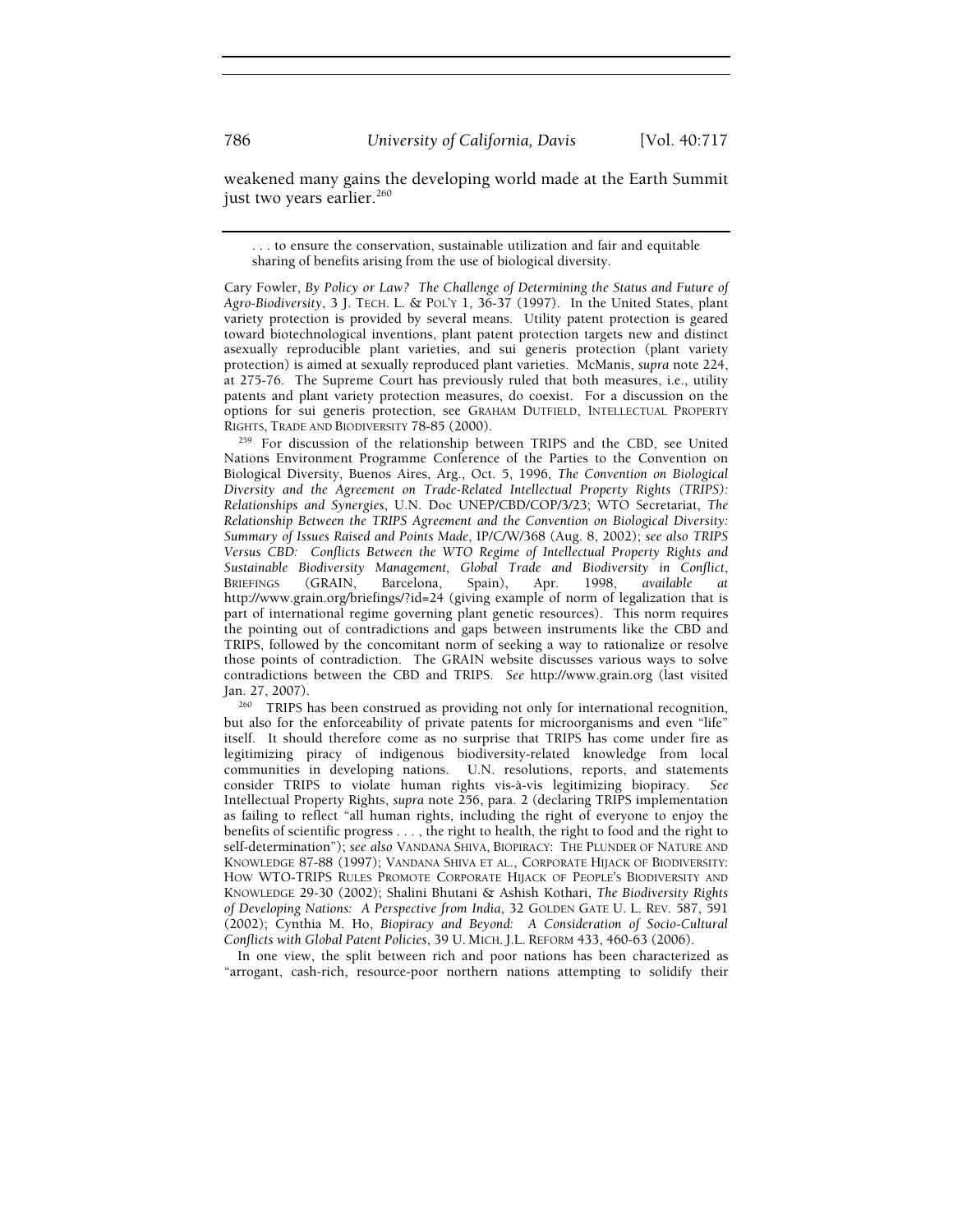weakened many gains the developing world made at the Earth Summit just two years earlier.[260]

---

. . . to ensure the conservation, sustainable utilization and fair and equitable sharing of benefits arising from the use of biological diversity.

Cary Fowler, *By Policy or Law? The Challenge of Determining the Status and Future of Agro-Biodiversity*, 3 J. TECH. L. & POL'Y 1, 36-37 (1997). In the United States, plant variety protection is provided by several means. Utility patent protection is geared toward biotechnological inventions, plant patent protection targets new and distinct asexually reproducible plant varieties, and sui generis protection (plant variety protection) is aimed at sexually reproduced plant varieties. McManis, *supra* note 224, at 275-76. The Supreme Court has previously ruled that both measures, i.e., utility patents and plant variety protection measures, do coexist. For a discussion on the options for sui generis protection, see GRAHAM DUTFIELD, INTELLECTUAL PROPERTY RIGHTS, TRADE AND BIODIVERSITY 78-85 (2000).

[259] For discussion of the relationship between TRIPS and the CBD, see United Nations Environment Programme Conference of the Parties to the Convention on Biological Diversity, Buenos Aires, Arg., Oct. 5, 1996, *The Convention on Biological Diversity and the Agreement on Trade-Related Intellectual Property Rights (TRIPS): Relationships and Synergies*, U.N. Doc UNEP/CBD/COP/3/23; WTO Secretariat, *The Relationship Between the TRIPS Agreement and the Convention on Biological Diversity: Summary of Issues Raised and Points Made*, IP/C/W/368 (Aug. 8, 2002); *see also TRIPS Versus CBD: Conflicts Between the WTO Regime of Intellectual Property Rights and Sustainable Biodiversity Management, Global Trade and Biodiversity in Conflict*, BRIEFINGS (GRAIN, Barcelona, Spain), Apr. 1998, *available at* http://www.grain.org/briefings/?id=24 (giving example of norm of legalization that is part of international regime governing plant genetic resources). This norm requires the pointing out of contradictions and gaps between instruments like the CBD and TRIPS, followed by the concomitant norm of seeking a way to rationalize or resolve those points of contradiction. The GRAIN website discusses various ways to solve contradictions between the CBD and TRIPS. *See* http://www.grain.org (last visited Jan. 27, 2007).

[260] TRIPS has been construed as providing not only for international recognition, but also for the enforceability of private patents for microorganisms and even "life" itself. It should therefore come as no surprise that TRIPS has come under fire as legitimizing piracy of indigenous biodiversity-related knowledge from local communities in developing nations. U.N. resolutions, reports, and statements consider TRIPS to violate human rights vis-à-vis legitimizing biopiracy. *See* Intellectual Property Rights, *supra* note 256, para. 2 (declaring TRIPS implementation as failing to reflect "all human rights, including the right of everyone to enjoy the benefits of scientific progress . . . , the right to health, the right to food and the right to self-determination"); *see also* VANDANA SHIVA, BIOPIRACY: THE PLUNDER OF NATURE AND KNOWLEDGE 87-88 (1997); VANDANA SHIVA ET AL., CORPORATE HIJACK OF BIODIVERSITY: HOW WTO-TRIPS RULES PROMOTE CORPORATE HIJACK OF PEOPLE'S BIODIVERSITY AND KNOWLEDGE 29-30 (2002); Shalini Bhutani & Ashish Kothari, *The Biodiversity Rights of Developing Nations: A Perspective from India*, 32 GOLDEN GATE U. L. REV. 587, 591 (2002); Cynthia M. Ho, *Biopiracy and Beyond: A Consideration of Socio-Cultural Conflicts with Global Patent Policies*, 39 U. MICH. J.L. REFORM 433, 460-63 (2006).

In one view, the split between rich and poor nations has been characterized as "arrogant, cash-rich, resource-poor northern nations attempting to solidify their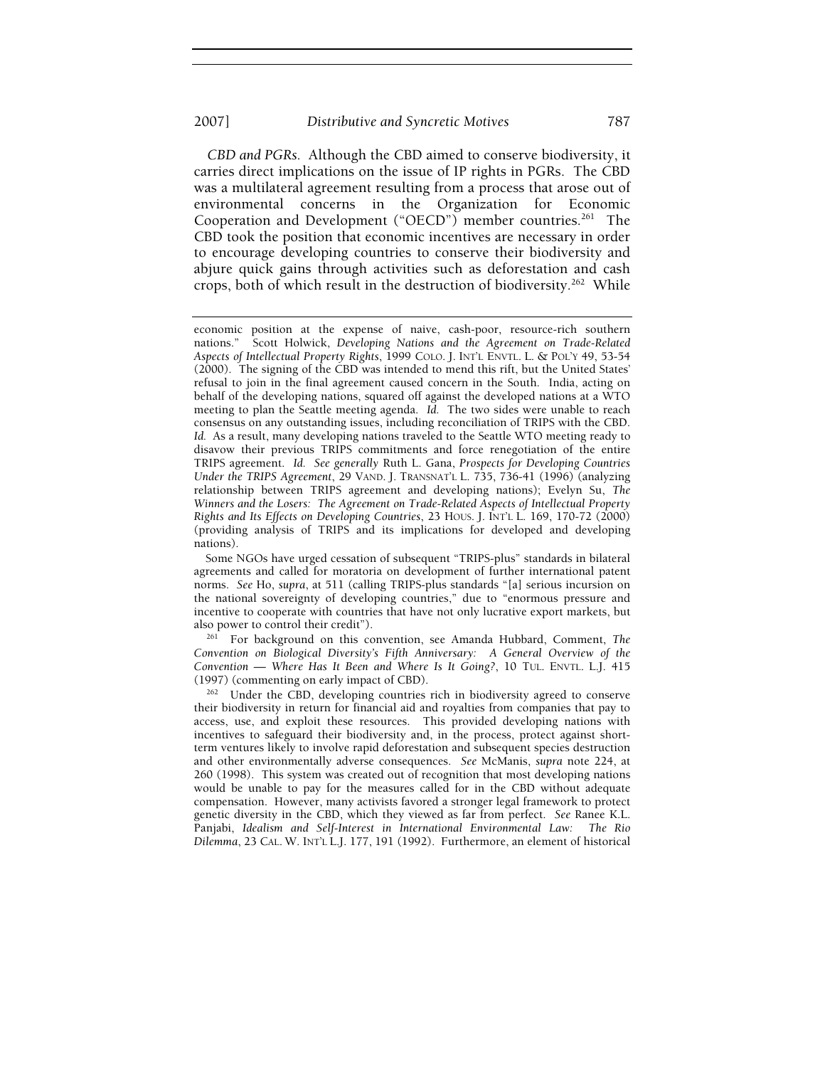*CBD and PGRs.* Although the CBD aimed to conserve biodiversity, it carries direct implications on the issue of IP rights in PGRs. The CBD was a multilateral agreement resulting from a process that arose out of environmental concerns in the Organization for Economic Cooperation and Development ("OECD") member countries.[261] The CBD took the position that economic incentives are necessary in order to encourage developing countries to conserve their biodiversity and abjure quick gains through activities such as deforestation and cash crops, both of which result in the destruction of biodiversity.[262] While

---

economic position at the expense of naive, cash-poor, resource-rich southern nations." Scott Holwick, *Developing Nations and the Agreement on Trade-Related Aspects of Intellectual Property Rights*, 1999 COLO. J. INT'L ENVTL. L. & POL'Y 49, 53-54 (2000). The signing of the CBD was intended to mend this rift, but the United States' refusal to join in the final agreement caused concern in the South. India, acting on behalf of the developing nations, squared off against the developed nations at a WTO meeting to plan the Seattle meeting agenda. *Id.* The two sides were unable to reach consensus on any outstanding issues, including reconciliation of TRIPS with the CBD. *Id.* As a result, many developing nations traveled to the Seattle WTO meeting ready to disavow their previous TRIPS commitments and force renegotiation of the entire TRIPS agreement. *Id.* *See generally* Ruth L. Gana, *Prospects for Developing Countries Under the TRIPS Agreement*, 29 VAND. J. TRANSNAT'L L. 735, 736-41 (1996) (analyzing relationship between TRIPS agreement and developing nations); Evelyn Su, *The Winners and the Losers: The Agreement on Trade-Related Aspects of Intellectual Property Rights and Its Effects on Developing Countries*, 23 HOUS. J. INT'L L. 169, 170-72 (2000) (providing analysis of TRIPS and its implications for developed and developing nations).

Some NGOs have urged cessation of subsequent "TRIPS-plus" standards in bilateral agreements and called for moratoria on development of further international patent norms. *See* Ho, *supra*, at 511 (calling TRIPS-plus standards "[a] serious incursion on the national sovereignty of developing countries," due to "enormous pressure and incentive to cooperate with countries that have not only lucrative export markets, but also power to control their credit").

[261] For background on this convention, see Amanda Hubbard, Comment, *The Convention on Biological Diversity's Fifth Anniversary: A General Overview of the Convention — Where Has It Been and Where Is It Going?*, 10 TUL. ENVTL. L.J. 415 (1997) (commenting on early impact of CBD).

[262] Under the CBD, developing countries rich in biodiversity agreed to conserve their biodiversity in return for financial aid and royalties from companies that pay to access, use, and exploit these resources. This provided developing nations with incentives to safeguard their biodiversity and, in the process, protect against short-term ventures likely to involve rapid deforestation and subsequent species destruction and other environmentally adverse consequences. *See* McManis, *supra* note 224, at 260 (1998). This system was created out of recognition that most developing nations would be unable to pay for the measures called for in the CBD without adequate compensation. However, many activists favored a stronger legal framework to protect genetic diversity in the CBD, which they viewed as far from perfect. *See* Ranee K.L. Panjabi, *Idealism and Self-Interest in International Environmental Law: The Rio Dilemma*, 23 CAL. W. INT'L L.J. 177, 191 (1992). Furthermore, an element of historical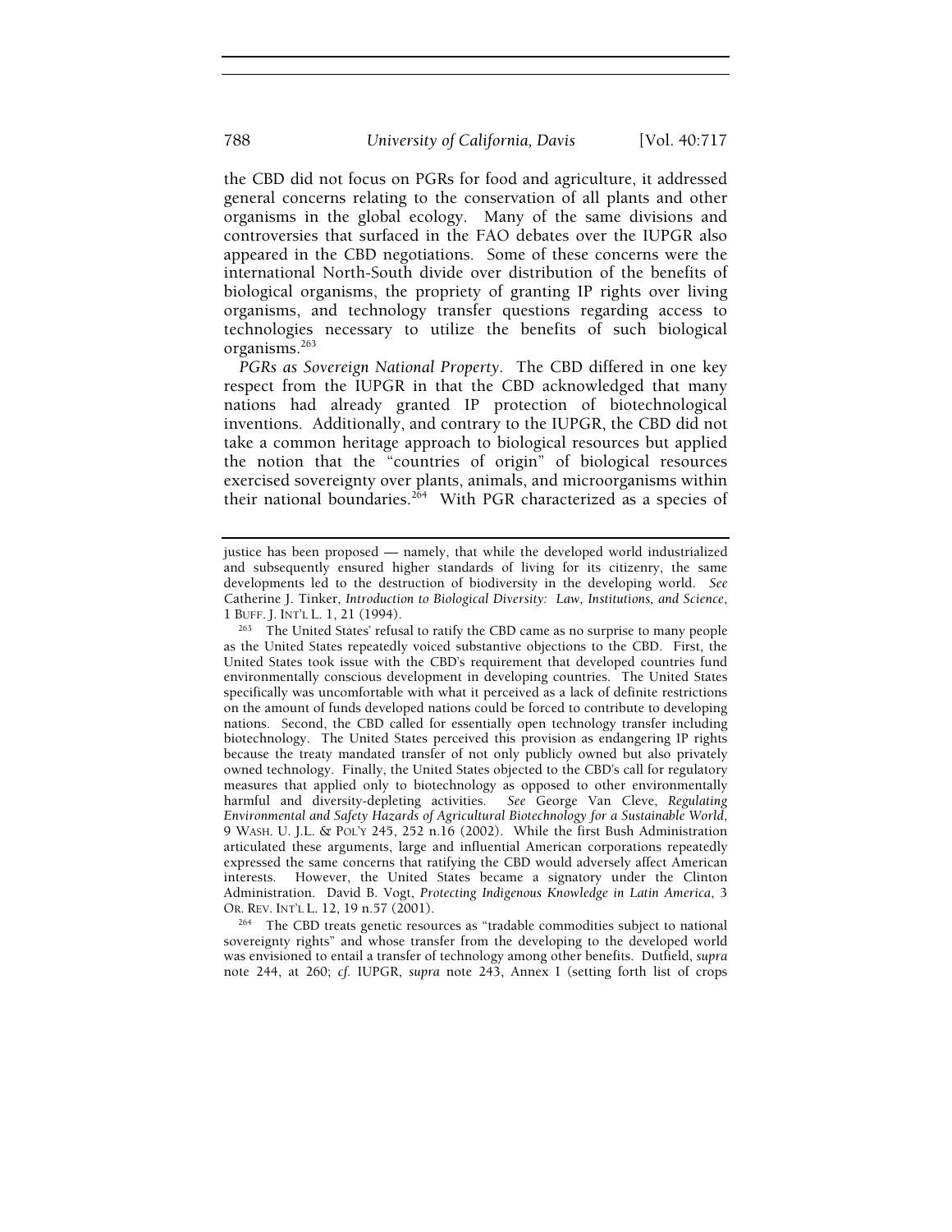the CBD did not focus on PGRs for food and agriculture, it addressed general concerns relating to the conservation of all plants and other organisms in the global ecology. Many of the same divisions and controversies that surfaced in the FAO debates over the IUPGR also appeared in the CBD negotiations. Some of these concerns were the international North-South divide over distribution of the benefits of biological organisms, the propriety of granting IP rights over living organisms, and technology transfer questions regarding access to technologies necessary to utilize the benefits of such biological organisms.[263]

*PGRs as Sovereign National Property*. The CBD differed in one key respect from the IUPGR in that the CBD acknowledged that many nations had already granted IP protection of biotechnological inventions. Additionally, and contrary to the IUPGR, the CBD did not take a common heritage approach to biological resources but applied the notion that the "countries of origin" of biological resources exercised sovereignty over plants, animals, and microorganisms within their national boundaries.[264] With PGR characterized as a species of

---

justice has been proposed — namely, that while the developed world industrialized and subsequently ensured higher standards of living for its citizenry, the same developments led to the destruction of biodiversity in the developing world. *See* Catherine J. Tinker, *Introduction to Biological Diversity: Law, Institutions, and Science*, 1 BUFF. J. INT'L L. 1, 21 (1994).

[263] The United States' refusal to ratify the CBD came as no surprise to many people as the United States repeatedly voiced substantive objections to the CBD. First, the United States took issue with the CBD's requirement that developed countries fund environmentally conscious development in developing countries. The United States specifically was uncomfortable with what it perceived as a lack of definite restrictions on the amount of funds developed nations could be forced to contribute to developing nations. Second, the CBD called for essentially open technology transfer including biotechnology. The United States perceived this provision as endangering IP rights because the treaty mandated transfer of not only publicly owned but also privately owned technology. Finally, the United States objected to the CBD's call for regulatory measures that applied only to biotechnology as opposed to other environmentally harmful and diversity-depleting activities. *See* George Van Cleve, *Regulating Environmental and Safety Hazards of Agricultural Biotechnology for a Sustainable World*, 9 WASH. U. J.L. & POL'Y 245, 252 n.16 (2002). While the first Bush Administration articulated these arguments, large and influential American corporations repeatedly expressed the same concerns that ratifying the CBD would adversely affect American interests. However, the United States became a signatory under the Clinton Administration. David B. Vogt, *Protecting Indigenous Knowledge in Latin America*, 3 OR. REV. INT'L L. 12, 19 n.57 (2001).

[264] The CBD treats genetic resources as "tradable commodities subject to national sovereignty rights" and whose transfer from the developing to the developed world was envisioned to entail a transfer of technology among other benefits. Dutfield, *supra* note 244, at 260; *cf.* IUPGR, *supra* note 243, Annex I (setting forth list of crops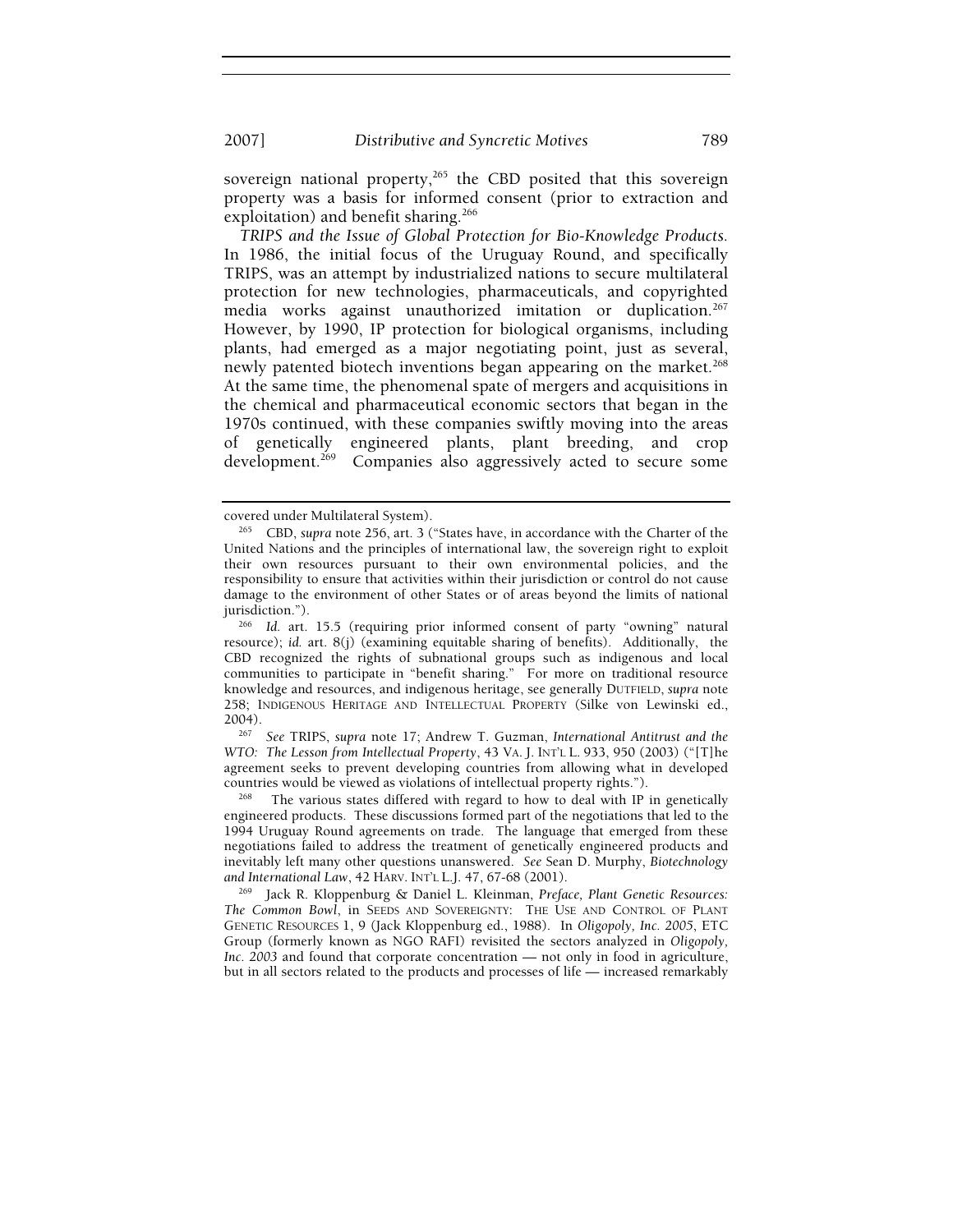sovereign national property,[265] the CBD posited that this sovereign property was a basis for informed consent (prior to extraction and exploitation) and benefit sharing.[266]

*TRIPS and the Issue of Global Protection for Bio-Knowledge Products.* In 1986, the initial focus of the Uruguay Round, and specifically TRIPS, was an attempt by industrialized nations to secure multilateral protection for new technologies, pharmaceuticals, and copyrighted media works against unauthorized imitation or duplication.[267] However, by 1990, IP protection for biological organisms, including plants, had emerged as a major negotiating point, just as several, newly patented biotech inventions began appearing on the market.[268] At the same time, the phenomenal spate of mergers and acquisitions in the chemical and pharmaceutical economic sectors that began in the 1970s continued, with these companies swiftly moving into the areas of genetically engineered plants, plant breeding, and crop development.[269] Companies also aggressively acted to secure some

---

covered under Multilateral System).

[265] CBD, *supra* note 256, art. 3 ("States have, in accordance with the Charter of the United Nations and the principles of international law, the sovereign right to exploit their own resources pursuant to their own environmental policies, and the responsibility to ensure that activities within their jurisdiction or control do not cause damage to the environment of other States or of areas beyond the limits of national jurisdiction.").

[266] *Id.* art. 15.5 (requiring prior informed consent of party "owning" natural resource); *id.* art. 8(j) (examining equitable sharing of benefits). Additionally, the CBD recognized the rights of subnational groups such as indigenous and local communities to participate in "benefit sharing." For more on traditional resource knowledge and resources, and indigenous heritage, see generally DUTFIELD, *supra* note 258; INDIGENOUS HERITAGE AND INTELLECTUAL PROPERTY (Silke von Lewinski ed., 2004).

[267] *See* TRIPS, *supra* note 17; Andrew T. Guzman, *International Antitrust and the WTO: The Lesson from Intellectual Property*, 43 VA. J. INT'L L. 933, 950 (2003) ("[T]he agreement seeks to prevent developing countries from allowing what in developed countries would be viewed as violations of intellectual property rights.").

[268] The various states differed with regard to how to deal with IP in genetically engineered products. These discussions formed part of the negotiations that led to the 1994 Uruguay Round agreements on trade. The language that emerged from these negotiations failed to address the treatment of genetically engineered products and inevitably left many other questions unanswered. *See* Sean D. Murphy, *Biotechnology and International Law*, 42 HARV. INT'L L.J. 47, 67-68 (2001).

[269] Jack R. Kloppenburg & Daniel L. Kleinman, *Preface, Plant Genetic Resources: The Common Bowl*, in SEEDS AND SOVEREIGNTY: THE USE AND CONTROL OF PLANT GENETIC RESOURCES 1, 9 (Jack Kloppenburg ed., 1988). In *Oligopoly, Inc. 2005*, ETC Group (formerly known as NGO RAFI) revisited the sectors analyzed in *Oligopoly, Inc. 2003* and found that corporate concentration — not only in food in agriculture, but in all sectors related to the products and processes of life — increased remarkably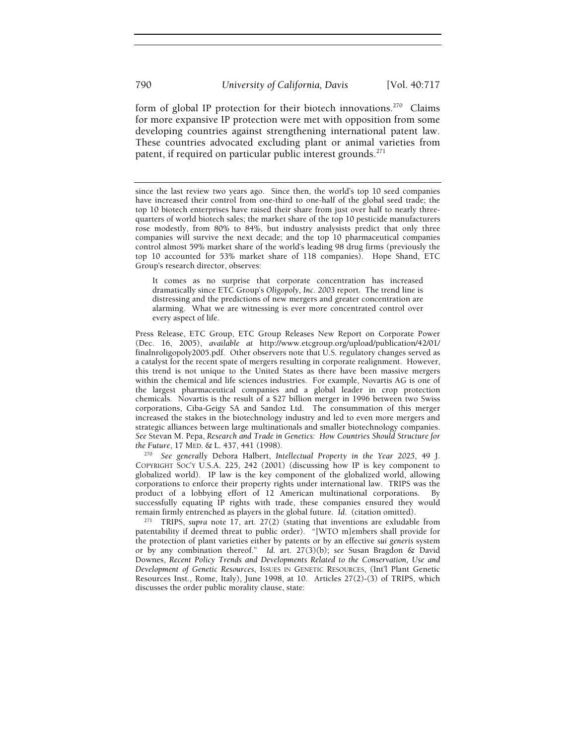form of global IP protection for their biotech innovations.[270] Claims for more expansive IP protection were met with opposition from some developing countries against strengthening international patent law. These countries advocated excluding plant or animal varieties from patent, if required on particular public interest grounds.[271]

---

since the last review two years ago. Since then, the world's top 10 seed companies have increased their control from one-third to one-half of the global seed trade; the top 10 biotech enterprises have raised their share from just over half to nearly three-quarters of world biotech sales; the market share of the top 10 pesticide manufacturers rose modestly, from 80% to 84%, but industry analysists predict that only three companies will survive the next decade; and the top 10 pharmaceutical companies control almost 59% market share of the world's leading 98 drug firms (previously the top 10 accounted for 53% market share of 118 companies). Hope Shand, ETC Group's research director, observes:

> It comes as no surprise that corporate concentration has increased dramatically since ETC Group's *Oligopoly, Inc. 2003* report. The trend line is distressing and the predictions of new mergers and greater concentration are alarming. What we are witnessing is ever more concentrated control over every aspect of life.

Press Release, ETC Group, ETC Group Releases New Report on Corporate Power (Dec. 16, 2005), *available at* http://www.etcgroup.org/upload/publication/42/01/finalnroligopoly2005.pdf. Other observers note that U.S. regulatory changes served as a catalyst for the recent spate of mergers resulting in corporate realignment. However, this trend is not unique to the United States as there have been massive mergers within the chemical and life sciences industries. For example, Novartis AG is one of the largest pharmaceutical companies and a global leader in crop protection chemicals. Novartis is the result of a $27 billion merger in 1996 between two Swiss corporations, Ciba-Geigy SA and Sandoz Ltd. The consummation of this merger increased the stakes in the biotechnology industry and led to even more mergers and strategic alliances between large multinationals and smaller biotechnology companies. *See* Stevan M. Pepa, *Research and Trade in Genetics: How Countries Should Structure for the Future*, 17 MED. & L. 437, 441 (1998).

[270] *See generally* Debora Halbert, *Intellectual Property in the Year 2025*, 49 J. COPYRIGHT SOC'Y U.S.A. 225, 242 (2001) (discussing how IP is key component to globalized world). IP law is the key component of the globalized world, allowing corporations to enforce their property rights under international law. TRIPS was the product of a lobbying effort of 12 American multinational corporations. By successfully equating IP rights with trade, these companies ensured they would remain firmly entrenched as players in the global future. *Id.* (citation omitted).

[271] TRIPS, *supra* note 17, art. 27(2) (stating that inventions are exludable from patentability if deemed threat to public order). "[WTO m]embers shall provide for the protection of plant varieties either by patents or by an effective *sui generis* system or by any combination thereof." *Id.* art. 27(3)(b); *see* Susan Bragdon & David Downes, *Recent Policy Trends and Developments Related to the Conservation, Use and Development of Genetic Resources*, ISSUES IN GENETIC RESOURCES, (Int'l Plant Genetic Resources Inst., Rome, Italy), June 1998, at 10. Articles 27(2)-(3) of TRIPS, which discusses the order public morality clause, state: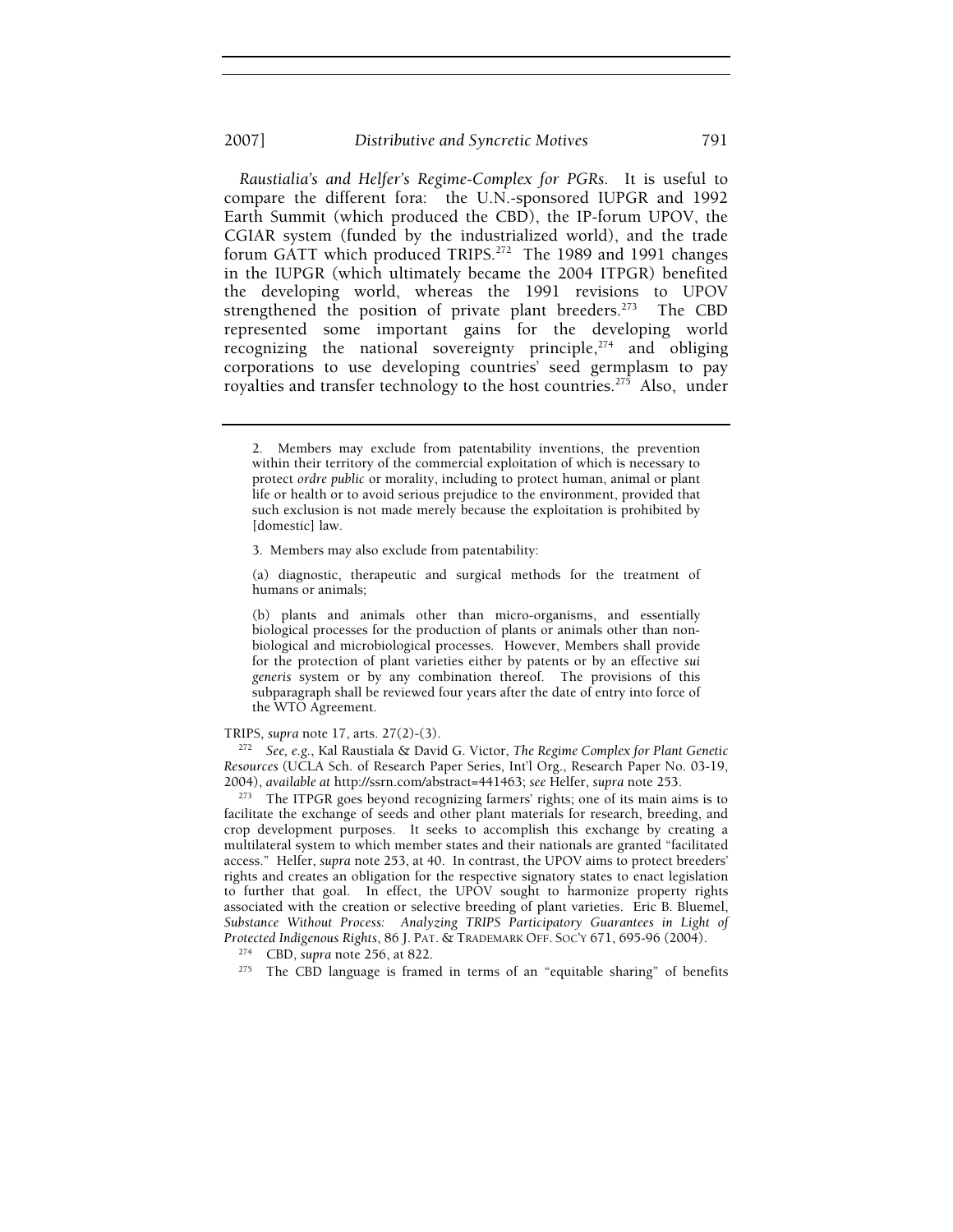*Raustialia's and Helfer's Regime-Complex for PGRs.* It is useful to compare the different fora: the U.N.-sponsored IUPGR and 1992 Earth Summit (which produced the CBD), the IP-forum UPOV, the CGIAR system (funded by the industrialized world), and the trade forum GATT which produced TRIPS.[272] The 1989 and 1991 changes in the IUPGR (which ultimately became the 2004 ITPGR) benefited the developing world, whereas the 1991 revisions to UPOV strengthened the position of private plant breeders.[273] The CBD represented some important gains for the developing world recognizing the national sovereignty principle,[274] and obliging corporations to use developing countries' seed germplasm to pay royalties and transfer technology to the host countries.[275] Also, under

---

> 2. Members may exclude from patentability inventions, the prevention within their territory of the commercial exploitation of which is necessary to protect *ordre public* or morality, including to protect human, animal or plant life or health or to avoid serious prejudice to the environment, provided that such exclusion is not made merely because the exploitation is prohibited by [domestic] law.
>
> 3. Members may also exclude from patentability:
>
> (a) diagnostic, therapeutic and surgical methods for the treatment of humans or animals;
>
> (b) plants and animals other than micro-organisms, and essentially biological processes for the production of plants or animals other than non-biological and microbiological processes. However, Members shall provide for the protection of plant varieties either by patents or by an effective *sui generis* system or by any combination thereof. The provisions of this subparagraph shall be reviewed four years after the date of entry into force of the WTO Agreement.

TRIPS, *supra* note 17, arts. 27(2)-(3).

[272] *See, e.g.*, Kal Raustiala & David G. Victor, *The Regime Complex for Plant Genetic Resources* (UCLA Sch. of Research Paper Series, Int'l Org., Research Paper No. 03-19, 2004), *available at* http://ssrn.com/abstract=441463; *see* Helfer, *supra* note 253.

[273] The ITPGR goes beyond recognizing farmers' rights; one of its main aims is to facilitate the exchange of seeds and other plant materials for research, breeding, and crop development purposes. It seeks to accomplish this exchange by creating a multilateral system to which member states and their nationals are granted "facilitated access." Helfer, *supra* note 253, at 40. In contrast, the UPOV aims to protect breeders' rights and creates an obligation for the respective signatory states to enact legislation to further that goal. In effect, the UPOV sought to harmonize property rights associated with the creation or selective breeding of plant varieties. Eric B. Bluemel, *Substance Without Process: Analyzing TRIPS Participatory Guarantees in Light of Protected Indigenous Rights*, 86 J. PAT. & TRADEMARK OFF. SOC'Y 671, 695-96 (2004).

[274] CBD, *supra* note 256, at 822.

[275] The CBD language is framed in terms of an "equitable sharing" of benefits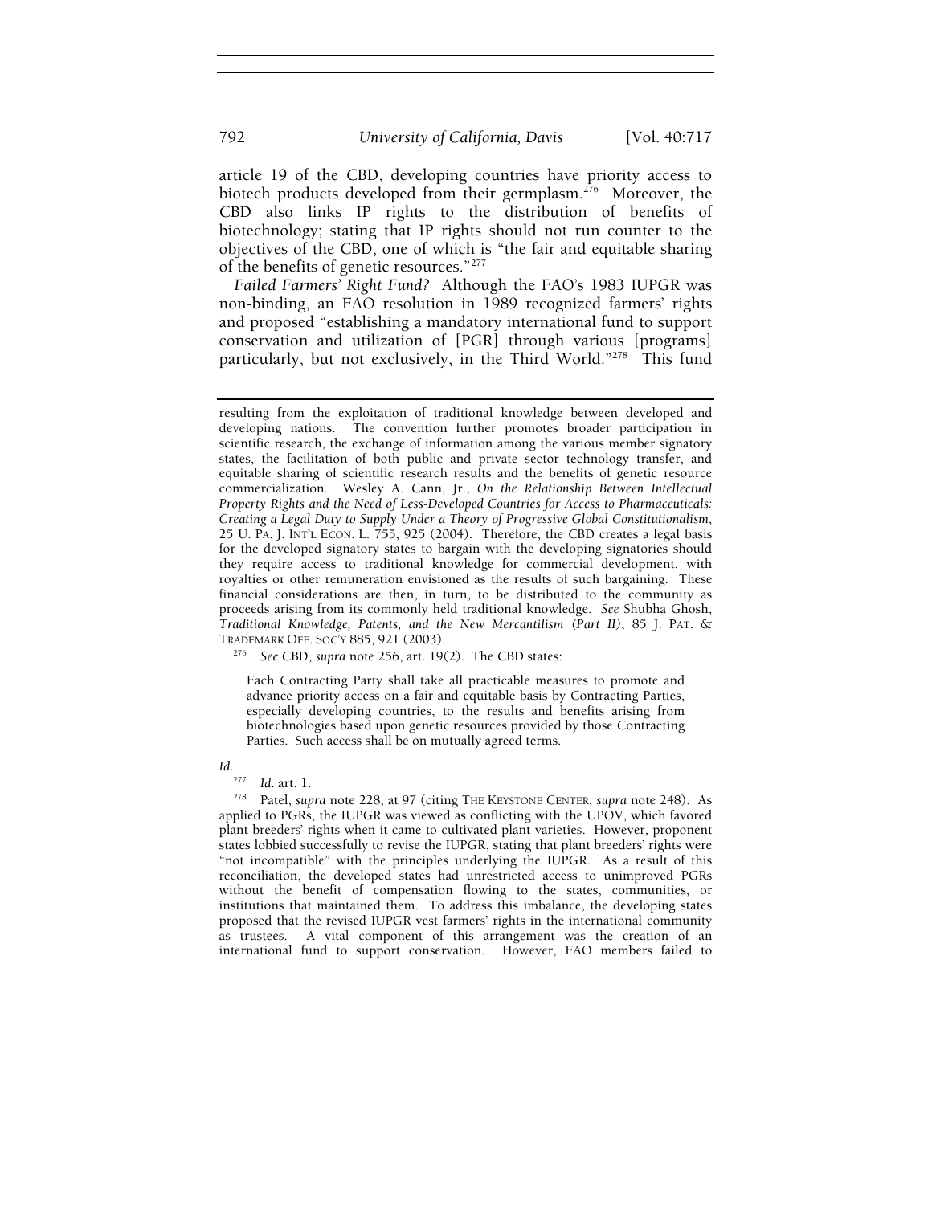article 19 of the CBD, developing countries have priority access to biotech products developed from their germplasm.[276] Moreover, the CBD also links IP rights to the distribution of benefits of biotechnology; stating that IP rights should not run counter to the objectives of the CBD, one of which is "the fair and equitable sharing of the benefits of genetic resources."[277]

*Failed Farmers' Right Fund?* Although the FAO's 1983 IUPGR was non-binding, an FAO resolution in 1989 recognized farmers' rights and proposed "establishing a mandatory international fund to support conservation and utilization of [PGR] through various [programs] particularly, but not exclusively, in the Third World."[278] This fund

---

resulting from the exploitation of traditional knowledge between developed and developing nations. The convention further promotes broader participation in scientific research, the exchange of information among the various member signatory states, the facilitation of both public and private sector technology transfer, and equitable sharing of scientific research results and the benefits of genetic resource commercialization. Wesley A. Cann, Jr., *On the Relationship Between Intellectual Property Rights and the Need of Less-Developed Countries for Access to Pharmaceuticals: Creating a Legal Duty to Supply Under a Theory of Progressive Global Constitutionalism*, 25 U. PA. J. INT'L ECON. L. 755, 925 (2004). Therefore, the CBD creates a legal basis for the developed signatory states to bargain with the developing signatories should they require access to traditional knowledge for commercial development, with royalties or other remuneration envisioned as the results of such bargaining. These financial considerations are then, in turn, to be distributed to the community as proceeds arising from its commonly held traditional knowledge. *See* Shubha Ghosh, *Traditional Knowledge, Patents, and the New Mercantilism (Part II)*, 85 J. PAT. & TRADEMARK OFF. SOC'Y 885, 921 (2003).

[276] *See* CBD, *supra* note 256, art. 19(2). The CBD states:

> Each Contracting Party shall take all practicable measures to promote and advance priority access on a fair and equitable basis by Contracting Parties, especially developing countries, to the results and benefits arising from biotechnologies based upon genetic resources provided by those Contracting Parties. Such access shall be on mutually agreed terms.

*Id.*

[277] *Id.* art. 1.

[278] Patel, *supra* note 228, at 97 (citing THE KEYSTONE CENTER, *supra* note 248). As applied to PGRs, the IUPGR was viewed as conflicting with the UPOV, which favored plant breeders' rights when it came to cultivated plant varieties. However, proponent states lobbied successfully to revise the IUPGR, stating that plant breeders' rights were "not incompatible" with the principles underlying the IUPGR. As a result of this reconciliation, the developed states had unrestricted access to unimproved PGRs without the benefit of compensation flowing to the states, communities, or institutions that maintained them. To address this imbalance, the developing states proposed that the revised IUPGR vest farmers' rights in the international community as trustees. A vital component of this arrangement was the creation of an international fund to support conservation. However, FAO members failed to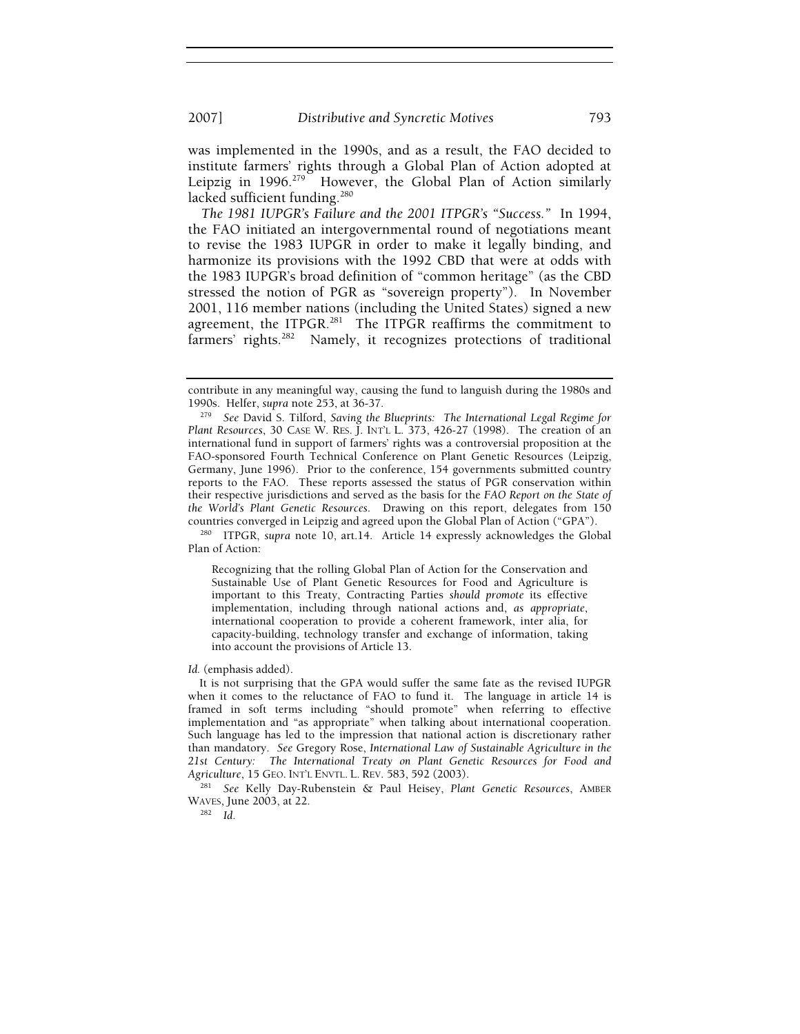was implemented in the 1990s, and as a result, the FAO decided to institute farmers' rights through a Global Plan of Action adopted at Leipzig in 1996.[279] However, the Global Plan of Action similarly lacked sufficient funding.[280]

*The 1981 IUPGR's Failure and the 2001 ITPGR's "Success."* In 1994, the FAO initiated an intergovernmental round of negotiations meant to revise the 1983 IUPGR in order to make it legally binding, and harmonize its provisions with the 1992 CBD that were at odds with the 1983 IUPGR's broad definition of "common heritage" (as the CBD stressed the notion of PGR as "sovereign property"). In November 2001, 116 member nations (including the United States) signed a new agreement, the ITPGR.[281] The ITPGR reaffirms the commitment to farmers' rights.[282] Namely, it recognizes protections of traditional

---

contribute in any meaningful way, causing the fund to languish during the 1980s and 1990s. Helfer, *supra* note 253, at 36-37.

[279] *See* David S. Tilford, *Saving the Blueprints: The International Legal Regime for Plant Resources*, 30 CASE W. RES. J. INT'L L. 373, 426-27 (1998). The creation of an international fund in support of farmers' rights was a controversial proposition at the FAO-sponsored Fourth Technical Conference on Plant Genetic Resources (Leipzig, Germany, June 1996). Prior to the conference, 154 governments submitted country reports to the FAO. These reports assessed the status of PGR conservation within their respective jurisdictions and served as the basis for the *FAO Report on the State of the World's Plant Genetic Resources*. Drawing on this report, delegates from 150 countries converged in Leipzig and agreed upon the Global Plan of Action ("GPA").

[280] ITPGR, *supra* note 10, art.14. Article 14 expressly acknowledges the Global Plan of Action:

> Recognizing that the rolling Global Plan of Action for the Conservation and Sustainable Use of Plant Genetic Resources for Food and Agriculture is important to this Treaty, Contracting Parties *should promote* its effective implementation, including through national actions and, *as appropriate*, international cooperation to provide a coherent framework, inter alia, for capacity-building, technology transfer and exchange of information, taking into account the provisions of Article 13.

*Id.* (emphasis added).

It is not surprising that the GPA would suffer the same fate as the revised IUPGR when it comes to the reluctance of FAO to fund it. The language in article 14 is framed in soft terms including "should promote" when referring to effective implementation and "as appropriate" when talking about international cooperation. Such language has led to the impression that national action is discretionary rather than mandatory. *See* Gregory Rose, *International Law of Sustainable Agriculture in the 21st Century: The International Treaty on Plant Genetic Resources for Food and Agriculture*, 15 GEO. INT'L ENVTL. L. REV. 583, 592 (2003).

[281] *See* Kelly Day-Rubenstein & Paul Heisey, *Plant Genetic Resources*, AMBER WAVES, June 2003, at 22.

[282] *Id.*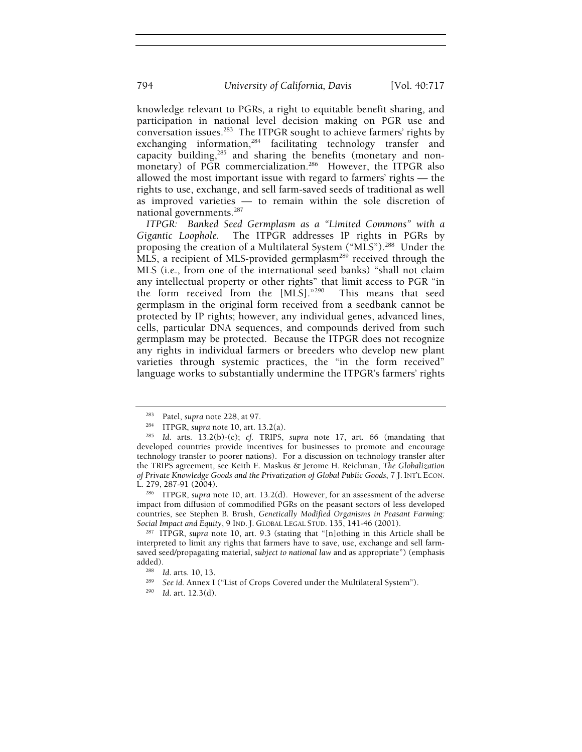knowledge relevant to PGRs, a right to equitable benefit sharing, and participation in national level decision making on PGR use and conversation issues.[283] The ITPGR sought to achieve farmers' rights by exchanging information,[284] facilitating technology transfer and capacity building,[285] and sharing the benefits (monetary and non-monetary) of PGR commercialization.[286] However, the ITPGR also allowed the most important issue with regard to farmers' rights — the rights to use, exchange, and sell farm-saved seeds of traditional as well as improved varieties — to remain within the sole discretion of national governments.[287]

*ITPGR: Banked Seed Germplasm as a "Limited Commons" with a Gigantic Loophole.* The ITPGR addresses IP rights in PGRs by proposing the creation of a Multilateral System ("MLS").[288] Under the MLS, a recipient of MLS-provided germplasm[289] received through the MLS (i.e., from one of the international seed banks) "shall not claim any intellectual property or other rights" that limit access to PGR "in the form received from the [MLS]."[290] This means that seed germplasm in the original form received from a seedbank cannot be protected by IP rights; however, any individual genes, advanced lines, cells, particular DNA sequences, and compounds derived from such germplasm may be protected. Because the ITPGR does not recognize any rights in individual farmers or breeders who develop new plant varieties through systemic practices, the "in the form received" language works to substantially undermine the ITPGR's farmers' rights

---

[283] Patel, *supra* note 228, at 97.

[284] ITPGR, *supra* note 10, art. 13.2(a).

[285] *Id.* arts. 13.2(b)-(c); *cf.* TRIPS, *supra* note 17, art. 66 (mandating that developed countries provide incentives for businesses to promote and encourage technology transfer to poorer nations). For a discussion on technology transfer after the TRIPS agreement, see Keith E. Maskus & Jerome H. Reichman, *The Globalization of Private Knowledge Goods and the Privatization of Global Public Goods*, 7 J. INT'L ECON. L. 279, 287-91 (2004).

[286] ITPGR, *supra* note 10, art. 13.2(d). However, for an assessment of the adverse impact from diffusion of commodified PGRs on the peasant sectors of less developed countries, see Stephen B. Brush, *Genetically Modified Organisms in Peasant Farming: Social Impact and Equity*, 9 IND. J. GLOBAL LEGAL STUD. 135, 141-46 (2001).

[287] ITPGR, *supra* note 10, art. 9.3 (stating that "[n]othing in this Article shall be interpreted to limit any rights that farmers have to save, use, exchange and sell farm-saved seed/propagating material, *subject to national law* and as appropriate") (emphasis added).

[288] *Id.* arts. 10, 13.

[289] *See id.* Annex I ("List of Crops Covered under the Multilateral System").

[290] *Id.* art. 12.3(d).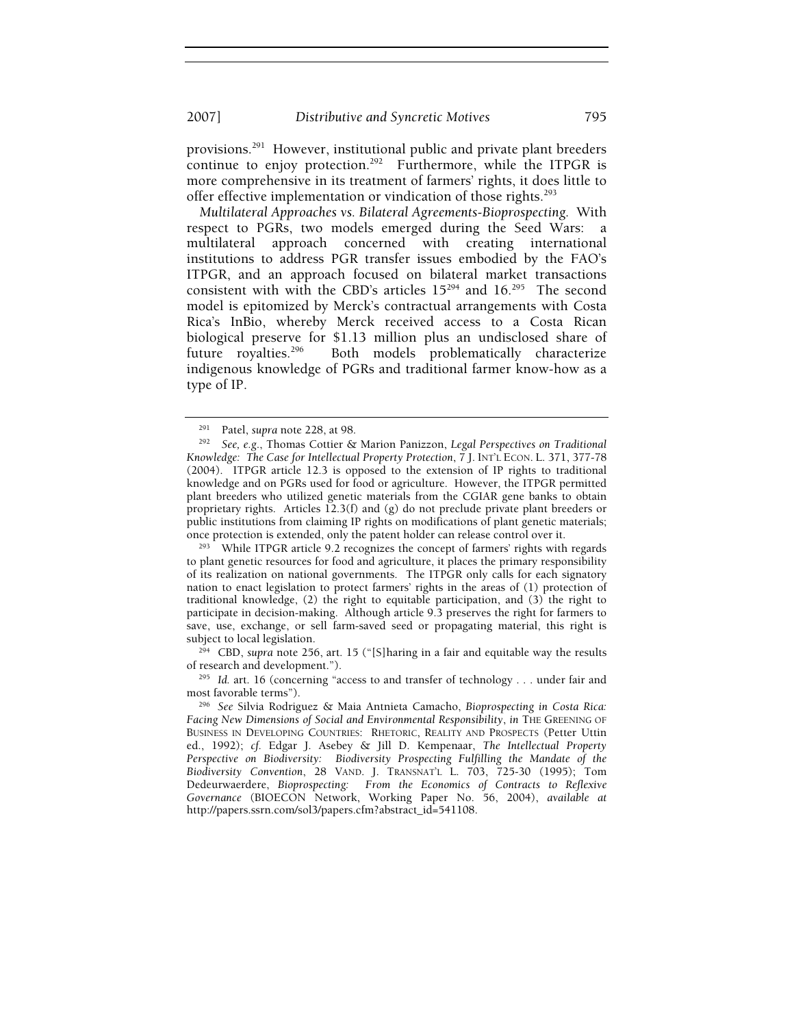provisions.[291] However, institutional public and private plant breeders continue to enjoy protection.[292] Furthermore, while the ITPGR is more comprehensive in its treatment of farmers' rights, it does little to offer effective implementation or vindication of those rights.[293]

*Multilateral Approaches vs. Bilateral Agreements-Bioprospecting.* With respect to PGRs, two models emerged during the Seed Wars: a multilateral approach concerned with creating international institutions to address PGR transfer issues embodied by the FAO's ITPGR, and an approach focused on bilateral market transactions consistent with with the CBD's articles 15[294] and 16.[295] The second model is epitomized by Merck's contractual arrangements with Costa Rica's InBio, whereby Merck received access to a Costa Rican biological preserve for $1.13 million plus an undisclosed share of future royalties.[296] Both models problematically characterize indigenous knowledge of PGRs and traditional farmer know-how as a type of IP.

---

[291] Patel, *supra* note 228, at 98.

[292] *See, e.g.*, Thomas Cottier & Marion Panizzon, *Legal Perspectives on Traditional Knowledge: The Case for Intellectual Property Protection*, 7 J. INT'L ECON. L. 371, 377-78 (2004). ITPGR article 12.3 is opposed to the extension of IP rights to traditional knowledge and on PGRs used for food or agriculture. However, the ITPGR permitted plant breeders who utilized genetic materials from the CGIAR gene banks to obtain proprietary rights. Articles 12.3(f) and (g) do not preclude private plant breeders or public institutions from claiming IP rights on modifications of plant genetic materials; once protection is extended, only the patent holder can release control over it.

[293] While ITPGR article 9.2 recognizes the concept of farmers' rights with regards to plant genetic resources for food and agriculture, it places the primary responsibility of its realization on national governments. The ITPGR only calls for each signatory nation to enact legislation to protect farmers' rights in the areas of (1) protection of traditional knowledge, (2) the right to equitable participation, and (3) the right to participate in decision-making. Although article 9.3 preserves the right for farmers to save, use, exchange, or sell farm-saved seed or propagating material, this right is subject to local legislation.

[294] CBD, *supra* note 256, art. 15 ("[S]haring in a fair and equitable way the results of research and development.").

[295] *Id.* art. 16 (concerning "access to and transfer of technology . . . under fair and most favorable terms").

[296] *See* Silvia Rodriguez & Maia Antnieta Camacho, *Bioprospecting in Costa Rica: Facing New Dimensions of Social and Environmental Responsibility*, *in* THE GREENING OF BUSINESS IN DEVELOPING COUNTRIES: RHETORIC, REALITY AND PROSPECTS (Petter Uttin ed., 1992); *cf.* Edgar J. Asebey & Jill D. Kempenaar, *The Intellectual Property Perspective on Biodiversity: Biodiversity Prospecting Fulfilling the Mandate of the Biodiversity Convention*, 28 VAND. J. TRANSNAT'L L. 703, 725-30 (1995); Tom Dedeurwaerdere, *Bioprospecting: From the Economics of Contracts to Reflexive Governance* (BIOECON Network, Working Paper No. 56, 2004), *available at* http://papers.ssrn.com/sol3/papers.cfm?abstract_id=541108.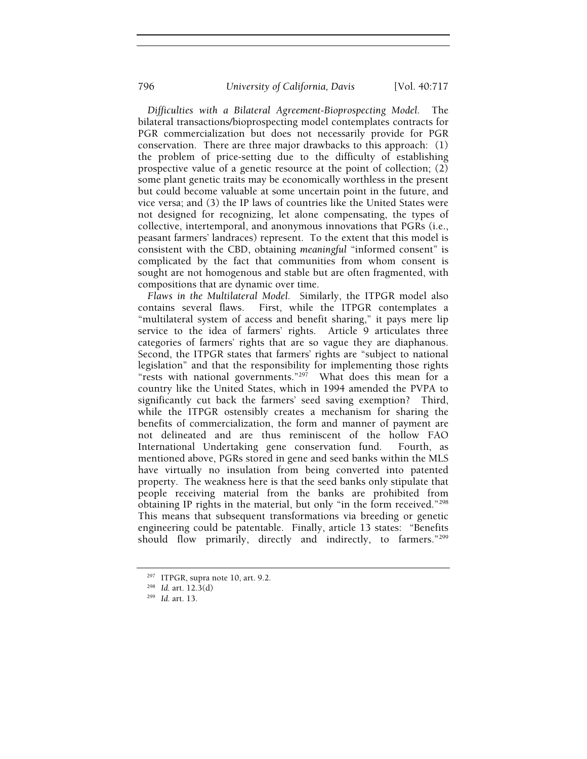*Difficulties with a Bilateral Agreement-Bioprospecting Model.* The bilateral transactions/bioprospecting model contemplates contracts for PGR commercialization but does not necessarily provide for PGR conservation. There are three major drawbacks to this approach: (1) the problem of price-setting due to the difficulty of establishing prospective value of a genetic resource at the point of collection; (2) some plant genetic traits may be economically worthless in the present but could become valuable at some uncertain point in the future, and vice versa; and (3) the IP laws of countries like the United States were not designed for recognizing, let alone compensating, the types of collective, intertemporal, and anonymous innovations that PGRs (i.e., peasant farmers' landraces) represent. To the extent that this model is consistent with the CBD, obtaining *meaningful* "informed consent" is complicated by the fact that communities from whom consent is sought are not homogenous and stable but are often fragmented, with compositions that are dynamic over time.

*Flaws in the Multilateral Model.* Similarly, the ITPGR model also contains several flaws. First, while the ITPGR contemplates a "multilateral system of access and benefit sharing," it pays mere lip service to the idea of farmers' rights. Article 9 articulates three categories of farmers' rights that are so vague they are diaphanous. Second, the ITPGR states that farmers' rights are "subject to national legislation" and that the responsibility for implementing those rights "rests with national governments."[297] What does this mean for a country like the United States, which in 1994 amended the PVPA to significantly cut back the farmers' seed saving exemption? Third, while the ITPGR ostensibly creates a mechanism for sharing the benefits of commercialization, the form and manner of payment are not delineated and are thus reminiscent of the hollow FAO International Undertaking gene conservation fund. Fourth, as mentioned above, PGRs stored in gene and seed banks within the MLS have virtually no insulation from being converted into patented property. The weakness here is that the seed banks only stipulate that people receiving material from the banks are prohibited from obtaining IP rights in the material, but only "in the form received."[298] This means that subsequent transformations via breeding or genetic engineering could be patentable. Finally, article 13 states: "Benefits should flow primarily, directly and indirectly, to farmers."[299]

---

[297] ITPGR, supra note 10, art. 9.2.

[298] *Id.* art. 12.3(d)

[299] *Id.* art. 13.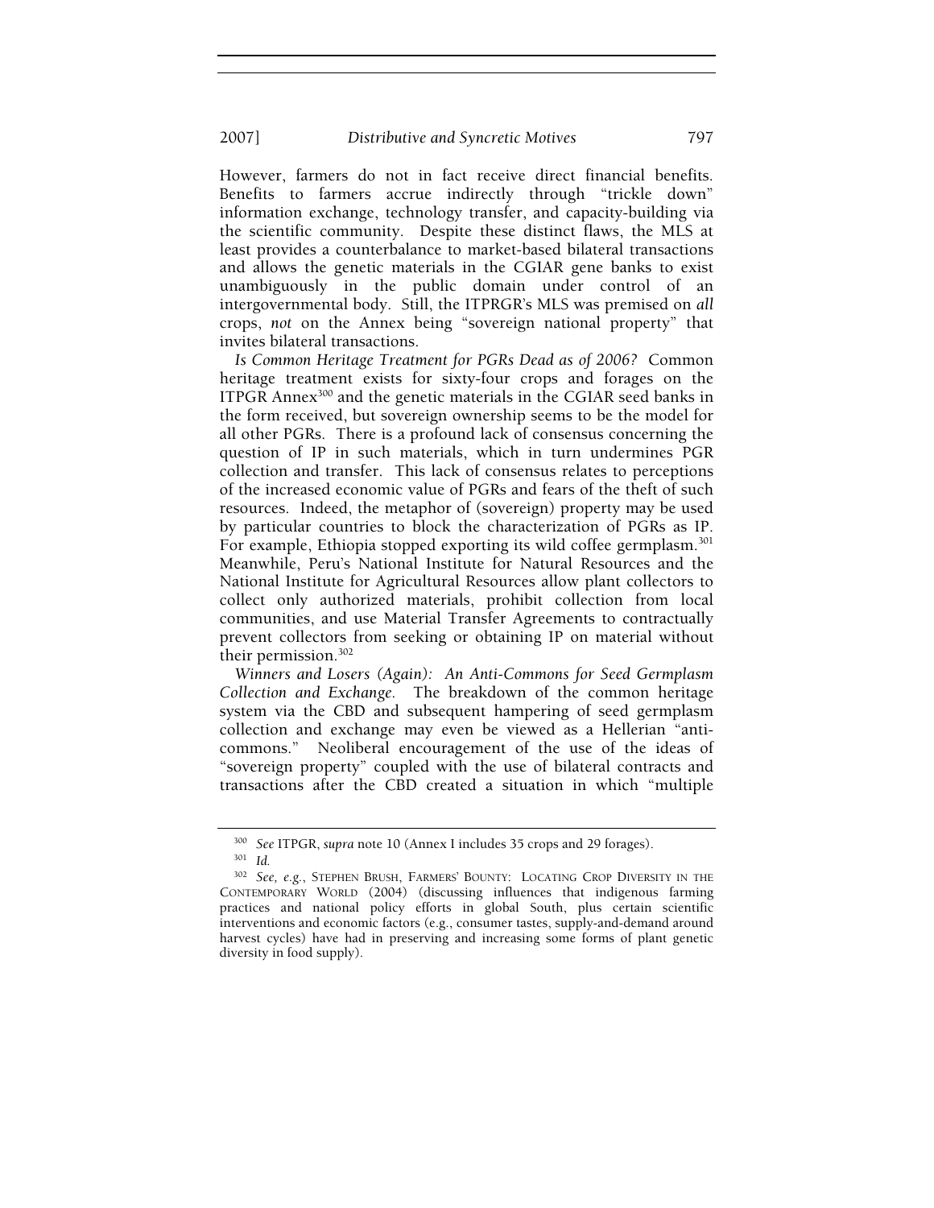However, farmers do not in fact receive direct financial benefits. Benefits to farmers accrue indirectly through "trickle down" information exchange, technology transfer, and capacity-building via the scientific community. Despite these distinct flaws, the MLS at least provides a counterbalance to market-based bilateral transactions and allows the genetic materials in the CGIAR gene banks to exist unambiguously in the public domain under control of an intergovernmental body. Still, the ITPRGR's MLS was premised on *all* crops, *not* on the Annex being "sovereign national property" that invites bilateral transactions.

*Is Common Heritage Treatment for PGRs Dead as of 2006?* Common heritage treatment exists for sixty-four crops and forages on the ITPGR Annex[300] and the genetic materials in the CGIAR seed banks in the form received, but sovereign ownership seems to be the model for all other PGRs. There is a profound lack of consensus concerning the question of IP in such materials, which in turn undermines PGR collection and transfer. This lack of consensus relates to perceptions of the increased economic value of PGRs and fears of the theft of such resources. Indeed, the metaphor of (sovereign) property may be used by particular countries to block the characterization of PGRs as IP. For example, Ethiopia stopped exporting its wild coffee germplasm.[301] Meanwhile, Peru's National Institute for Natural Resources and the National Institute for Agricultural Resources allow plant collectors to collect only authorized materials, prohibit collection from local communities, and use Material Transfer Agreements to contractually prevent collectors from seeking or obtaining IP on material without their permission.[302]

*Winners and Losers (Again): An Anti-Commons for Seed Germplasm Collection and Exchange.* The breakdown of the common heritage system via the CBD and subsequent hampering of seed germplasm collection and exchange may even be viewed as a Hellerian "anti-commons." Neoliberal encouragement of the use of the ideas of "sovereign property" coupled with the use of bilateral contracts and transactions after the CBD created a situation in which "multiple

---

[300] *See* ITPGR, *supra* note 10 (Annex I includes 35 crops and 29 forages).

[301] *Id.*

[302] *See, e.g.*, STEPHEN BRUSH, FARMERS' BOUNTY: LOCATING CROP DIVERSITY IN THE CONTEMPORARY WORLD (2004) (discussing influences that indigenous farming practices and national policy efforts in global South, plus certain scientific interventions and economic factors (e.g., consumer tastes, supply-and-demand around harvest cycles) have had in preserving and increasing some forms of plant genetic diversity in food supply).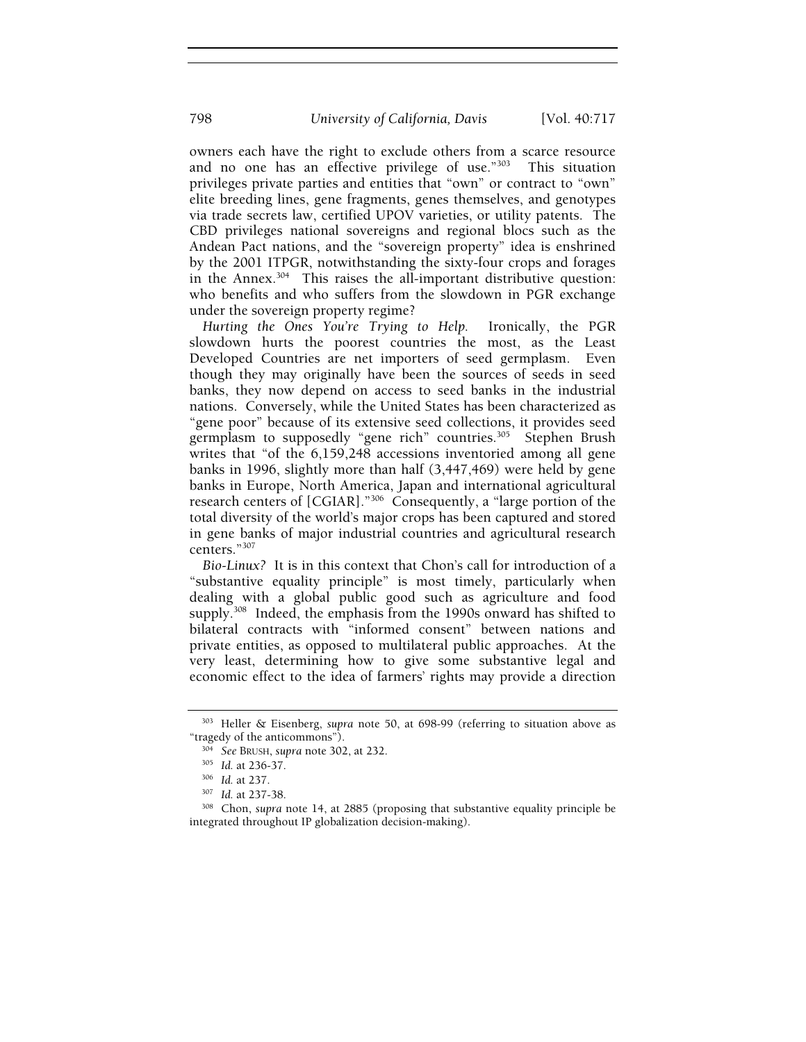owners each have the right to exclude others from a scarce resource and no one has an effective privilege of use."[303] This situation privileges private parties and entities that "own" or contract to "own" elite breeding lines, gene fragments, genes themselves, and genotypes via trade secrets law, certified UPOV varieties, or utility patents. The CBD privileges national sovereigns and regional blocs such as the Andean Pact nations, and the "sovereign property" idea is enshrined by the 2001 ITPGR, notwithstanding the sixty-four crops and forages in the Annex.[304] This raises the all-important distributive question: who benefits and who suffers from the slowdown in PGR exchange under the sovereign property regime?

*Hurting the Ones You're Trying to Help.* Ironically, the PGR slowdown hurts the poorest countries the most, as the Least Developed Countries are net importers of seed germplasm. Even though they may originally have been the sources of seeds in seed banks, they now depend on access to seed banks in the industrial nations. Conversely, while the United States has been characterized as "gene poor" because of its extensive seed collections, it provides seed germplasm to supposedly "gene rich" countries.[305] Stephen Brush writes that "of the 6,159,248 accessions inventoried among all gene banks in 1996, slightly more than half (3,447,469) were held by gene banks in Europe, North America, Japan and international agricultural research centers of [CGIAR]."[306] Consequently, a "large portion of the total diversity of the world's major crops has been captured and stored in gene banks of major industrial countries and agricultural research centers."[307]

*Bio-Linux?* It is in this context that Chon's call for introduction of a "substantive equality principle" is most timely, particularly when dealing with a global public good such as agriculture and food supply.[308] Indeed, the emphasis from the 1990s onward has shifted to bilateral contracts with "informed consent" between nations and private entities, as opposed to multilateral public approaches. At the very least, determining how to give some substantive legal and economic effect to the idea of farmers' rights may provide a direction

---

[303] Heller & Eisenberg, *supra* note 50, at 698-99 (referring to situation above as "tragedy of the anticommons").

[304] *See* BRUSH, *supra* note 302, at 232.

[305] *Id.* at 236-37.

[306] *Id.* at 237.

[307] *Id.* at 237-38.

[308] Chon, *supra* note 14, at 2885 (proposing that substantive equality principle be integrated throughout IP globalization decision-making).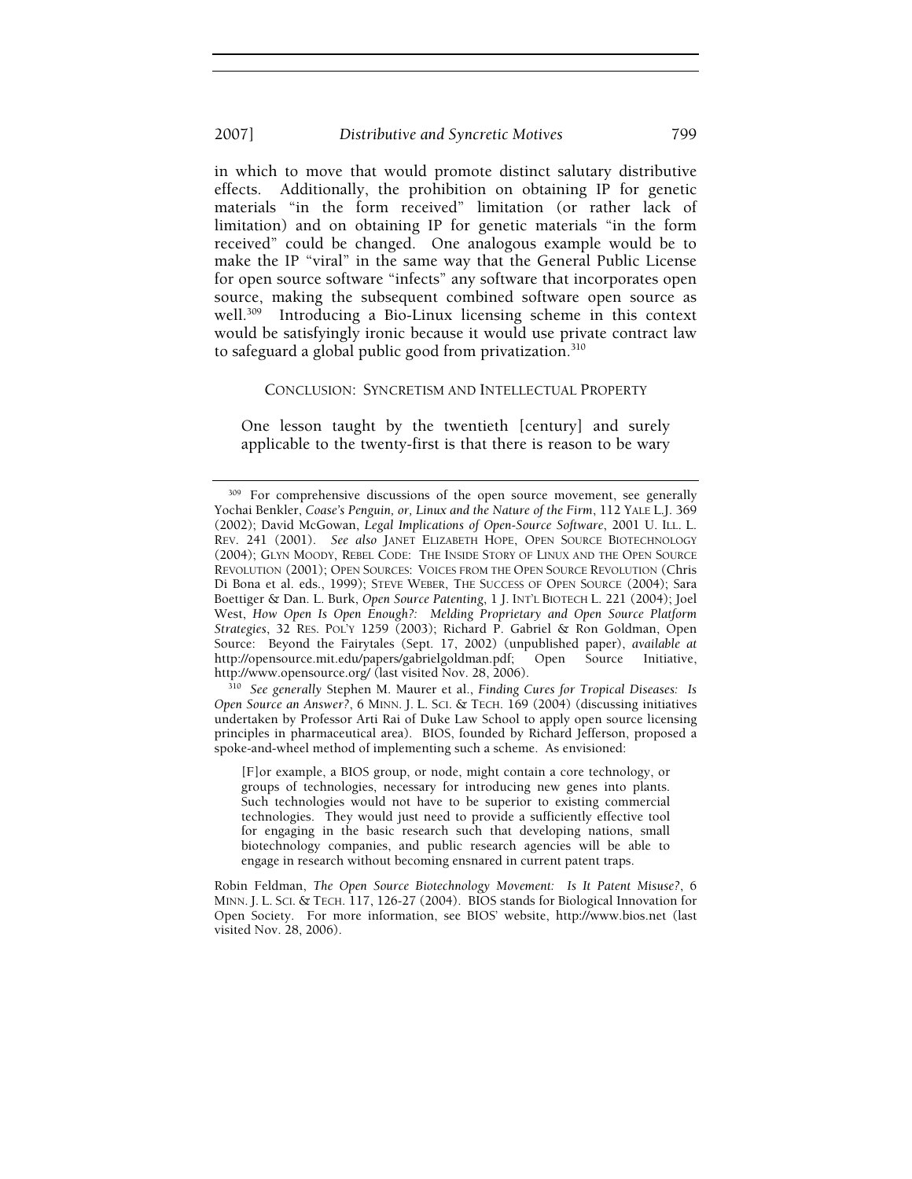in which to move that would promote distinct salutary distributive effects. Additionally, the prohibition on obtaining IP for genetic materials "in the form received" limitation (or rather lack of limitation) and on obtaining IP for genetic materials "in the form received" could be changed. One analogous example would be to make the IP "viral" in the same way that the General Public License for open source software "infects" any software that incorporates open source, making the subsequent combined software open source as well.[309] Introducing a Bio-Linux licensing scheme in this context would be satisfyingly ironic because it would use private contract law to safeguard a global public good from privatization.[310]

## CONCLUSION: SYNCRETISM AND INTELLECTUAL PROPERTY

> One lesson taught by the twentieth [century] and surely applicable to the twenty-first is that there is reason to be wary

---

[309] For comprehensive discussions of the open source movement, see generally Yochai Benkler, *Coase's Penguin, or, Linux and the Nature of the Firm*, 112 YALE L.J. 369 (2002); David McGowan, *Legal Implications of Open-Source Software*, 2001 U. ILL. L. REV. 241 (2001). *See also* JANET ELIZABETH HOPE, OPEN SOURCE BIOTECHNOLOGY (2004); GLYN MOODY, REBEL CODE: THE INSIDE STORY OF LINUX AND THE OPEN SOURCE REVOLUTION (2001); OPEN SOURCES: VOICES FROM THE OPEN SOURCE REVOLUTION (Chris Di Bona et al. eds., 1999); STEVE WEBER, THE SUCCESS OF OPEN SOURCE (2004); Sara Boettiger & Dan. L. Burk, *Open Source Patenting*, 1 J. INT'L BIOTECH L. 221 (2004); Joel West, *How Open Is Open Enough?: Melding Proprietary and Open Source Platform Strategies*, 32 RES. POL'Y 1259 (2003); Richard P. Gabriel & Ron Goldman, Open Source: Beyond the Fairytales (Sept. 17, 2002) (unpublished paper), *available at* http://opensource.mit.edu/papers/gabrielgoldman.pdf; Open Source Initiative, http://www.opensource.org/ (last visited Nov. 28, 2006).

[310] *See generally* Stephen M. Maurer et al., *Finding Cures for Tropical Diseases: Is Open Source an Answer?*, 6 MINN. J. L. SCI. & TECH. 169 (2004) (discussing initiatives undertaken by Professor Arti Rai of Duke Law School to apply open source licensing principles in pharmaceutical area). BIOS, founded by Richard Jefferson, proposed a spoke-and-wheel method of implementing such a scheme. As envisioned:

> [F]or example, a BIOS group, or node, might contain a core technology, or groups of technologies, necessary for introducing new genes into plants. Such technologies would not have to be superior to existing commercial technologies. They would just need to provide a sufficiently effective tool for engaging in the basic research such that developing nations, small biotechnology companies, and public research agencies will be able to engage in research without becoming ensnared in current patent traps.

Robin Feldman, *The Open Source Biotechnology Movement: Is It Patent Misuse?*, 6 MINN. J. L. SCI. & TECH. 117, 126-27 (2004). BIOS stands for Biological Innovation for Open Society. For more information, see BIOS' website, http://www.bios.net (last visited Nov. 28, 2006).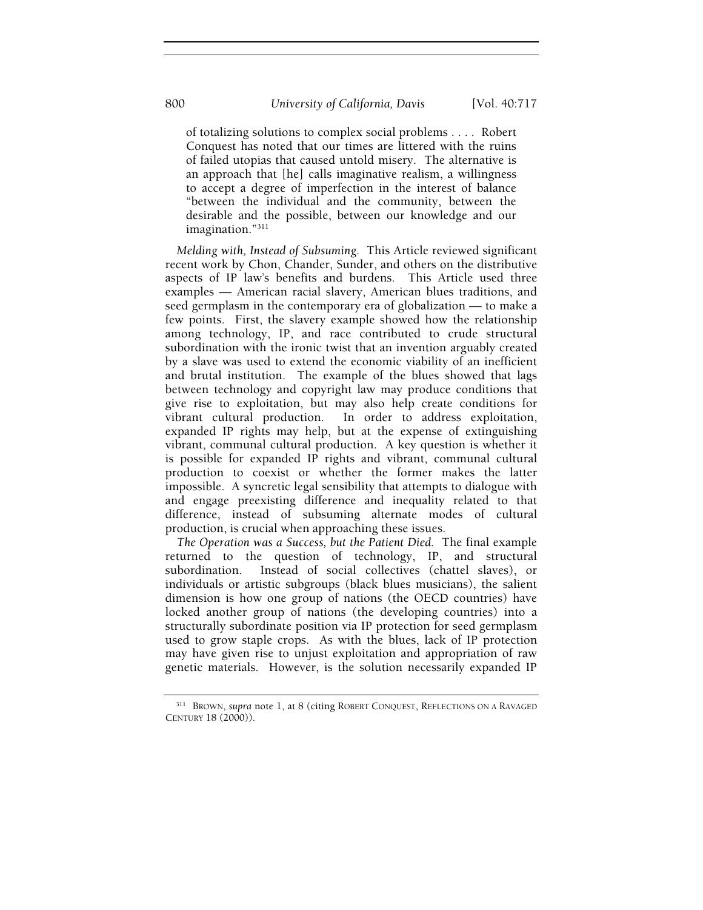of totalizing solutions to complex social problems . . . . Robert Conquest has noted that our times are littered with the ruins of failed utopias that caused untold misery. The alternative is an approach that [he] calls imaginative realism, a willingness to accept a degree of imperfection in the interest of balance "between the individual and the community, between the desirable and the possible, between our knowledge and our imagination."[311]

*Melding with, Instead of Subsuming.* This Article reviewed significant recent work by Chon, Chander, Sunder, and others on the distributive aspects of IP law's benefits and burdens. This Article used three examples — American racial slavery, American blues traditions, and seed germplasm in the contemporary era of globalization — to make a few points. First, the slavery example showed how the relationship among technology, IP, and race contributed to crude structural subordination with the ironic twist that an invention arguably created by a slave was used to extend the economic viability of an inefficient and brutal institution. The example of the blues showed that lags between technology and copyright law may produce conditions that give rise to exploitation, but may also help create conditions for vibrant cultural production. In order to address exploitation, expanded IP rights may help, but at the expense of extinguishing vibrant, communal cultural production. A key question is whether it is possible for expanded IP rights and vibrant, communal cultural production to coexist or whether the former makes the latter impossible. A syncretic legal sensibility that attempts to dialogue with and engage preexisting difference and inequality related to that difference, instead of subsuming alternate modes of cultural production, is crucial when approaching these issues.

*The Operation was a Success, but the Patient Died.* The final example returned to the question of technology, IP, and structural subordination. Instead of social collectives (chattel slaves), or individuals or artistic subgroups (black blues musicians), the salient dimension is how one group of nations (the OECD countries) have locked another group of nations (the developing countries) into a structurally subordinate position via IP protection for seed germplasm used to grow staple crops. As with the blues, lack of IP protection may have given rise to unjust exploitation and appropriation of raw genetic materials. However, is the solution necessarily expanded IP

---

[311] BROWN, *supra* note 1, at 8 (citing ROBERT CONQUEST, REFLECTIONS ON A RAVAGED CENTURY 18 (2000)).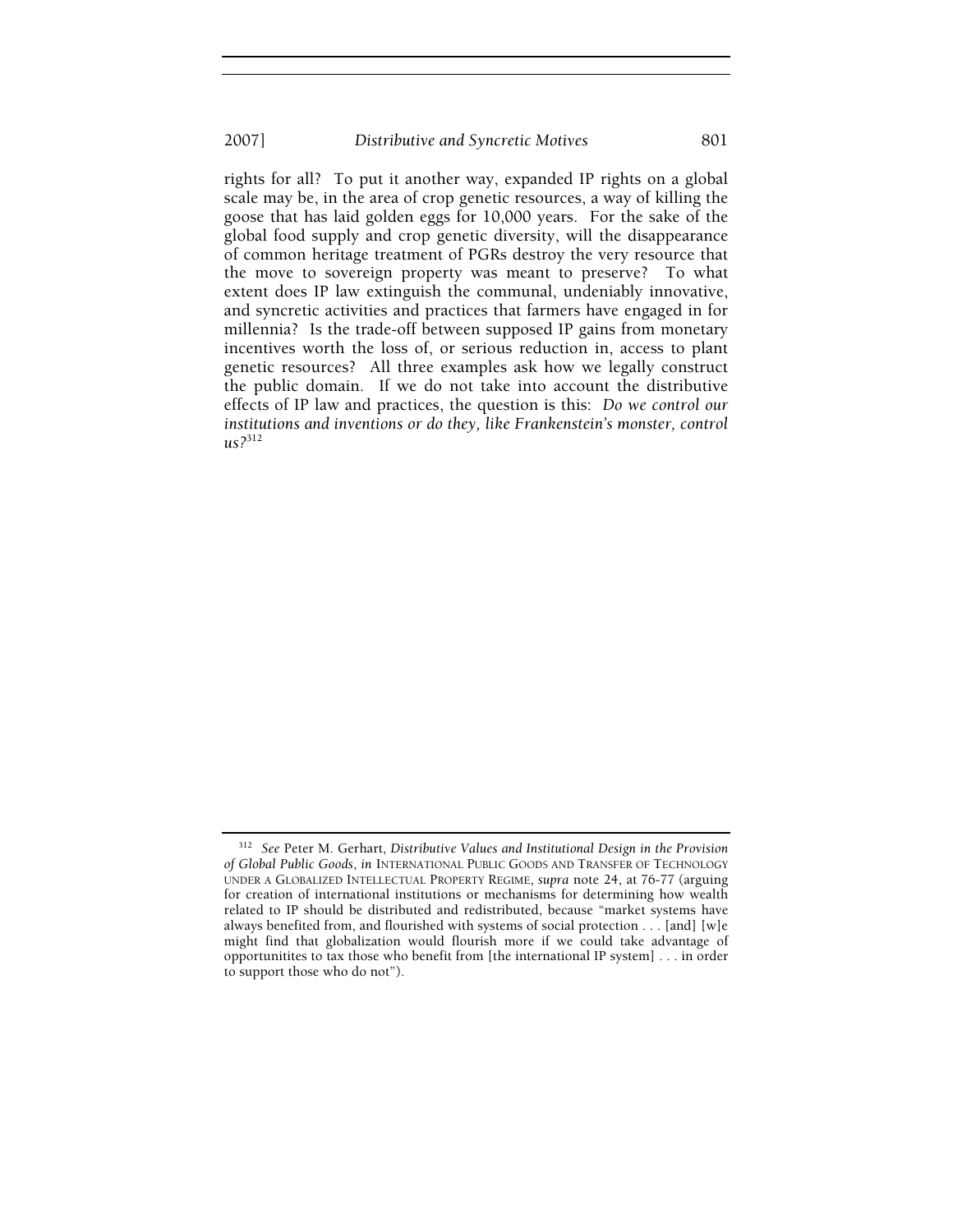rights for all? To put it another way, expanded IP rights on a global scale may be, in the area of crop genetic resources, a way of killing the goose that has laid golden eggs for 10,000 years. For the sake of the global food supply and crop genetic diversity, will the disappearance of common heritage treatment of PGRs destroy the very resource that the move to sovereign property was meant to preserve? To what extent does IP law extinguish the communal, undeniably innovative, and syncretic activities and practices that farmers have engaged in for millennia? Is the trade-off between supposed IP gains from monetary incentives worth the loss of, or serious reduction in, access to plant genetic resources? All three examples ask how we legally construct the public domain. If we do not take into account the distributive effects of IP law and practices, the question is this: *Do we control our institutions and inventions or do they, like Frankenstein's monster, control us?*[312]

---

[312] *See* Peter M. Gerhart, *Distributive Values and Institutional Design in the Provision of Global Public Goods*, *in* INTERNATIONAL PUBLIC GOODS AND TRANSFER OF TECHNOLOGY UNDER A GLOBALIZED INTELLECTUAL PROPERTY REGIME, *supra* note 24, at 76-77 (arguing for creation of international institutions or mechanisms for determining how wealth related to IP should be distributed and redistributed, because "market systems have always benefited from, and flourished with systems of social protection . . . [and] [w]e might find that globalization would flourish more if we could take advantage of opportunitites to tax those who benefit from [the international IP system] . . . in order to support those who do not").